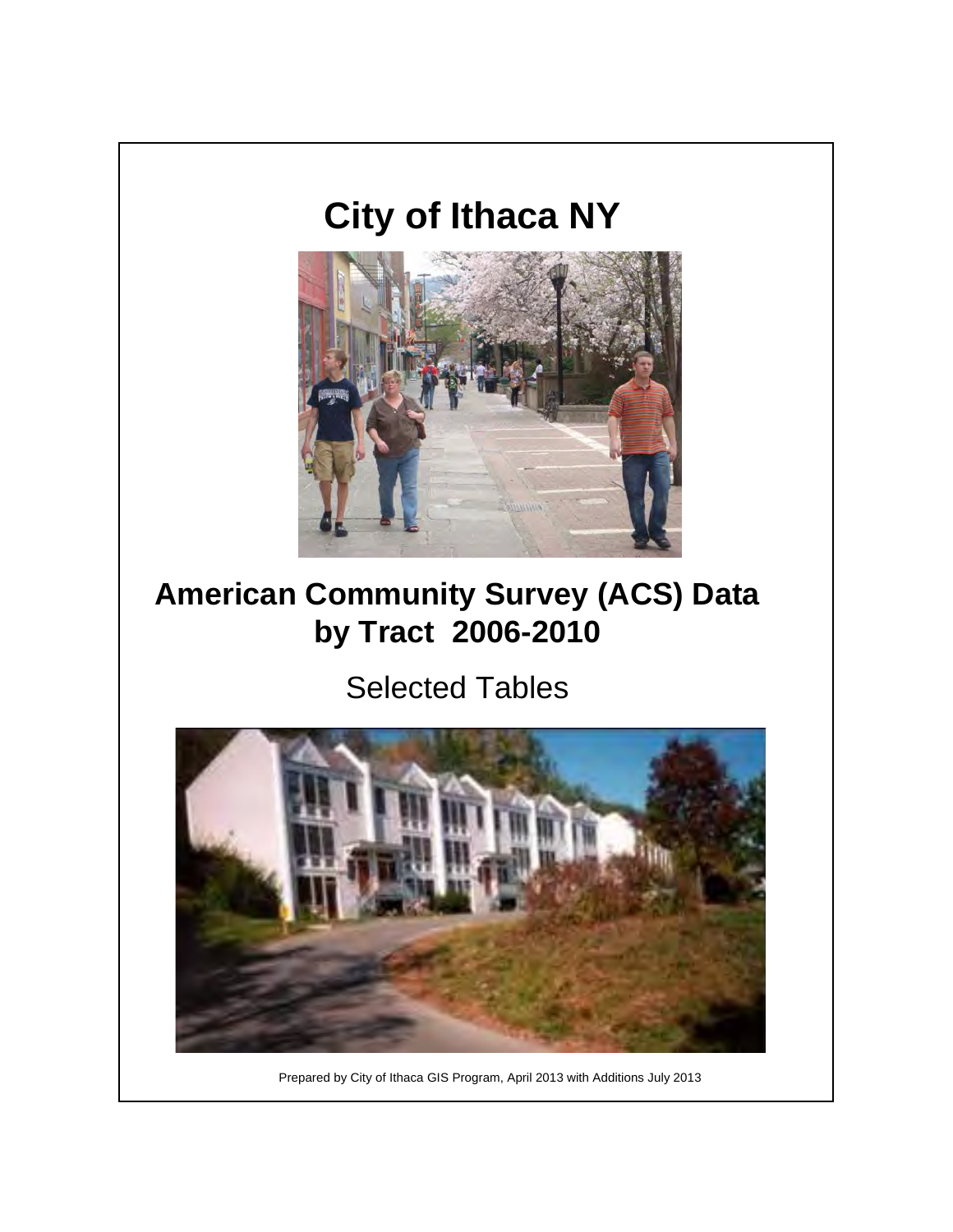# City of Ithaca NY

# American Community Survey (ACS) Data by Tract 2006-2010

## Selected Tables

Prepared by City of Ithaca GIS Program, April 2013 with Additions July 2013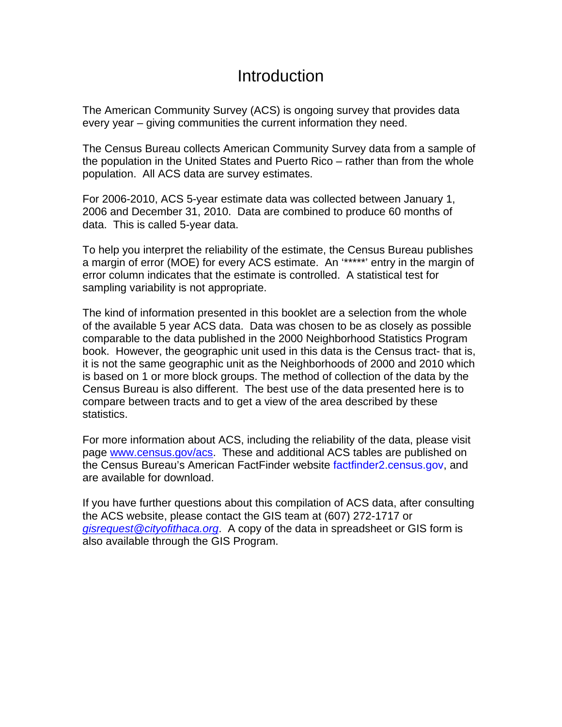# Introduction

The American Community Survey (ACS) is ongoing survey that provides data every year – giving communities the current information they need.

The Census Bureau collects American Community Survey data from a sample of the population in the United States and Puerto Rico – rather than from the whole population. All ACS data are survey estimates.

For 2006-2010, ACS 5-year estimate data was collected between January 1, 2006 and December 31, 2010. Data are combined to produce 60 months of data. This is called 5-year data.

To help you interpret the reliability of the estimate, the Census Bureau publishes a margin of error (MOE) for every ACS estimate. An '*****' entry in the margin of error column indicates that the estimate is controlled. A statistical test for sampling variability is not appropriate.

The kind of information presented in this booklet are a selection from the whole of the available 5 year ACS data. Data was chosen to be as closely as possible comparable to the data published in the 2000 Neighborhood Statistics Program book. However, the geographic unit used in this data is the Census tract- that is, it is not the same geographic unit as the Neighborhoods of 2000 and 2010 which is based on 1 or more block groups. The method of collection of the data by the Census Bureau is also different. The best use of the data presented here is to compare between tracts and to get a view of the area described by these statistics.

For more information about ACS, including the reliability of the data, please visit page www.census.gov/acs. These and additional ACS tables are published on the Census Bureau's American FactFinder website factfinder2.census.gov, and are available for download.

If you have further questions about this compilation of ACS data, after consulting the ACS website, please contact the GIS team at (607) 272-1717 or *gisrequest@cityofithaca.org*. A copy of the data in spreadsheet or GIS form is also available through the GIS Program.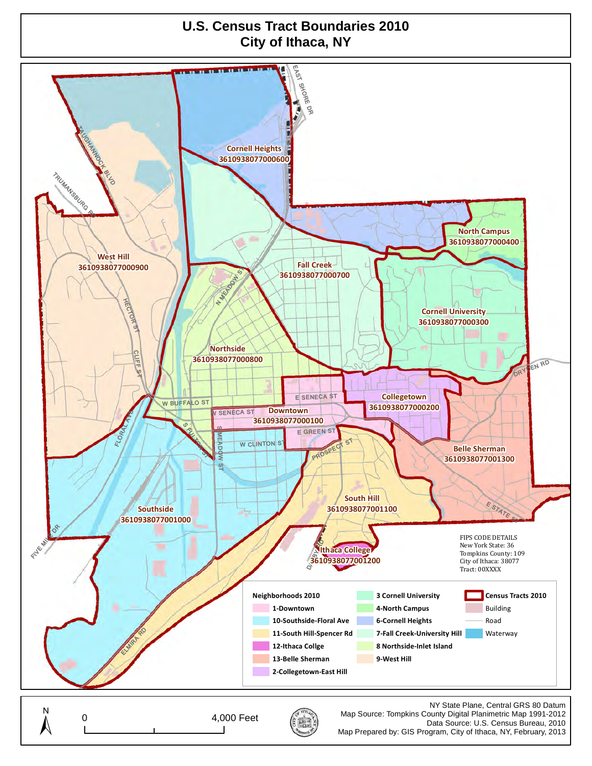# U.S. Census Tract Boundaries 2010
# City of Ithaca, NY

Cornell Heights
3610938077000600

North Campus
3610938077000400

West Hill
3610938077000900

Fall Creek
3610938077000700

Cornell University
3610938077000300

Northside
3610938077000800

Collegetown
3610938077000200

Downtown
3610938077000100

Belle Sherman
3610938077001300

South Hill
3610938077001100

Southside
3610938077001000

Ithaca College
3610938077001200

EAST SHORE DR, TAUGHANNOCK BLVD, TRUMANSBURG RD, N MEADOW ST, HECTOR ST, CLIFF ST, W BUFFALO ST, E SENECA ST, W SENECA ST, FLORAL AVE, S FULTON ST, MEADOW ST, W CLINTON ST, E GREEN ST, PROSPECT ST, DRYDEN RD, E STATE ST, FIVE MILE DR, DANBY RD, ELMIRA RD

FIPS CODE DETAILS
New York State: 36
Tompkins County: 109
City of Ithaca: 38077
Tract: 00XXXX

| Neighborhoods 2010 | | |
|---|---|---|
| 1-Downtown | 3 Cornell University | Census Tracts 2010 |
| 10-Southside-Floral Ave | 4-North Campus | Building |
| 11-South Hill-Spencer Rd | 6-Cornell Heights | Road |
| 12-Ithaca Collge | 7-Fall Creek-University Hill | Waterway |
| 13-Belle Sherman | 8 Northside-Inlet Island | |
| 2-Collegetown-East Hill | 9-West Hill | |

N

0 4,000 Feet

NY State Plane, Central GRS 80 Datum
Map Source: Tompkins County Digital Planimetric Map 1991-2012
Data Source: U.S. Census Bureau, 2010
Map Prepared by: GIS Program, City of Ithaca, NY, February, 2013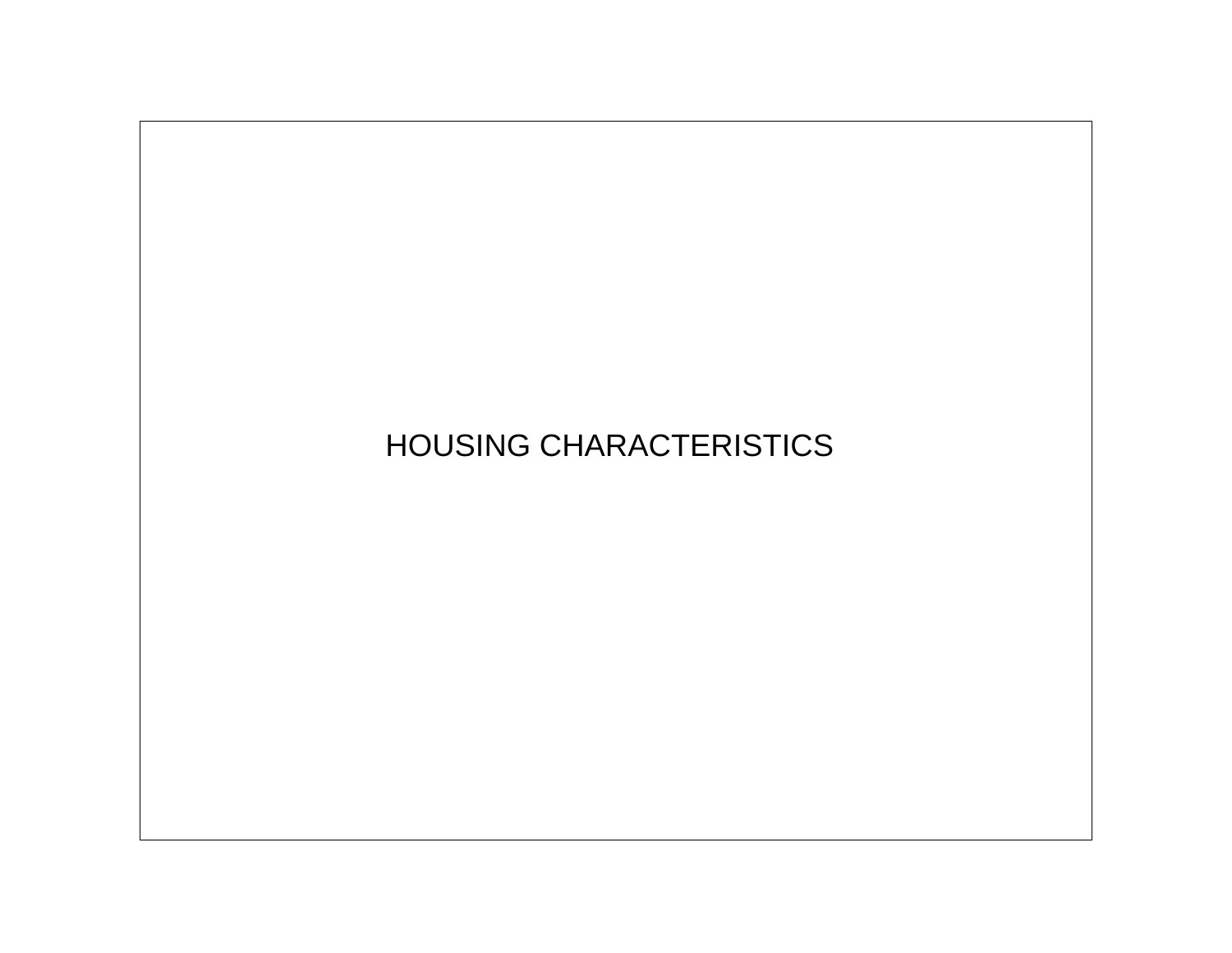# HOUSING CHARACTERISTICS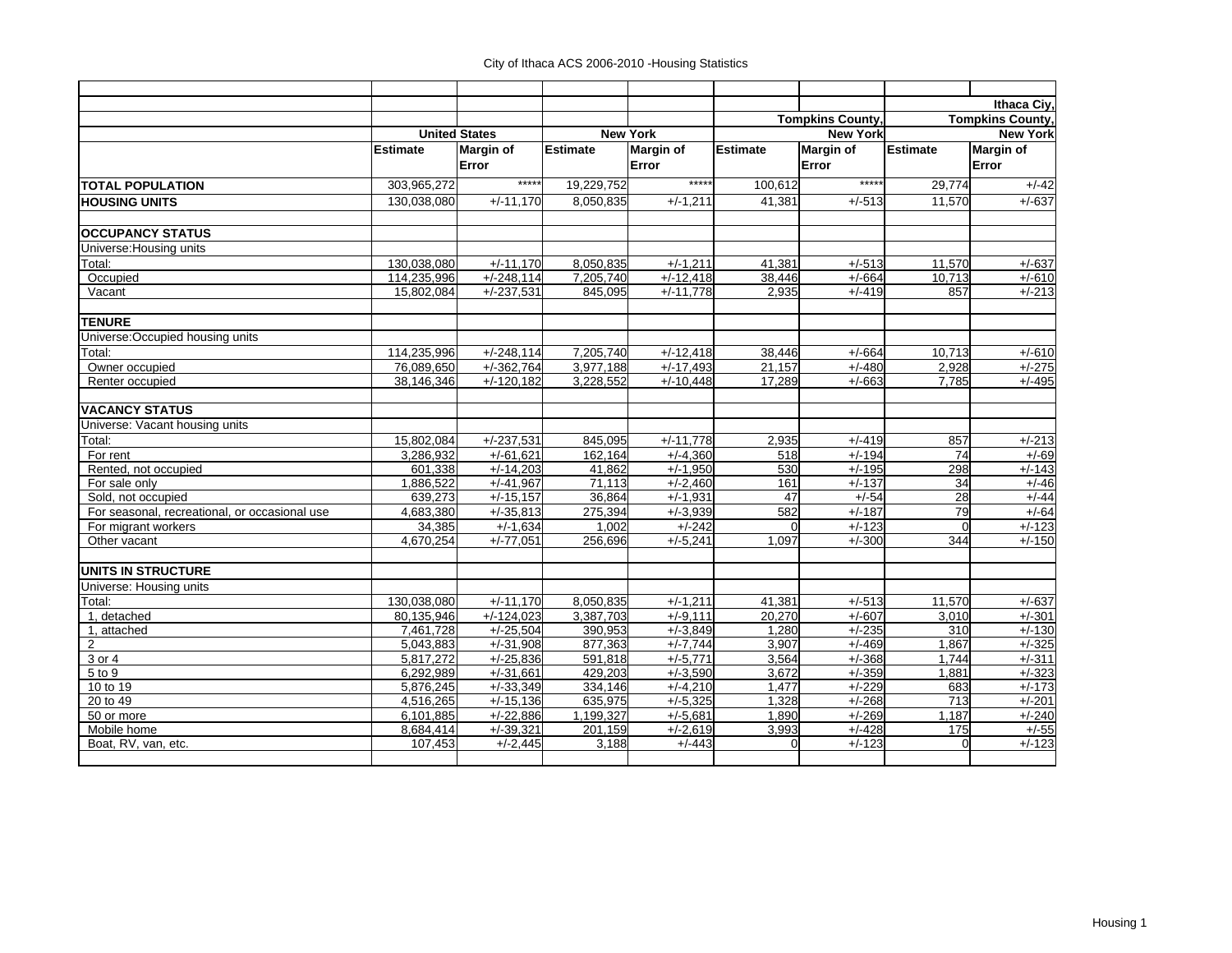City of Ithaca ACS 2006-2010 -Housing Statistics

| | United States | | New York | | Tompkins County, New York | | Ithaca Ciy, Tompkins County, New York | |
|---|---|---|---|---|---|---|---|---|
| | Estimate | Margin of Error | Estimate | Margin of Error | Estimate | Margin of Error | Estimate | Margin of Error |
| **TOTAL POPULATION** | 303,965,272 | ***** | 19,229,752 | ***** | 100,612 | ***** | 29,774 | +/-42 |
| **HOUSING UNITS** | 130,038,080 | +/-11,170 | 8,050,835 | +/-1,211 | 41,381 | +/-513 | 11,570 | +/-637 |
| | | | | | | | | |
| **OCCUPANCY STATUS** | | | | | | | | |
| Universe:Housing units | | | | | | | | |
| Total: | 130,038,080 | +/-11,170 | 8,050,835 | +/-1,211 | 41,381 | +/-513 | 11,570 | +/-637 |
| Occupied | 114,235,996 | +/-248,114 | 7,205,740 | +/-12,418 | 38,446 | +/-664 | 10,713 | +/-610 |
| Vacant | 15,802,084 | +/-237,531 | 845,095 | +/-11,778 | 2,935 | +/-419 | 857 | +/-213 |
| | | | | | | | | |
| **TENURE** | | | | | | | | |
| Universe:Occupied housing units | | | | | | | | |
| Total: | 114,235,996 | +/-248,114 | 7,205,740 | +/-12,418 | 38,446 | +/-664 | 10,713 | +/-610 |
| Owner occupied | 76,089,650 | +/-362,764 | 3,977,188 | +/-17,493 | 21,157 | +/-480 | 2,928 | +/-275 |
| Renter occupied | 38,146,346 | +/-120,182 | 3,228,552 | +/-10,448 | 17,289 | +/-663 | 7,785 | +/-495 |
| | | | | | | | | |
| **VACANCY STATUS** | | | | | | | | |
| Universe: Vacant housing units | | | | | | | | |
| Total: | 15,802,084 | +/-237,531 | 845,095 | +/-11,778 | 2,935 | +/-419 | 857 | +/-213 |
| For rent | 3,286,932 | +/-61,621 | 162,164 | +/-4,360 | 518 | +/-194 | 74 | +/-69 |
| Rented, not occupied | 601,338 | +/-14,203 | 41,862 | +/-1,950 | 530 | +/-195 | 298 | +/-143 |
| For sale only | 1,886,522 | +/-41,967 | 71,113 | +/-2,460 | 161 | +/-137 | 34 | +/-46 |
| Sold, not occupied | 639,273 | +/-15,157 | 36,864 | +/-1,931 | 47 | +/-54 | 28 | +/-44 |
| For seasonal, recreational, or occasional use | 4,683,380 | +/-35,813 | 275,394 | +/-3,939 | 582 | +/-187 | 79 | +/-64 |
| For migrant workers | 34,385 | +/-1,634 | 1,002 | +/-242 | 0 | +/-123 | 0 | +/-123 |
| Other vacant | 4,670,254 | +/-77,051 | 256,696 | +/-5,241 | 1,097 | +/-300 | 344 | +/-150 |
| | | | | | | | | |
| **UNITS IN STRUCTURE** | | | | | | | | |
| Universe: Housing units | | | | | | | | |
| Total: | 130,038,080 | +/-11,170 | 8,050,835 | +/-1,211 | 41,381 | +/-513 | 11,570 | +/-637 |
| 1, detached | 80,135,946 | +/-124,023 | 3,387,703 | +/-9,111 | 20,270 | +/-607 | 3,010 | +/-301 |
| 1, attached | 7,461,728 | +/-25,504 | 390,953 | +/-3,849 | 1,280 | +/-235 | 310 | +/-130 |
| 2 | 5,043,883 | +/-31,908 | 877,363 | +/-7,744 | 3,907 | +/-469 | 1,867 | +/-325 |
| 3 or 4 | 5,817,272 | +/-25,836 | 591,818 | +/-5,771 | 3,564 | +/-368 | 1,744 | +/-311 |
| 5 to 9 | 6,292,989 | +/-31,661 | 429,203 | +/-3,590 | 3,672 | +/-359 | 1,881 | +/-323 |
| 10 to 19 | 5,876,245 | +/-33,349 | 334,146 | +/-4,210 | 1,477 | +/-229 | 683 | +/-173 |
| 20 to 49 | 4,516,265 | +/-15,136 | 635,975 | +/-5,325 | 1,328 | +/-268 | 713 | +/-201 |
| 50 or more | 6,101,885 | +/-22,886 | 1,199,327 | +/-5,681 | 1,890 | +/-269 | 1,187 | +/-240 |
| Mobile home | 8,684,414 | +/-39,321 | 201,159 | +/-2,619 | 3,993 | +/-428 | 175 | +/-55 |
| Boat, RV, van, etc. | 107,453 | +/-2,445 | 3,188 | +/-443 | 0 | +/-123 | 0 | +/-123 |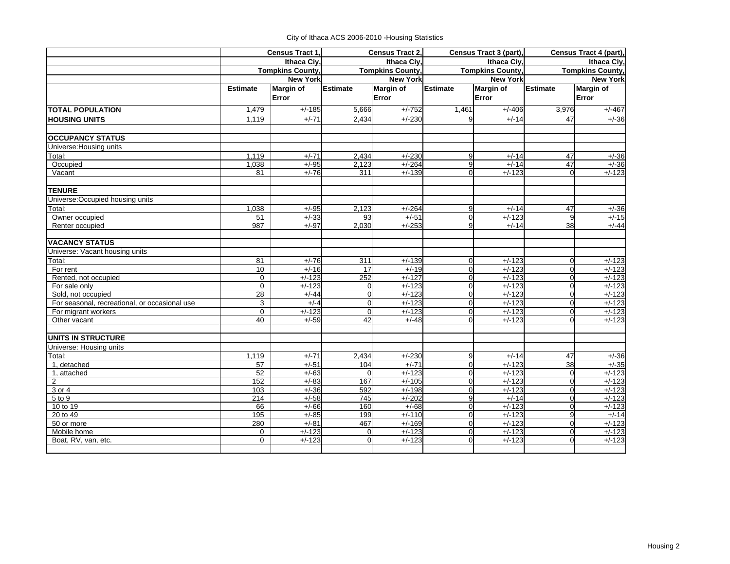City of Ithaca ACS 2006-2010 -Housing Statistics

| | Census Tract 1, Ithaca Ciy, Tompkins County, New York | | Census Tract 2, Ithaca Ciy, Tompkins County, New York | | Census Tract 3 (part), Ithaca Ciy, Tompkins County, New York | | Census Tract 4 (part), Ithaca Ciy, Tompkins County, New York | |
|---|---|---|---|---|---|---|---|---|
| | Estimate | Margin of Error | Estimate | Margin of Error | Estimate | Margin of Error | Estimate | Margin of Error |
| **TOTAL POPULATION** | 1,479 | +/-185 | 5,666 | +/-752 | 1,461 | +/-406 | 3,976 | +/-467 |
| **HOUSING UNITS** | 1,119 | +/-71 | 2,434 | +/-230 | 9 | +/-14 | 47 | +/-36 |
| | | | | | | | | |
| **OCCUPANCY STATUS** | | | | | | | | |
| Universe:Housing units | | | | | | | | |
| Total: | 1,119 | +/-71 | 2,434 | +/-230 | 9 | +/-14 | 47 | +/-36 |
| Occupied | 1,038 | +/-95 | 2,123 | +/-264 | 9 | +/-14 | 47 | +/-36 |
| Vacant | 81 | +/-76 | 311 | +/-139 | 0 | +/-123 | 0 | +/-123 |
| | | | | | | | | |
| **TENURE** | | | | | | | | |
| Universe:Occupied housing units | | | | | | | | |
| Total: | 1,038 | +/-95 | 2,123 | +/-264 | 9 | +/-14 | 47 | +/-36 |
| Owner occupied | 51 | +/-33 | 93 | +/-51 | 0 | +/-123 | 9 | +/-15 |
| Renter occupied | 987 | +/-97 | 2,030 | +/-253 | 9 | +/-14 | 38 | +/-44 |
| | | | | | | | | |
| **VACANCY STATUS** | | | | | | | | |
| Universe: Vacant housing units | | | | | | | | |
| Total: | 81 | +/-76 | 311 | +/-139 | 0 | +/-123 | 0 | +/-123 |
| For rent | 10 | +/-16 | 17 | +/-19 | 0 | +/-123 | 0 | +/-123 |
| Rented, not occupied | 0 | +/-123 | 252 | +/-127 | 0 | +/-123 | 0 | +/-123 |
| For sale only | 0 | +/-123 | 0 | +/-123 | 0 | +/-123 | 0 | +/-123 |
| Sold, not occupied | 28 | +/-44 | 0 | +/-123 | 0 | +/-123 | 0 | +/-123 |
| For seasonal, recreational, or occasional use | 3 | +/-4 | 0 | +/-123 | 0 | +/-123 | 0 | +/-123 |
| For migrant workers | 0 | +/-123 | 0 | +/-123 | 0 | +/-123 | 0 | +/-123 |
| Other vacant | 40 | +/-59 | 42 | +/-48 | 0 | +/-123 | 0 | +/-123 |
| | | | | | | | | |
| **UNITS IN STRUCTURE** | | | | | | | | |
| Universe: Housing units | | | | | | | | |
| Total: | 1,119 | +/-71 | 2,434 | +/-230 | 9 | +/-14 | 47 | +/-36 |
| 1, detached | 57 | +/-51 | 104 | +/-71 | 0 | +/-123 | 38 | +/-35 |
| 1, attached | 52 | +/-63 | 0 | +/-123 | 0 | +/-123 | 0 | +/-123 |
| 2 | 152 | +/-83 | 167 | +/-105 | 0 | +/-123 | 0 | +/-123 |
| 3 or 4 | 103 | +/-36 | 592 | +/-198 | 0 | +/-123 | 0 | +/-123 |
| 5 to 9 | 214 | +/-58 | 745 | +/-202 | 9 | +/-14 | 0 | +/-123 |
| 10 to 19 | 66 | +/-66 | 160 | +/-68 | 0 | +/-123 | 0 | +/-123 |
| 20 to 49 | 195 | +/-85 | 199 | +/-110 | 0 | +/-123 | 9 | +/-14 |
| 50 or more | 280 | +/-81 | 467 | +/-169 | 0 | +/-123 | 0 | +/-123 |
| Mobile home | 0 | +/-123 | 0 | +/-123 | 0 | +/-123 | 0 | +/-123 |
| Boat, RV, van, etc. | 0 | +/-123 | 0 | +/-123 | 0 | +/-123 | 0 | +/-123 |

Housing 2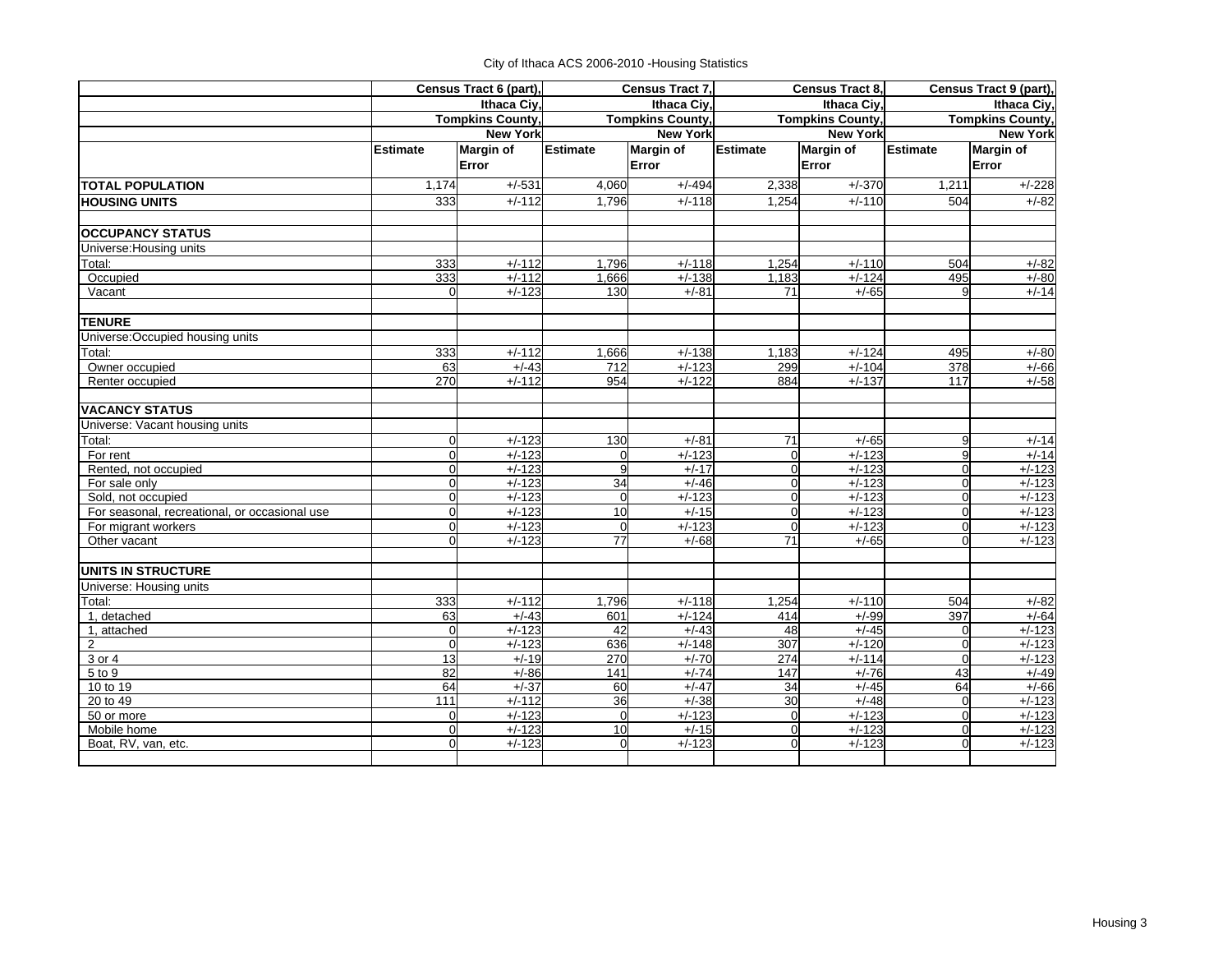City of Ithaca ACS 2006-2010 -Housing Statistics

| | Census Tract 6 (part), Ithaca Ciy, Tompkins County, New York | | Census Tract 7, Ithaca Ciy, Tompkins County, New York | | Census Tract 8, Ithaca Ciy, Tompkins County, New York | | Census Tract 9 (part), Ithaca Ciy, Tompkins County, New York | |
|---|---|---|---|---|---|---|---|---|
| | **Estimate** | **Margin of Error** | **Estimate** | **Margin of Error** | **Estimate** | **Margin of Error** | **Estimate** | **Margin of Error** |
| **TOTAL POPULATION** | 1,174 | +/-531 | 4,060 | +/-494 | 2,338 | +/-370 | 1,211 | +/-228 |
| **HOUSING UNITS** | 333 | +/-112 | 1,796 | +/-118 | 1,254 | +/-110 | 504 | +/-82 |
| | | | | | | | | |
| **OCCUPANCY STATUS** | | | | | | | | |
| Universe:Housing units | | | | | | | | |
| Total: | 333 | +/-112 | 1,796 | +/-118 | 1,254 | +/-110 | 504 | +/-82 |
| Occupied | 333 | +/-112 | 1,666 | +/-138 | 1,183 | +/-124 | 495 | +/-80 |
| Vacant | 0 | +/-123 | 130 | +/-81 | 71 | +/-65 | 9 | +/-14 |
| | | | | | | | | |
| **TENURE** | | | | | | | | |
| Universe:Occupied housing units | | | | | | | | |
| Total: | 333 | +/-112 | 1,666 | +/-138 | 1,183 | +/-124 | 495 | +/-80 |
| Owner occupied | 63 | +/-43 | 712 | +/-123 | 299 | +/-104 | 378 | +/-66 |
| Renter occupied | 270 | +/-112 | 954 | +/-122 | 884 | +/-137 | 117 | +/-58 |
| | | | | | | | | |
| **VACANCY STATUS** | | | | | | | | |
| Universe: Vacant housing units | | | | | | | | |
| Total: | 0 | +/-123 | 130 | +/-81 | 71 | +/-65 | 9 | +/-14 |
| For rent | 0 | +/-123 | 0 | +/-123 | 0 | +/-123 | 9 | +/-14 |
| Rented, not occupied | 0 | +/-123 | 9 | +/-17 | 0 | +/-123 | 0 | +/-123 |
| For sale only | 0 | +/-123 | 34 | +/-46 | 0 | +/-123 | 0 | +/-123 |
| Sold, not occupied | 0 | +/-123 | 0 | +/-123 | 0 | +/-123 | 0 | +/-123 |
| For seasonal, recreational, or occasional use | 0 | +/-123 | 10 | +/-15 | 0 | +/-123 | 0 | +/-123 |
| For migrant workers | 0 | +/-123 | 0 | +/-123 | 0 | +/-123 | 0 | +/-123 |
| Other vacant | 0 | +/-123 | 77 | +/-68 | 71 | +/-65 | 0 | +/-123 |
| | | | | | | | | |
| **UNITS IN STRUCTURE** | | | | | | | | |
| Universe: Housing units | | | | | | | | |
| Total: | 333 | +/-112 | 1,796 | +/-118 | 1,254 | +/-110 | 504 | +/-82 |
| 1, detached | 63 | +/-43 | 601 | +/-124 | 414 | +/-99 | 397 | +/-64 |
| 1, attached | 0 | +/-123 | 42 | +/-43 | 48 | +/-45 | 0 | +/-123 |
| 2 | 0 | +/-123 | 636 | +/-148 | 307 | +/-120 | 0 | +/-123 |
| 3 or 4 | 13 | +/-19 | 270 | +/-70 | 274 | +/-114 | 0 | +/-123 |
| 5 to 9 | 82 | +/-86 | 141 | +/-74 | 147 | +/-76 | 43 | +/-49 |
| 10 to 19 | 64 | +/-37 | 60 | +/-47 | 34 | +/-45 | 64 | +/-66 |
| 20 to 49 | 111 | +/-112 | 36 | +/-38 | 30 | +/-48 | 0 | +/-123 |
| 50 or more | 0 | +/-123 | 0 | +/-123 | 0 | +/-123 | 0 | +/-123 |
| Mobile home | 0 | +/-123 | 10 | +/-15 | 0 | +/-123 | 0 | +/-123 |
| Boat, RV, van, etc. | 0 | +/-123 | 0 | +/-123 | 0 | +/-123 | 0 | +/-123 |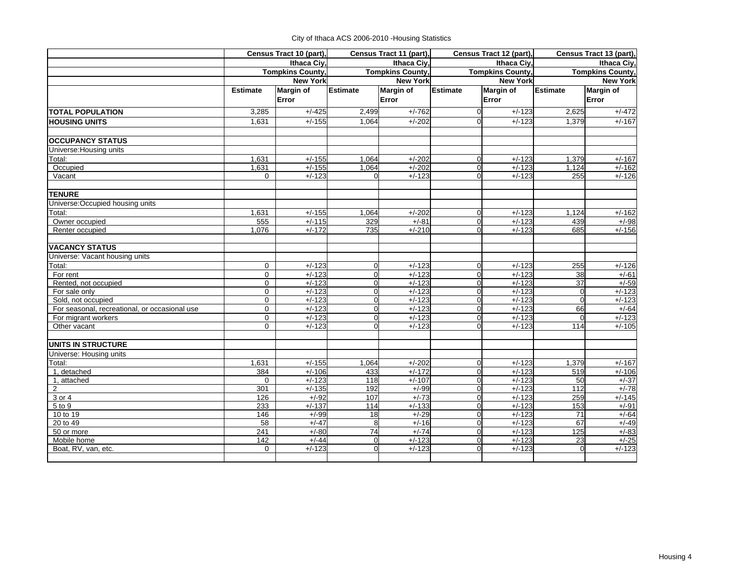City of Ithaca ACS 2006-2010 -Housing Statistics

| | Census Tract 10 (part), Ithaca Ciy, Tompkins County, New York | | Census Tract 11 (part), Ithaca Ciy, Tompkins County, New York | | Census Tract 12 (part), Ithaca Ciy, Tompkins County, New York | | Census Tract 13 (part), Ithaca Ciy, Tompkins County, New York | |
|---|---|---|---|---|---|---|---|---|
| | Estimate | Margin of Error | Estimate | Margin of Error | Estimate | Margin of Error | Estimate | Margin of Error |
| **TOTAL POPULATION** | 3,285 | +/-425 | 2,499 | +/-762 | 0 | +/-123 | 2,625 | +/-472 |
| **HOUSING UNITS** | 1,631 | +/-155 | 1,064 | +/-202 | 0 | +/-123 | 1,379 | +/-167 |
| | | | | | | | | |
| **OCCUPANCY STATUS** | | | | | | | | |
| Universe:Housing units | | | | | | | | |
| Total: | 1,631 | +/-155 | 1,064 | +/-202 | 0 | +/-123 | 1,379 | +/-167 |
| Occupied | 1,631 | +/-155 | 1,064 | +/-202 | 0 | +/-123 | 1,124 | +/-162 |
| Vacant | 0 | +/-123 | 0 | +/-123 | 0 | +/-123 | 255 | +/-126 |
| | | | | | | | | |
| **TENURE** | | | | | | | | |
| Universe:Occupied housing units | | | | | | | | |
| Total: | 1,631 | +/-155 | 1,064 | +/-202 | 0 | +/-123 | 1,124 | +/-162 |
| Owner occupied | 555 | +/-115 | 329 | +/-81 | 0 | +/-123 | 439 | +/-98 |
| Renter occupied | 1,076 | +/-172 | 735 | +/-210 | 0 | +/-123 | 685 | +/-156 |
| | | | | | | | | |
| **VACANCY STATUS** | | | | | | | | |
| Universe: Vacant housing units | | | | | | | | |
| Total: | 0 | +/-123 | 0 | +/-123 | 0 | +/-123 | 255 | +/-126 |
| For rent | 0 | +/-123 | 0 | +/-123 | 0 | +/-123 | 38 | +/-61 |
| Rented, not occupied | 0 | +/-123 | 0 | +/-123 | 0 | +/-123 | 37 | +/-59 |
| For sale only | 0 | +/-123 | 0 | +/-123 | 0 | +/-123 | 0 | +/-123 |
| Sold, not occupied | 0 | +/-123 | 0 | +/-123 | 0 | +/-123 | 0 | +/-123 |
| For seasonal, recreational, or occasional use | 0 | +/-123 | 0 | +/-123 | 0 | +/-123 | 66 | +/-64 |
| For migrant workers | 0 | +/-123 | 0 | +/-123 | 0 | +/-123 | 0 | +/-123 |
| Other vacant | 0 | +/-123 | 0 | +/-123 | 0 | +/-123 | 114 | +/-105 |
| | | | | | | | | |
| **UNITS IN STRUCTURE** | | | | | | | | |
| Universe: Housing units | | | | | | | | |
| Total: | 1,631 | +/-155 | 1,064 | +/-202 | 0 | +/-123 | 1,379 | +/-167 |
| 1, detached | 384 | +/-106 | 433 | +/-172 | 0 | +/-123 | 519 | +/-106 |
| 1, attached | 0 | +/-123 | 118 | +/-107 | 0 | +/-123 | 50 | +/-37 |
| 2 | 301 | +/-135 | 192 | +/-99 | 0 | +/-123 | 112 | +/-78 |
| 3 or 4 | 126 | +/-92 | 107 | +/-73 | 0 | +/-123 | 259 | +/-145 |
| 5 to 9 | 233 | +/-137 | 114 | +/-133 | 0 | +/-123 | 153 | +/-91 |
| 10 to 19 | 146 | +/-99 | 18 | +/-29 | 0 | +/-123 | 71 | +/-64 |
| 20 to 49 | 58 | +/-47 | 8 | +/-16 | 0 | +/-123 | 67 | +/-49 |
| 50 or more | 241 | +/-80 | 74 | +/-74 | 0 | +/-123 | 125 | +/-83 |
| Mobile home | 142 | +/-44 | 0 | +/-123 | 0 | +/-123 | 23 | +/-25 |
| Boat, RV, van, etc. | 0 | +/-123 | 0 | +/-123 | 0 | +/-123 | 0 | +/-123 |

Housing 4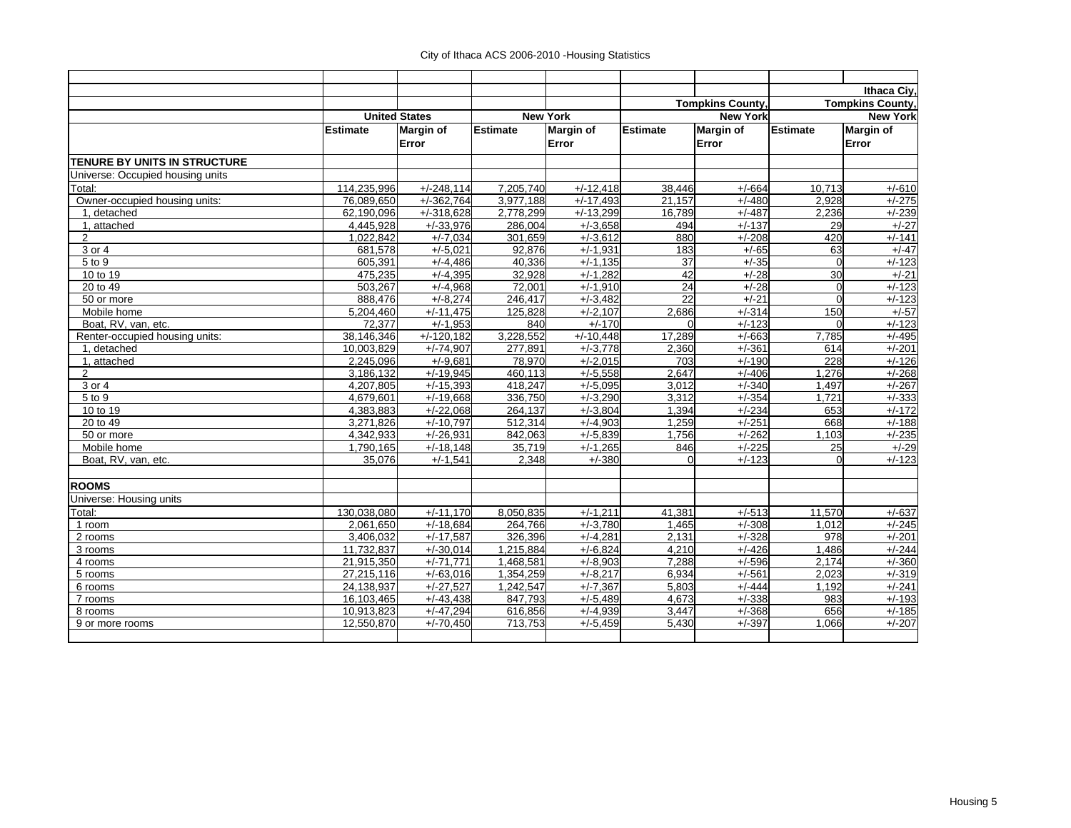City of Ithaca ACS 2006-2010 -Housing Statistics

| | United States | | New York | | Tompkins County, New York | | Ithaca Ciy, Tompkins County, New York | |
|---|---|---|---|---|---|---|---|---|
| | Estimate | Margin of Error | Estimate | Margin of Error | Estimate | Margin of Error | Estimate | Margin of Error |
| **TENURE BY UNITS IN STRUCTURE** | | | | | | | | |
| Universe: Occupied housing units | | | | | | | | |
| Total: | 114,235,996 | +/-248,114 | 7,205,740 | +/-12,418 | 38,446 | +/-664 | 10,713 | +/-610 |
| Owner-occupied housing units: | 76,089,650 | +/-362,764 | 3,977,188 | +/-17,493 | 21,157 | +/-480 | 2,928 | +/-275 |
| 1, detached | 62,190,096 | +/-318,628 | 2,778,299 | +/-13,299 | 16,789 | +/-487 | 2,236 | +/-239 |
| 1, attached | 4,445,928 | +/-33,976 | 286,004 | +/-3,658 | 494 | +/-137 | 29 | +/-27 |
| 2 | 1,022,842 | +/-7,034 | 301,659 | +/-3,612 | 880 | +/-208 | 420 | +/-141 |
| 3 or 4 | 681,578 | +/-5,021 | 92,876 | +/-1,931 | 183 | +/-65 | 63 | +/-47 |
| 5 to 9 | 605,391 | +/-4,486 | 40,336 | +/-1,135 | 37 | +/-35 | 0 | +/-123 |
| 10 to 19 | 475,235 | +/-4,395 | 32,928 | +/-1,282 | 42 | +/-28 | 30 | +/-21 |
| 20 to 49 | 503,267 | +/-4,968 | 72,001 | +/-1,910 | 24 | +/-28 | 0 | +/-123 |
| 50 or more | 888,476 | +/-8,274 | 246,417 | +/-3,482 | 22 | +/-21 | 0 | +/-123 |
| Mobile home | 5,204,460 | +/-11,475 | 125,828 | +/-2,107 | 2,686 | +/-314 | 150 | +/-57 |
| Boat, RV, van, etc. | 72,377 | +/-1,953 | 840 | +/-170 | 0 | +/-123 | 0 | +/-123 |
| Renter-occupied housing units: | 38,146,346 | +/-120,182 | 3,228,552 | +/-10,448 | 17,289 | +/-663 | 7,785 | +/-495 |
| 1, detached | 10,003,829 | +/-74,907 | 277,891 | +/-3,778 | 2,360 | +/-361 | 614 | +/-201 |
| 1, attached | 2,245,096 | +/-9,681 | 78,970 | +/-2,015 | 703 | +/-190 | 228 | +/-126 |
| 2 | 3,186,132 | +/-19,945 | 460,113 | +/-5,558 | 2,647 | +/-406 | 1,276 | +/-268 |
| 3 or 4 | 4,207,805 | +/-15,393 | 418,247 | +/-5,095 | 3,012 | +/-340 | 1,497 | +/-267 |
| 5 to 9 | 4,679,601 | +/-19,668 | 336,750 | +/-3,290 | 3,312 | +/-354 | 1,721 | +/-333 |
| 10 to 19 | 4,383,883 | +/-22,068 | 264,137 | +/-3,804 | 1,394 | +/-234 | 653 | +/-172 |
| 20 to 49 | 3,271,826 | +/-10,797 | 512,314 | +/-4,903 | 1,259 | +/-251 | 668 | +/-188 |
| 50 or more | 4,342,933 | +/-26,931 | 842,063 | +/-5,839 | 1,756 | +/-262 | 1,103 | +/-235 |
| Mobile home | 1,790,165 | +/-18,148 | 35,719 | +/-1,265 | 846 | +/-225 | 25 | +/-29 |
| Boat, RV, van, etc. | 35,076 | +/-1,541 | 2,348 | +/-380 | 0 | +/-123 | 0 | +/-123 |
| | | | | | | | | |
| **ROOMS** | | | | | | | | |
| Universe: Housing units | | | | | | | | |
| Total: | 130,038,080 | +/-11,170 | 8,050,835 | +/-1,211 | 41,381 | +/-513 | 11,570 | +/-637 |
| 1 room | 2,061,650 | +/-18,684 | 264,766 | +/-3,780 | 1,465 | +/-308 | 1,012 | +/-245 |
| 2 rooms | 3,406,032 | +/-17,587 | 326,396 | +/-4,281 | 2,131 | +/-328 | 978 | +/-201 |
| 3 rooms | 11,732,837 | +/-30,014 | 1,215,884 | +/-6,824 | 4,210 | +/-426 | 1,486 | +/-244 |
| 4 rooms | 21,915,350 | +/-71,771 | 1,468,581 | +/-8,903 | 7,288 | +/-596 | 2,174 | +/-360 |
| 5 rooms | 27,215,116 | +/-63,016 | 1,354,259 | +/-8,217 | 6,934 | +/-561 | 2,023 | +/-319 |
| 6 rooms | 24,138,937 | +/-27,527 | 1,242,547 | +/-7,367 | 5,803 | +/-444 | 1,192 | +/-241 |
| 7 rooms | 16,103,465 | +/-43,438 | 847,793 | +/-5,489 | 4,673 | +/-338 | 983 | +/-193 |
| 8 rooms | 10,913,823 | +/-47,294 | 616,856 | +/-4,939 | 3,447 | +/-368 | 656 | +/-185 |
| 9 or more rooms | 12,550,870 | +/-70,450 | 713,753 | +/-5,459 | 5,430 | +/-397 | 1,066 | +/-207 |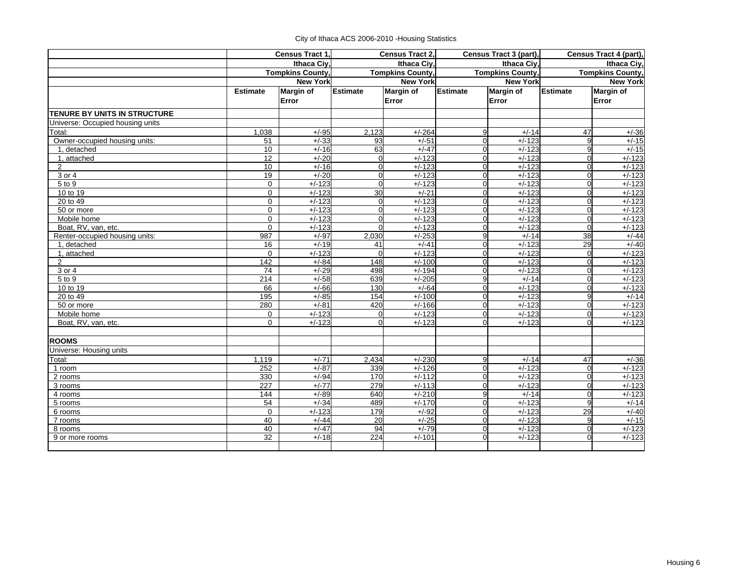City of Ithaca ACS 2006-2010 -Housing Statistics

| | Census Tract 1, Ithaca Ciy, Tompkins County, New York | | Census Tract 2, Ithaca Ciy, Tompkins County, New York | | Census Tract 3 (part), Ithaca Ciy, Tompkins County, New York | | Census Tract 4 (part), Ithaca Ciy, Tompkins County, New York | |
|---|---|---|---|---|---|---|---|---|
| | Estimate | Margin of Error | Estimate | Margin of Error | Estimate | Margin of Error | Estimate | Margin of Error |
| **TENURE BY UNITS IN STRUCTURE** | | | | | | | | |
| Universe: Occupied housing units | | | | | | | | |
| Total: | 1,038 | +/-95 | 2,123 | +/-264 | 9 | +/-14 | 47 | +/-36 |
| Owner-occupied housing units: | 51 | +/-33 | 93 | +/-51 | 0 | +/-123 | 9 | +/-15 |
| 1, detached | 10 | +/-16 | 63 | +/-47 | 0 | +/-123 | 9 | +/-15 |
| 1, attached | 12 | +/-20 | 0 | +/-123 | 0 | +/-123 | 0 | +/-123 |
| 2 | 10 | +/-16 | 0 | +/-123 | 0 | +/-123 | 0 | +/-123 |
| 3 or 4 | 19 | +/-20 | 0 | +/-123 | 0 | +/-123 | 0 | +/-123 |
| 5 to 9 | 0 | +/-123 | 0 | +/-123 | 0 | +/-123 | 0 | +/-123 |
| 10 to 19 | 0 | +/-123 | 30 | +/-21 | 0 | +/-123 | 0 | +/-123 |
| 20 to 49 | 0 | +/-123 | 0 | +/-123 | 0 | +/-123 | 0 | +/-123 |
| 50 or more | 0 | +/-123 | 0 | +/-123 | 0 | +/-123 | 0 | +/-123 |
| Mobile home | 0 | +/-123 | 0 | +/-123 | 0 | +/-123 | 0 | +/-123 |
| Boat, RV, van, etc. | 0 | +/-123 | 0 | +/-123 | 0 | +/-123 | 0 | +/-123 |
| Renter-occupied housing units: | 987 | +/-97 | 2,030 | +/-253 | 9 | +/-14 | 38 | +/-44 |
| 1, detached | 16 | +/-19 | 41 | +/-41 | 0 | +/-123 | 29 | +/-40 |
| 1, attached | 0 | +/-123 | 0 | +/-123 | 0 | +/-123 | 0 | +/-123 |
| 2 | 142 | +/-84 | 148 | +/-100 | 0 | +/-123 | 0 | +/-123 |
| 3 or 4 | 74 | +/-29 | 498 | +/-194 | 0 | +/-123 | 0 | +/-123 |
| 5 to 9 | 214 | +/-58 | 639 | +/-205 | 9 | +/-14 | 0 | +/-123 |
| 10 to 19 | 66 | +/-66 | 130 | +/-64 | 0 | +/-123 | 0 | +/-123 |
| 20 to 49 | 195 | +/-85 | 154 | +/-100 | 0 | +/-123 | 9 | +/-14 |
| 50 or more | 280 | +/-81 | 420 | +/-166 | 0 | +/-123 | 0 | +/-123 |
| Mobile home | 0 | +/-123 | 0 | +/-123 | 0 | +/-123 | 0 | +/-123 |
| Boat, RV, van, etc. | 0 | +/-123 | 0 | +/-123 | 0 | +/-123 | 0 | +/-123 |
| | | | | | | | | |
| **ROOMS** | | | | | | | | |
| Universe: Housing units | | | | | | | | |
| Total: | 1,119 | +/-71 | 2,434 | +/-230 | 9 | +/-14 | 47 | +/-36 |
| 1 room | 252 | +/-87 | 339 | +/-126 | 0 | +/-123 | 0 | +/-123 |
| 2 rooms | 330 | +/-94 | 170 | +/-112 | 0 | +/-123 | 0 | +/-123 |
| 3 rooms | 227 | +/-77 | 279 | +/-113 | 0 | +/-123 | 0 | +/-123 |
| 4 rooms | 144 | +/-89 | 640 | +/-210 | 9 | +/-14 | 0 | +/-123 |
| 5 rooms | 54 | +/-34 | 489 | +/-170 | 0 | +/-123 | 9 | +/-14 |
| 6 rooms | 0 | +/-123 | 179 | +/-92 | 0 | +/-123 | 29 | +/-40 |
| 7 rooms | 40 | +/-44 | 20 | +/-25 | 0 | +/-123 | 9 | +/-15 |
| 8 rooms | 40 | +/-47 | 94 | +/-79 | 0 | +/-123 | 0 | +/-123 |
| 9 or more rooms | 32 | +/-18 | 224 | +/-101 | 0 | +/-123 | 0 | +/-123 |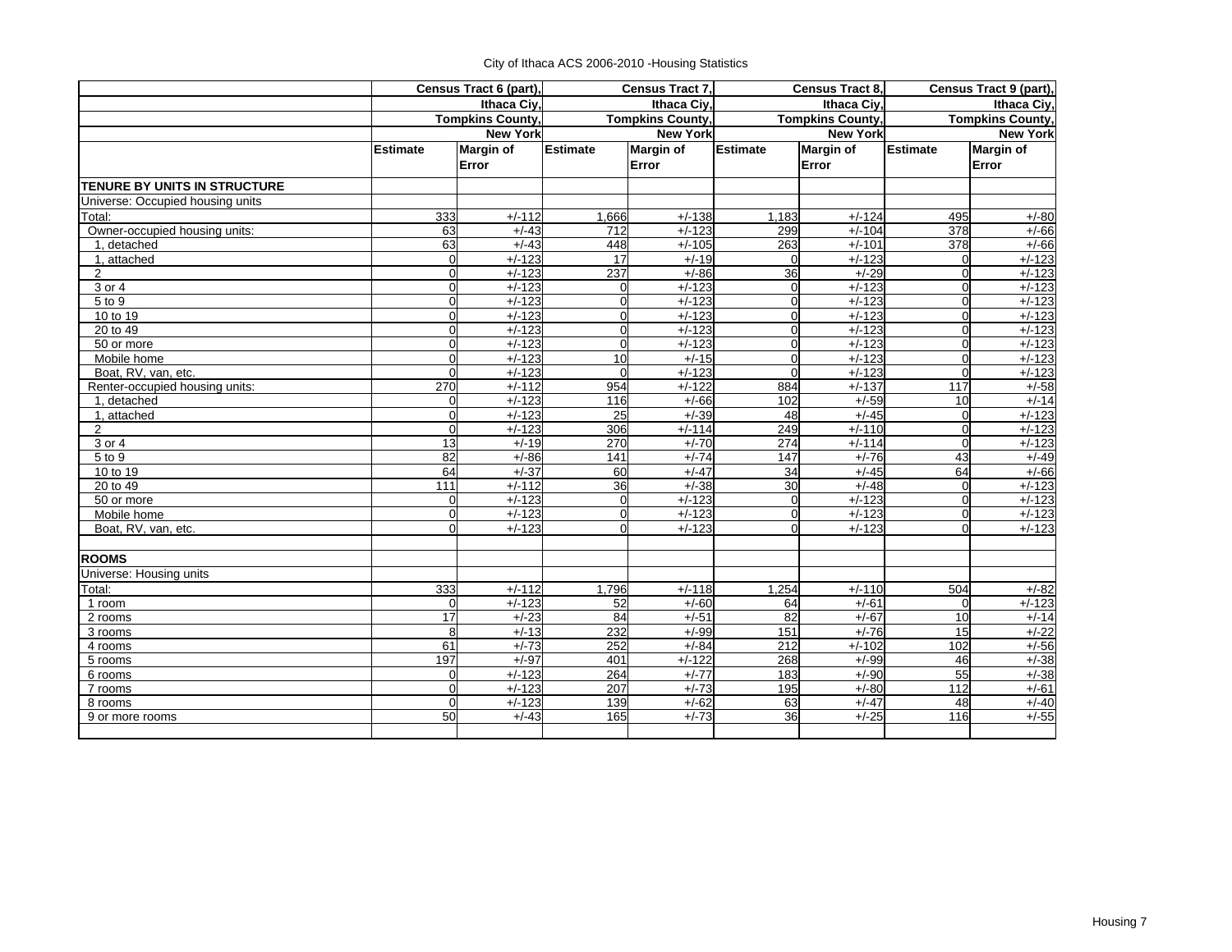City of Ithaca ACS 2006-2010 -Housing Statistics

| | Census Tract 6 (part), Ithaca Ciy, Tompkins County, New York | | Census Tract 7, Ithaca Ciy, Tompkins County, New York | | Census Tract 8, Ithaca Ciy, Tompkins County, New York | | Census Tract 9 (part), Ithaca Ciy, Tompkins County, New York | |
|---|---|---|---|---|---|---|---|---|
| | Estimate | Margin of Error | Estimate | Margin of Error | Estimate | Margin of Error | Estimate | Margin of Error |
| **TENURE BY UNITS IN STRUCTURE** | | | | | | | | |
| Universe: Occupied housing units | | | | | | | | |
| Total: | 333 | +/-112 | 1,666 | +/-138 | 1,183 | +/-124 | 495 | +/-80 |
| Owner-occupied housing units: | 63 | +/-43 | 712 | +/-123 | 299 | +/-104 | 378 | +/-66 |
| 1, detached | 63 | +/-43 | 448 | +/-105 | 263 | +/-101 | 378 | +/-66 |
| 1, attached | 0 | +/-123 | 17 | +/-19 | 0 | +/-123 | 0 | +/-123 |
| 2 | 0 | +/-123 | 237 | +/-86 | 36 | +/-29 | 0 | +/-123 |
| 3 or 4 | 0 | +/-123 | 0 | +/-123 | 0 | +/-123 | 0 | +/-123 |
| 5 to 9 | 0 | +/-123 | 0 | +/-123 | 0 | +/-123 | 0 | +/-123 |
| 10 to 19 | 0 | +/-123 | 0 | +/-123 | 0 | +/-123 | 0 | +/-123 |
| 20 to 49 | 0 | +/-123 | 0 | +/-123 | 0 | +/-123 | 0 | +/-123 |
| 50 or more | 0 | +/-123 | 0 | +/-123 | 0 | +/-123 | 0 | +/-123 |
| Mobile home | 0 | +/-123 | 10 | +/-15 | 0 | +/-123 | 0 | +/-123 |
| Boat, RV, van, etc. | 0 | +/-123 | 0 | +/-123 | 0 | +/-123 | 0 | +/-123 |
| Renter-occupied housing units: | 270 | +/-112 | 954 | +/-122 | 884 | +/-137 | 117 | +/-58 |
| 1, detached | 0 | +/-123 | 116 | +/-66 | 102 | +/-59 | 10 | +/-14 |
| 1, attached | 0 | +/-123 | 25 | +/-39 | 48 | +/-45 | 0 | +/-123 |
| 2 | 0 | +/-123 | 306 | +/-114 | 249 | +/-110 | 0 | +/-123 |
| 3 or 4 | 13 | +/-19 | 270 | +/-70 | 274 | +/-114 | 0 | +/-123 |
| 5 to 9 | 82 | +/-86 | 141 | +/-74 | 147 | +/-76 | 43 | +/-49 |
| 10 to 19 | 64 | +/-37 | 60 | +/-47 | 34 | +/-45 | 64 | +/-66 |
| 20 to 49 | 111 | +/-112 | 36 | +/-38 | 30 | +/-48 | 0 | +/-123 |
| 50 or more | 0 | +/-123 | 0 | +/-123 | 0 | +/-123 | 0 | +/-123 |
| Mobile home | 0 | +/-123 | 0 | +/-123 | 0 | +/-123 | 0 | +/-123 |
| Boat, RV, van, etc. | 0 | +/-123 | 0 | +/-123 | 0 | +/-123 | 0 | +/-123 |
| | | | | | | | | |
| **ROOMS** | | | | | | | | |
| Universe: Housing units | | | | | | | | |
| Total: | 333 | +/-112 | 1,796 | +/-118 | 1,254 | +/-110 | 504 | +/-82 |
| 1 room | 0 | +/-123 | 52 | +/-60 | 64 | +/-61 | 0 | +/-123 |
| 2 rooms | 17 | +/-23 | 84 | +/-51 | 82 | +/-67 | 10 | +/-14 |
| 3 rooms | 8 | +/-13 | 232 | +/-99 | 151 | +/-76 | 15 | +/-22 |
| 4 rooms | 61 | +/-73 | 252 | +/-84 | 212 | +/-102 | 102 | +/-56 |
| 5 rooms | 197 | +/-97 | 401 | +/-122 | 268 | +/-99 | 46 | +/-38 |
| 6 rooms | 0 | +/-123 | 264 | +/-77 | 183 | +/-90 | 55 | +/-38 |
| 7 rooms | 0 | +/-123 | 207 | +/-73 | 195 | +/-80 | 112 | +/-61 |
| 8 rooms | 0 | +/-123 | 139 | +/-62 | 63 | +/-47 | 48 | +/-40 |
| 9 or more rooms | 50 | +/-43 | 165 | +/-73 | 36 | +/-25 | 116 | +/-55 |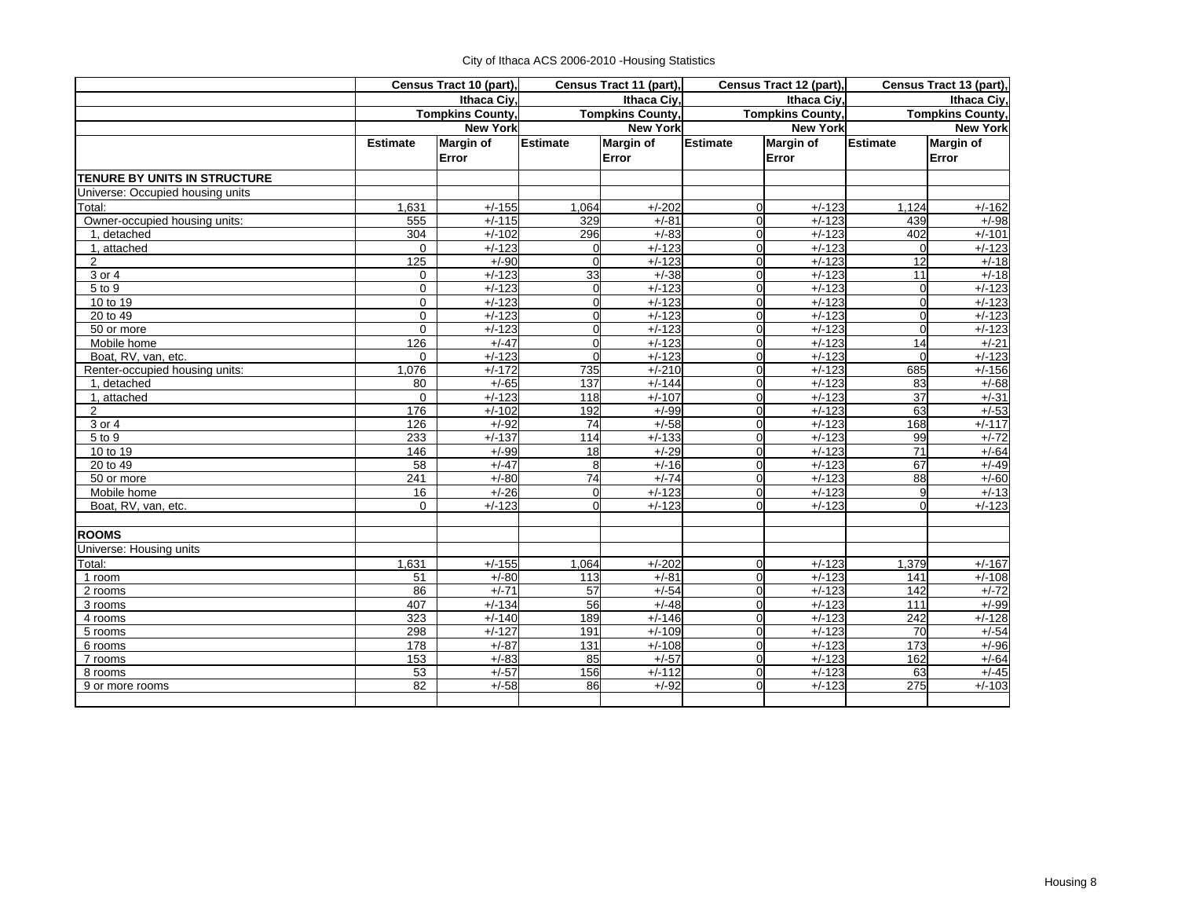City of Ithaca ACS 2006-2010 -Housing Statistics

| | Census Tract 10 (part), Ithaca Ciy, Tompkins County, New York | | Census Tract 11 (part), Ithaca Ciy, Tompkins County, New York | | Census Tract 12 (part), Ithaca Ciy, Tompkins County, New York | | Census Tract 13 (part), Ithaca Ciy, Tompkins County, New York | |
|---|---|---|---|---|---|---|---|---|
| | Estimate | Margin of Error | Estimate | Margin of Error | Estimate | Margin of Error | Estimate | Margin of Error |
| **TENURE BY UNITS IN STRUCTURE** | | | | | | | | |
| Universe: Occupied housing units | | | | | | | | |
| Total: | 1,631 | +/-155 | 1,064 | +/-202 | 0 | +/-123 | 1,124 | +/-162 |
| Owner-occupied housing units: | 555 | +/-115 | 329 | +/-81 | 0 | +/-123 | 439 | +/-98 |
| 1, detached | 304 | +/-102 | 296 | +/-83 | 0 | +/-123 | 402 | +/-101 |
| 1, attached | 0 | +/-123 | 0 | +/-123 | 0 | +/-123 | 0 | +/-123 |
| 2 | 125 | +/-90 | 0 | +/-123 | 0 | +/-123 | 12 | +/-18 |
| 3 or 4 | 0 | +/-123 | 33 | +/-38 | 0 | +/-123 | 11 | +/-18 |
| 5 to 9 | 0 | +/-123 | 0 | +/-123 | 0 | +/-123 | 0 | +/-123 |
| 10 to 19 | 0 | +/-123 | 0 | +/-123 | 0 | +/-123 | 0 | +/-123 |
| 20 to 49 | 0 | +/-123 | 0 | +/-123 | 0 | +/-123 | 0 | +/-123 |
| 50 or more | 0 | +/-123 | 0 | +/-123 | 0 | +/-123 | 0 | +/-123 |
| Mobile home | 126 | +/-47 | 0 | +/-123 | 0 | +/-123 | 14 | +/-21 |
| Boat, RV, van, etc. | 0 | +/-123 | 0 | +/-123 | 0 | +/-123 | 0 | +/-123 |
| Renter-occupied housing units: | 1,076 | +/-172 | 735 | +/-210 | 0 | +/-123 | 685 | +/-156 |
| 1, detached | 80 | +/-65 | 137 | +/-144 | 0 | +/-123 | 83 | +/-68 |
| 1, attached | 0 | +/-123 | 118 | +/-107 | 0 | +/-123 | 37 | +/-31 |
| 2 | 176 | +/-102 | 192 | +/-99 | 0 | +/-123 | 63 | +/-53 |
| 3 or 4 | 126 | +/-92 | 74 | +/-58 | 0 | +/-123 | 168 | +/-117 |
| 5 to 9 | 233 | +/-137 | 114 | +/-133 | 0 | +/-123 | 99 | +/-72 |
| 10 to 19 | 146 | +/-99 | 18 | +/-29 | 0 | +/-123 | 71 | +/-64 |
| 20 to 49 | 58 | +/-47 | 8 | +/-16 | 0 | +/-123 | 67 | +/-49 |
| 50 or more | 241 | +/-80 | 74 | +/-74 | 0 | +/-123 | 88 | +/-60 |
| Mobile home | 16 | +/-26 | 0 | +/-123 | 0 | +/-123 | 9 | +/-13 |
| Boat, RV, van, etc. | 0 | +/-123 | 0 | +/-123 | 0 | +/-123 | 0 | +/-123 |
| | | | | | | | | |
| **ROOMS** | | | | | | | | |
| Universe: Housing units | | | | | | | | |
| Total: | 1,631 | +/-155 | 1,064 | +/-202 | 0 | +/-123 | 1,379 | +/-167 |
| 1 room | 51 | +/-80 | 113 | +/-81 | 0 | +/-123 | 141 | +/-108 |
| 2 rooms | 86 | +/-71 | 57 | +/-54 | 0 | +/-123 | 142 | +/-72 |
| 3 rooms | 407 | +/-134 | 56 | +/-48 | 0 | +/-123 | 111 | +/-99 |
| 4 rooms | 323 | +/-140 | 189 | +/-146 | 0 | +/-123 | 242 | +/-128 |
| 5 rooms | 298 | +/-127 | 191 | +/-109 | 0 | +/-123 | 70 | +/-54 |
| 6 rooms | 178 | +/-87 | 131 | +/-108 | 0 | +/-123 | 173 | +/-96 |
| 7 rooms | 153 | +/-83 | 85 | +/-57 | 0 | +/-123 | 162 | +/-64 |
| 8 rooms | 53 | +/-57 | 156 | +/-112 | 0 | +/-123 | 63 | +/-45 |
| 9 or more rooms | 82 | +/-58 | 86 | +/-92 | 0 | +/-123 | 275 | +/-103 |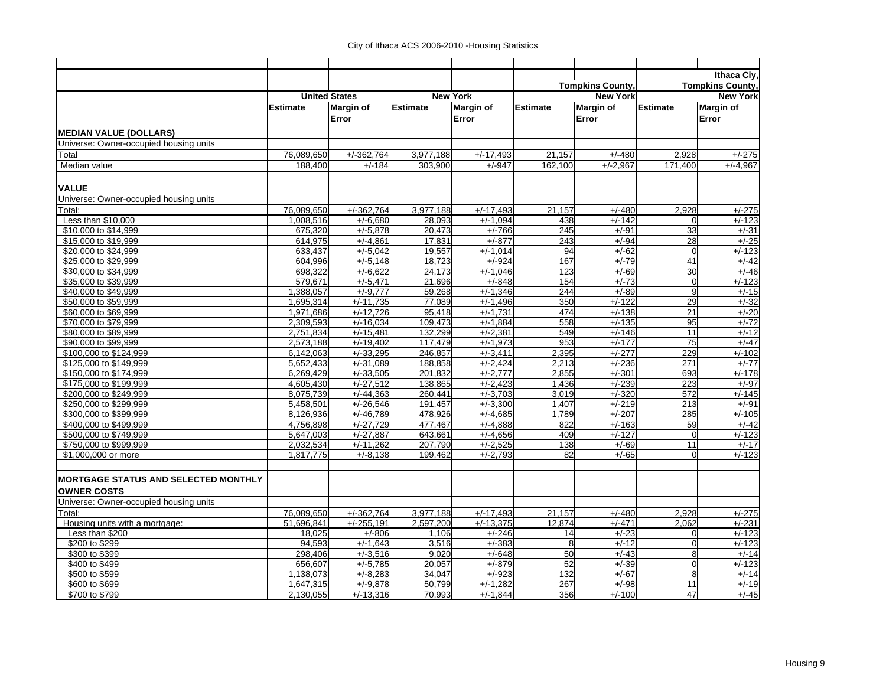City of Ithaca ACS 2006-2010 -Housing Statistics

| | United States | | New York | | Tompkins County, New York | | Ithaca Ciy, Tompkins County, New York | |
|---|---|---|---|---|---|---|---|---|
| | **Estimate** | **Margin of Error** | **Estimate** | **Margin of Error** | **Estimate** | **Margin of Error** | **Estimate** | **Margin of Error** |
| **MEDIAN VALUE (DOLLARS)** | | | | | | | | |
| Universe: Owner-occupied housing units | | | | | | | | |
| Total | 76,089,650 | +/-362,764 | 3,977,188 | +/-17,493 | 21,157 | +/-480 | 2,928 | +/-275 |
| Median value | 188,400 | +/-184 | 303,900 | +/-947 | 162,100 | +/-2,967 | 171,400 | +/-4,967 |
| | | | | | | | | |
| **VALUE** | | | | | | | | |
| Universe: Owner-occupied housing units | | | | | | | | |
| Total: | 76,089,650 | +/-362,764 | 3,977,188 | +/-17,493 | 21,157 | +/-480 | 2,928 | +/-275 |
| Less than $10,000 | 1,008,516 | +/-6,680 | 28,093 | +/-1,094 | 438 | +/-142 | 0 | +/-123 |
| $10,000 to $14,999 | 675,320 | +/-5,878 | 20,473 | +/-766 | 245 | +/-91 | 33 | +/-31 |
| $15,000 to $19,999 | 614,975 | +/-4,861 | 17,831 | +/-877 | 243 | +/-94 | 28 | +/-25 |
| $20,000 to $24,999 | 633,437 | +/-5,042 | 19,557 | +/-1,014 | 94 | +/-62 | 0 | +/-123 |
| $25,000 to $29,999 | 604,996 | +/-5,148 | 18,723 | +/-924 | 167 | +/-79 | 41 | +/-42 |
| $30,000 to $34,999 | 698,322 | +/-6,622 | 24,173 | +/-1,046 | 123 | +/-69 | 30 | +/-46 |
| $35,000 to $39,999 | 579,671 | +/-5,471 | 21,696 | +/-848 | 154 | +/-73 | 0 | +/-123 |
| $40,000 to $49,999 | 1,388,057 | +/-9,777 | 59,268 | +/-1,346 | 244 | +/-89 | 9 | +/-15 |
| $50,000 to $59,999 | 1,695,314 | +/-11,735 | 77,089 | +/-1,496 | 350 | +/-122 | 29 | +/-32 |
| $60,000 to $69,999 | 1,971,686 | +/-12,726 | 95,418 | +/-1,731 | 474 | +/-138 | 21 | +/-20 |
| $70,000 to $79,999 | 2,309,593 | +/-16,034 | 109,473 | +/-1,884 | 558 | +/-135 | 95 | +/-72 |
| $80,000 to $89,999 | 2,751,834 | +/-15,481 | 132,299 | +/-2,381 | 549 | +/-146 | 11 | +/-12 |
| $90,000 to $99,999 | 2,573,188 | +/-19,402 | 117,479 | +/-1,973 | 953 | +/-177 | 75 | +/-47 |
| $100,000 to $124,999 | 6,142,063 | +/-33,295 | 246,857 | +/-3,411 | 2,395 | +/-277 | 229 | +/-102 |
| $125,000 to $149,999 | 5,652,433 | +/-31,089 | 188,858 | +/-2,424 | 2,213 | +/-236 | 271 | +/-77 |
| $150,000 to $174,999 | 6,269,429 | +/-33,505 | 201,832 | +/-2,777 | 2,855 | +/-301 | 693 | +/-178 |
| $175,000 to $199,999 | 4,605,430 | +/-27,512 | 138,865 | +/-2,423 | 1,436 | +/-239 | 223 | +/-97 |
| $200,000 to $249,999 | 8,075,739 | +/-44,363 | 260,441 | +/-3,703 | 3,019 | +/-320 | 572 | +/-145 |
| $250,000 to $299,999 | 5,458,501 | +/-26,546 | 191,457 | +/-3,300 | 1,407 | +/-219 | 213 | +/-91 |
| $300,000 to $399,999 | 8,126,936 | +/-46,789 | 478,926 | +/-4,685 | 1,789 | +/-207 | 285 | +/-105 |
| $400,000 to $499,999 | 4,756,898 | +/-27,729 | 477,467 | +/-4,888 | 822 | +/-163 | 59 | +/-42 |
| $500,000 to $749,999 | 5,647,003 | +/-27,887 | 643,661 | +/-4,656 | 409 | +/-127 | 0 | +/-123 |
| $750,000 to $999,999 | 2,032,534 | +/-11,262 | 207,790 | +/-2,525 | 138 | +/-69 | 11 | +/-17 |
| $1,000,000 or more | 1,817,775 | +/-8,138 | 199,462 | +/-2,793 | 82 | +/-65 | 0 | +/-123 |
| | | | | | | | | |
| **MORTGAGE STATUS AND SELECTED MONTHLY OWNER COSTS** | | | | | | | | |
| Universe: Owner-occupied housing units | | | | | | | | |
| Total: | 76,089,650 | +/-362,764 | 3,977,188 | +/-17,493 | 21,157 | +/-480 | 2,928 | +/-275 |
| Housing units with a mortgage: | 51,696,841 | +/-255,191 | 2,597,200 | +/-13,375 | 12,874 | +/-471 | 2,062 | +/-231 |
| Less than $200 | 18,025 | +/-806 | 1,106 | +/-246 | 14 | +/-23 | 0 | +/-123 |
| $200 to $299 | 94,593 | +/-1,643 | 3,516 | +/-383 | 8 | +/-12 | 0 | +/-123 |
| $300 to $399 | 298,406 | +/-3,516 | 9,020 | +/-648 | 50 | +/-43 | 8 | +/-14 |
| $400 to $499 | 656,607 | +/-5,785 | 20,057 | +/-879 | 52 | +/-39 | 0 | +/-123 |
| $500 to $599 | 1,138,073 | +/-8,283 | 34,047 | +/-923 | 132 | +/-67 | 8 | +/-14 |
| $600 to $699 | 1,647,315 | +/-9,878 | 50,799 | +/-1,282 | 267 | +/-98 | 11 | +/-19 |
| $700 to $799 | 2,130,055 | +/-13,316 | 70,993 | +/-1,844 | 356 | +/-100 | 47 | +/-45 |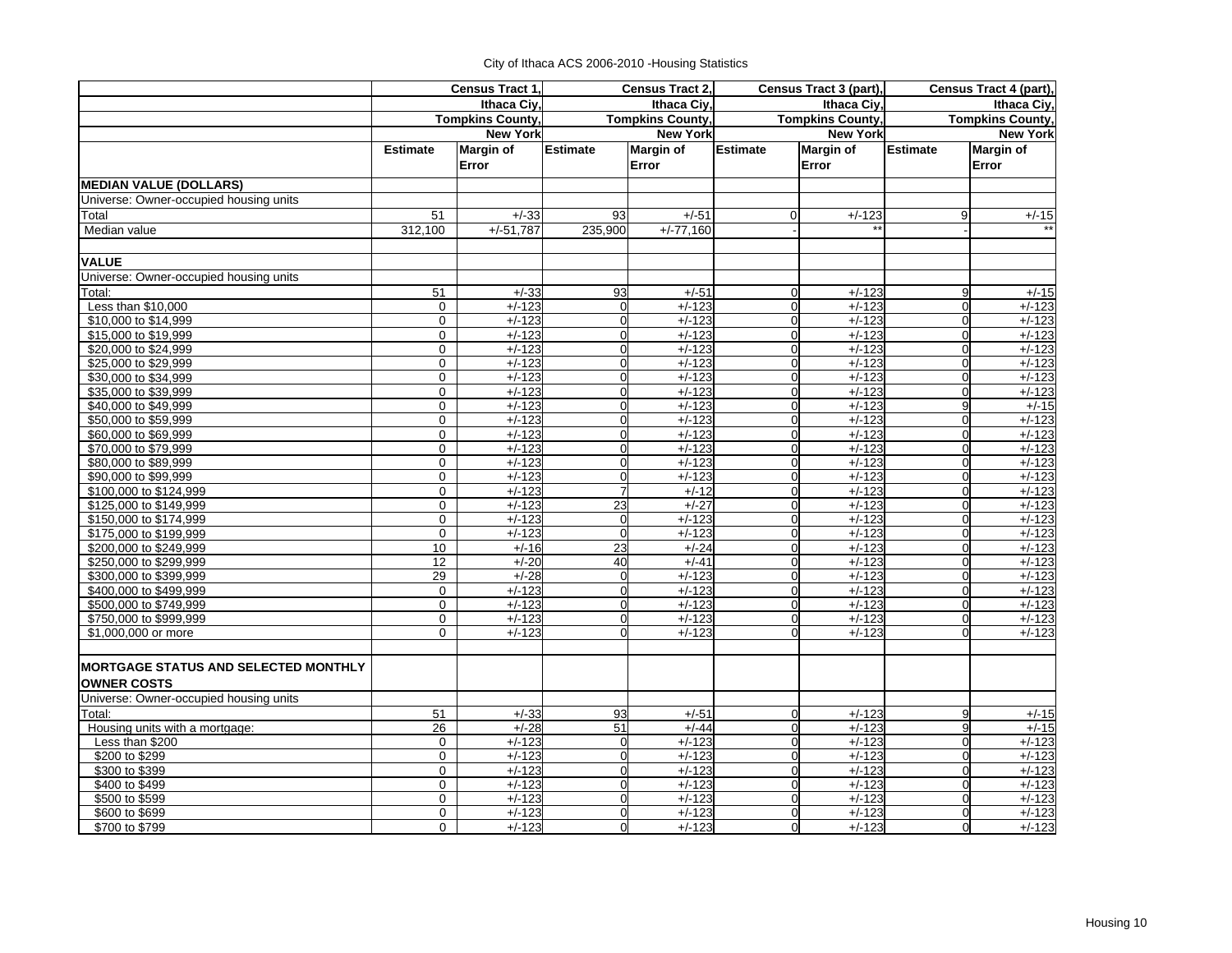City of Ithaca ACS 2006-2010 -Housing Statistics

| | Census Tract 1, Ithaca Ciy, Tompkins County, New York | | Census Tract 2, Ithaca Ciy, Tompkins County, New York | | Census Tract 3 (part), Ithaca Ciy, Tompkins County, New York | | Census Tract 4 (part), Ithaca Ciy, Tompkins County, New York | |
|---|---|---|---|---|---|---|---|---|
| | Estimate | Margin of Error | Estimate | Margin of Error | Estimate | Margin of Error | Estimate | Margin of Error |
| **MEDIAN VALUE (DOLLARS)** | | | | | | | | |
| Universe: Owner-occupied housing units | | | | | | | | |
| Total | 51 | +/-33 | 93 | +/-51 | 0 | +/-123 | 9 | +/-15 |
| Median value | 312,100 | +/-51,787 | 235,900 | +/-77,160 | - | ** | - | ** |
| | | | | | | | | |
| **VALUE** | | | | | | | | |
| Universe: Owner-occupied housing units | | | | | | | | |
| Total: | 51 | +/-33 | 93 | +/-51 | 0 | +/-123 | 9 | +/-15 |
| Less than $10,000 | 0 | +/-123 | 0 | +/-123 | 0 | +/-123 | 0 | +/-123 |
| $10,000 to $14,999 | 0 | +/-123 | 0 | +/-123 | 0 | +/-123 | 0 | +/-123 |
| $15,000 to $19,999 | 0 | +/-123 | 0 | +/-123 | 0 | +/-123 | 0 | +/-123 |
| $20,000 to $24,999 | 0 | +/-123 | 0 | +/-123 | 0 | +/-123 | 0 | +/-123 |
| $25,000 to $29,999 | 0 | +/-123 | 0 | +/-123 | 0 | +/-123 | 0 | +/-123 |
| $30,000 to $34,999 | 0 | +/-123 | 0 | +/-123 | 0 | +/-123 | 0 | +/-123 |
| $35,000 to $39,999 | 0 | +/-123 | 0 | +/-123 | 0 | +/-123 | 0 | +/-123 |
| $40,000 to $49,999 | 0 | +/-123 | 0 | +/-123 | 0 | +/-123 | 9 | +/-15 |
| $50,000 to $59,999 | 0 | +/-123 | 0 | +/-123 | 0 | +/-123 | 0 | +/-123 |
| $60,000 to $69,999 | 0 | +/-123 | 0 | +/-123 | 0 | +/-123 | 0 | +/-123 |
| $70,000 to $79,999 | 0 | +/-123 | 0 | +/-123 | 0 | +/-123 | 0 | +/-123 |
| $80,000 to $89,999 | 0 | +/-123 | 0 | +/-123 | 0 | +/-123 | 0 | +/-123 |
| $90,000 to $99,999 | 0 | +/-123 | 0 | +/-123 | 0 | +/-123 | 0 | +/-123 |
| $100,000 to $124,999 | 0 | +/-123 | 7 | +/-12 | 0 | +/-123 | 0 | +/-123 |
| $125,000 to $149,999 | 0 | +/-123 | 23 | +/-27 | 0 | +/-123 | 0 | +/-123 |
| $150,000 to $174,999 | 0 | +/-123 | 0 | +/-123 | 0 | +/-123 | 0 | +/-123 |
| $175,000 to $199,999 | 0 | +/-123 | 0 | +/-123 | 0 | +/-123 | 0 | +/-123 |
| $200,000 to $249,999 | 10 | +/-16 | 23 | +/-24 | 0 | +/-123 | 0 | +/-123 |
| $250,000 to $299,999 | 12 | +/-20 | 40 | +/-41 | 0 | +/-123 | 0 | +/-123 |
| $300,000 to $399,999 | 29 | +/-28 | 0 | +/-123 | 0 | +/-123 | 0 | +/-123 |
| $400,000 to $499,999 | 0 | +/-123 | 0 | +/-123 | 0 | +/-123 | 0 | +/-123 |
| $500,000 to $749,999 | 0 | +/-123 | 0 | +/-123 | 0 | +/-123 | 0 | +/-123 |
| $750,000 to $999,999 | 0 | +/-123 | 0 | +/-123 | 0 | +/-123 | 0 | +/-123 |
| $1,000,000 or more | 0 | +/-123 | 0 | +/-123 | 0 | +/-123 | 0 | +/-123 |
| | | | | | | | | |
| **MORTGAGE STATUS AND SELECTED MONTHLY OWNER COSTS** | | | | | | | | |
| Universe: Owner-occupied housing units | | | | | | | | |
| Total: | 51 | +/-33 | 93 | +/-51 | 0 | +/-123 | 9 | +/-15 |
| Housing units with a mortgage: | 26 | +/-28 | 51 | +/-44 | 0 | +/-123 | 9 | +/-15 |
| Less than $200 | 0 | +/-123 | 0 | +/-123 | 0 | +/-123 | 0 | +/-123 |
| $200 to $299 | 0 | +/-123 | 0 | +/-123 | 0 | +/-123 | 0 | +/-123 |
| $300 to $399 | 0 | +/-123 | 0 | +/-123 | 0 | +/-123 | 0 | +/-123 |
| $400 to $499 | 0 | +/-123 | 0 | +/-123 | 0 | +/-123 | 0 | +/-123 |
| $500 to $599 | 0 | +/-123 | 0 | +/-123 | 0 | +/-123 | 0 | +/-123 |
| $600 to $699 | 0 | +/-123 | 0 | +/-123 | 0 | +/-123 | 0 | +/-123 |
| $700 to $799 | 0 | +/-123 | 0 | +/-123 | 0 | +/-123 | 0 | +/-123 |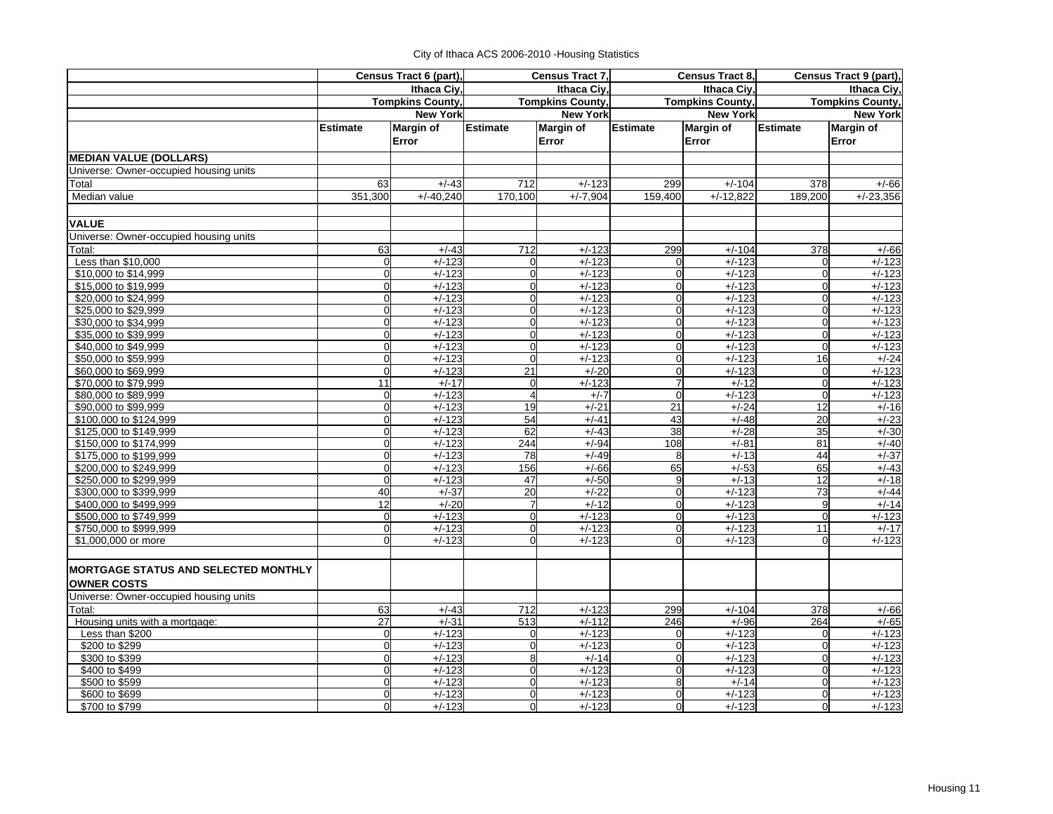City of Ithaca ACS 2006-2010 -Housing Statistics

| | Census Tract 6 (part), Ithaca Ciy, Tompkins County, New York | | Census Tract 7, Ithaca Ciy, Tompkins County, New York | | Census Tract 8, Ithaca Ciy, Tompkins County, New York | | Census Tract 9 (part), Ithaca Ciy, Tompkins County, New York | |
|---|---|---|---|---|---|---|---|---|
| | Estimate | Margin of Error | Estimate | Margin of Error | Estimate | Margin of Error | Estimate | Margin of Error |
| **MEDIAN VALUE (DOLLARS)** | | | | | | | | |
| Universe: Owner-occupied housing units | | | | | | | | |
| Total | 63 | +/-43 | 712 | +/-123 | 299 | +/-104 | 378 | +/-66 |
| Median value | 351,300 | +/-40,240 | 170,100 | +/-7,904 | 159,400 | +/-12,822 | 189,200 | +/-23,356 |
| | | | | | | | | |
| **VALUE** | | | | | | | | |
| Universe: Owner-occupied housing units | | | | | | | | |
| Total: | 63 | +/-43 | 712 | +/-123 | 299 | +/-104 | 378 | +/-66 |
| Less than $10,000 | 0 | +/-123 | 0 | +/-123 | 0 | +/-123 | 0 | +/-123 |
| $10,000 to $14,999 | 0 | +/-123 | 0 | +/-123 | 0 | +/-123 | 0 | +/-123 |
| $15,000 to $19,999 | 0 | +/-123 | 0 | +/-123 | 0 | +/-123 | 0 | +/-123 |
| $20,000 to $24,999 | 0 | +/-123 | 0 | +/-123 | 0 | +/-123 | 0 | +/-123 |
| $25,000 to $29,999 | 0 | +/-123 | 0 | +/-123 | 0 | +/-123 | 0 | +/-123 |
| $30,000 to $34,999 | 0 | +/-123 | 0 | +/-123 | 0 | +/-123 | 0 | +/-123 |
| $35,000 to $39,999 | 0 | +/-123 | 0 | +/-123 | 0 | +/-123 | 0 | +/-123 |
| $40,000 to $49,999 | 0 | +/-123 | 0 | +/-123 | 0 | +/-123 | 0 | +/-123 |
| $50,000 to $59,999 | 0 | +/-123 | 0 | +/-123 | 0 | +/-123 | 16 | +/-24 |
| $60,000 to $69,999 | 0 | +/-123 | 21 | +/-20 | 0 | +/-123 | 0 | +/-123 |
| $70,000 to $79,999 | 11 | +/-17 | 0 | +/-123 | 7 | +/-12 | 0 | +/-123 |
| $80,000 to $89,999 | 0 | +/-123 | 4 | +/-7 | 0 | +/-123 | 0 | +/-123 |
| $90,000 to $99,999 | 0 | +/-123 | 19 | +/-21 | 21 | +/-24 | 12 | +/-16 |
| $100,000 to $124,999 | 0 | +/-123 | 54 | +/-41 | 43 | +/-48 | 20 | +/-23 |
| $125,000 to $149,999 | 0 | +/-123 | 62 | +/-43 | 38 | +/-28 | 35 | +/-30 |
| $150,000 to $174,999 | 0 | +/-123 | 244 | +/-94 | 108 | +/-81 | 81 | +/-40 |
| $175,000 to $199,999 | 0 | +/-123 | 78 | +/-49 | 8 | +/-13 | 44 | +/-37 |
| $200,000 to $249,999 | 0 | +/-123 | 156 | +/-66 | 65 | +/-53 | 65 | +/-43 |
| $250,000 to $299,999 | 0 | +/-123 | 47 | +/-50 | 9 | +/-13 | 12 | +/-18 |
| $300,000 to $399,999 | 40 | +/-37 | 20 | +/-22 | 0 | +/-123 | 73 | +/-44 |
| $400,000 to $499,999 | 12 | +/-20 | 7 | +/-12 | 0 | +/-123 | 9 | +/-14 |
| $500,000 to $749,999 | 0 | +/-123 | 0 | +/-123 | 0 | +/-123 | 0 | +/-123 |
| $750,000 to $999,999 | 0 | +/-123 | 0 | +/-123 | 0 | +/-123 | 11 | +/-17 |
| $1,000,000 or more | 0 | +/-123 | 0 | +/-123 | 0 | +/-123 | 0 | +/-123 |
| | | | | | | | | |
| **MORTGAGE STATUS AND SELECTED MONTHLY OWNER COSTS** | | | | | | | | |
| Universe: Owner-occupied housing units | | | | | | | | |
| Total: | 63 | +/-43 | 712 | +/-123 | 299 | +/-104 | 378 | +/-66 |
| Housing units with a mortgage: | 27 | +/-31 | 513 | +/-112 | 246 | +/-96 | 264 | +/-65 |
| Less than $200 | 0 | +/-123 | 0 | +/-123 | 0 | +/-123 | 0 | +/-123 |
| $200 to $299 | 0 | +/-123 | 0 | +/-123 | 0 | +/-123 | 0 | +/-123 |
| $300 to $399 | 0 | +/-123 | 8 | +/-14 | 0 | +/-123 | 0 | +/-123 |
| $400 to $499 | 0 | +/-123 | 0 | +/-123 | 0 | +/-123 | 0 | +/-123 |
| $500 to $599 | 0 | +/-123 | 0 | +/-123 | 8 | +/-14 | 0 | +/-123 |
| $600 to $699 | 0 | +/-123 | 0 | +/-123 | 0 | +/-123 | 0 | +/-123 |
| $700 to $799 | 0 | +/-123 | 0 | +/-123 | 0 | +/-123 | 0 | +/-123 |

Housing 11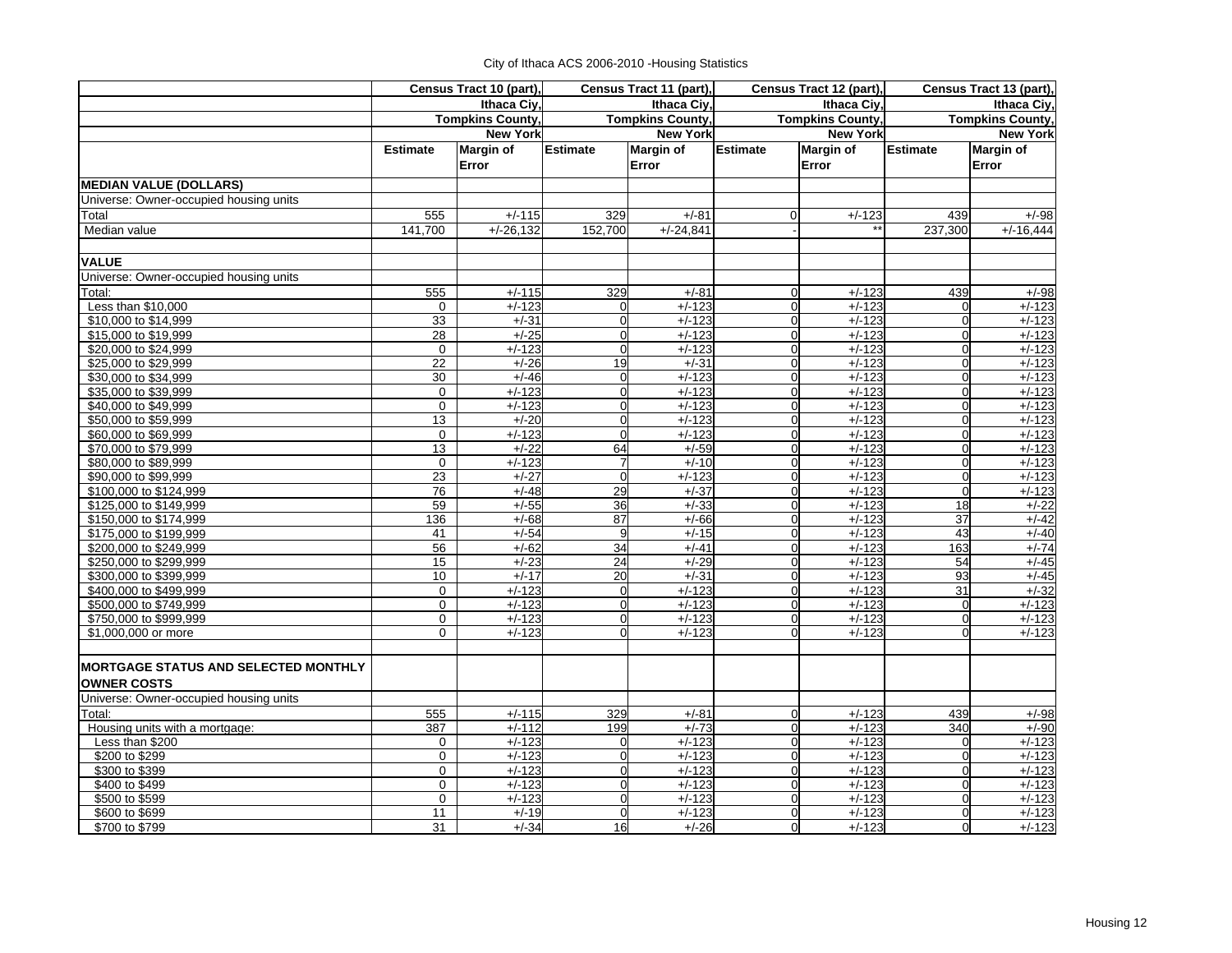City of Ithaca ACS 2006-2010 -Housing Statistics

| | Census Tract 10 (part), Ithaca Ciy, Tompkins County, New York | | Census Tract 11 (part), Ithaca Ciy, Tompkins County, New York | | Census Tract 12 (part), Ithaca Ciy, Tompkins County, New York | | Census Tract 13 (part), Ithaca Ciy, Tompkins County, New York | |
|---|---|---|---|---|---|---|---|---|
| | Estimate | Margin of Error | Estimate | Margin of Error | Estimate | Margin of Error | Estimate | Margin of Error |
| **MEDIAN VALUE (DOLLARS)** | | | | | | | | |
| Universe: Owner-occupied housing units | | | | | | | | |
| Total | 555 | +/-115 | 329 | +/-81 | 0 | +/-123 | 439 | +/-98 |
| Median value | 141,700 | +/-26,132 | 152,700 | +/-24,841 | - | ** | 237,300 | +/-16,444 |
| | | | | | | | | |
| **VALUE** | | | | | | | | |
| Universe: Owner-occupied housing units | | | | | | | | |
| Total: | 555 | +/-115 | 329 | +/-81 | 0 | +/-123 | 439 | +/-98 |
| Less than $10,000 | 0 | +/-123 | 0 | +/-123 | 0 | +/-123 | 0 | +/-123 |
| $10,000 to $14,999 | 33 | +/-31 | 0 | +/-123 | 0 | +/-123 | 0 | +/-123 |
| $15,000 to $19,999 | 28 | +/-25 | 0 | +/-123 | 0 | +/-123 | 0 | +/-123 |
| $20,000 to $24,999 | 0 | +/-123 | 0 | +/-123 | 0 | +/-123 | 0 | +/-123 |
| $25,000 to $29,999 | 22 | +/-26 | 19 | +/-31 | 0 | +/-123 | 0 | +/-123 |
| $30,000 to $34,999 | 30 | +/-46 | 0 | +/-123 | 0 | +/-123 | 0 | +/-123 |
| $35,000 to $39,999 | 0 | +/-123 | 0 | +/-123 | 0 | +/-123 | 0 | +/-123 |
| $40,000 to $49,999 | 0 | +/-123 | 0 | +/-123 | 0 | +/-123 | 0 | +/-123 |
| $50,000 to $59,999 | 13 | +/-20 | 0 | +/-123 | 0 | +/-123 | 0 | +/-123 |
| $60,000 to $69,999 | 0 | +/-123 | 0 | +/-123 | 0 | +/-123 | 0 | +/-123 |
| $70,000 to $79,999 | 13 | +/-22 | 64 | +/-59 | 0 | +/-123 | 0 | +/-123 |
| $80,000 to $89,999 | 0 | +/-123 | 7 | +/-10 | 0 | +/-123 | 0 | +/-123 |
| $90,000 to $99,999 | 23 | +/-27 | 0 | +/-123 | 0 | +/-123 | 0 | +/-123 |
| $100,000 to $124,999 | 76 | +/-48 | 29 | +/-37 | 0 | +/-123 | 0 | +/-123 |
| $125,000 to $149,999 | 59 | +/-55 | 36 | +/-33 | 0 | +/-123 | 18 | +/-22 |
| $150,000 to $174,999 | 136 | +/-68 | 87 | +/-66 | 0 | +/-123 | 37 | +/-42 |
| $175,000 to $199,999 | 41 | +/-54 | 9 | +/-15 | 0 | +/-123 | 43 | +/-40 |
| $200,000 to $249,999 | 56 | +/-62 | 34 | +/-41 | 0 | +/-123 | 163 | +/-74 |
| $250,000 to $299,999 | 15 | +/-23 | 24 | +/-29 | 0 | +/-123 | 54 | +/-45 |
| $300,000 to $399,999 | 10 | +/-17 | 20 | +/-31 | 0 | +/-123 | 93 | +/-45 |
| $400,000 to $499,999 | 0 | +/-123 | 0 | +/-123 | 0 | +/-123 | 31 | +/-32 |
| $500,000 to $749,999 | 0 | +/-123 | 0 | +/-123 | 0 | +/-123 | 0 | +/-123 |
| $750,000 to $999,999 | 0 | +/-123 | 0 | +/-123 | 0 | +/-123 | 0 | +/-123 |
| $1,000,000 or more | 0 | +/-123 | 0 | +/-123 | 0 | +/-123 | 0 | +/-123 |
| | | | | | | | | |
| **MORTGAGE STATUS AND SELECTED MONTHLY OWNER COSTS** | | | | | | | | |
| Universe: Owner-occupied housing units | | | | | | | | |
| Total: | 555 | +/-115 | 329 | +/-81 | 0 | +/-123 | 439 | +/-98 |
| Housing units with a mortgage: | 387 | +/-112 | 199 | +/-73 | 0 | +/-123 | 340 | +/-90 |
| Less than $200 | 0 | +/-123 | 0 | +/-123 | 0 | +/-123 | 0 | +/-123 |
| $200 to $299 | 0 | +/-123 | 0 | +/-123 | 0 | +/-123 | 0 | +/-123 |
| $300 to $399 | 0 | +/-123 | 0 | +/-123 | 0 | +/-123 | 0 | +/-123 |
| $400 to $499 | 0 | +/-123 | 0 | +/-123 | 0 | +/-123 | 0 | +/-123 |
| $500 to $599 | 0 | +/-123 | 0 | +/-123 | 0 | +/-123 | 0 | +/-123 |
| $600 to $699 | 11 | +/-19 | 0 | +/-123 | 0 | +/-123 | 0 | +/-123 |
| $700 to $799 | 31 | +/-34 | 16 | +/-26 | 0 | +/-123 | 0 | +/-123 |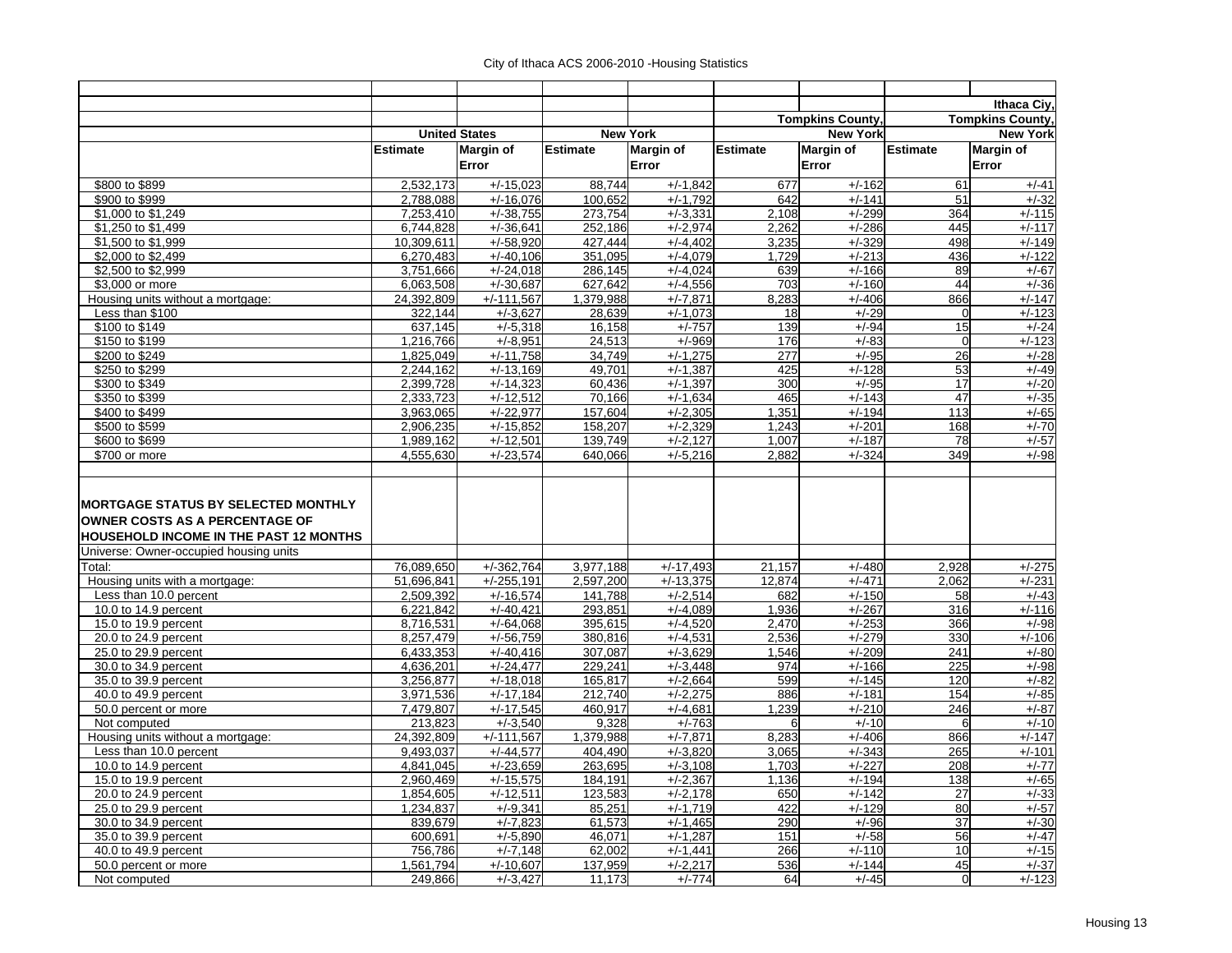City of Ithaca ACS 2006-2010 -Housing Statistics

| | United States | | New York | | Tompkins County, New York | | Ithaca Ciy, Tompkins County, New York | |
|---|---|---|---|---|---|---|---|---|
| | Estimate | Margin of Error | Estimate | Margin of Error | Estimate | Margin of Error | Estimate | Margin of Error |
| $800 to $899 | 2,532,173 | +/-15,023 | 88,744 | +/-1,842 | 677 | +/-162 | 61 | +/-41 |
| $900 to $999 | 2,788,088 | +/-16,076 | 100,652 | +/-1,792 | 642 | +/-141 | 51 | +/-32 |
| $1,000 to $1,249 | 7,253,410 | +/-38,755 | 273,754 | +/-3,331 | 2,108 | +/-299 | 364 | +/-115 |
| $1,250 to $1,499 | 6,744,828 | +/-36,641 | 252,186 | +/-2,974 | 2,262 | +/-286 | 445 | +/-117 |
| $1,500 to $1,999 | 10,309,611 | +/-58,920 | 427,444 | +/-4,402 | 3,235 | +/-329 | 498 | +/-149 |
| $2,000 to $2,499 | 6,270,483 | +/-40,106 | 351,095 | +/-4,079 | 1,729 | +/-213 | 436 | +/-122 |
| $2,500 to $2,999 | 3,751,666 | +/-24,018 | 286,145 | +/-4,024 | 639 | +/-166 | 89 | +/-67 |
| $3,000 or more | 6,063,508 | +/-30,687 | 627,642 | +/-4,556 | 703 | +/-160 | 44 | +/-36 |
| Housing units without a mortgage: | 24,392,809 | +/-111,567 | 1,379,988 | +/-7,871 | 8,283 | +/-406 | 866 | +/-147 |
| Less than $100 | 322,144 | +/-3,627 | 28,639 | +/-1,073 | 18 | +/-29 | 0 | +/-123 |
| $100 to $149 | 637,145 | +/-5,318 | 16,158 | +/-757 | 139 | +/-94 | 15 | +/-24 |
| $150 to $199 | 1,216,766 | +/-8,951 | 24,513 | +/-969 | 176 | +/-83 | 0 | +/-123 |
| $200 to $249 | 1,825,049 | +/-11,758 | 34,749 | +/-1,275 | 277 | +/-95 | 26 | +/-28 |
| $250 to $299 | 2,244,162 | +/-13,169 | 49,701 | +/-1,387 | 425 | +/-128 | 53 | +/-49 |
| $300 to $349 | 2,399,728 | +/-14,323 | 60,436 | +/-1,397 | 300 | +/-95 | 17 | +/-20 |
| $350 to $399 | 2,333,723 | +/-12,512 | 70,166 | +/-1,634 | 465 | +/-143 | 47 | +/-35 |
| $400 to $499 | 3,963,065 | +/-22,977 | 157,604 | +/-2,305 | 1,351 | +/-194 | 113 | +/-65 |
| $500 to $599 | 2,906,235 | +/-15,852 | 158,207 | +/-2,329 | 1,243 | +/-201 | 168 | +/-70 |
| $600 to $699 | 1,989,162 | +/-12,501 | 139,749 | +/-2,127 | 1,007 | +/-187 | 78 | +/-57 |
| $700 or more | 4,555,630 | +/-23,574 | 640,066 | +/-5,216 | 2,882 | +/-324 | 349 | +/-98 |
| | | | | | | | | |
| **MORTGAGE STATUS BY SELECTED MONTHLY OWNER COSTS AS A PERCENTAGE OF HOUSEHOLD INCOME IN THE PAST 12 MONTHS** | | | | | | | | |
| Universe: Owner-occupied housing units | | | | | | | | |
| Total: | 76,089,650 | +/-362,764 | 3,977,188 | +/-17,493 | 21,157 | +/-480 | 2,928 | +/-275 |
| Housing units with a mortgage: | 51,696,841 | +/-255,191 | 2,597,200 | +/-13,375 | 12,874 | +/-471 | 2,062 | +/-231 |
| Less than 10.0 percent | 2,509,392 | +/-16,574 | 141,788 | +/-2,514 | 682 | +/-150 | 58 | +/-43 |
| 10.0 to 14.9 percent | 6,221,842 | +/-40,421 | 293,851 | +/-4,089 | 1,936 | +/-267 | 316 | +/-116 |
| 15.0 to 19.9 percent | 8,716,531 | +/-64,068 | 395,615 | +/-4,520 | 2,470 | +/-253 | 366 | +/-98 |
| 20.0 to 24.9 percent | 8,257,479 | +/-56,759 | 380,816 | +/-4,531 | 2,536 | +/-279 | 330 | +/-106 |
| 25.0 to 29.9 percent | 6,433,353 | +/-40,416 | 307,087 | +/-3,629 | 1,546 | +/-209 | 241 | +/-80 |
| 30.0 to 34.9 percent | 4,636,201 | +/-24,477 | 229,241 | +/-3,448 | 974 | +/-166 | 225 | +/-98 |
| 35.0 to 39.9 percent | 3,256,877 | +/-18,018 | 165,817 | +/-2,664 | 599 | +/-145 | 120 | +/-82 |
| 40.0 to 49.9 percent | 3,971,536 | +/-17,184 | 212,740 | +/-2,275 | 886 | +/-181 | 154 | +/-85 |
| 50.0 percent or more | 7,479,807 | +/-17,545 | 460,917 | +/-4,681 | 1,239 | +/-210 | 246 | +/-87 |
| Not computed | 213,823 | +/-3,540 | 9,328 | +/-763 | 6 | +/-10 | 6 | +/-10 |
| Housing units without a mortgage: | 24,392,809 | +/-111,567 | 1,379,988 | +/-7,871 | 8,283 | +/-406 | 866 | +/-147 |
| Less than 10.0 percent | 9,493,037 | +/-44,577 | 404,490 | +/-3,820 | 3,065 | +/-343 | 265 | +/-101 |
| 10.0 to 14.9 percent | 4,841,045 | +/-23,659 | 263,695 | +/-3,108 | 1,703 | +/-227 | 208 | +/-77 |
| 15.0 to 19.9 percent | 2,960,469 | +/-15,575 | 184,191 | +/-2,367 | 1,136 | +/-194 | 138 | +/-65 |
| 20.0 to 24.9 percent | 1,854,605 | +/-12,511 | 123,583 | +/-2,178 | 650 | +/-142 | 27 | +/-33 |
| 25.0 to 29.9 percent | 1,234,837 | +/-9,341 | 85,251 | +/-1,719 | 422 | +/-129 | 80 | +/-57 |
| 30.0 to 34.9 percent | 839,679 | +/-7,823 | 61,573 | +/-1,465 | 290 | +/-96 | 37 | +/-30 |
| 35.0 to 39.9 percent | 600,691 | +/-5,890 | 46,071 | +/-1,287 | 151 | +/-58 | 56 | +/-47 |
| 40.0 to 49.9 percent | 756,786 | +/-7,148 | 62,002 | +/-1,441 | 266 | +/-110 | 10 | +/-15 |
| 50.0 percent or more | 1,561,794 | +/-10,607 | 137,959 | +/-2,217 | 536 | +/-144 | 45 | +/-37 |
| Not computed | 249,866 | +/-3,427 | 11,173 | +/-774 | 64 | +/-45 | 0 | +/-123 |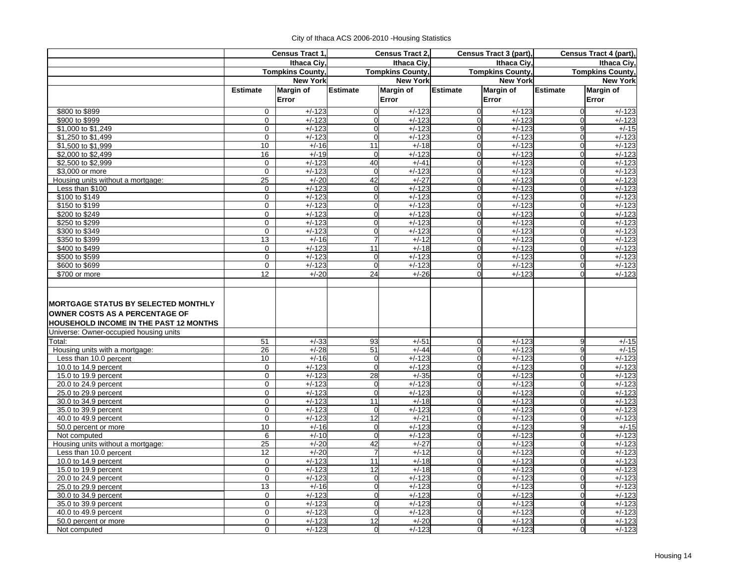City of Ithaca ACS 2006-2010 -Housing Statistics

| | Census Tract 1, Ithaca Ciy, Tompkins County, New York | | Census Tract 2, Ithaca Ciy, Tompkins County, New York | | Census Tract 3 (part), Ithaca Ciy, Tompkins County, New York | | Census Tract 4 (part), Ithaca Ciy, Tompkins County, New York | |
|---|---|---|---|---|---|---|---|---|
| | Estimate | Margin of Error | Estimate | Margin of Error | Estimate | Margin of Error | Estimate | Margin of Error |
| $800 to $899 | 0 | +/-123 | 0 | +/-123 | 0 | +/-123 | 0 | +/-123 |
| $900 to $999 | 0 | +/-123 | 0 | +/-123 | 0 | +/-123 | 0 | +/-123 |
| $1,000 to $1,249 | 0 | +/-123 | 0 | +/-123 | 0 | +/-123 | 9 | +/-15 |
| $1,250 to $1,499 | 0 | +/-123 | 0 | +/-123 | 0 | +/-123 | 0 | +/-123 |
| $1,500 to $1,999 | 10 | +/-16 | 11 | +/-18 | 0 | +/-123 | 0 | +/-123 |
| $2,000 to $2,499 | 16 | +/-19 | 0 | +/-123 | 0 | +/-123 | 0 | +/-123 |
| $2,500 to $2,999 | 0 | +/-123 | 40 | +/-41 | 0 | +/-123 | 0 | +/-123 |
| $3,000 or more | 0 | +/-123 | 0 | +/-123 | 0 | +/-123 | 0 | +/-123 |
| Housing units without a mortgage: | 25 | +/-20 | 42 | +/-27 | 0 | +/-123 | 0 | +/-123 |
| Less than $100 | 0 | +/-123 | 0 | +/-123 | 0 | +/-123 | 0 | +/-123 |
| $100 to $149 | 0 | +/-123 | 0 | +/-123 | 0 | +/-123 | 0 | +/-123 |
| $150 to $199 | 0 | +/-123 | 0 | +/-123 | 0 | +/-123 | 0 | +/-123 |
| $200 to $249 | 0 | +/-123 | 0 | +/-123 | 0 | +/-123 | 0 | +/-123 |
| $250 to $299 | 0 | +/-123 | 0 | +/-123 | 0 | +/-123 | 0 | +/-123 |
| $300 to $349 | 0 | +/-123 | 0 | +/-123 | 0 | +/-123 | 0 | +/-123 |
| $350 to $399 | 13 | +/-16 | 7 | +/-12 | 0 | +/-123 | 0 | +/-123 |
| $400 to $499 | 0 | +/-123 | 11 | +/-18 | 0 | +/-123 | 0 | +/-123 |
| $500 to $599 | 0 | +/-123 | 0 | +/-123 | 0 | +/-123 | 0 | +/-123 |
| $600 to $699 | 0 | +/-123 | 0 | +/-123 | 0 | +/-123 | 0 | +/-123 |
| $700 or more | 12 | +/-20 | 24 | +/-26 | 0 | +/-123 | 0 | +/-123 |
| | | | | | | | | |
| **MORTGAGE STATUS BY SELECTED MONTHLY OWNER COSTS AS A PERCENTAGE OF HOUSEHOLD INCOME IN THE PAST 12 MONTHS** | | | | | | | | |
| Universe: Owner-occupied housing units | | | | | | | | |
| Total: | 51 | +/-33 | 93 | +/-51 | 0 | +/-123 | 9 | +/-15 |
| Housing units with a mortgage: | 26 | +/-28 | 51 | +/-44 | 0 | +/-123 | 9 | +/-15 |
| Less than 10.0 percent | 10 | +/-16 | 0 | +/-123 | 0 | +/-123 | 0 | +/-123 |
| 10.0 to 14.9 percent | 0 | +/-123 | 0 | +/-123 | 0 | +/-123 | 0 | +/-123 |
| 15.0 to 19.9 percent | 0 | +/-123 | 28 | +/-35 | 0 | +/-123 | 0 | +/-123 |
| 20.0 to 24.9 percent | 0 | +/-123 | 0 | +/-123 | 0 | +/-123 | 0 | +/-123 |
| 25.0 to 29.9 percent | 0 | +/-123 | 0 | +/-123 | 0 | +/-123 | 0 | +/-123 |
| 30.0 to 34.9 percent | 0 | +/-123 | 11 | +/-18 | 0 | +/-123 | 0 | +/-123 |
| 35.0 to 39.9 percent | 0 | +/-123 | 0 | +/-123 | 0 | +/-123 | 0 | +/-123 |
| 40.0 to 49.9 percent | 0 | +/-123 | 12 | +/-21 | 0 | +/-123 | 0 | +/-123 |
| 50.0 percent or more | 10 | +/-16 | 0 | +/-123 | 0 | +/-123 | 9 | +/-15 |
| Not computed | 6 | +/-10 | 0 | +/-123 | 0 | +/-123 | 0 | +/-123 |
| Housing units without a mortgage: | 25 | +/-20 | 42 | +/-27 | 0 | +/-123 | 0 | +/-123 |
| Less than 10.0 percent | 12 | +/-20 | 7 | +/-12 | 0 | +/-123 | 0 | +/-123 |
| 10.0 to 14.9 percent | 0 | +/-123 | 11 | +/-18 | 0 | +/-123 | 0 | +/-123 |
| 15.0 to 19.9 percent | 0 | +/-123 | 12 | +/-18 | 0 | +/-123 | 0 | +/-123 |
| 20.0 to 24.9 percent | 0 | +/-123 | 0 | +/-123 | 0 | +/-123 | 0 | +/-123 |
| 25.0 to 29.9 percent | 13 | +/-16 | 0 | +/-123 | 0 | +/-123 | 0 | +/-123 |
| 30.0 to 34.9 percent | 0 | +/-123 | 0 | +/-123 | 0 | +/-123 | 0 | +/-123 |
| 35.0 to 39.9 percent | 0 | +/-123 | 0 | +/-123 | 0 | +/-123 | 0 | +/-123 |
| 40.0 to 49.9 percent | 0 | +/-123 | 0 | +/-123 | 0 | +/-123 | 0 | +/-123 |
| 50.0 percent or more | 0 | +/-123 | 12 | +/-20 | 0 | +/-123 | 0 | +/-123 |
| Not computed | 0 | +/-123 | 0 | +/-123 | 0 | +/-123 | 0 | +/-123 |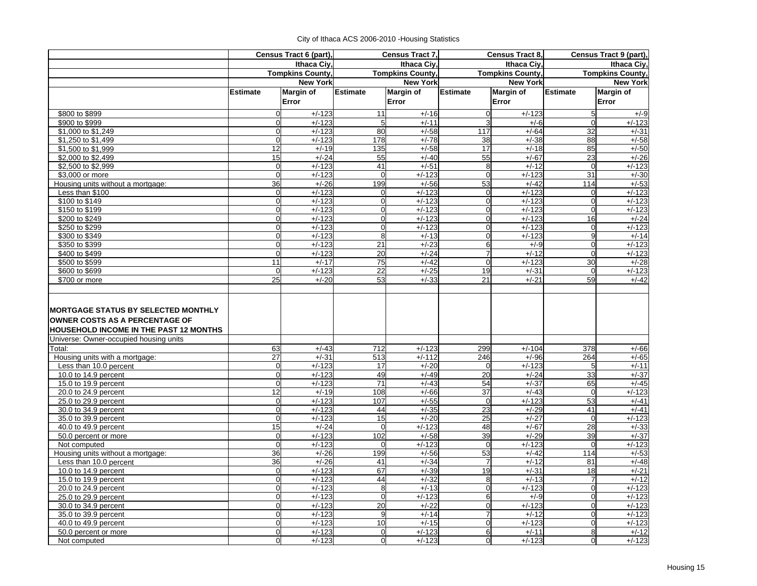City of Ithaca ACS 2006-2010 -Housing Statistics

| | Census Tract 6 (part), Ithaca Ciy, Tompkins County, New York | | Census Tract 7, Ithaca Ciy, Tompkins County, New York | | Census Tract 8, Ithaca Ciy, Tompkins County, New York | | Census Tract 9 (part), Ithaca Ciy, Tompkins County, New York | |
|---|---|---|---|---|---|---|---|---|
| | Estimate | Margin of Error | Estimate | Margin of Error | Estimate | Margin of Error | Estimate | Margin of Error |
| $800 to $899 | 0 | +/-123 | 11 | +/-16 | 0 | +/-123 | 5 | +/-9 |
| $900 to $999 | 0 | +/-123 | 5 | +/-11 | 3 | +/-6 | 0 | +/-123 |
| $1,000 to $1,249 | 0 | +/-123 | 80 | +/-58 | 117 | +/-64 | 32 | +/-31 |
| $1,250 to $1,499 | 0 | +/-123 | 178 | +/-78 | 38 | +/-38 | 88 | +/-58 |
| $1,500 to $1,999 | 12 | +/-19 | 135 | +/-58 | 17 | +/-18 | 85 | +/-50 |
| $2,000 to $2,499 | 15 | +/-24 | 55 | +/-40 | 55 | +/-67 | 23 | +/-26 |
| $2,500 to $2,999 | 0 | +/-123 | 41 | +/-51 | 8 | +/-12 | 0 | +/-123 |
| $3,000 or more | 0 | +/-123 | 0 | +/-123 | 0 | +/-123 | 31 | +/-30 |
| Housing units without a mortgage: | 36 | +/-26 | 199 | +/-56 | 53 | +/-42 | 114 | +/-53 |
| Less than $100 | 0 | +/-123 | 0 | +/-123 | 0 | +/-123 | 0 | +/-123 |
| $100 to $149 | 0 | +/-123 | 0 | +/-123 | 0 | +/-123 | 0 | +/-123 |
| $150 to $199 | 0 | +/-123 | 0 | +/-123 | 0 | +/-123 | 0 | +/-123 |
| $200 to $249 | 0 | +/-123 | 0 | +/-123 | 0 | +/-123 | 16 | +/-24 |
| $250 to $299 | 0 | +/-123 | 0 | +/-123 | 0 | +/-123 | 0 | +/-123 |
| $300 to $349 | 0 | +/-123 | 8 | +/-13 | 0 | +/-123 | 9 | +/-14 |
| $350 to $399 | 0 | +/-123 | 21 | +/-23 | 6 | +/-9 | 0 | +/-123 |
| $400 to $499 | 0 | +/-123 | 20 | +/-24 | 7 | +/-12 | 0 | +/-123 |
| $500 to $599 | 11 | +/-17 | 75 | +/-42 | 0 | +/-123 | 30 | +/-28 |
| $600 to $699 | 0 | +/-123 | 22 | +/-25 | 19 | +/-31 | 0 | +/-123 |
| $700 or more | 25 | +/-20 | 53 | +/-33 | 21 | +/-21 | 59 | +/-42 |
| | | | | | | | | |
| **MORTGAGE STATUS BY SELECTED MONTHLY OWNER COSTS AS A PERCENTAGE OF HOUSEHOLD INCOME IN THE PAST 12 MONTHS** | | | | | | | | |
| Universe: Owner-occupied housing units | | | | | | | | |
| Total: | 63 | +/-43 | 712 | +/-123 | 299 | +/-104 | 378 | +/-66 |
| Housing units with a mortgage: | 27 | +/-31 | 513 | +/-112 | 246 | +/-96 | 264 | +/-65 |
| Less than 10.0 percent | 0 | +/-123 | 17 | +/-20 | 0 | +/-123 | 5 | +/-11 |
| 10.0 to 14.9 percent | 0 | +/-123 | 49 | +/-49 | 20 | +/-24 | 33 | +/-37 |
| 15.0 to 19.9 percent | 0 | +/-123 | 71 | +/-43 | 54 | +/-37 | 65 | +/-45 |
| 20.0 to 24.9 percent | 12 | +/-19 | 108 | +/-66 | 37 | +/-43 | 0 | +/-123 |
| 25.0 to 29.9 percent | 0 | +/-123 | 107 | +/-55 | 0 | +/-123 | 53 | +/-41 |
| 30.0 to 34.9 percent | 0 | +/-123 | 44 | +/-35 | 23 | +/-29 | 41 | +/-41 |
| 35.0 to 39.9 percent | 0 | +/-123 | 15 | +/-20 | 25 | +/-27 | 0 | +/-123 |
| 40.0 to 49.9 percent | 15 | +/-24 | 0 | +/-123 | 48 | +/-67 | 28 | +/-33 |
| 50.0 percent or more | 0 | +/-123 | 102 | +/-58 | 39 | +/-29 | 39 | +/-37 |
| Not computed | 0 | +/-123 | 0 | +/-123 | 0 | +/-123 | 0 | +/-123 |
| Housing units without a mortgage: | 36 | +/-26 | 199 | +/-56 | 53 | +/-42 | 114 | +/-53 |
| Less than 10.0 percent | 36 | +/-26 | 41 | +/-34 | 7 | +/-12 | 81 | +/-48 |
| 10.0 to 14.9 percent | 0 | +/-123 | 67 | +/-39 | 19 | +/-31 | 18 | +/-21 |
| 15.0 to 19.9 percent | 0 | +/-123 | 44 | +/-32 | 8 | +/-13 | 7 | +/-12 |
| 20.0 to 24.9 percent | 0 | +/-123 | 8 | +/-13 | 0 | +/-123 | 0 | +/-123 |
| 25.0 to 29.9 percent | 0 | +/-123 | 0 | +/-123 | 6 | +/-9 | 0 | +/-123 |
| 30.0 to 34.9 percent | 0 | +/-123 | 20 | +/-22 | 0 | +/-123 | 0 | +/-123 |
| 35.0 to 39.9 percent | 0 | +/-123 | 9 | +/-14 | 7 | +/-12 | 0 | +/-123 |
| 40.0 to 49.9 percent | 0 | +/-123 | 10 | +/-15 | 0 | +/-123 | 0 | +/-123 |
| 50.0 percent or more | 0 | +/-123 | 0 | +/-123 | 6 | +/-11 | 8 | +/-12 |
| Not computed | 0 | +/-123 | 0 | +/-123 | 0 | +/-123 | 0 | +/-123 |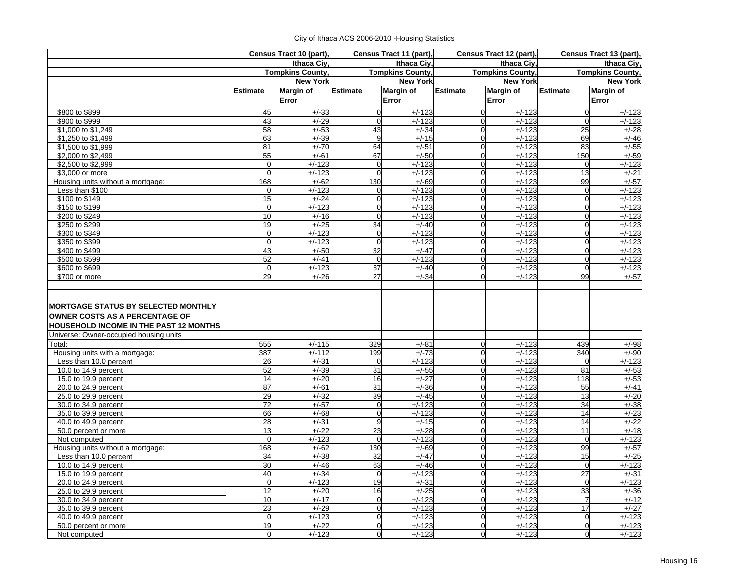City of Ithaca ACS 2006-2010 -Housing Statistics

| | Census Tract 10 (part), Ithaca Ciy, Tompkins County, New York | | Census Tract 11 (part), Ithaca Ciy, Tompkins County, New York | | Census Tract 12 (part), Ithaca Ciy, Tompkins County, New York | | Census Tract 13 (part), Ithaca Ciy, Tompkins County, New York | |
|---|---|---|---|---|---|---|---|---|
| | Estimate | Margin of Error | Estimate | Margin of Error | Estimate | Margin of Error | Estimate | Margin of Error |
| $800 to $899 | 45 | +/-33 | 0 | +/-123 | 0 | +/-123 | 0 | +/-123 |
| $900 to $999 | 43 | +/-29 | 0 | +/-123 | 0 | +/-123 | 0 | +/-123 |
| $1,000 to $1,249 | 58 | +/-53 | 43 | +/-34 | 0 | +/-123 | 25 | +/-28 |
| $1,250 to $1,499 | 63 | +/-39 | 9 | +/-15 | 0 | +/-123 | 69 | +/-46 |
| $1,500 to $1,999 | 81 | +/-70 | 64 | +/-51 | 0 | +/-123 | 83 | +/-55 |
| $2,000 to $2,499 | 55 | +/-61 | 67 | +/-50 | 0 | +/-123 | 150 | +/-59 |
| $2,500 to $2,999 | 0 | +/-123 | 0 | +/-123 | 0 | +/-123 | 0 | +/-123 |
| $3,000 or more | 0 | +/-123 | 0 | +/-123 | 0 | +/-123 | 13 | +/-21 |
| Housing units without a mortgage: | 168 | +/-62 | 130 | +/-69 | 0 | +/-123 | 99 | +/-57 |
| Less than $100 | 0 | +/-123 | 0 | +/-123 | 0 | +/-123 | 0 | +/-123 |
| $100 to $149 | 15 | +/-24 | 0 | +/-123 | 0 | +/-123 | 0 | +/-123 |
| $150 to $199 | 0 | +/-123 | 0 | +/-123 | 0 | +/-123 | 0 | +/-123 |
| $200 to $249 | 10 | +/-16 | 0 | +/-123 | 0 | +/-123 | 0 | +/-123 |
| $250 to $299 | 19 | +/-25 | 34 | +/-40 | 0 | +/-123 | 0 | +/-123 |
| $300 to $349 | 0 | +/-123 | 0 | +/-123 | 0 | +/-123 | 0 | +/-123 |
| $350 to $399 | 0 | +/-123 | 0 | +/-123 | 0 | +/-123 | 0 | +/-123 |
| $400 to $499 | 43 | +/-50 | 32 | +/-47 | 0 | +/-123 | 0 | +/-123 |
| $500 to $599 | 52 | +/-41 | 0 | +/-123 | 0 | +/-123 | 0 | +/-123 |
| $600 to $699 | 0 | +/-123 | 37 | +/-40 | 0 | +/-123 | 0 | +/-123 |
| $700 or more | 29 | +/-26 | 27 | +/-34 | 0 | +/-123 | 99 | +/-57 |
| | | | | | | | | |
| **MORTGAGE STATUS BY SELECTED MONTHLY OWNER COSTS AS A PERCENTAGE OF HOUSEHOLD INCOME IN THE PAST 12 MONTHS** | | | | | | | | |
| Universe: Owner-occupied housing units | | | | | | | | |
| Total: | 555 | +/-115 | 329 | +/-81 | 0 | +/-123 | 439 | +/-98 |
| Housing units with a mortgage: | 387 | +/-112 | 199 | +/-73 | 0 | +/-123 | 340 | +/-90 |
| Less than 10.0 percent | 26 | +/-31 | 0 | +/-123 | 0 | +/-123 | 0 | +/-123 |
| 10.0 to 14.9 percent | 52 | +/-39 | 81 | +/-55 | 0 | +/-123 | 81 | +/-53 |
| 15.0 to 19.9 percent | 14 | +/-20 | 16 | +/-27 | 0 | +/-123 | 118 | +/-53 |
| 20.0 to 24.9 percent | 87 | +/-61 | 31 | +/-36 | 0 | +/-123 | 55 | +/-41 |
| 25.0 to 29.9 percent | 29 | +/-32 | 39 | +/-45 | 0 | +/-123 | 13 | +/-20 |
| 30.0 to 34.9 percent | 72 | +/-57 | 0 | +/-123 | 0 | +/-123 | 34 | +/-38 |
| 35.0 to 39.9 percent | 66 | +/-68 | 0 | +/-123 | 0 | +/-123 | 14 | +/-23 |
| 40.0 to 49.9 percent | 28 | +/-31 | 9 | +/-15 | 0 | +/-123 | 14 | +/-22 |
| 50.0 percent or more | 13 | +/-22 | 23 | +/-28 | 0 | +/-123 | 11 | +/-18 |
| Not computed | 0 | +/-123 | 0 | +/-123 | 0 | +/-123 | 0 | +/-123 |
| Housing units without a mortgage: | 168 | +/-62 | 130 | +/-69 | 0 | +/-123 | 99 | +/-57 |
| Less than 10.0 percent | 34 | +/-38 | 32 | +/-47 | 0 | +/-123 | 15 | +/-25 |
| 10.0 to 14.9 percent | 30 | +/-46 | 63 | +/-46 | 0 | +/-123 | 0 | +/-123 |
| 15.0 to 19.9 percent | 40 | +/-34 | 0 | +/-123 | 0 | +/-123 | 27 | +/-31 |
| 20.0 to 24.9 percent | 0 | +/-123 | 19 | +/-31 | 0 | +/-123 | 0 | +/-123 |
| 25.0 to 29.9 percent | 12 | +/-20 | 16 | +/-25 | 0 | +/-123 | 33 | +/-36 |
| 30.0 to 34.9 percent | 10 | +/-17 | 0 | +/-123 | 0 | +/-123 | 7 | +/-12 |
| 35.0 to 39.9 percent | 23 | +/-29 | 0 | +/-123 | 0 | +/-123 | 17 | +/-27 |
| 40.0 to 49.9 percent | 0 | +/-123 | 0 | +/-123 | 0 | +/-123 | 0 | +/-123 |
| 50.0 percent or more | 19 | +/-22 | 0 | +/-123 | 0 | +/-123 | 0 | +/-123 |
| Not computed | 0 | +/-123 | 0 | +/-123 | 0 | +/-123 | 0 | +/-123 |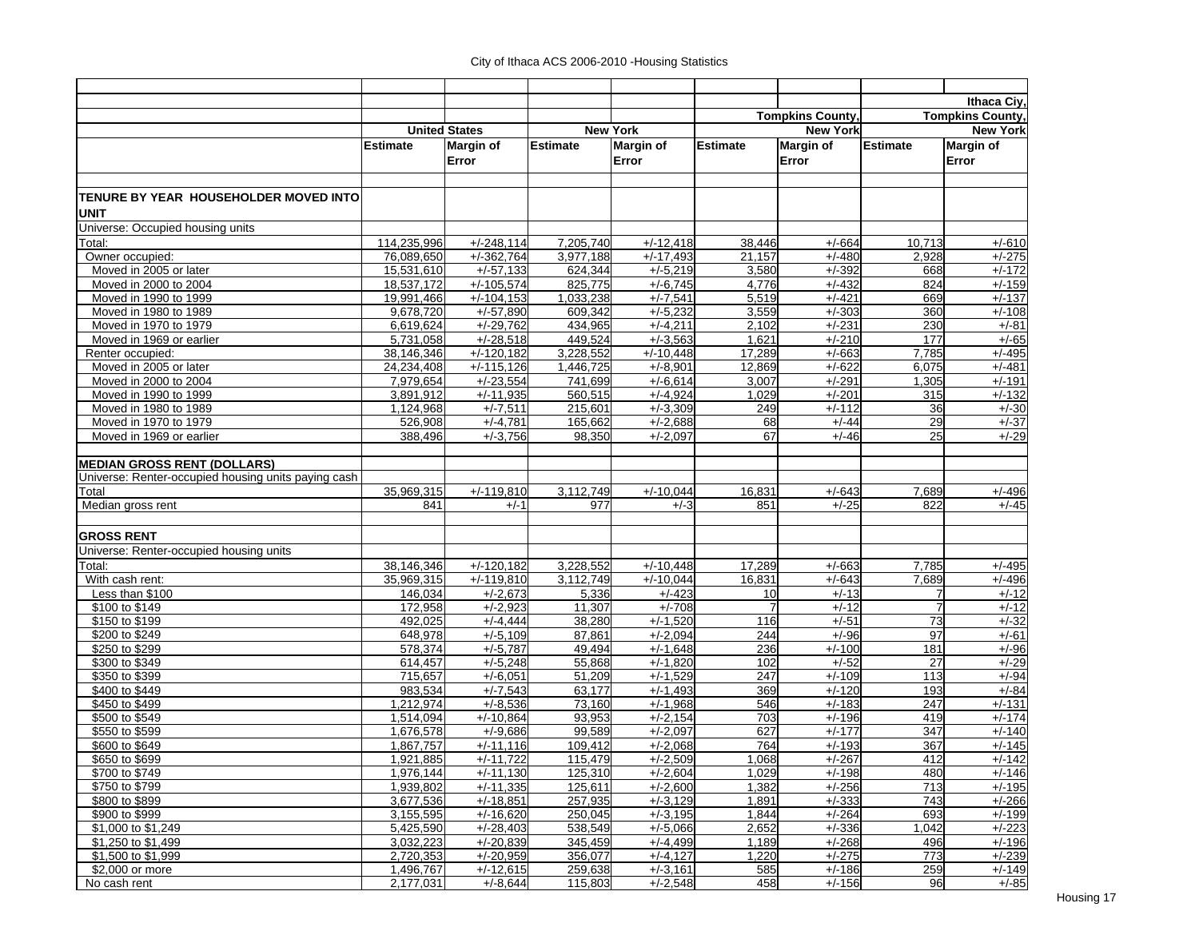City of Ithaca ACS 2006-2010 -Housing Statistics

| | | | | | | | | Ithaca Ciy, Tompkins County, New York |
|---|---|---|---|---|---|---|---|---|
| | United States | | New York | | Tompkins County, New York | | | |
| | Estimate | Margin of Error | Estimate | Margin of Error | Estimate | Margin of Error | Estimate | Margin of Error |
| **TENURE BY YEAR HOUSEHOLDER MOVED INTO UNIT** | | | | | | | | |
| Universe: Occupied housing units | | | | | | | | |
| Total: | 114,235,996 | +/-248,114 | 7,205,740 | +/-12,418 | 38,446 | +/-664 | 10,713 | +/-610 |
| Owner occupied: | 76,089,650 | +/-362,764 | 3,977,188 | +/-17,493 | 21,157 | +/-480 | 2,928 | +/-275 |
| Moved in 2005 or later | 15,531,610 | +/-57,133 | 624,344 | +/-5,219 | 3,580 | +/-392 | 668 | +/-172 |
| Moved in 2000 to 2004 | 18,537,172 | +/-105,574 | 825,775 | +/-6,745 | 4,776 | +/-432 | 824 | +/-159 |
| Moved in 1990 to 1999 | 19,991,466 | +/-104,153 | 1,033,238 | +/-7,541 | 5,519 | +/-421 | 669 | +/-137 |
| Moved in 1980 to 1989 | 9,678,720 | +/-57,890 | 609,342 | +/-5,232 | 3,559 | +/-303 | 360 | +/-108 |
| Moved in 1970 to 1979 | 6,619,624 | +/-29,762 | 434,965 | +/-4,211 | 2,102 | +/-231 | 230 | +/-81 |
| Moved in 1969 or earlier | 5,731,058 | +/-28,518 | 449,524 | +/-3,563 | 1,621 | +/-210 | 177 | +/-65 |
| Renter occupied: | 38,146,346 | +/-120,182 | 3,228,552 | +/-10,448 | 17,289 | +/-663 | 7,785 | +/-495 |
| Moved in 2005 or later | 24,234,408 | +/-115,126 | 1,446,725 | +/-8,901 | 12,869 | +/-622 | 6,075 | +/-481 |
| Moved in 2000 to 2004 | 7,979,654 | +/-23,554 | 741,699 | +/-6,614 | 3,007 | +/-291 | 1,305 | +/-191 |
| Moved in 1990 to 1999 | 3,891,912 | +/-11,935 | 560,515 | +/-4,924 | 1,029 | +/-201 | 315 | +/-132 |
| Moved in 1980 to 1989 | 1,124,968 | +/-7,511 | 215,601 | +/-3,309 | 249 | +/-112 | 36 | +/-30 |
| Moved in 1970 to 1979 | 526,908 | +/-4,781 | 165,662 | +/-2,688 | 68 | +/-44 | 29 | +/-37 |
| Moved in 1969 or earlier | 388,496 | +/-3,756 | 98,350 | +/-2,097 | 67 | +/-46 | 25 | +/-29 |
| **MEDIAN GROSS RENT (DOLLARS)** | | | | | | | | |
| Universe: Renter-occupied housing units paying cash | | | | | | | | |
| Total | 35,969,315 | +/-119,810 | 3,112,749 | +/-10,044 | 16,831 | +/-643 | 7,689 | +/-496 |
| Median gross rent | 841 | +/-1 | 977 | +/-3 | 851 | +/-25 | 822 | +/-45 |
| **GROSS RENT** | | | | | | | | |
| Universe: Renter-occupied housing units | | | | | | | | |
| Total: | 38,146,346 | +/-120,182 | 3,228,552 | +/-10,448 | 17,289 | +/-663 | 7,785 | +/-495 |
| With cash rent: | 35,969,315 | +/-119,810 | 3,112,749 | +/-10,044 | 16,831 | +/-643 | 7,689 | +/-496 |
| Less than $100 | 146,034 | +/-2,673 | 5,336 | +/-423 | 10 | +/-13 | 7 | +/-12 |
| $100 to $149 | 172,958 | +/-2,923 | 11,307 | +/-708 | 7 | +/-12 | 7 | +/-12 |
| $150 to $199 | 492,025 | +/-4,444 | 38,280 | +/-1,520 | 116 | +/-51 | 73 | +/-32 |
| $200 to $249 | 648,978 | +/-5,109 | 87,861 | +/-2,094 | 244 | +/-96 | 97 | +/-61 |
| $250 to $299 | 578,374 | +/-5,787 | 49,494 | +/-1,648 | 236 | +/-100 | 181 | +/-96 |
| $300 to $349 | 614,457 | +/-5,248 | 55,868 | +/-1,820 | 102 | +/-52 | 27 | +/-29 |
| $350 to $399 | 715,657 | +/-6,051 | 51,209 | +/-1,529 | 247 | +/-109 | 113 | +/-94 |
| $400 to $449 | 983,534 | +/-7,543 | 63,177 | +/-1,493 | 369 | +/-120 | 193 | +/-84 |
| $450 to $499 | 1,212,974 | +/-8,536 | 73,160 | +/-1,968 | 546 | +/-183 | 247 | +/-131 |
| $500 to $549 | 1,514,094 | +/-10,864 | 93,953 | +/-2,154 | 703 | +/-196 | 419 | +/-174 |
| $550 to $599 | 1,676,578 | +/-9,686 | 99,589 | +/-2,097 | 627 | +/-177 | 347 | +/-140 |
| $600 to $649 | 1,867,757 | +/-11,116 | 109,412 | +/-2,068 | 764 | +/-193 | 367 | +/-145 |
| $650 to $699 | 1,921,885 | +/-11,722 | 115,479 | +/-2,509 | 1,068 | +/-267 | 412 | +/-142 |
| $700 to $749 | 1,976,144 | +/-11,130 | 125,310 | +/-2,604 | 1,029 | +/-198 | 480 | +/-146 |
| $750 to $799 | 1,939,802 | +/-11,335 | 125,611 | +/-2,600 | 1,382 | +/-256 | 713 | +/-195 |
| $800 to $899 | 3,677,536 | +/-18,851 | 257,935 | +/-3,129 | 1,891 | +/-333 | 743 | +/-266 |
| $900 to $999 | 3,155,595 | +/-16,620 | 250,045 | +/-3,195 | 1,844 | +/-264 | 693 | +/-199 |
| $1,000 to $1,249 | 5,425,590 | +/-28,403 | 538,549 | +/-5,066 | 2,652 | +/-336 | 1,042 | +/-223 |
| $1,250 to $1,499 | 3,032,223 | +/-20,839 | 345,459 | +/-4,499 | 1,189 | +/-268 | 496 | +/-196 |
| $1,500 to $1,999 | 2,720,353 | +/-20,959 | 356,077 | +/-4,127 | 1,220 | +/-275 | 773 | +/-239 |
| $2,000 or more | 1,496,767 | +/-12,615 | 259,638 | +/-3,161 | 585 | +/-186 | 259 | +/-149 |
| No cash rent | 2,177,031 | +/-8,644 | 115,803 | +/-2,548 | 458 | +/-156 | 96 | +/-85 |

Housing 17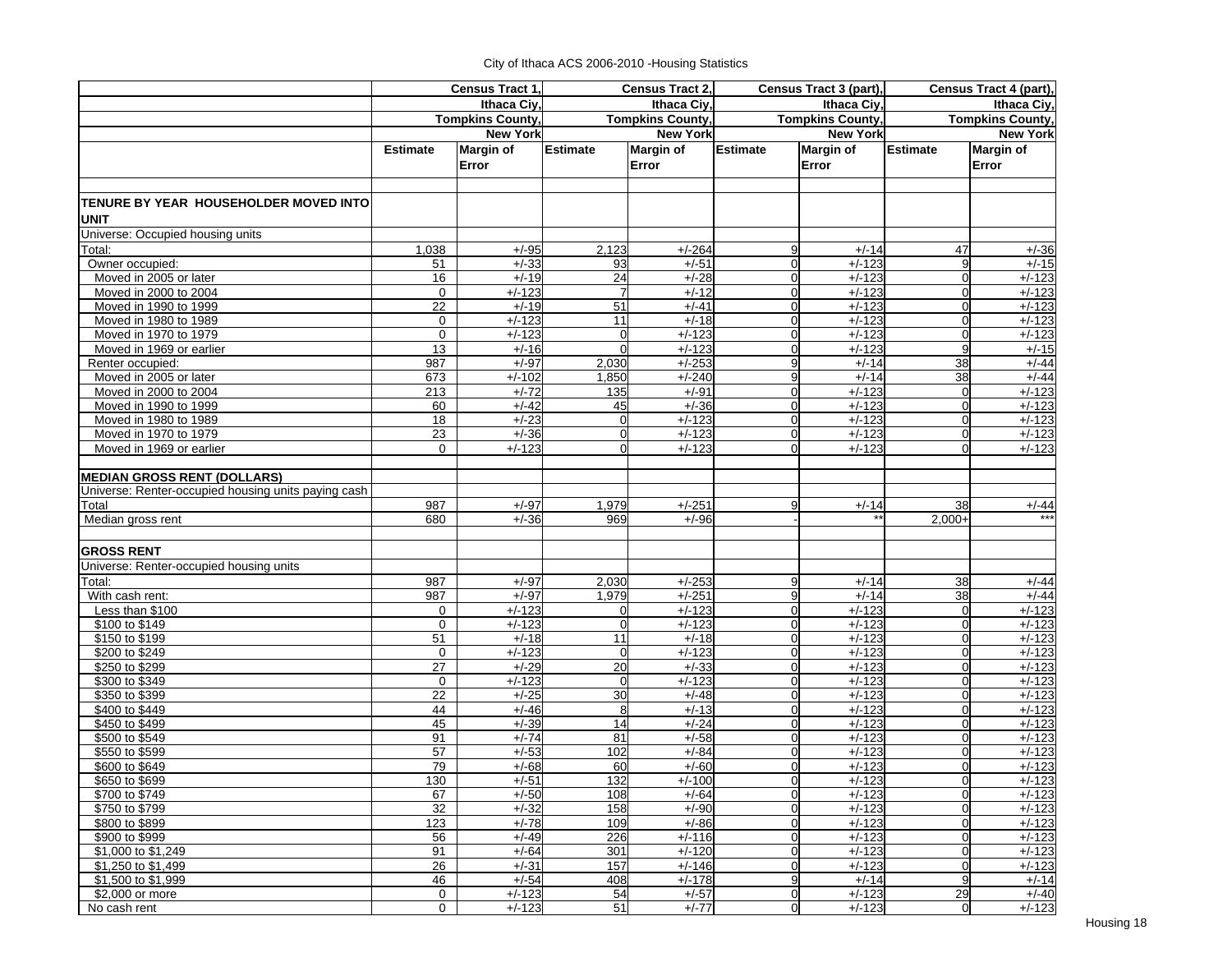City of Ithaca ACS 2006-2010 -Housing Statistics

| | Census Tract 1, Ithaca Ciy, Tompkins County, New York | | Census Tract 2, Ithaca Ciy, Tompkins County, New York | | Census Tract 3 (part), Ithaca Ciy, Tompkins County, New York | | Census Tract 4 (part), Ithaca Ciy, Tompkins County, New York | |
|---|---|---|---|---|---|---|---|---|
| | Estimate | Margin of Error | Estimate | Margin of Error | Estimate | Margin of Error | Estimate | Margin of Error |
| **TENURE BY YEAR HOUSEHOLDER MOVED INTO UNIT** | | | | | | | | |
| Universe: Occupied housing units | | | | | | | | |
| Total: | 1,038 | +/-95 | 2,123 | +/-264 | 9 | +/-14 | 47 | +/-36 |
| Owner occupied: | 51 | +/-33 | 93 | +/-51 | 0 | +/-123 | 9 | +/-15 |
| Moved in 2005 or later | 16 | +/-19 | 24 | +/-28 | 0 | +/-123 | 0 | +/-123 |
| Moved in 2000 to 2004 | 0 | +/-123 | 7 | +/-12 | 0 | +/-123 | 0 | +/-123 |
| Moved in 1990 to 1999 | 22 | +/-19 | 51 | +/-41 | 0 | +/-123 | 0 | +/-123 |
| Moved in 1980 to 1989 | 0 | +/-123 | 11 | +/-18 | 0 | +/-123 | 0 | +/-123 |
| Moved in 1970 to 1979 | 0 | +/-123 | 0 | +/-123 | 0 | +/-123 | 0 | +/-123 |
| Moved in 1969 or earlier | 13 | +/-16 | 0 | +/-123 | 0 | +/-123 | 9 | +/-15 |
| Renter occupied: | 987 | +/-97 | 2,030 | +/-253 | 9 | +/-14 | 38 | +/-44 |
| Moved in 2005 or later | 673 | +/-102 | 1,850 | +/-240 | 9 | +/-14 | 38 | +/-44 |
| Moved in 2000 to 2004 | 213 | +/-72 | 135 | +/-91 | 0 | +/-123 | 0 | +/-123 |
| Moved in 1990 to 1999 | 60 | +/-42 | 45 | +/-36 | 0 | +/-123 | 0 | +/-123 |
| Moved in 1980 to 1989 | 18 | +/-23 | 0 | +/-123 | 0 | +/-123 | 0 | +/-123 |
| Moved in 1970 to 1979 | 23 | +/-36 | 0 | +/-123 | 0 | +/-123 | 0 | +/-123 |
| Moved in 1969 or earlier | 0 | +/-123 | 0 | +/-123 | 0 | +/-123 | 0 | +/-123 |
| **MEDIAN GROSS RENT (DOLLARS)** | | | | | | | | |
| Universe: Renter-occupied housing units paying cash | | | | | | | | |
| Total | 987 | +/-97 | 1,979 | +/-251 | 9 | +/-14 | 38 | +/-44 |
| Median gross rent | 680 | +/-36 | 969 | +/-96 | - | ** | 2,000+ | *** |
| **GROSS RENT** | | | | | | | | |
| Universe: Renter-occupied housing units | | | | | | | | |
| Total: | 987 | +/-97 | 2,030 | +/-253 | 9 | +/-14 | 38 | +/-44 |
| With cash rent: | 987 | +/-97 | 1,979 | +/-251 | 9 | +/-14 | 38 | +/-44 |
| Less than $100 | 0 | +/-123 | 0 | +/-123 | 0 | +/-123 | 0 | +/-123 |
| $100 to $149 | 0 | +/-123 | 0 | +/-123 | 0 | +/-123 | 0 | +/-123 |
| $150 to $199 | 51 | +/-18 | 11 | +/-18 | 0 | +/-123 | 0 | +/-123 |
| $200 to $249 | 0 | +/-123 | 0 | +/-123 | 0 | +/-123 | 0 | +/-123 |
| $250 to $299 | 27 | +/-29 | 20 | +/-33 | 0 | +/-123 | 0 | +/-123 |
| $300 to $349 | 0 | +/-123 | 0 | +/-123 | 0 | +/-123 | 0 | +/-123 |
| $350 to $399 | 22 | +/-25 | 30 | +/-48 | 0 | +/-123 | 0 | +/-123 |
| $400 to $449 | 44 | +/-46 | 8 | +/-13 | 0 | +/-123 | 0 | +/-123 |
| $450 to $499 | 45 | +/-39 | 14 | +/-24 | 0 | +/-123 | 0 | +/-123 |
| $500 to $549 | 91 | +/-74 | 81 | +/-58 | 0 | +/-123 | 0 | +/-123 |
| $550 to $599 | 57 | +/-53 | 102 | +/-84 | 0 | +/-123 | 0 | +/-123 |
| $600 to $649 | 79 | +/-68 | 60 | +/-60 | 0 | +/-123 | 0 | +/-123 |
| $650 to $699 | 130 | +/-51 | 132 | +/-100 | 0 | +/-123 | 0 | +/-123 |
| $700 to $749 | 67 | +/-50 | 108 | +/-64 | 0 | +/-123 | 0 | +/-123 |
| $750 to $799 | 32 | +/-32 | 158 | +/-90 | 0 | +/-123 | 0 | +/-123 |
| $800 to $899 | 123 | +/-78 | 109 | +/-86 | 0 | +/-123 | 0 | +/-123 |
| $900 to $999 | 56 | +/-49 | 226 | +/-116 | 0 | +/-123 | 0 | +/-123 |
| $1,000 to $1,249 | 91 | +/-64 | 301 | +/-120 | 0 | +/-123 | 0 | +/-123 |
| $1,250 to $1,499 | 26 | +/-31 | 157 | +/-146 | 0 | +/-123 | 0 | +/-123 |
| $1,500 to $1,999 | 46 | +/-54 | 408 | +/-178 | 9 | +/-14 | 9 | +/-14 |
| $2,000 or more | 0 | +/-123 | 54 | +/-57 | 0 | +/-123 | 29 | +/-40 |
| No cash rent | 0 | +/-123 | 51 | +/-77 | 0 | +/-123 | 0 | +/-123 |

Housing 18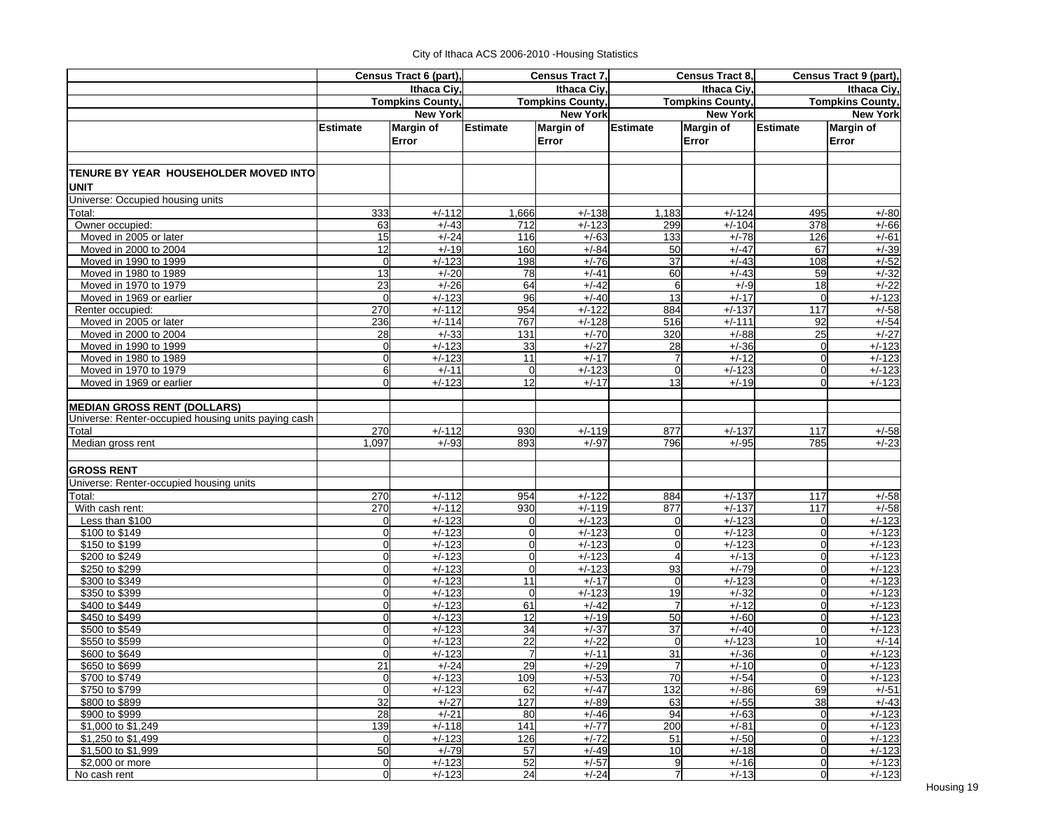City of Ithaca ACS 2006-2010 -Housing Statistics

| | Census Tract 6 (part), Ithaca Ciy, Tompkins County, New York | | Census Tract 7, Ithaca Ciy, Tompkins County, New York | | Census Tract 8, Ithaca Ciy, Tompkins County, New York | | Census Tract 9 (part), Ithaca Ciy, Tompkins County, New York | |
|---|---|---|---|---|---|---|---|---|
| | **Estimate** | **Margin of Error** | **Estimate** | **Margin of Error** | **Estimate** | **Margin of Error** | **Estimate** | **Margin of Error** |
| **TENURE BY YEAR HOUSEHOLDER MOVED INTO UNIT** | | | | | | | | |
| Universe: Occupied housing units | | | | | | | | |
| Total: | 333 | +/-112 | 1,666 | +/-138 | 1,183 | +/-124 | 495 | +/-80 |
| Owner occupied: | 63 | +/-43 | 712 | +/-123 | 299 | +/-104 | 378 | +/-66 |
| Moved in 2005 or later | 15 | +/-24 | 116 | +/-63 | 133 | +/-78 | 126 | +/-61 |
| Moved in 2000 to 2004 | 12 | +/-19 | 160 | +/-84 | 50 | +/-47 | 67 | +/-39 |
| Moved in 1990 to 1999 | 0 | +/-123 | 198 | +/-76 | 37 | +/-43 | 108 | +/-52 |
| Moved in 1980 to 1989 | 13 | +/-20 | 78 | +/-41 | 60 | +/-43 | 59 | +/-32 |
| Moved in 1970 to 1979 | 23 | +/-26 | 64 | +/-42 | 6 | +/-9 | 18 | +/-22 |
| Moved in 1969 or earlier | 0 | +/-123 | 96 | +/-40 | 13 | +/-17 | 0 | +/-123 |
| Renter occupied: | 270 | +/-112 | 954 | +/-122 | 884 | +/-137 | 117 | +/-58 |
| Moved in 2005 or later | 236 | +/-114 | 767 | +/-128 | 516 | +/-111 | 92 | +/-54 |
| Moved in 2000 to 2004 | 28 | +/-33 | 131 | +/-70 | 320 | +/-88 | 25 | +/-27 |
| Moved in 1990 to 1999 | 0 | +/-123 | 33 | +/-27 | 28 | +/-36 | 0 | +/-123 |
| Moved in 1980 to 1989 | 0 | +/-123 | 11 | +/-17 | 7 | +/-12 | 0 | +/-123 |
| Moved in 1970 to 1979 | 6 | +/-11 | 0 | +/-123 | 0 | +/-123 | 0 | +/-123 |
| Moved in 1969 or earlier | 0 | +/-123 | 12 | +/-17 | 13 | +/-19 | 0 | +/-123 |
| **MEDIAN GROSS RENT (DOLLARS)** | | | | | | | | |
| Universe: Renter-occupied housing units paying cash | | | | | | | | |
| Total | 270 | +/-112 | 930 | +/-119 | 877 | +/-137 | 117 | +/-58 |
| Median gross rent | 1,097 | +/-93 | 893 | +/-97 | 796 | +/-95 | 785 | +/-23 |
| **GROSS RENT** | | | | | | | | |
| Universe: Renter-occupied housing units | | | | | | | | |
| Total: | 270 | +/-112 | 954 | +/-122 | 884 | +/-137 | 117 | +/-58 |
| With cash rent: | 270 | +/-112 | 930 | +/-119 | 877 | +/-137 | 117 | +/-58 |
| Less than $100 | 0 | +/-123 | 0 | +/-123 | 0 | +/-123 | 0 | +/-123 |
| $100 to $149 | 0 | +/-123 | 0 | +/-123 | 0 | +/-123 | 0 | +/-123 |
| $150 to $199 | 0 | +/-123 | 0 | +/-123 | 0 | +/-123 | 0 | +/-123 |
| $200 to $249 | 0 | +/-123 | 0 | +/-123 | 4 | +/-13 | 0 | +/-123 |
| $250 to $299 | 0 | +/-123 | 0 | +/-123 | 93 | +/-79 | 0 | +/-123 |
| $300 to $349 | 0 | +/-123 | 11 | +/-17 | 0 | +/-123 | 0 | +/-123 |
| $350 to $399 | 0 | +/-123 | 0 | +/-123 | 19 | +/-32 | 0 | +/-123 |
| $400 to $449 | 0 | +/-123 | 61 | +/-42 | 7 | +/-12 | 0 | +/-123 |
| $450 to $499 | 0 | +/-123 | 12 | +/-19 | 50 | +/-60 | 0 | +/-123 |
| $500 to $549 | 0 | +/-123 | 34 | +/-37 | 37 | +/-40 | 0 | +/-123 |
| $550 to $599 | 0 | +/-123 | 22 | +/-22 | 0 | +/-123 | 10 | +/-14 |
| $600 to $649 | 0 | +/-123 | 7 | +/-11 | 31 | +/-36 | 0 | +/-123 |
| $650 to $699 | 21 | +/-24 | 29 | +/-29 | 7 | +/-10 | 0 | +/-123 |
| $700 to $749 | 0 | +/-123 | 109 | +/-53 | 70 | +/-54 | 0 | +/-123 |
| $750 to $799 | 0 | +/-123 | 62 | +/-47 | 132 | +/-86 | 69 | +/-51 |
| $800 to $899 | 32 | +/-27 | 127 | +/-89 | 63 | +/-55 | 38 | +/-43 |
| $900 to $999 | 28 | +/-21 | 80 | +/-46 | 94 | +/-63 | 0 | +/-123 |
| $1,000 to $1,249 | 139 | +/-118 | 141 | +/-77 | 200 | +/-81 | 0 | +/-123 |
| $1,250 to $1,499 | 0 | +/-123 | 126 | +/-72 | 51 | +/-50 | 0 | +/-123 |
| $1,500 to $1,999 | 50 | +/-79 | 57 | +/-49 | 10 | +/-18 | 0 | +/-123 |
| $2,000 or more | 0 | +/-123 | 52 | +/-57 | 9 | +/-16 | 0 | +/-123 |
| No cash rent | 0 | +/-123 | 24 | +/-24 | 7 | +/-13 | 0 | +/-123 |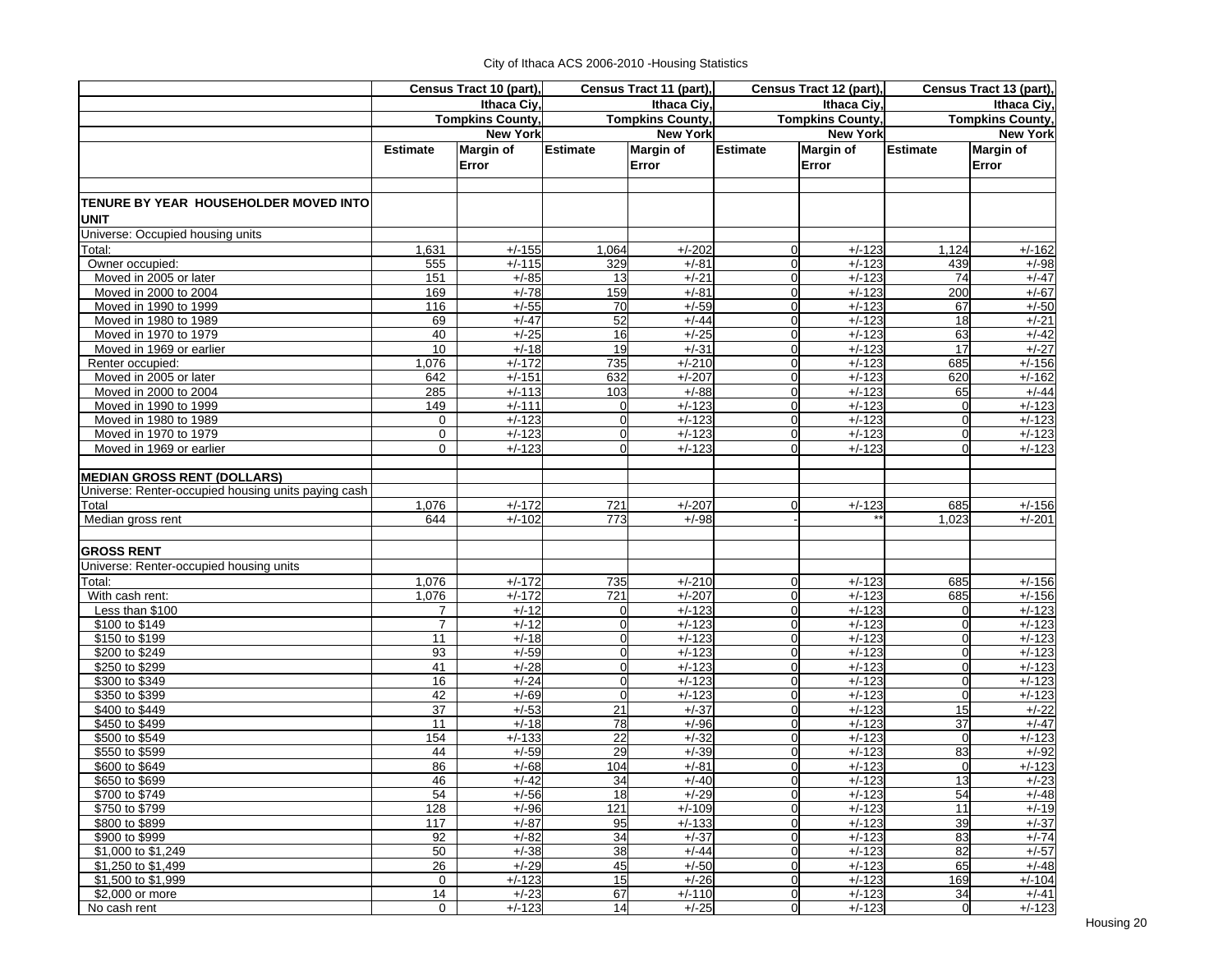City of Ithaca ACS 2006-2010 -Housing Statistics

| | Census Tract 10 (part), Ithaca Ciy, Tompkins County, New York | | Census Tract 11 (part), Ithaca Ciy, Tompkins County, New York | | Census Tract 12 (part), Ithaca Ciy, Tompkins County, New York | | Census Tract 13 (part), Ithaca Ciy, Tompkins County, New York | |
|---|---|---|---|---|---|---|---|---|
| | Estimate | Margin of Error | Estimate | Margin of Error | Estimate | Margin of Error | Estimate | Margin of Error |
| **TENURE BY YEAR HOUSEHOLDER MOVED INTO UNIT** | | | | | | | | |
| Universe: Occupied housing units | | | | | | | | |
| Total: | 1,631 | +/-155 | 1,064 | +/-202 | 0 | +/-123 | 1,124 | +/-162 |
| Owner occupied: | 555 | +/-115 | 329 | +/-81 | 0 | +/-123 | 439 | +/-98 |
| Moved in 2005 or later | 151 | +/-85 | 13 | +/-21 | 0 | +/-123 | 74 | +/-47 |
| Moved in 2000 to 2004 | 169 | +/-78 | 159 | +/-81 | 0 | +/-123 | 200 | +/-67 |
| Moved in 1990 to 1999 | 116 | +/-55 | 70 | +/-59 | 0 | +/-123 | 67 | +/-50 |
| Moved in 1980 to 1989 | 69 | +/-47 | 52 | +/-44 | 0 | +/-123 | 18 | +/-21 |
| Moved in 1970 to 1979 | 40 | +/-25 | 16 | +/-25 | 0 | +/-123 | 63 | +/-42 |
| Moved in 1969 or earlier | 10 | +/-18 | 19 | +/-31 | 0 | +/-123 | 17 | +/-27 |
| Renter occupied: | 1,076 | +/-172 | 735 | +/-210 | 0 | +/-123 | 685 | +/-156 |
| Moved in 2005 or later | 642 | +/-151 | 632 | +/-207 | 0 | +/-123 | 620 | +/-162 |
| Moved in 2000 to 2004 | 285 | +/-113 | 103 | +/-88 | 0 | +/-123 | 65 | +/-44 |
| Moved in 1990 to 1999 | 149 | +/-111 | 0 | +/-123 | 0 | +/-123 | 0 | +/-123 |
| Moved in 1980 to 1989 | 0 | +/-123 | 0 | +/-123 | 0 | +/-123 | 0 | +/-123 |
| Moved in 1970 to 1979 | 0 | +/-123 | 0 | +/-123 | 0 | +/-123 | 0 | +/-123 |
| Moved in 1969 or earlier | 0 | +/-123 | 0 | +/-123 | 0 | +/-123 | 0 | +/-123 |
| **MEDIAN GROSS RENT (DOLLARS)** | | | | | | | | |
| Universe: Renter-occupied housing units paying cash | | | | | | | | |
| Total | 1,076 | +/-172 | 721 | +/-207 | 0 | +/-123 | 685 | +/-156 |
| Median gross rent | 644 | +/-102 | 773 | +/-98 | - | ** | 1,023 | +/-201 |
| **GROSS RENT** | | | | | | | | |
| Universe: Renter-occupied housing units | | | | | | | | |
| Total: | 1,076 | +/-172 | 735 | +/-210 | 0 | +/-123 | 685 | +/-156 |
| With cash rent: | 1,076 | +/-172 | 721 | +/-207 | 0 | +/-123 | 685 | +/-156 |
| Less than $100 | 7 | +/-12 | 0 | +/-123 | 0 | +/-123 | 0 | +/-123 |
| $100 to $149 | 7 | +/-12 | 0 | +/-123 | 0 | +/-123 | 0 | +/-123 |
| $150 to $199 | 11 | +/-18 | 0 | +/-123 | 0 | +/-123 | 0 | +/-123 |
| $200 to $249 | 93 | +/-59 | 0 | +/-123 | 0 | +/-123 | 0 | +/-123 |
| $250 to $299 | 41 | +/-28 | 0 | +/-123 | 0 | +/-123 | 0 | +/-123 |
| $300 to $349 | 16 | +/-24 | 0 | +/-123 | 0 | +/-123 | 0 | +/-123 |
| $350 to $399 | 42 | +/-69 | 0 | +/-123 | 0 | +/-123 | 0 | +/-123 |
| $400 to $449 | 37 | +/-53 | 21 | +/-37 | 0 | +/-123 | 15 | +/-22 |
| $450 to $499 | 11 | +/-18 | 78 | +/-96 | 0 | +/-123 | 37 | +/-47 |
| $500 to $549 | 154 | +/-133 | 22 | +/-32 | 0 | +/-123 | 0 | +/-123 |
| $550 to $599 | 44 | +/-59 | 29 | +/-39 | 0 | +/-123 | 83 | +/-92 |
| $600 to $649 | 86 | +/-68 | 104 | +/-81 | 0 | +/-123 | 0 | +/-123 |
| $650 to $699 | 46 | +/-42 | 34 | +/-40 | 0 | +/-123 | 13 | +/-23 |
| $700 to $749 | 54 | +/-56 | 18 | +/-29 | 0 | +/-123 | 54 | +/-48 |
| $750 to $799 | 128 | +/-96 | 121 | +/-109 | 0 | +/-123 | 11 | +/-19 |
| $800 to $899 | 117 | +/-87 | 95 | +/-133 | 0 | +/-123 | 39 | +/-37 |
| $900 to $999 | 92 | +/-82 | 34 | +/-37 | 0 | +/-123 | 83 | +/-74 |
| $1,000 to $1,249 | 50 | +/-38 | 38 | +/-44 | 0 | +/-123 | 82 | +/-57 |
| $1,250 to $1,499 | 26 | +/-29 | 45 | +/-50 | 0 | +/-123 | 65 | +/-48 |
| $1,500 to $1,999 | 0 | +/-123 | 15 | +/-26 | 0 | +/-123 | 169 | +/-104 |
| $2,000 or more | 14 | +/-23 | 67 | +/-110 | 0 | +/-123 | 34 | +/-41 |
| No cash rent | 0 | +/-123 | 14 | +/-25 | 0 | +/-123 | 0 | +/-123 |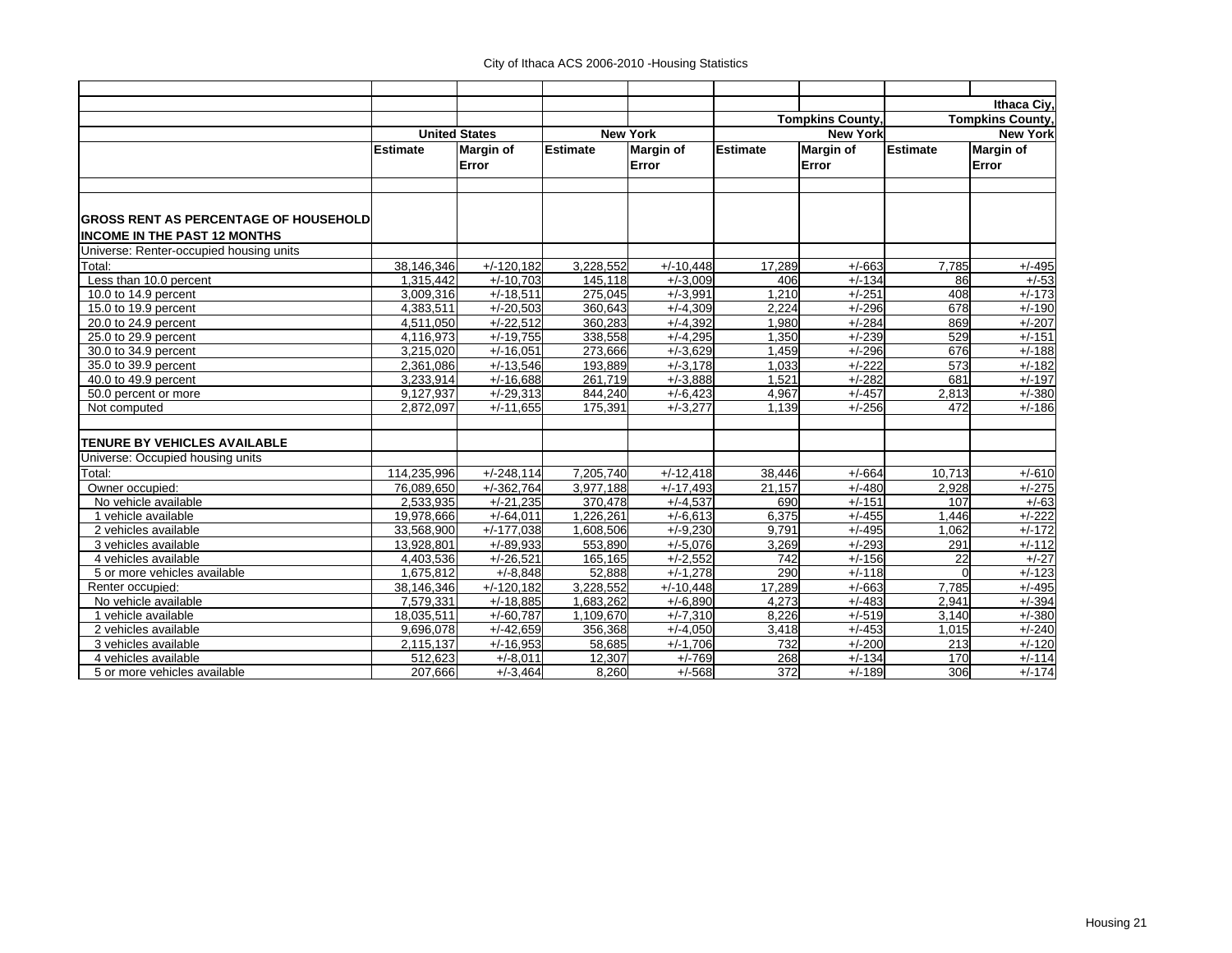City of Ithaca ACS 2006-2010 -Housing Statistics

| | United States | | New York | | Tompkins County, New York | | Ithaca Ciy, Tompkins County, New York | |
|---|---|---|---|---|---|---|---|---|
| | **Estimate** | **Margin of Error** | **Estimate** | **Margin of Error** | **Estimate** | **Margin of Error** | **Estimate** | **Margin of Error** |
| **GROSS RENT AS PERCENTAGE OF HOUSEHOLD INCOME IN THE PAST 12 MONTHS** | | | | | | | | |
| Universe: Renter-occupied housing units | | | | | | | | |
| Total: | 38,146,346 | +/-120,182 | 3,228,552 | +/-10,448 | 17,289 | +/-663 | 7,785 | +/-495 |
| Less than 10.0 percent | 1,315,442 | +/-10,703 | 145,118 | +/-3,009 | 406 | +/-134 | 86 | +/-53 |
| 10.0 to 14.9 percent | 3,009,316 | +/-18,511 | 275,045 | +/-3,991 | 1,210 | +/-251 | 408 | +/-173 |
| 15.0 to 19.9 percent | 4,383,511 | +/-20,503 | 360,643 | +/-4,309 | 2,224 | +/-296 | 678 | +/-190 |
| 20.0 to 24.9 percent | 4,511,050 | +/-22,512 | 360,283 | +/-4,392 | 1,980 | +/-284 | 869 | +/-207 |
| 25.0 to 29.9 percent | 4,116,973 | +/-19,755 | 338,558 | +/-4,295 | 1,350 | +/-239 | 529 | +/-151 |
| 30.0 to 34.9 percent | 3,215,020 | +/-16,051 | 273,666 | +/-3,629 | 1,459 | +/-296 | 676 | +/-188 |
| 35.0 to 39.9 percent | 2,361,086 | +/-13,546 | 193,889 | +/-3,178 | 1,033 | +/-222 | 573 | +/-182 |
| 40.0 to 49.9 percent | 3,233,914 | +/-16,688 | 261,719 | +/-3,888 | 1,521 | +/-282 | 681 | +/-197 |
| 50.0 percent or more | 9,127,937 | +/-29,313 | 844,240 | +/-6,423 | 4,967 | +/-457 | 2,813 | +/-380 |
| Not computed | 2,872,097 | +/-11,655 | 175,391 | +/-3,277 | 1,139 | +/-256 | 472 | +/-186 |
| **TENURE BY VEHICLES AVAILABLE** | | | | | | | | |
| Universe: Occupied housing units | | | | | | | | |
| Total: | 114,235,996 | +/-248,114 | 7,205,740 | +/-12,418 | 38,446 | +/-664 | 10,713 | +/-610 |
| Owner occupied: | 76,089,650 | +/-362,764 | 3,977,188 | +/-17,493 | 21,157 | +/-480 | 2,928 | +/-275 |
| No vehicle available | 2,533,935 | +/-21,235 | 370,478 | +/-4,537 | 690 | +/-151 | 107 | +/-63 |
| 1 vehicle available | 19,978,666 | +/-64,011 | 1,226,261 | +/-6,613 | 6,375 | +/-455 | 1,446 | +/-222 |
| 2 vehicles available | 33,568,900 | +/-177,038 | 1,608,506 | +/-9,230 | 9,791 | +/-495 | 1,062 | +/-172 |
| 3 vehicles available | 13,928,801 | +/-89,933 | 553,890 | +/-5,076 | 3,269 | +/-293 | 291 | +/-112 |
| 4 vehicles available | 4,403,536 | +/-26,521 | 165,165 | +/-2,552 | 742 | +/-156 | 22 | +/-27 |
| 5 or more vehicles available | 1,675,812 | +/-8,848 | 52,888 | +/-1,278 | 290 | +/-118 | 0 | +/-123 |
| Renter occupied: | 38,146,346 | +/-120,182 | 3,228,552 | +/-10,448 | 17,289 | +/-663 | 7,785 | +/-495 |
| No vehicle available | 7,579,331 | +/-18,885 | 1,683,262 | +/-6,890 | 4,273 | +/-483 | 2,941 | +/-394 |
| 1 vehicle available | 18,035,511 | +/-60,787 | 1,109,670 | +/-7,310 | 8,226 | +/-519 | 3,140 | +/-380 |
| 2 vehicles available | 9,696,078 | +/-42,659 | 356,368 | +/-4,050 | 3,418 | +/-453 | 1,015 | +/-240 |
| 3 vehicles available | 2,115,137 | +/-16,953 | 58,685 | +/-1,706 | 732 | +/-200 | 213 | +/-120 |
| 4 vehicles available | 512,623 | +/-8,011 | 12,307 | +/-769 | 268 | +/-134 | 170 | +/-114 |
| 5 or more vehicles available | 207,666 | +/-3,464 | 8,260 | +/-568 | 372 | +/-189 | 306 | +/-174 |

Housing 21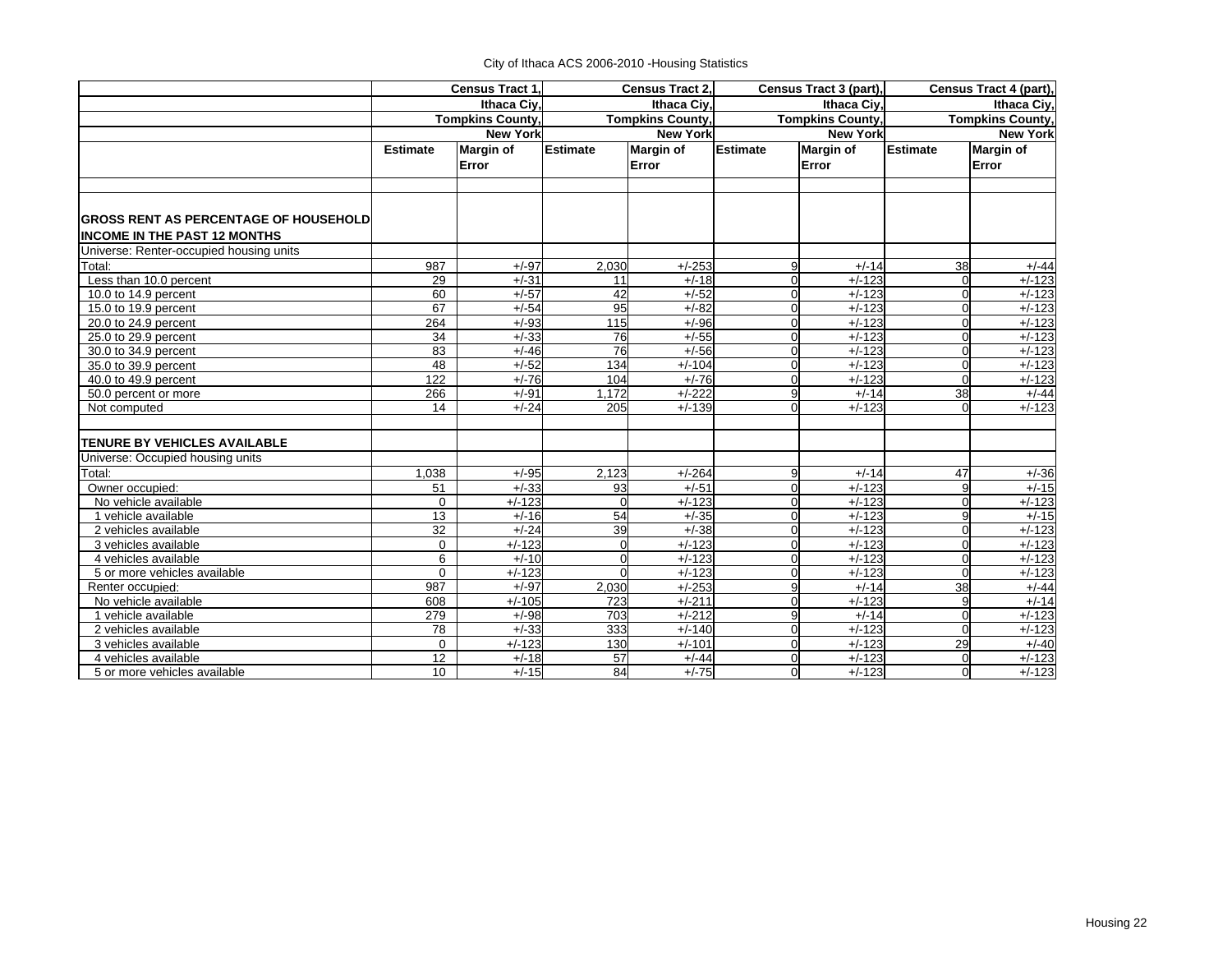City of Ithaca ACS 2006-2010 -Housing Statistics

| | Census Tract 1, Ithaca Ciy, Tompkins County, New York | | Census Tract 2, Ithaca Ciy, Tompkins County, New York | | Census Tract 3 (part), Ithaca Ciy, Tompkins County, New York | | Census Tract 4 (part), Ithaca Ciy, Tompkins County, New York | |
|---|---|---|---|---|---|---|---|---|
| | Estimate | Margin of Error | Estimate | Margin of Error | Estimate | Margin of Error | Estimate | Margin of Error |
| **GROSS RENT AS PERCENTAGE OF HOUSEHOLD INCOME IN THE PAST 12 MONTHS** | | | | | | | | |
| Universe: Renter-occupied housing units | | | | | | | | |
| Total: | 987 | +/-97 | 2,030 | +/-253 | 9 | +/-14 | 38 | +/-44 |
| Less than 10.0 percent | 29 | +/-31 | 11 | +/-18 | 0 | +/-123 | 0 | +/-123 |
| 10.0 to 14.9 percent | 60 | +/-57 | 42 | +/-52 | 0 | +/-123 | 0 | +/-123 |
| 15.0 to 19.9 percent | 67 | +/-54 | 95 | +/-82 | 0 | +/-123 | 0 | +/-123 |
| 20.0 to 24.9 percent | 264 | +/-93 | 115 | +/-96 | 0 | +/-123 | 0 | +/-123 |
| 25.0 to 29.9 percent | 34 | +/-33 | 76 | +/-55 | 0 | +/-123 | 0 | +/-123 |
| 30.0 to 34.9 percent | 83 | +/-46 | 76 | +/-56 | 0 | +/-123 | 0 | +/-123 |
| 35.0 to 39.9 percent | 48 | +/-52 | 134 | +/-104 | 0 | +/-123 | 0 | +/-123 |
| 40.0 to 49.9 percent | 122 | +/-76 | 104 | +/-76 | 0 | +/-123 | 0 | +/-123 |
| 50.0 percent or more | 266 | +/-91 | 1,172 | +/-222 | 9 | +/-14 | 38 | +/-44 |
| Not computed | 14 | +/-24 | 205 | +/-139 | 0 | +/-123 | 0 | +/-123 |
| **TENURE BY VEHICLES AVAILABLE** | | | | | | | | |
| Universe: Occupied housing units | | | | | | | | |
| Total: | 1,038 | +/-95 | 2,123 | +/-264 | 9 | +/-14 | 47 | +/-36 |
| Owner occupied: | 51 | +/-33 | 93 | +/-51 | 0 | +/-123 | 9 | +/-15 |
| No vehicle available | 0 | +/-123 | 0 | +/-123 | 0 | +/-123 | 0 | +/-123 |
| 1 vehicle available | 13 | +/-16 | 54 | +/-35 | 0 | +/-123 | 9 | +/-15 |
| 2 vehicles available | 32 | +/-24 | 39 | +/-38 | 0 | +/-123 | 0 | +/-123 |
| 3 vehicles available | 0 | +/-123 | 0 | +/-123 | 0 | +/-123 | 0 | +/-123 |
| 4 vehicles available | 6 | +/-10 | 0 | +/-123 | 0 | +/-123 | 0 | +/-123 |
| 5 or more vehicles available | 0 | +/-123 | 0 | +/-123 | 0 | +/-123 | 0 | +/-123 |
| Renter occupied: | 987 | +/-97 | 2,030 | +/-253 | 9 | +/-14 | 38 | +/-44 |
| No vehicle available | 608 | +/-105 | 723 | +/-211 | 0 | +/-123 | 9 | +/-14 |
| 1 vehicle available | 279 | +/-98 | 703 | +/-212 | 9 | +/-14 | 0 | +/-123 |
| 2 vehicles available | 78 | +/-33 | 333 | +/-140 | 0 | +/-123 | 0 | +/-123 |
| 3 vehicles available | 0 | +/-123 | 130 | +/-101 | 0 | +/-123 | 29 | +/-40 |
| 4 vehicles available | 12 | +/-18 | 57 | +/-44 | 0 | +/-123 | 0 | +/-123 |
| 5 or more vehicles available | 10 | +/-15 | 84 | +/-75 | 0 | +/-123 | 0 | +/-123 |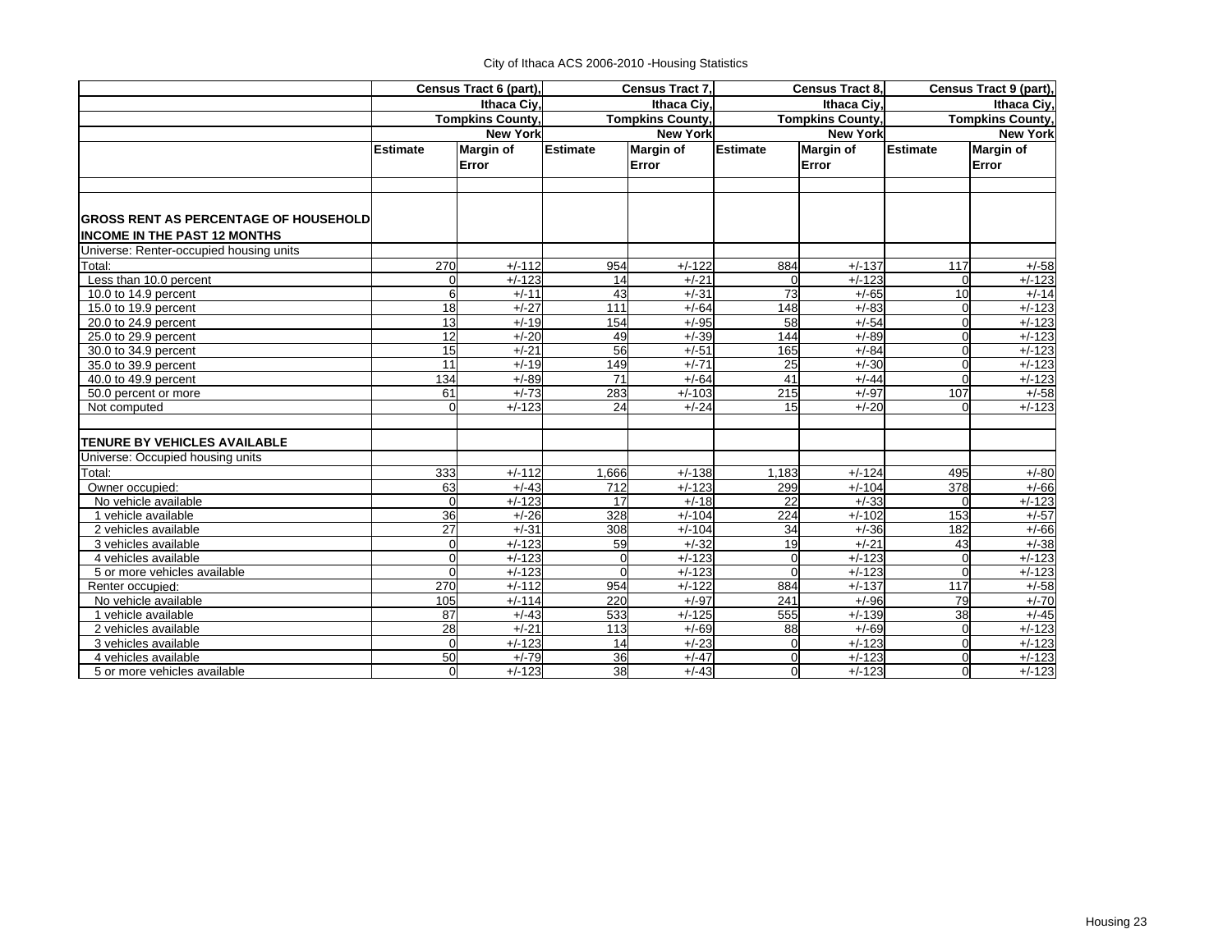City of Ithaca ACS 2006-2010 -Housing Statistics

| | Census Tract 6 (part), Ithaca Ciy, Tompkins County, New York | | Census Tract 7, Ithaca Ciy, Tompkins County, New York | | Census Tract 8, Ithaca Ciy, Tompkins County, New York | | Census Tract 9 (part), Ithaca Ciy, Tompkins County, New York | |
|---|---|---|---|---|---|---|---|---|
| | **Estimate** | **Margin of Error** | **Estimate** | **Margin of Error** | **Estimate** | **Margin of Error** | **Estimate** | **Margin of Error** |
| **GROSS RENT AS PERCENTAGE OF HOUSEHOLD INCOME IN THE PAST 12 MONTHS** | | | | | | | | |
| Universe: Renter-occupied housing units | | | | | | | | |
| Total: | 270 | +/-112 | 954 | +/-122 | 884 | +/-137 | 117 | +/-58 |
| Less than 10.0 percent | 0 | +/-123 | 14 | +/-21 | 0 | +/-123 | 0 | +/-123 |
| 10.0 to 14.9 percent | 6 | +/-11 | 43 | +/-31 | 73 | +/-65 | 10 | +/-14 |
| 15.0 to 19.9 percent | 18 | +/-27 | 111 | +/-64 | 148 | +/-83 | 0 | +/-123 |
| 20.0 to 24.9 percent | 13 | +/-19 | 154 | +/-95 | 58 | +/-54 | 0 | +/-123 |
| 25.0 to 29.9 percent | 12 | +/-20 | 49 | +/-39 | 144 | +/-89 | 0 | +/-123 |
| 30.0 to 34.9 percent | 15 | +/-21 | 56 | +/-51 | 165 | +/-84 | 0 | +/-123 |
| 35.0 to 39.9 percent | 11 | +/-19 | 149 | +/-71 | 25 | +/-30 | 0 | +/-123 |
| 40.0 to 49.9 percent | 134 | +/-89 | 71 | +/-64 | 41 | +/-44 | 0 | +/-123 |
| 50.0 percent or more | 61 | +/-73 | 283 | +/-103 | 215 | +/-97 | 107 | +/-58 |
| Not computed | 0 | +/-123 | 24 | +/-24 | 15 | +/-20 | 0 | +/-123 |
| **TENURE BY VEHICLES AVAILABLE** | | | | | | | | |
| Universe: Occupied housing units | | | | | | | | |
| Total: | 333 | +/-112 | 1,666 | +/-138 | 1,183 | +/-124 | 495 | +/-80 |
| Owner occupied: | 63 | +/-43 | 712 | +/-123 | 299 | +/-104 | 378 | +/-66 |
| No vehicle available | 0 | +/-123 | 17 | +/-18 | 22 | +/-33 | 0 | +/-123 |
| 1 vehicle available | 36 | +/-26 | 328 | +/-104 | 224 | +/-102 | 153 | +/-57 |
| 2 vehicles available | 27 | +/-31 | 308 | +/-104 | 34 | +/-36 | 182 | +/-66 |
| 3 vehicles available | 0 | +/-123 | 59 | +/-32 | 19 | +/-21 | 43 | +/-38 |
| 4 vehicles available | 0 | +/-123 | 0 | +/-123 | 0 | +/-123 | 0 | +/-123 |
| 5 or more vehicles available | 0 | +/-123 | 0 | +/-123 | 0 | +/-123 | 0 | +/-123 |
| Renter occupied: | 270 | +/-112 | 954 | +/-122 | 884 | +/-137 | 117 | +/-58 |
| No vehicle available | 105 | +/-114 | 220 | +/-97 | 241 | +/-96 | 79 | +/-70 |
| 1 vehicle available | 87 | +/-43 | 533 | +/-125 | 555 | +/-139 | 38 | +/-45 |
| 2 vehicles available | 28 | +/-21 | 113 | +/-69 | 88 | +/-69 | 0 | +/-123 |
| 3 vehicles available | 0 | +/-123 | 14 | +/-23 | 0 | +/-123 | 0 | +/-123 |
| 4 vehicles available | 50 | +/-79 | 36 | +/-47 | 0 | +/-123 | 0 | +/-123 |
| 5 or more vehicles available | 0 | +/-123 | 38 | +/-43 | 0 | +/-123 | 0 | +/-123 |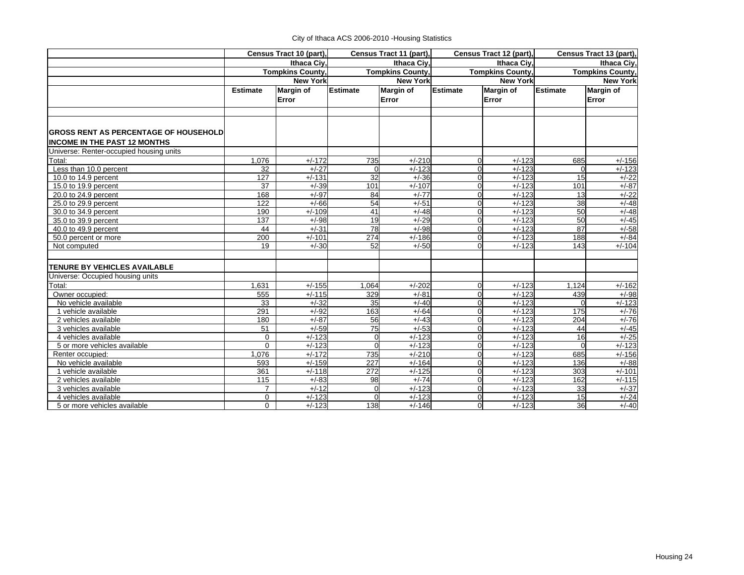City of Ithaca ACS 2006-2010 -Housing Statistics

| | Census Tract 10 (part), Ithaca Ciy, Tompkins County, New York | | Census Tract 11 (part), Ithaca Ciy, Tompkins County, New York | | Census Tract 12 (part), Ithaca Ciy, Tompkins County, New York | | Census Tract 13 (part), Ithaca Ciy, Tompkins County, New York | |
|---|---|---|---|---|---|---|---|---|
| | **Estimate** | **Margin of Error** | **Estimate** | **Margin of Error** | **Estimate** | **Margin of Error** | **Estimate** | **Margin of Error** |
| **GROSS RENT AS PERCENTAGE OF HOUSEHOLD INCOME IN THE PAST 12 MONTHS** | | | | | | | | |
| Universe: Renter-occupied housing units | | | | | | | | |
| Total: | 1,076 | +/-172 | 735 | +/-210 | 0 | +/-123 | 685 | +/-156 |
| Less than 10.0 percent | 32 | +/-27 | 0 | +/-123 | 0 | +/-123 | 0 | +/-123 |
| 10.0 to 14.9 percent | 127 | +/-131 | 32 | +/-36 | 0 | +/-123 | 15 | +/-22 |
| 15.0 to 19.9 percent | 37 | +/-39 | 101 | +/-107 | 0 | +/-123 | 101 | +/-87 |
| 20.0 to 24.9 percent | 168 | +/-97 | 84 | +/-77 | 0 | +/-123 | 13 | +/-22 |
| 25.0 to 29.9 percent | 122 | +/-66 | 54 | +/-51 | 0 | +/-123 | 38 | +/-48 |
| 30.0 to 34.9 percent | 190 | +/-109 | 41 | +/-48 | 0 | +/-123 | 50 | +/-48 |
| 35.0 to 39.9 percent | 137 | +/-98 | 19 | +/-29 | 0 | +/-123 | 50 | +/-45 |
| 40.0 to 49.9 percent | 44 | +/-31 | 78 | +/-98 | 0 | +/-123 | 87 | +/-58 |
| 50.0 percent or more | 200 | +/-101 | 274 | +/-186 | 0 | +/-123 | 188 | +/-84 |
| Not computed | 19 | +/-30 | 52 | +/-50 | 0 | +/-123 | 143 | +/-104 |
| **TENURE BY VEHICLES AVAILABLE** | | | | | | | | |
| Universe: Occupied housing units | | | | | | | | |
| Total: | 1,631 | +/-155 | 1,064 | +/-202 | 0 | +/-123 | 1,124 | +/-162 |
| Owner occupied: | 555 | +/-115 | 329 | +/-81 | 0 | +/-123 | 439 | +/-98 |
| No vehicle available | 33 | +/-32 | 35 | +/-40 | 0 | +/-123 | 0 | +/-123 |
| 1 vehicle available | 291 | +/-92 | 163 | +/-64 | 0 | +/-123 | 175 | +/-76 |
| 2 vehicles available | 180 | +/-87 | 56 | +/-43 | 0 | +/-123 | 204 | +/-76 |
| 3 vehicles available | 51 | +/-59 | 75 | +/-53 | 0 | +/-123 | 44 | +/-45 |
| 4 vehicles available | 0 | +/-123 | 0 | +/-123 | 0 | +/-123 | 16 | +/-25 |
| 5 or more vehicles available | 0 | +/-123 | 0 | +/-123 | 0 | +/-123 | 0 | +/-123 |
| Renter occupied: | 1,076 | +/-172 | 735 | +/-210 | 0 | +/-123 | 685 | +/-156 |
| No vehicle available | 593 | +/-159 | 227 | +/-164 | 0 | +/-123 | 136 | +/-88 |
| 1 vehicle available | 361 | +/-118 | 272 | +/-125 | 0 | +/-123 | 303 | +/-101 |
| 2 vehicles available | 115 | +/-83 | 98 | +/-74 | 0 | +/-123 | 162 | +/-115 |
| 3 vehicles available | 7 | +/-12 | 0 | +/-123 | 0 | +/-123 | 33 | +/-37 |
| 4 vehicles available | 0 | +/-123 | 0 | +/-123 | 0 | +/-123 | 15 | +/-24 |
| 5 or more vehicles available | 0 | +/-123 | 138 | +/-146 | 0 | +/-123 | 36 | +/-40 |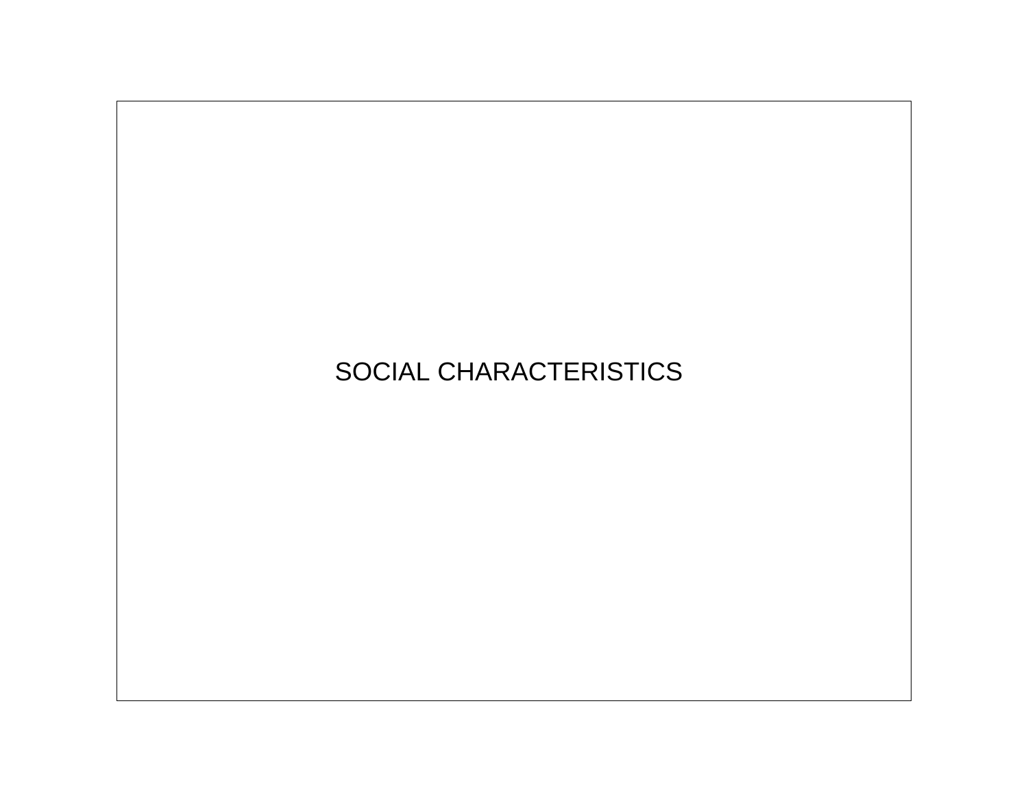# SOCIAL CHARACTERISTICS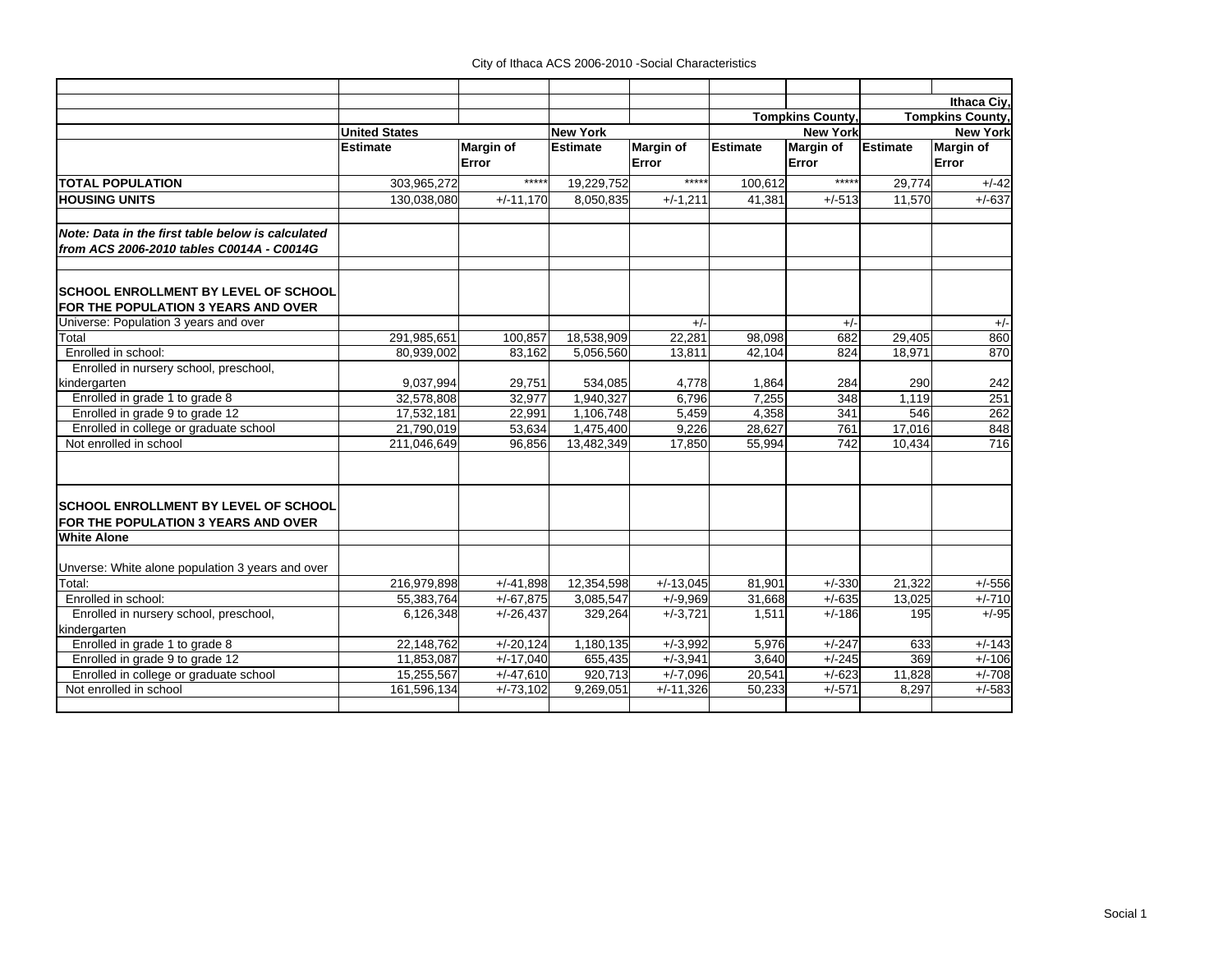City of Ithaca ACS 2006-2010 -Social Characteristics

| | United States | | New York | | Tompkins County, New York | | Ithaca Ciy, Tompkins County, New York | |
|---|---|---|---|---|---|---|---|---|
| | **Estimate** | **Margin of Error** | **Estimate** | **Margin of Error** | **Estimate** | **Margin of Error** | **Estimate** | **Margin of Error** |
| **TOTAL POPULATION** | 303,965,272 | ***** | 19,229,752 | ***** | 100,612 | ***** | 29,774 | +/-42 |
| **HOUSING UNITS** | 130,038,080 | +/-11,170 | 8,050,835 | +/-1,211 | 41,381 | +/-513 | 11,570 | +/-637 |
| | | | | | | | | |
| ***Note: Data in the first table below is calculated from ACS 2006-2010 tables C0014A - C0014G*** | | | | | | | | |
| | | | | | | | | |
| **SCHOOL ENROLLMENT BY LEVEL OF SCHOOL FOR THE POPULATION 3 YEARS AND OVER** | | | | | | | | |
| Universe: Population 3 years and over | | | | +/- | | +/- | | +/- |
| Total | 291,985,651 | 100,857 | 18,538,909 | 22,281 | 98,098 | 682 | 29,405 | 860 |
| Enrolled in school: | 80,939,002 | 83,162 | 5,056,560 | 13,811 | 42,104 | 824 | 18,971 | 870 |
| Enrolled in nursery school, preschool, kindergarten | 9,037,994 | 29,751 | 534,085 | 4,778 | 1,864 | 284 | 290 | 242 |
| Enrolled in grade 1 to grade 8 | 32,578,808 | 32,977 | 1,940,327 | 6,796 | 7,255 | 348 | 1,119 | 251 |
| Enrolled in grade 9 to grade 12 | 17,532,181 | 22,991 | 1,106,748 | 5,459 | 4,358 | 341 | 546 | 262 |
| Enrolled in college or graduate school | 21,790,019 | 53,634 | 1,475,400 | 9,226 | 28,627 | 761 | 17,016 | 848 |
| Not enrolled in school | 211,046,649 | 96,856 | 13,482,349 | 17,850 | 55,994 | 742 | 10,434 | 716 |
| | | | | | | | | |
| **SCHOOL ENROLLMENT BY LEVEL OF SCHOOL FOR THE POPULATION 3 YEARS AND OVER** | | | | | | | | |
| **White Alone** | | | | | | | | |
| Unverse: White alone population 3 years and over | | | | | | | | |
| Total: | 216,979,898 | +/-41,898 | 12,354,598 | +/-13,045 | 81,901 | +/-330 | 21,322 | +/-556 |
| Enrolled in school: | 55,383,764 | +/-67,875 | 3,085,547 | +/-9,969 | 31,668 | +/-635 | 13,025 | +/-710 |
| Enrolled in nursery school, preschool, kindergarten | 6,126,348 | +/-26,437 | 329,264 | +/-3,721 | 1,511 | +/-186 | 195 | +/-95 |
| Enrolled in grade 1 to grade 8 | 22,148,762 | +/-20,124 | 1,180,135 | +/-3,992 | 5,976 | +/-247 | 633 | +/-143 |
| Enrolled in grade 9 to grade 12 | 11,853,087 | +/-17,040 | 655,435 | +/-3,941 | 3,640 | +/-245 | 369 | +/-106 |
| Enrolled in college or graduate school | 15,255,567 | +/-47,610 | 920,713 | +/-7,096 | 20,541 | +/-623 | 11,828 | +/-708 |
| Not enrolled in school | 161,596,134 | +/-73,102 | 9,269,051 | +/-11,326 | 50,233 | +/-571 | 8,297 | +/-583 |

Social 1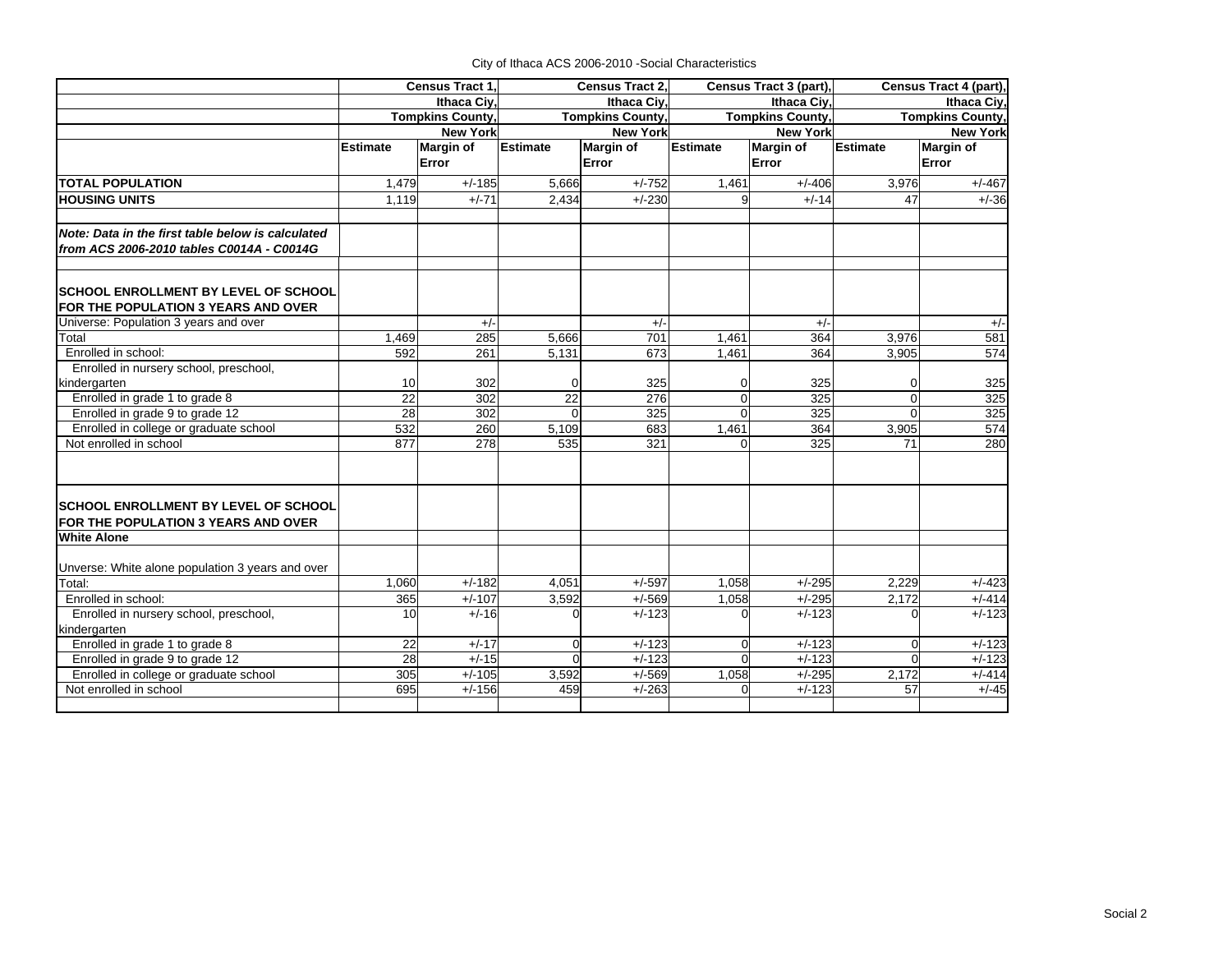City of Ithaca ACS 2006-2010 -Social Characteristics

| | Census Tract 1, Ithaca Ciy, Tompkins County, New York | | Census Tract 2, Ithaca Ciy, Tompkins County, New York | | Census Tract 3 (part), Ithaca Ciy, Tompkins County, New York | | Census Tract 4 (part), Ithaca Ciy, Tompkins County, New York | |
|---|---|---|---|---|---|---|---|---|
| | Estimate | Margin of Error | Estimate | Margin of Error | Estimate | Margin of Error | Estimate | Margin of Error |
| **TOTAL POPULATION** | 1,479 | +/-185 | 5,666 | +/-752 | 1,461 | +/-406 | 3,976 | +/-467 |
| **HOUSING UNITS** | 1,119 | +/-71 | 2,434 | +/-230 | 9 | +/-14 | 47 | +/-36 |
| | | | | | | | | |
| ***Note: Data in the first table below is calculated from ACS 2006-2010 tables C0014A - C0014G*** | | | | | | | | |
| | | | | | | | | |
| **SCHOOL ENROLLMENT BY LEVEL OF SCHOOL FOR THE POPULATION 3 YEARS AND OVER** | | | | | | | | |
| Universe: Population 3 years and over | | +/- | | +/- | | +/- | | +/- |
| Total | 1,469 | 285 | 5,666 | 701 | 1,461 | 364 | 3,976 | 581 |
| Enrolled in school: | 592 | 261 | 5,131 | 673 | 1,461 | 364 | 3,905 | 574 |
| Enrolled in nursery school, preschool, kindergarten | 10 | 302 | 0 | 325 | 0 | 325 | 0 | 325 |
| Enrolled in grade 1 to grade 8 | 22 | 302 | 22 | 276 | 0 | 325 | 0 | 325 |
| Enrolled in grade 9 to grade 12 | 28 | 302 | 0 | 325 | 0 | 325 | 0 | 325 |
| Enrolled in college or graduate school | 532 | 260 | 5,109 | 683 | 1,461 | 364 | 3,905 | 574 |
| Not enrolled in school | 877 | 278 | 535 | 321 | 0 | 325 | 71 | 280 |
| | | | | | | | | |
| **SCHOOL ENROLLMENT BY LEVEL OF SCHOOL FOR THE POPULATION 3 YEARS AND OVER** | | | | | | | | |
| **White Alone** | | | | | | | | |
| Unverse: White alone population 3 years and over | | | | | | | | |
| Total: | 1,060 | +/-182 | 4,051 | +/-597 | 1,058 | +/-295 | 2,229 | +/-423 |
| Enrolled in school: | 365 | +/-107 | 3,592 | +/-569 | 1,058 | +/-295 | 2,172 | +/-414 |
| Enrolled in nursery school, preschool, kindergarten | 10 | +/-16 | 0 | +/-123 | 0 | +/-123 | 0 | +/-123 |
| Enrolled in grade 1 to grade 8 | 22 | +/-17 | 0 | +/-123 | 0 | +/-123 | 0 | +/-123 |
| Enrolled in grade 9 to grade 12 | 28 | +/-15 | 0 | +/-123 | 0 | +/-123 | 0 | +/-123 |
| Enrolled in college or graduate school | 305 | +/-105 | 3,592 | +/-569 | 1,058 | +/-295 | 2,172 | +/-414 |
| Not enrolled in school | 695 | +/-156 | 459 | +/-263 | 0 | +/-123 | 57 | +/-45 |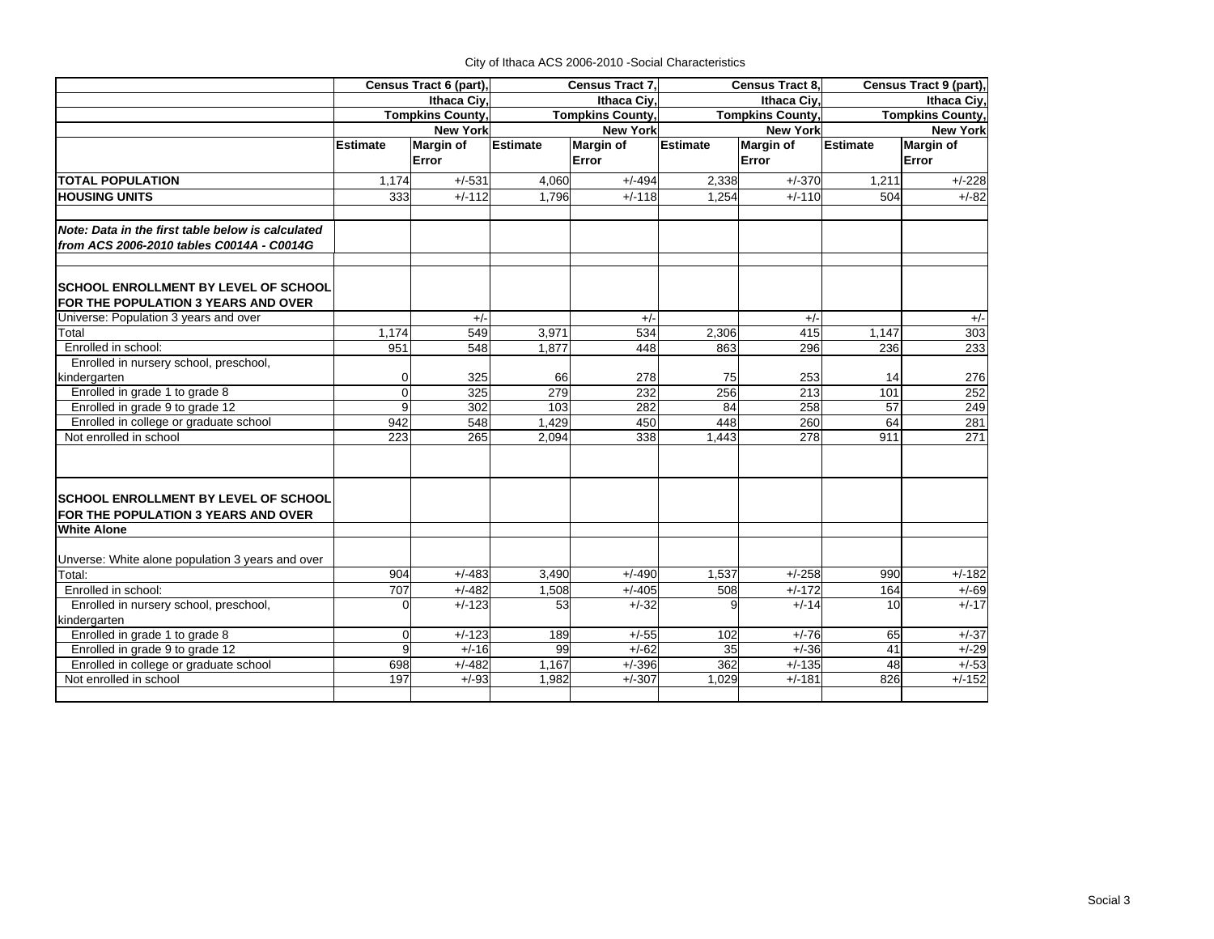City of Ithaca ACS 2006-2010 -Social Characteristics

| | Census Tract 6 (part), Ithaca Ciy, Tompkins County, New York | | Census Tract 7, Ithaca Ciy, Tompkins County, New York | | Census Tract 8, Ithaca Ciy, Tompkins County, New York | | Census Tract 9 (part), Ithaca Ciy, Tompkins County, New York | |
|---|---|---|---|---|---|---|---|---|
| | Estimate | Margin of Error | Estimate | Margin of Error | Estimate | Margin of Error | Estimate | Margin of Error |
| **TOTAL POPULATION** | 1,174 | +/-531 | 4,060 | +/-494 | 2,338 | +/-370 | 1,211 | +/-228 |
| **HOUSING UNITS** | 333 | +/-112 | 1,796 | +/-118 | 1,254 | +/-110 | 504 | +/-82 |
| | | | | | | | | |
| ***Note: Data in the first table below is calculated from ACS 2006-2010 tables C0014A - C0014G*** | | | | | | | | |
| | | | | | | | | |
| **SCHOOL ENROLLMENT BY LEVEL OF SCHOOL FOR THE POPULATION 3 YEARS AND OVER** | | | | | | | | |
| Universe: Population 3 years and over | | +/- | | +/- | | +/- | | +/- |
| Total | 1,174 | 549 | 3,971 | 534 | 2,306 | 415 | 1,147 | 303 |
| Enrolled in school: | 951 | 548 | 1,877 | 448 | 863 | 296 | 236 | 233 |
| Enrolled in nursery school, preschool, kindergarten | 0 | 325 | 66 | 278 | 75 | 253 | 14 | 276 |
| Enrolled in grade 1 to grade 8 | 0 | 325 | 279 | 232 | 256 | 213 | 101 | 252 |
| Enrolled in grade 9 to grade 12 | 9 | 302 | 103 | 282 | 84 | 258 | 57 | 249 |
| Enrolled in college or graduate school | 942 | 548 | 1,429 | 450 | 448 | 260 | 64 | 281 |
| Not enrolled in school | 223 | 265 | 2,094 | 338 | 1,443 | 278 | 911 | 271 |
| | | | | | | | | |
| **SCHOOL ENROLLMENT BY LEVEL OF SCHOOL FOR THE POPULATION 3 YEARS AND OVER** | | | | | | | | |
| **White Alone** | | | | | | | | |
| Unverse: White alone population 3 years and over | | | | | | | | |
| Total: | 904 | +/-483 | 3,490 | +/-490 | 1,537 | +/-258 | 990 | +/-182 |
| Enrolled in school: | 707 | +/-482 | 1,508 | +/-405 | 508 | +/-172 | 164 | +/-69 |
| Enrolled in nursery school, preschool, kindergarten | 0 | +/-123 | 53 | +/-32 | 9 | +/-14 | 10 | +/-17 |
| Enrolled in grade 1 to grade 8 | 0 | +/-123 | 189 | +/-55 | 102 | +/-76 | 65 | +/-37 |
| Enrolled in grade 9 to grade 12 | 9 | +/-16 | 99 | +/-62 | 35 | +/-36 | 41 | +/-29 |
| Enrolled in college or graduate school | 698 | +/-482 | 1,167 | +/-396 | 362 | +/-135 | 48 | +/-53 |
| Not enrolled in school | 197 | +/-93 | 1,982 | +/-307 | 1,029 | +/-181 | 826 | +/-152 |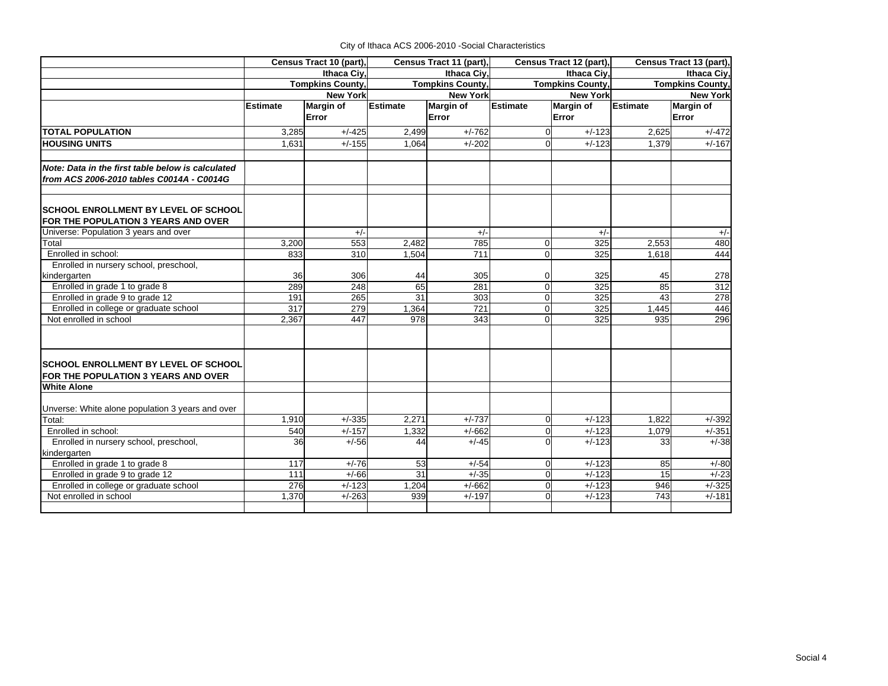City of Ithaca ACS 2006-2010 -Social Characteristics

| | Census Tract 10 (part), Ithaca Ciy, Tompkins County, New York | | Census Tract 11 (part), Ithaca Ciy, Tompkins County, New York | | Census Tract 12 (part), Ithaca Ciy, Tompkins County, New York | | Census Tract 13 (part), Ithaca Ciy, Tompkins County, New York | |
|---|---|---|---|---|---|---|---|---|
| | **Estimate** | **Margin of Error** | **Estimate** | **Margin of Error** | **Estimate** | **Margin of Error** | **Estimate** | **Margin of Error** |
| **TOTAL POPULATION** | 3,285 | +/-425 | 2,499 | +/-762 | 0 | +/-123 | 2,625 | +/-472 |
| **HOUSING UNITS** | 1,631 | +/-155 | 1,064 | +/-202 | 0 | +/-123 | 1,379 | +/-167 |
| | | | | | | | | |
| ***Note: Data in the first table below is calculated from ACS 2006-2010 tables C0014A - C0014G*** | | | | | | | | |
| | | | | | | | | |
| **SCHOOL ENROLLMENT BY LEVEL OF SCHOOL FOR THE POPULATION 3 YEARS AND OVER** | | | | | | | | |
| Universe: Population 3 years and over | | +/- | | +/- | | +/- | | +/- |
| Total | 3,200 | 553 | 2,482 | 785 | 0 | 325 | 2,553 | 480 |
| Enrolled in school: | 833 | 310 | 1,504 | 711 | 0 | 325 | 1,618 | 444 |
| Enrolled in nursery school, preschool, kindergarten | 36 | 306 | 44 | 305 | 0 | 325 | 45 | 278 |
| Enrolled in grade 1 to grade 8 | 289 | 248 | 65 | 281 | 0 | 325 | 85 | 312 |
| Enrolled in grade 9 to grade 12 | 191 | 265 | 31 | 303 | 0 | 325 | 43 | 278 |
| Enrolled in college or graduate school | 317 | 279 | 1,364 | 721 | 0 | 325 | 1,445 | 446 |
| Not enrolled in school | 2,367 | 447 | 978 | 343 | 0 | 325 | 935 | 296 |
| | | | | | | | | |
| **SCHOOL ENROLLMENT BY LEVEL OF SCHOOL FOR THE POPULATION 3 YEARS AND OVER** | | | | | | | | |
| **White Alone** | | | | | | | | |
| Unverse: White alone population 3 years and over | | | | | | | | |
| Total: | 1,910 | +/-335 | 2,271 | +/-737 | 0 | +/-123 | 1,822 | +/-392 |
| Enrolled in school: | 540 | +/-157 | 1,332 | +/-662 | 0 | +/-123 | 1,079 | +/-351 |
| Enrolled in nursery school, preschool, kindergarten | 36 | +/-56 | 44 | +/-45 | 0 | +/-123 | 33 | +/-38 |
| Enrolled in grade 1 to grade 8 | 117 | +/-76 | 53 | +/-54 | 0 | +/-123 | 85 | +/-80 |
| Enrolled in grade 9 to grade 12 | 111 | +/-66 | 31 | +/-35 | 0 | +/-123 | 15 | +/-23 |
| Enrolled in college or graduate school | 276 | +/-123 | 1,204 | +/-662 | 0 | +/-123 | 946 | +/-325 |
| Not enrolled in school | 1,370 | +/-263 | 939 | +/-197 | 0 | +/-123 | 743 | +/-181 |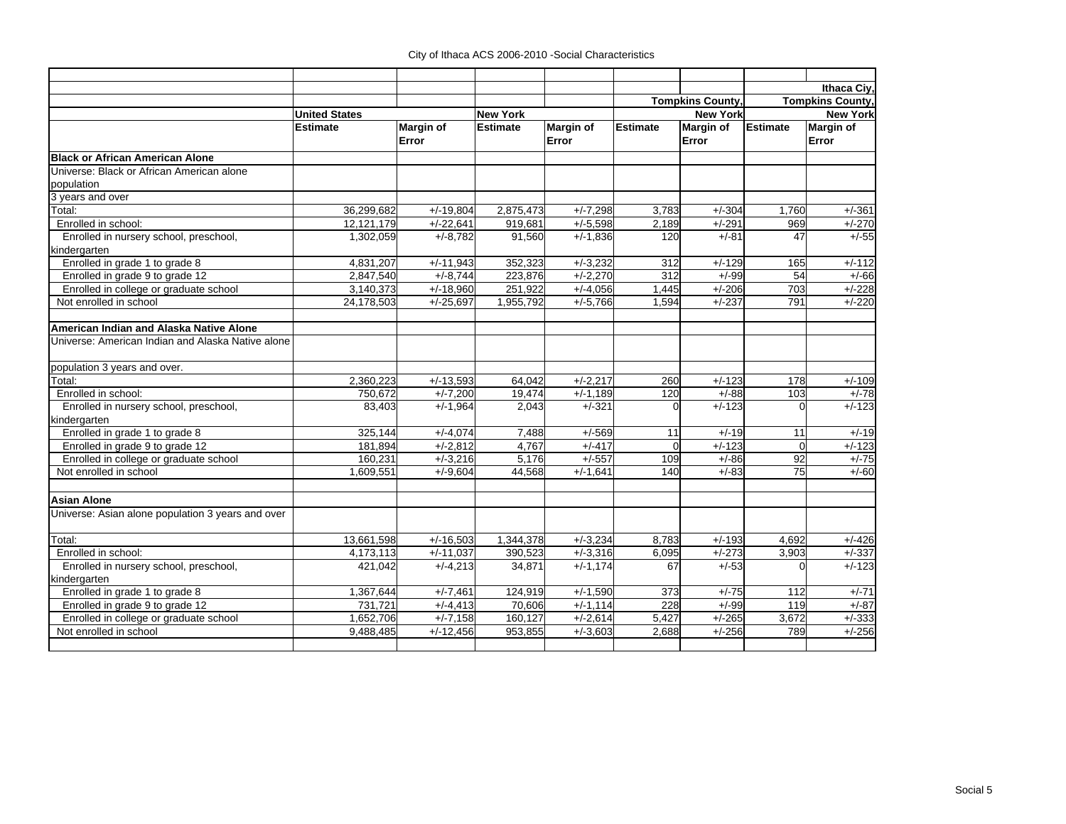City of Ithaca ACS 2006-2010 -Social Characteristics

| | United States | | New York | | Tompkins County, New York | | Ithaca Ciy, Tompkins County, New York | |
|---|---|---|---|---|---|---|---|---|
| | **Estimate** | **Margin of Error** | **Estimate** | **Margin of Error** | **Estimate** | **Margin of Error** | **Estimate** | **Margin of Error** |
| **Black or African American Alone** | | | | | | | | |
| Universe: Black or African American alone population | | | | | | | | |
| 3 years and over | | | | | | | | |
| Total: | 36,299,682 | +/-19,804 | 2,875,473 | +/-7,298 | 3,783 | +/-304 | 1,760 | +/-361 |
| Enrolled in school: | 12,121,179 | +/-22,641 | 919,681 | +/-5,598 | 2,189 | +/-291 | 969 | +/-270 |
| Enrolled in nursery school, preschool, kindergarten | 1,302,059 | +/-8,782 | 91,560 | +/-1,836 | 120 | +/-81 | 47 | +/-55 |
| Enrolled in grade 1 to grade 8 | 4,831,207 | +/-11,943 | 352,323 | +/-3,232 | 312 | +/-129 | 165 | +/-112 |
| Enrolled in grade 9 to grade 12 | 2,847,540 | +/-8,744 | 223,876 | +/-2,270 | 312 | +/-99 | 54 | +/-66 |
| Enrolled in college or graduate school | 3,140,373 | +/-18,960 | 251,922 | +/-4,056 | 1,445 | +/-206 | 703 | +/-228 |
| Not enrolled in school | 24,178,503 | +/-25,697 | 1,955,792 | +/-5,766 | 1,594 | +/-237 | 791 | +/-220 |
| | | | | | | | | |
| **American Indian and Alaska Native Alone** | | | | | | | | |
| Universe: American Indian and Alaska Native alone | | | | | | | | |
| population 3 years and over. | | | | | | | | |
| Total: | 2,360,223 | +/-13,593 | 64,042 | +/-2,217 | 260 | +/-123 | 178 | +/-109 |
| Enrolled in school: | 750,672 | +/-7,200 | 19,474 | +/-1,189 | 120 | +/-88 | 103 | +/-78 |
| Enrolled in nursery school, preschool, kindergarten | 83,403 | +/-1,964 | 2,043 | +/-321 | 0 | +/-123 | 0 | +/-123 |
| Enrolled in grade 1 to grade 8 | 325,144 | +/-4,074 | 7,488 | +/-569 | 11 | +/-19 | 11 | +/-19 |
| Enrolled in grade 9 to grade 12 | 181,894 | +/-2,812 | 4,767 | +/-417 | 0 | +/-123 | 0 | +/-123 |
| Enrolled in college or graduate school | 160,231 | +/-3,216 | 5,176 | +/-557 | 109 | +/-86 | 92 | +/-75 |
| Not enrolled in school | 1,609,551 | +/-9,604 | 44,568 | +/-1,641 | 140 | +/-83 | 75 | +/-60 |
| | | | | | | | | |
| **Asian Alone** | | | | | | | | |
| Universe: Asian alone population 3 years and over | | | | | | | | |
| Total: | 13,661,598 | +/-16,503 | 1,344,378 | +/-3,234 | 8,783 | +/-193 | 4,692 | +/-426 |
| Enrolled in school: | 4,173,113 | +/-11,037 | 390,523 | +/-3,316 | 6,095 | +/-273 | 3,903 | +/-337 |
| Enrolled in nursery school, preschool, kindergarten | 421,042 | +/-4,213 | 34,871 | +/-1,174 | 67 | +/-53 | 0 | +/-123 |
| Enrolled in grade 1 to grade 8 | 1,367,644 | +/-7,461 | 124,919 | +/-1,590 | 373 | +/-75 | 112 | +/-71 |
| Enrolled in grade 9 to grade 12 | 731,721 | +/-4,413 | 70,606 | +/-1,114 | 228 | +/-99 | 119 | +/-87 |
| Enrolled in college or graduate school | 1,652,706 | +/-7,158 | 160,127 | +/-2,614 | 5,427 | +/-265 | 3,672 | +/-333 |
| Not enrolled in school | 9,488,485 | +/-12,456 | 953,855 | +/-3,603 | 2,688 | +/-256 | 789 | +/-256 |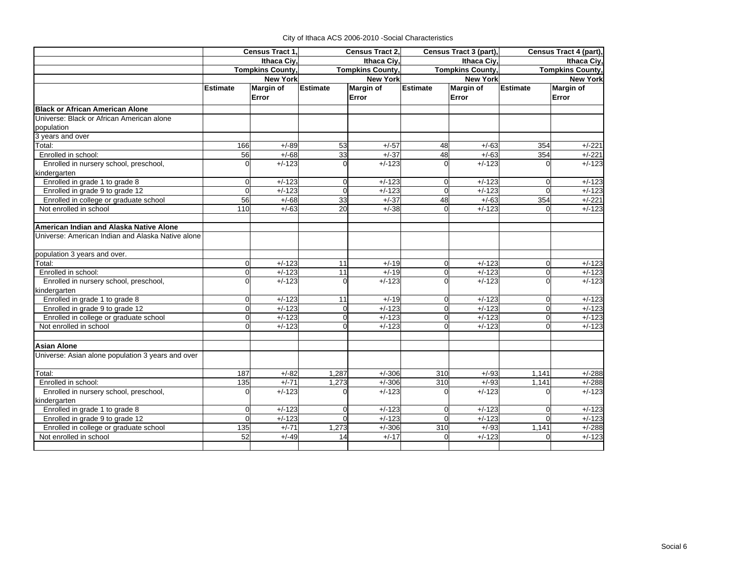City of Ithaca ACS 2006-2010 -Social Characteristics

| | Census Tract 1, Ithaca Ciy, Tompkins County, New York | | Census Tract 2, Ithaca Ciy, Tompkins County, New York | | Census Tract 3 (part), Ithaca Ciy, Tompkins County, New York | | Census Tract 4 (part), Ithaca Ciy, Tompkins County, New York | |
|---|---|---|---|---|---|---|---|---|
| | Estimate | Margin of Error | Estimate | Margin of Error | Estimate | Margin of Error | Estimate | Margin of Error |
| **Black or African American Alone** | | | | | | | | |
| Universe: Black or African American alone population | | | | | | | | |
| 3 years and over | | | | | | | | |
| Total: | 166 | +/-89 | 53 | +/-57 | 48 | +/-63 | 354 | +/-221 |
| Enrolled in school: | 56 | +/-68 | 33 | +/-37 | 48 | +/-63 | 354 | +/-221 |
| Enrolled in nursery school, preschool, kindergarten | 0 | +/-123 | 0 | +/-123 | 0 | +/-123 | 0 | +/-123 |
| Enrolled in grade 1 to grade 8 | 0 | +/-123 | 0 | +/-123 | 0 | +/-123 | 0 | +/-123 |
| Enrolled in grade 9 to grade 12 | 0 | +/-123 | 0 | +/-123 | 0 | +/-123 | 0 | +/-123 |
| Enrolled in college or graduate school | 56 | +/-68 | 33 | +/-37 | 48 | +/-63 | 354 | +/-221 |
| Not enrolled in school | 110 | +/-63 | 20 | +/-38 | 0 | +/-123 | 0 | +/-123 |
| | | | | | | | | |
| **American Indian and Alaska Native Alone** | | | | | | | | |
| Universe: American Indian and Alaska Native alone | | | | | | | | |
| population 3 years and over. | | | | | | | | |
| Total: | 0 | +/-123 | 11 | +/-19 | 0 | +/-123 | 0 | +/-123 |
| Enrolled in school: | 0 | +/-123 | 11 | +/-19 | 0 | +/-123 | 0 | +/-123 |
| Enrolled in nursery school, preschool, kindergarten | 0 | +/-123 | 0 | +/-123 | 0 | +/-123 | 0 | +/-123 |
| Enrolled in grade 1 to grade 8 | 0 | +/-123 | 11 | +/-19 | 0 | +/-123 | 0 | +/-123 |
| Enrolled in grade 9 to grade 12 | 0 | +/-123 | 0 | +/-123 | 0 | +/-123 | 0 | +/-123 |
| Enrolled in college or graduate school | 0 | +/-123 | 0 | +/-123 | 0 | +/-123 | 0 | +/-123 |
| Not enrolled in school | 0 | +/-123 | 0 | +/-123 | 0 | +/-123 | 0 | +/-123 |
| | | | | | | | | |
| **Asian Alone** | | | | | | | | |
| Universe: Asian alone population 3 years and over | | | | | | | | |
| Total: | 187 | +/-82 | 1,287 | +/-306 | 310 | +/-93 | 1,141 | +/-288 |
| Enrolled in school: | 135 | +/-71 | 1,273 | +/-306 | 310 | +/-93 | 1,141 | +/-288 |
| Enrolled in nursery school, preschool, kindergarten | 0 | +/-123 | 0 | +/-123 | 0 | +/-123 | 0 | +/-123 |
| Enrolled in grade 1 to grade 8 | 0 | +/-123 | 0 | +/-123 | 0 | +/-123 | 0 | +/-123 |
| Enrolled in grade 9 to grade 12 | 0 | +/-123 | 0 | +/-123 | 0 | +/-123 | 0 | +/-123 |
| Enrolled in college or graduate school | 135 | +/-71 | 1,273 | +/-306 | 310 | +/-93 | 1,141 | +/-288 |
| Not enrolled in school | 52 | +/-49 | 14 | +/-17 | 0 | +/-123 | 0 | +/-123 |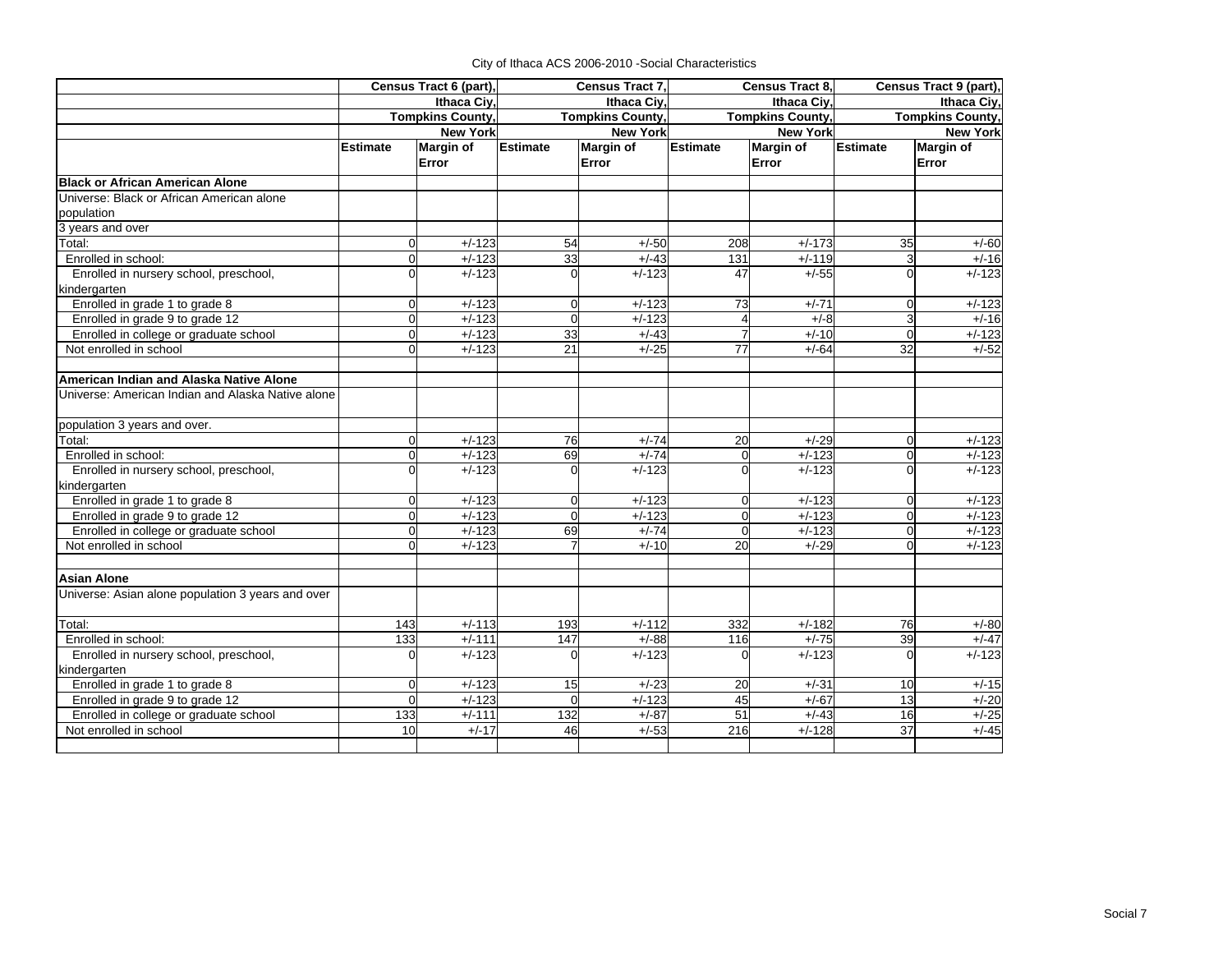City of Ithaca ACS 2006-2010 -Social Characteristics

| | Census Tract 6 (part), Ithaca Ciy, Tompkins County, New York | | Census Tract 7, Ithaca Ciy, Tompkins County, New York | | Census Tract 8, Ithaca Ciy, Tompkins County, New York | | Census Tract 9 (part), Ithaca Ciy, Tompkins County, New York | |
|---|---|---|---|---|---|---|---|---|
| | Estimate | Margin of Error | Estimate | Margin of Error | Estimate | Margin of Error | Estimate | Margin of Error |
| **Black or African American Alone** | | | | | | | | |
| Universe: Black or African American alone population | | | | | | | | |
| 3 years and over | | | | | | | | |
| Total: | 0 | +/-123 | 54 | +/-50 | 208 | +/-173 | 35 | +/-60 |
| Enrolled in school: | 0 | +/-123 | 33 | +/-43 | 131 | +/-119 | 3 | +/-16 |
| Enrolled in nursery school, preschool, kindergarten | 0 | +/-123 | 0 | +/-123 | 47 | +/-55 | 0 | +/-123 |
| Enrolled in grade 1 to grade 8 | 0 | +/-123 | 0 | +/-123 | 73 | +/-71 | 0 | +/-123 |
| Enrolled in grade 9 to grade 12 | 0 | +/-123 | 0 | +/-123 | 4 | +/-8 | 3 | +/-16 |
| Enrolled in college or graduate school | 0 | +/-123 | 33 | +/-43 | 7 | +/-10 | 0 | +/-123 |
| Not enrolled in school | 0 | +/-123 | 21 | +/-25 | 77 | +/-64 | 32 | +/-52 |
| | | | | | | | | |
| **American Indian and Alaska Native Alone** | | | | | | | | |
| Universe: American Indian and Alaska Native alone | | | | | | | | |
| population 3 years and over. | | | | | | | | |
| Total: | 0 | +/-123 | 76 | +/-74 | 20 | +/-29 | 0 | +/-123 |
| Enrolled in school: | 0 | +/-123 | 69 | +/-74 | 0 | +/-123 | 0 | +/-123 |
| Enrolled in nursery school, preschool, kindergarten | 0 | +/-123 | 0 | +/-123 | 0 | +/-123 | 0 | +/-123 |
| Enrolled in grade 1 to grade 8 | 0 | +/-123 | 0 | +/-123 | 0 | +/-123 | 0 | +/-123 |
| Enrolled in grade 9 to grade 12 | 0 | +/-123 | 0 | +/-123 | 0 | +/-123 | 0 | +/-123 |
| Enrolled in college or graduate school | 0 | +/-123 | 69 | +/-74 | 0 | +/-123 | 0 | +/-123 |
| Not enrolled in school | 0 | +/-123 | 7 | +/-10 | 20 | +/-29 | 0 | +/-123 |
| | | | | | | | | |
| **Asian Alone** | | | | | | | | |
| Universe: Asian alone population 3 years and over | | | | | | | | |
| Total: | 143 | +/-113 | 193 | +/-112 | 332 | +/-182 | 76 | +/-80 |
| Enrolled in school: | 133 | +/-111 | 147 | +/-88 | 116 | +/-75 | 39 | +/-47 |
| Enrolled in nursery school, preschool, kindergarten | 0 | +/-123 | 0 | +/-123 | 0 | +/-123 | 0 | +/-123 |
| Enrolled in grade 1 to grade 8 | 0 | +/-123 | 15 | +/-23 | 20 | +/-31 | 10 | +/-15 |
| Enrolled in grade 9 to grade 12 | 0 | +/-123 | 0 | +/-123 | 45 | +/-67 | 13 | +/-20 |
| Enrolled in college or graduate school | 133 | +/-111 | 132 | +/-87 | 51 | +/-43 | 16 | +/-25 |
| Not enrolled in school | 10 | +/-17 | 46 | +/-53 | 216 | +/-128 | 37 | +/-45 |

Social 7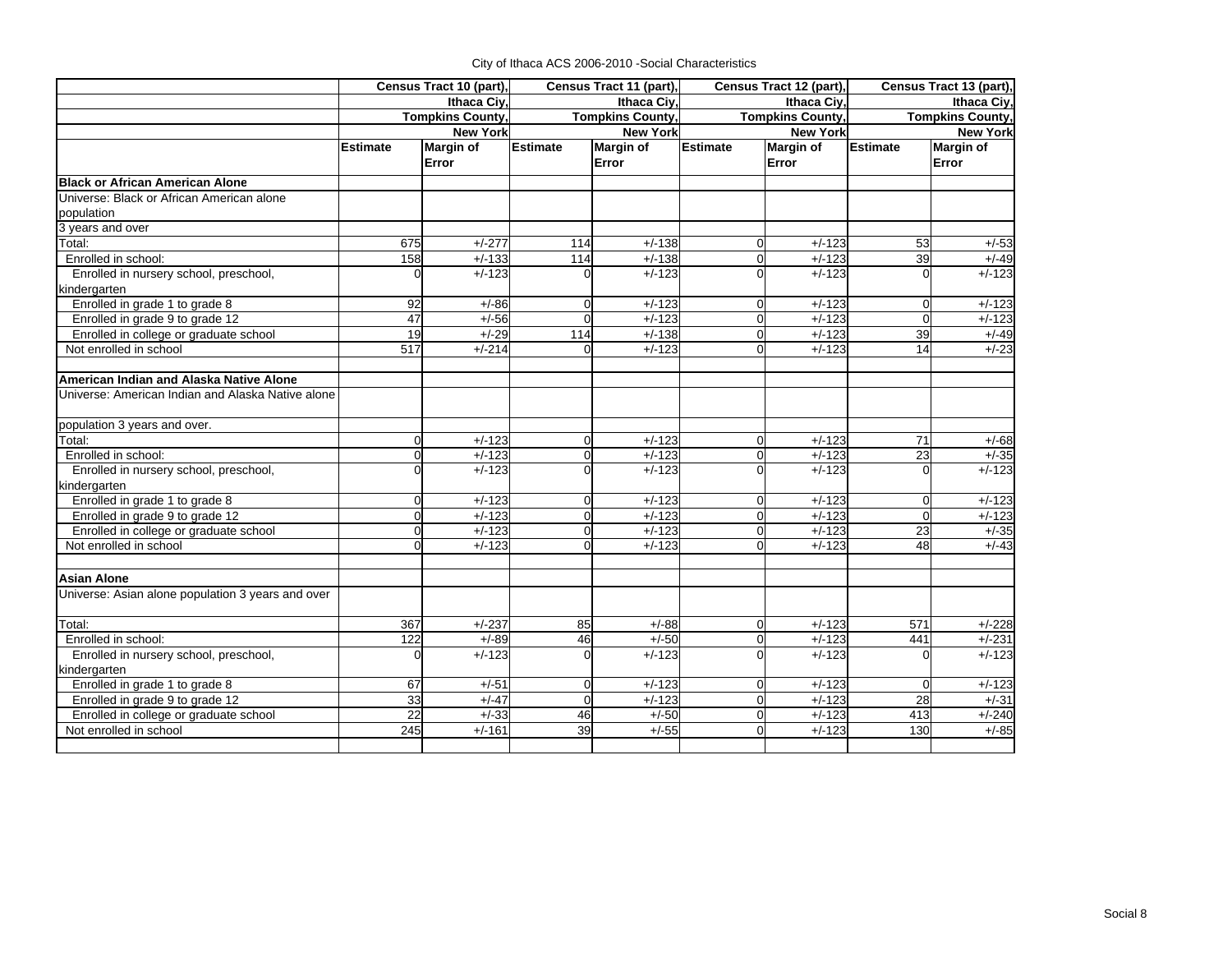City of Ithaca ACS 2006-2010 -Social Characteristics

| | Census Tract 10 (part), Ithaca Ciy, Tompkins County, New York | | Census Tract 11 (part), Ithaca Ciy, Tompkins County, New York | | Census Tract 12 (part), Ithaca Ciy, Tompkins County, New York | | Census Tract 13 (part), Ithaca Ciy, Tompkins County, New York | |
|---|---|---|---|---|---|---|---|---|
| | Estimate | Margin of Error | Estimate | Margin of Error | Estimate | Margin of Error | Estimate | Margin of Error |
| **Black or African American Alone** | | | | | | | | |
| Universe: Black or African American alone population | | | | | | | | |
| 3 years and over | | | | | | | | |
| Total: | 675 | +/-277 | 114 | +/-138 | 0 | +/-123 | 53 | +/-53 |
| Enrolled in school: | 158 | +/-133 | 114 | +/-138 | 0 | +/-123 | 39 | +/-49 |
| Enrolled in nursery school, preschool, kindergarten | 0 | +/-123 | 0 | +/-123 | 0 | +/-123 | 0 | +/-123 |
| Enrolled in grade 1 to grade 8 | 92 | +/-86 | 0 | +/-123 | 0 | +/-123 | 0 | +/-123 |
| Enrolled in grade 9 to grade 12 | 47 | +/-56 | 0 | +/-123 | 0 | +/-123 | 0 | +/-123 |
| Enrolled in college or graduate school | 19 | +/-29 | 114 | +/-138 | 0 | +/-123 | 39 | +/-49 |
| Not enrolled in school | 517 | +/-214 | 0 | +/-123 | 0 | +/-123 | 14 | +/-23 |
| | | | | | | | | |
| **American Indian and Alaska Native Alone** | | | | | | | | |
| Universe: American Indian and Alaska Native alone | | | | | | | | |
| population 3 years and over. | | | | | | | | |
| Total: | 0 | +/-123 | 0 | +/-123 | 0 | +/-123 | 71 | +/-68 |
| Enrolled in school: | 0 | +/-123 | 0 | +/-123 | 0 | +/-123 | 23 | +/-35 |
| Enrolled in nursery school, preschool, kindergarten | 0 | +/-123 | 0 | +/-123 | 0 | +/-123 | 0 | +/-123 |
| Enrolled in grade 1 to grade 8 | 0 | +/-123 | 0 | +/-123 | 0 | +/-123 | 0 | +/-123 |
| Enrolled in grade 9 to grade 12 | 0 | +/-123 | 0 | +/-123 | 0 | +/-123 | 0 | +/-123 |
| Enrolled in college or graduate school | 0 | +/-123 | 0 | +/-123 | 0 | +/-123 | 23 | +/-35 |
| Not enrolled in school | 0 | +/-123 | 0 | +/-123 | 0 | +/-123 | 48 | +/-43 |
| | | | | | | | | |
| **Asian Alone** | | | | | | | | |
| Universe: Asian alone population 3 years and over | | | | | | | | |
| Total: | 367 | +/-237 | 85 | +/-88 | 0 | +/-123 | 571 | +/-228 |
| Enrolled in school: | 122 | +/-89 | 46 | +/-50 | 0 | +/-123 | 441 | +/-231 |
| Enrolled in nursery school, preschool, kindergarten | 0 | +/-123 | 0 | +/-123 | 0 | +/-123 | 0 | +/-123 |
| Enrolled in grade 1 to grade 8 | 67 | +/-51 | 0 | +/-123 | 0 | +/-123 | 0 | +/-123 |
| Enrolled in grade 9 to grade 12 | 33 | +/-47 | 0 | +/-123 | 0 | +/-123 | 28 | +/-31 |
| Enrolled in college or graduate school | 22 | +/-33 | 46 | +/-50 | 0 | +/-123 | 413 | +/-240 |
| Not enrolled in school | 245 | +/-161 | 39 | +/-55 | 0 | +/-123 | 130 | +/-85 |

Social 8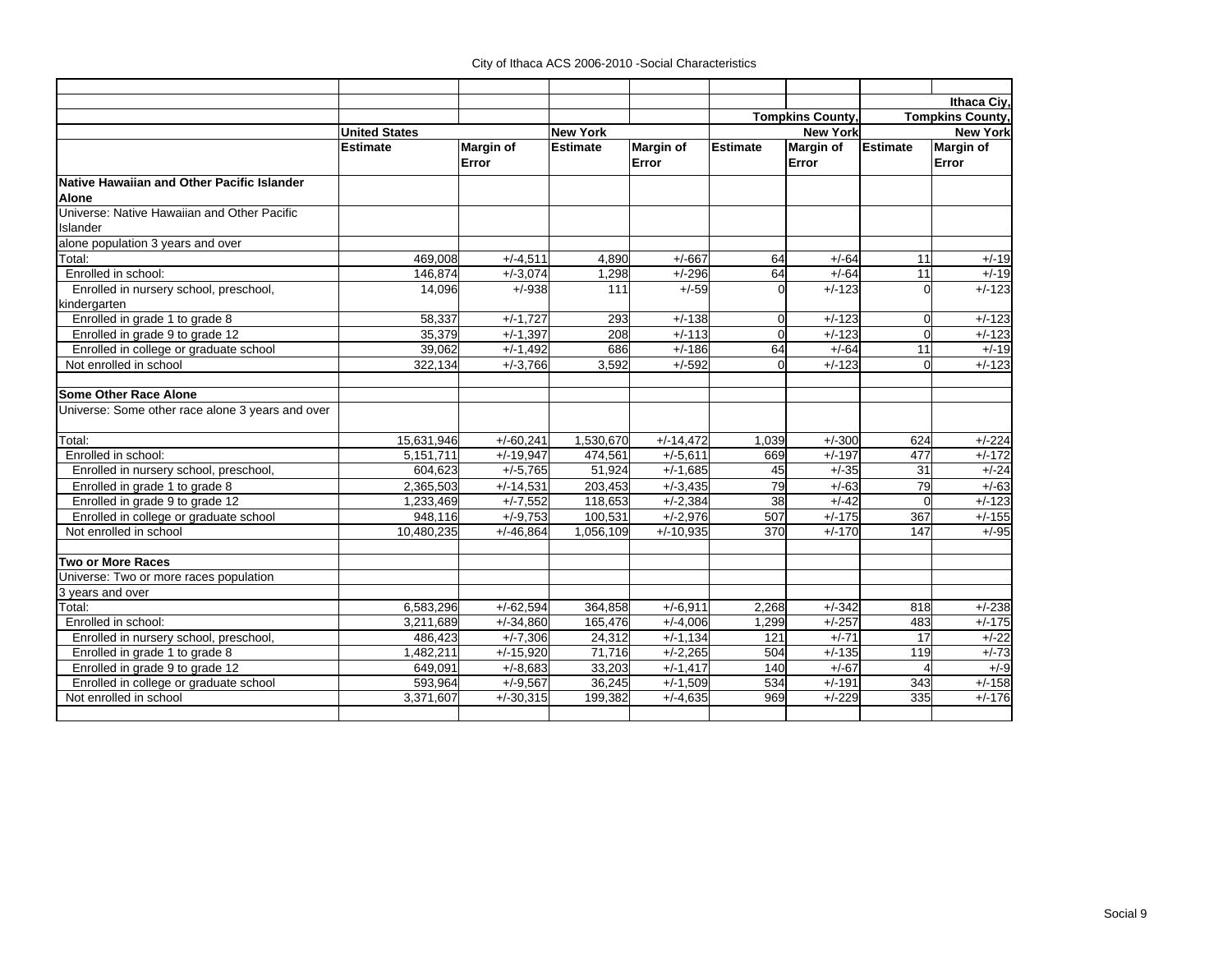City of Ithaca ACS 2006-2010 -Social Characteristics

| | United States | | New York | | Tompkins County, New York | | Ithaca Ciy, Tompkins County, New York | |
|---|---|---|---|---|---|---|---|---|
| | Estimate | Margin of Error | Estimate | Margin of Error | Estimate | Margin of Error | Estimate | Margin of Error |
| **Native Hawaiian and Other Pacific Islander Alone** | | | | | | | | |
| Universe: Native Hawaiian and Other Pacific Islander | | | | | | | | |
| alone population 3 years and over | | | | | | | | |
| Total: | 469,008 | +/-4,511 | 4,890 | +/-667 | 64 | +/-64 | 11 | +/-19 |
| Enrolled in school: | 146,874 | +/-3,074 | 1,298 | +/-296 | 64 | +/-64 | 11 | +/-19 |
| Enrolled in nursery school, preschool, kindergarten | 14,096 | +/-938 | 111 | +/-59 | 0 | +/-123 | 0 | +/-123 |
| Enrolled in grade 1 to grade 8 | 58,337 | +/-1,727 | 293 | +/-138 | 0 | +/-123 | 0 | +/-123 |
| Enrolled in grade 9 to grade 12 | 35,379 | +/-1,397 | 208 | +/-113 | 0 | +/-123 | 0 | +/-123 |
| Enrolled in college or graduate school | 39,062 | +/-1,492 | 686 | +/-186 | 64 | +/-64 | 11 | +/-19 |
| Not enrolled in school | 322,134 | +/-3,766 | 3,592 | +/-592 | 0 | +/-123 | 0 | +/-123 |
| | | | | | | | | |
| **Some Other Race Alone** | | | | | | | | |
| Universe: Some other race alone 3 years and over | | | | | | | | |
| Total: | 15,631,946 | +/-60,241 | 1,530,670 | +/-14,472 | 1,039 | +/-300 | 624 | +/-224 |
| Enrolled in school: | 5,151,711 | +/-19,947 | 474,561 | +/-5,611 | 669 | +/-197 | 477 | +/-172 |
| Enrolled in nursery school, preschool, | 604,623 | +/-5,765 | 51,924 | +/-1,685 | 45 | +/-35 | 31 | +/-24 |
| Enrolled in grade 1 to grade 8 | 2,365,503 | +/-14,531 | 203,453 | +/-3,435 | 79 | +/-63 | 79 | +/-63 |
| Enrolled in grade 9 to grade 12 | 1,233,469 | +/-7,552 | 118,653 | +/-2,384 | 38 | +/-42 | 0 | +/-123 |
| Enrolled in college or graduate school | 948,116 | +/-9,753 | 100,531 | +/-2,976 | 507 | +/-175 | 367 | +/-155 |
| Not enrolled in school | 10,480,235 | +/-46,864 | 1,056,109 | +/-10,935 | 370 | +/-170 | 147 | +/-95 |
| | | | | | | | | |
| **Two or More Races** | | | | | | | | |
| Universe: Two or more races population | | | | | | | | |
| 3 years and over | | | | | | | | |
| Total: | 6,583,296 | +/-62,594 | 364,858 | +/-6,911 | 2,268 | +/-342 | 818 | +/-238 |
| Enrolled in school: | 3,211,689 | +/-34,860 | 165,476 | +/-4,006 | 1,299 | +/-257 | 483 | +/-175 |
| Enrolled in nursery school, preschool, | 486,423 | +/-7,306 | 24,312 | +/-1,134 | 121 | +/-71 | 17 | +/-22 |
| Enrolled in grade 1 to grade 8 | 1,482,211 | +/-15,920 | 71,716 | +/-2,265 | 504 | +/-135 | 119 | +/-73 |
| Enrolled in grade 9 to grade 12 | 649,091 | +/-8,683 | 33,203 | +/-1,417 | 140 | +/-67 | 4 | +/-9 |
| Enrolled in college or graduate school | 593,964 | +/-9,567 | 36,245 | +/-1,509 | 534 | +/-191 | 343 | +/-158 |
| Not enrolled in school | 3,371,607 | +/-30,315 | 199,382 | +/-4,635 | 969 | +/-229 | 335 | +/-176 |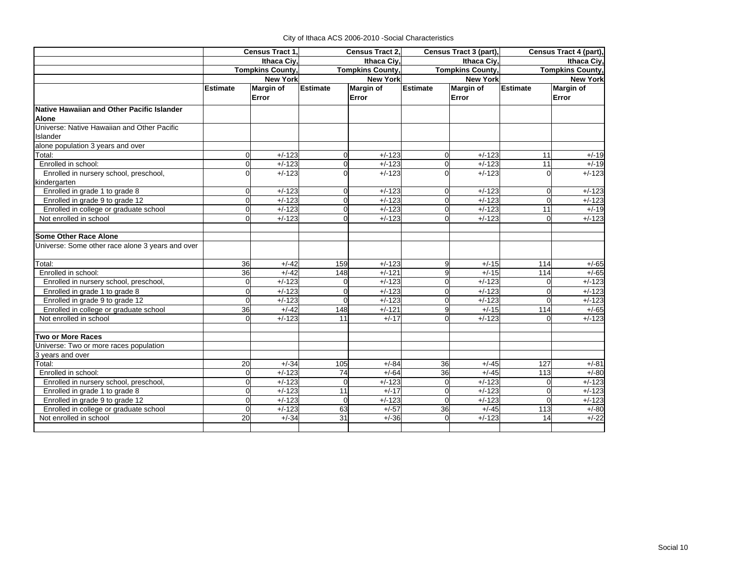City of Ithaca ACS 2006-2010 -Social Characteristics

| | Census Tract 1, Ithaca Ciy, Tompkins County, New York | | Census Tract 2, Ithaca Ciy, Tompkins County, New York | | Census Tract 3 (part), Ithaca Ciy, Tompkins County, New York | | Census Tract 4 (part), Ithaca Ciy, Tompkins County, New York | |
|---|---|---|---|---|---|---|---|---|
| | Estimate | Margin of Error | Estimate | Margin of Error | Estimate | Margin of Error | Estimate | Margin of Error |
| **Native Hawaiian and Other Pacific Islander Alone** | | | | | | | | |
| Universe: Native Hawaiian and Other Pacific Islander | | | | | | | | |
| alone population 3 years and over | | | | | | | | |
| Total: | 0 | +/-123 | 0 | +/-123 | 0 | +/-123 | 11 | +/-19 |
| Enrolled in school: | 0 | +/-123 | 0 | +/-123 | 0 | +/-123 | 11 | +/-19 |
| Enrolled in nursery school, preschool, kindergarten | 0 | +/-123 | 0 | +/-123 | 0 | +/-123 | 0 | +/-123 |
| Enrolled in grade 1 to grade 8 | 0 | +/-123 | 0 | +/-123 | 0 | +/-123 | 0 | +/-123 |
| Enrolled in grade 9 to grade 12 | 0 | +/-123 | 0 | +/-123 | 0 | +/-123 | 0 | +/-123 |
| Enrolled in college or graduate school | 0 | +/-123 | 0 | +/-123 | 0 | +/-123 | 11 | +/-19 |
| Not enrolled in school | 0 | +/-123 | 0 | +/-123 | 0 | +/-123 | 0 | +/-123 |
| | | | | | | | | |
| **Some Other Race Alone** | | | | | | | | |
| Universe: Some other race alone 3 years and over | | | | | | | | |
| Total: | 36 | +/-42 | 159 | +/-123 | 9 | +/-15 | 114 | +/-65 |
| Enrolled in school: | 36 | +/-42 | 148 | +/-121 | 9 | +/-15 | 114 | +/-65 |
| Enrolled in nursery school, preschool, | 0 | +/-123 | 0 | +/-123 | 0 | +/-123 | 0 | +/-123 |
| Enrolled in grade 1 to grade 8 | 0 | +/-123 | 0 | +/-123 | 0 | +/-123 | 0 | +/-123 |
| Enrolled in grade 9 to grade 12 | 0 | +/-123 | 0 | +/-123 | 0 | +/-123 | 0 | +/-123 |
| Enrolled in college or graduate school | 36 | +/-42 | 148 | +/-121 | 9 | +/-15 | 114 | +/-65 |
| Not enrolled in school | 0 | +/-123 | 11 | +/-17 | 0 | +/-123 | 0 | +/-123 |
| | | | | | | | | |
| **Two or More Races** | | | | | | | | |
| Universe: Two or more races population | | | | | | | | |
| 3 years and over | | | | | | | | |
| Total: | 20 | +/-34 | 105 | +/-84 | 36 | +/-45 | 127 | +/-81 |
| Enrolled in school: | 0 | +/-123 | 74 | +/-64 | 36 | +/-45 | 113 | +/-80 |
| Enrolled in nursery school, preschool, | 0 | +/-123 | 0 | +/-123 | 0 | +/-123 | 0 | +/-123 |
| Enrolled in grade 1 to grade 8 | 0 | +/-123 | 11 | +/-17 | 0 | +/-123 | 0 | +/-123 |
| Enrolled in grade 9 to grade 12 | 0 | +/-123 | 0 | +/-123 | 0 | +/-123 | 0 | +/-123 |
| Enrolled in college or graduate school | 0 | +/-123 | 63 | +/-57 | 36 | +/-45 | 113 | +/-80 |
| Not enrolled in school | 20 | +/-34 | 31 | +/-36 | 0 | +/-123 | 14 | +/-22 |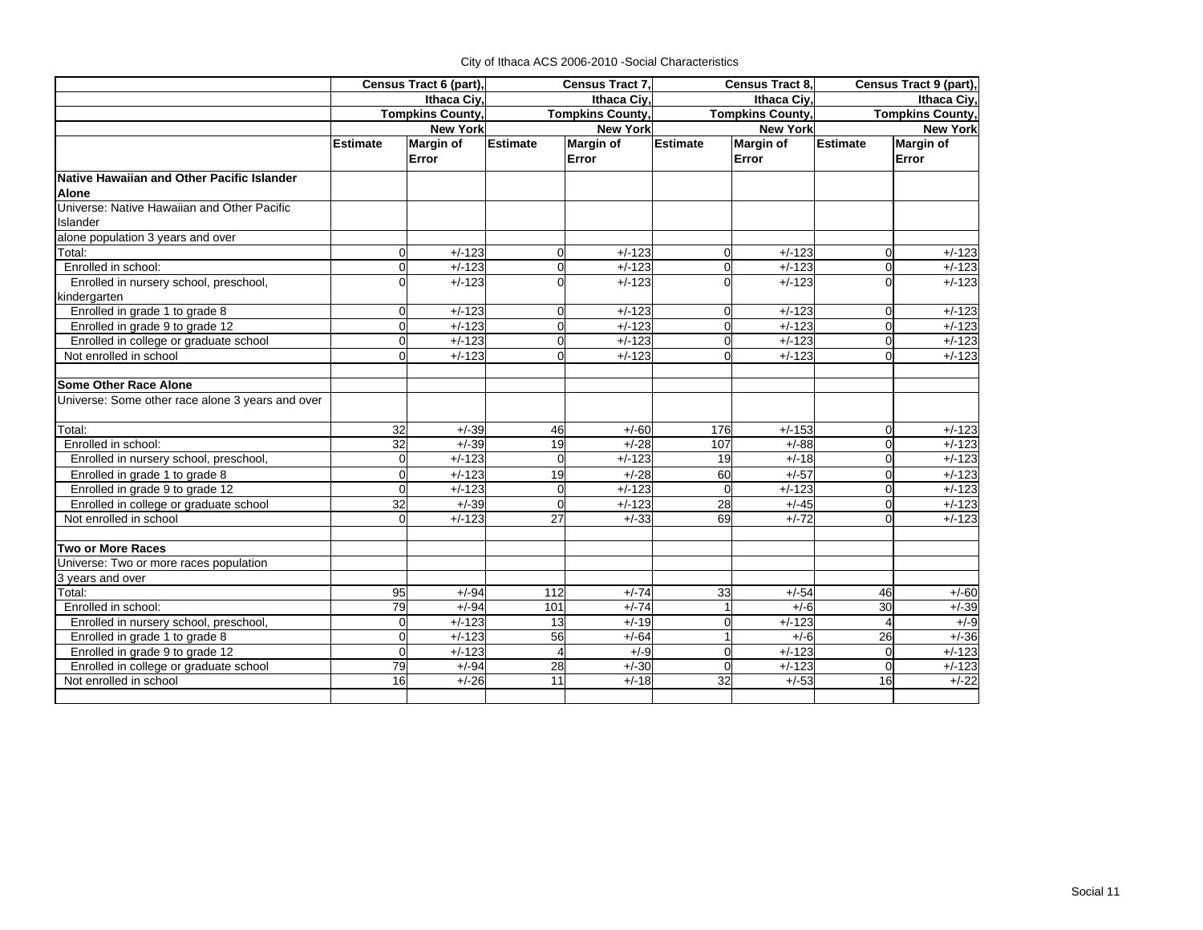City of Ithaca ACS 2006-2010 -Social Characteristics

| | Census Tract 6 (part), Ithaca Ciy, Tompkins County, New York | | Census Tract 7, Ithaca Ciy, Tompkins County, New York | | Census Tract 8, Ithaca Ciy, Tompkins County, New York | | Census Tract 9 (part), Ithaca Ciy, Tompkins County, New York | |
|---|---|---|---|---|---|---|---|---|
| | **Estimate** | **Margin of Error** | **Estimate** | **Margin of Error** | **Estimate** | **Margin of Error** | **Estimate** | **Margin of Error** |
| **Native Hawaiian and Other Pacific Islander Alone** | | | | | | | | |
| Universe: Native Hawaiian and Other Pacific Islander | | | | | | | | |
| alone population 3 years and over | | | | | | | | |
| Total: | 0 | +/-123 | 0 | +/-123 | 0 | +/-123 | 0 | +/-123 |
| Enrolled in school: | 0 | +/-123 | 0 | +/-123 | 0 | +/-123 | 0 | +/-123 |
| Enrolled in nursery school, preschool, kindergarten | 0 | +/-123 | 0 | +/-123 | 0 | +/-123 | 0 | +/-123 |
| Enrolled in grade 1 to grade 8 | 0 | +/-123 | 0 | +/-123 | 0 | +/-123 | 0 | +/-123 |
| Enrolled in grade 9 to grade 12 | 0 | +/-123 | 0 | +/-123 | 0 | +/-123 | 0 | +/-123 |
| Enrolled in college or graduate school | 0 | +/-123 | 0 | +/-123 | 0 | +/-123 | 0 | +/-123 |
| Not enrolled in school | 0 | +/-123 | 0 | +/-123 | 0 | +/-123 | 0 | +/-123 |
| **Some Other Race Alone** | | | | | | | | |
| Universe: Some other race alone 3 years and over | | | | | | | | |
| Total: | 32 | +/-39 | 46 | +/-60 | 176 | +/-153 | 0 | +/-123 |
| Enrolled in school: | 32 | +/-39 | 19 | +/-28 | 107 | +/-88 | 0 | +/-123 |
| Enrolled in nursery school, preschool, | 0 | +/-123 | 0 | +/-123 | 19 | +/-18 | 0 | +/-123 |
| Enrolled in grade 1 to grade 8 | 0 | +/-123 | 19 | +/-28 | 60 | +/-57 | 0 | +/-123 |
| Enrolled in grade 9 to grade 12 | 0 | +/-123 | 0 | +/-123 | 0 | +/-123 | 0 | +/-123 |
| Enrolled in college or graduate school | 32 | +/-39 | 0 | +/-123 | 28 | +/-45 | 0 | +/-123 |
| Not enrolled in school | 0 | +/-123 | 27 | +/-33 | 69 | +/-72 | 0 | +/-123 |
| **Two or More Races** | | | | | | | | |
| Universe: Two or more races population | | | | | | | | |
| 3 years and over | | | | | | | | |
| Total: | 95 | +/-94 | 112 | +/-74 | 33 | +/-54 | 46 | +/-60 |
| Enrolled in school: | 79 | +/-94 | 101 | +/-74 | 1 | +/-6 | 30 | +/-39 |
| Enrolled in nursery school, preschool, | 0 | +/-123 | 13 | +/-19 | 0 | +/-123 | 4 | +/-9 |
| Enrolled in grade 1 to grade 8 | 0 | +/-123 | 56 | +/-64 | 1 | +/-6 | 26 | +/-36 |
| Enrolled in grade 9 to grade 12 | 0 | +/-123 | 4 | +/-9 | 0 | +/-123 | 0 | +/-123 |
| Enrolled in college or graduate school | 79 | +/-94 | 28 | +/-30 | 0 | +/-123 | 0 | +/-123 |
| Not enrolled in school | 16 | +/-26 | 11 | +/-18 | 32 | +/-53 | 16 | +/-22 |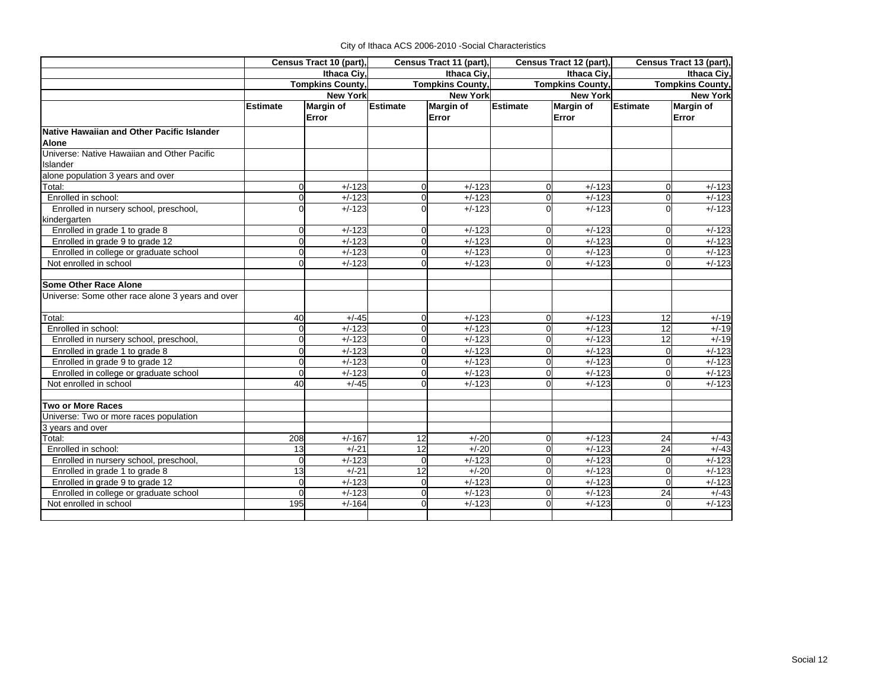City of Ithaca ACS 2006-2010 -Social Characteristics

| | Census Tract 10 (part), Ithaca Ciy, Tompkins County, New York | | Census Tract 11 (part), Ithaca Ciy, Tompkins County, New York | | Census Tract 12 (part), Ithaca Ciy, Tompkins County, New York | | Census Tract 13 (part), Ithaca Ciy, Tompkins County, New York | |
|---|---|---|---|---|---|---|---|---|
| | Estimate | Margin of Error | Estimate | Margin of Error | Estimate | Margin of Error | Estimate | Margin of Error |
| **Native Hawaiian and Other Pacific Islander Alone** | | | | | | | | |
| Universe: Native Hawaiian and Other Pacific Islander | | | | | | | | |
| alone population 3 years and over | | | | | | | | |
| Total: | 0 | +/-123 | 0 | +/-123 | 0 | +/-123 | 0 | +/-123 |
| Enrolled in school: | 0 | +/-123 | 0 | +/-123 | 0 | +/-123 | 0 | +/-123 |
| Enrolled in nursery school, preschool, kindergarten | 0 | +/-123 | 0 | +/-123 | 0 | +/-123 | 0 | +/-123 |
| Enrolled in grade 1 to grade 8 | 0 | +/-123 | 0 | +/-123 | 0 | +/-123 | 0 | +/-123 |
| Enrolled in grade 9 to grade 12 | 0 | +/-123 | 0 | +/-123 | 0 | +/-123 | 0 | +/-123 |
| Enrolled in college or graduate school | 0 | +/-123 | 0 | +/-123 | 0 | +/-123 | 0 | +/-123 |
| Not enrolled in school | 0 | +/-123 | 0 | +/-123 | 0 | +/-123 | 0 | +/-123 |
| | | | | | | | | |
| **Some Other Race Alone** | | | | | | | | |
| Universe: Some other race alone 3 years and over | | | | | | | | |
| Total: | 40 | +/-45 | 0 | +/-123 | 0 | +/-123 | 12 | +/-19 |
| Enrolled in school: | 0 | +/-123 | 0 | +/-123 | 0 | +/-123 | 12 | +/-19 |
| Enrolled in nursery school, preschool, | 0 | +/-123 | 0 | +/-123 | 0 | +/-123 | 12 | +/-19 |
| Enrolled in grade 1 to grade 8 | 0 | +/-123 | 0 | +/-123 | 0 | +/-123 | 0 | +/-123 |
| Enrolled in grade 9 to grade 12 | 0 | +/-123 | 0 | +/-123 | 0 | +/-123 | 0 | +/-123 |
| Enrolled in college or graduate school | 0 | +/-123 | 0 | +/-123 | 0 | +/-123 | 0 | +/-123 |
| Not enrolled in school | 40 | +/-45 | 0 | +/-123 | 0 | +/-123 | 0 | +/-123 |
| | | | | | | | | |
| **Two or More Races** | | | | | | | | |
| Universe: Two or more races population | | | | | | | | |
| 3 years and over | | | | | | | | |
| Total: | 208 | +/-167 | 12 | +/-20 | 0 | +/-123 | 24 | +/-43 |
| Enrolled in school: | 13 | +/-21 | 12 | +/-20 | 0 | +/-123 | 24 | +/-43 |
| Enrolled in nursery school, preschool, | 0 | +/-123 | 0 | +/-123 | 0 | +/-123 | 0 | +/-123 |
| Enrolled in grade 1 to grade 8 | 13 | +/-21 | 12 | +/-20 | 0 | +/-123 | 0 | +/-123 |
| Enrolled in grade 9 to grade 12 | 0 | +/-123 | 0 | +/-123 | 0 | +/-123 | 0 | +/-123 |
| Enrolled in college or graduate school | 0 | +/-123 | 0 | +/-123 | 0 | +/-123 | 24 | +/-43 |
| Not enrolled in school | 195 | +/-164 | 0 | +/-123 | 0 | +/-123 | 0 | +/-123 |

Social 12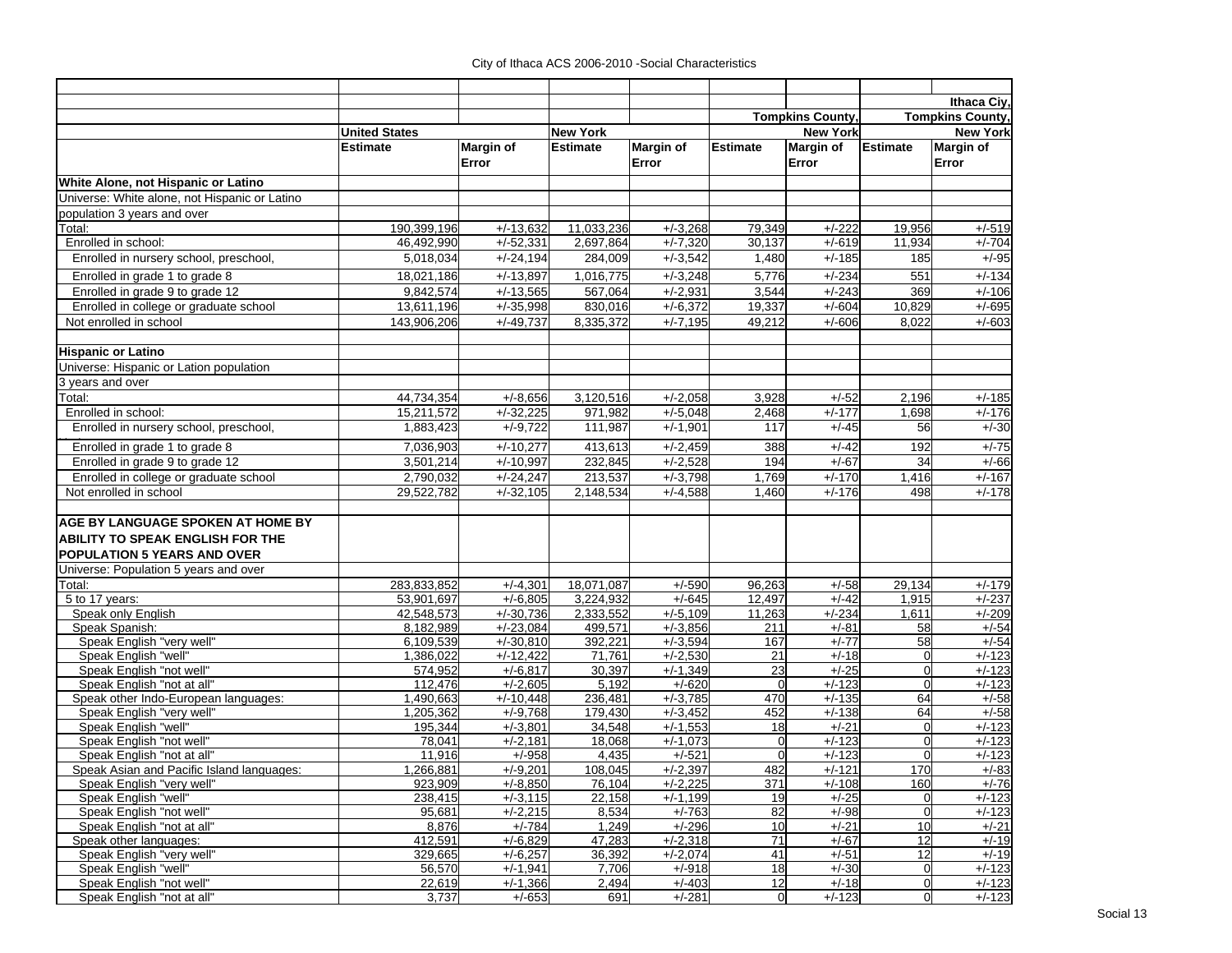City of Ithaca ACS 2006-2010 -Social Characteristics

| | United States | | New York | | Tompkins County, New York | | Ithaca Ciy, Tompkins County, New York | |
|---|---|---|---|---|---|---|---|---|
| | Estimate | Margin of Error | Estimate | Margin of Error | Estimate | Margin of Error | Estimate | Margin of Error |
| **White Alone, not Hispanic or Latino** | | | | | | | | |
| Universe: White alone, not Hispanic or Latino population 3 years and over | | | | | | | | |
| Total: | 190,399,196 | +/-13,632 | 11,033,236 | +/-3,268 | 79,349 | +/-222 | 19,956 | +/-519 |
| Enrolled in school: | 46,492,990 | +/-52,331 | 2,697,864 | +/-7,320 | 30,137 | +/-619 | 11,934 | +/-704 |
| Enrolled in nursery school, preschool, | 5,018,034 | +/-24,194 | 284,009 | +/-3,542 | 1,480 | +/-185 | 185 | +/-95 |
| Enrolled in grade 1 to grade 8 | 18,021,186 | +/-13,897 | 1,016,775 | +/-3,248 | 5,776 | +/-234 | 551 | +/-134 |
| Enrolled in grade 9 to grade 12 | 9,842,574 | +/-13,565 | 567,064 | +/-2,931 | 3,544 | +/-243 | 369 | +/-106 |
| Enrolled in college or graduate school | 13,611,196 | +/-35,998 | 830,016 | +/-6,372 | 19,337 | +/-604 | 10,829 | +/-695 |
| Not enrolled in school | 143,906,206 | +/-49,737 | 8,335,372 | +/-7,195 | 49,212 | +/-606 | 8,022 | +/-603 |
| | | | | | | | | |
| **Hispanic or Latino** | | | | | | | | |
| Universe: Hispanic or Lation population 3 years and over | | | | | | | | |
| Total: | 44,734,354 | +/-8,656 | 3,120,516 | +/-2,058 | 3,928 | +/-52 | 2,196 | +/-185 |
| Enrolled in school: | 15,211,572 | +/-32,225 | 971,982 | +/-5,048 | 2,468 | +/-177 | 1,698 | +/-176 |
| Enrolled in nursery school, preschool, | 1,883,423 | +/-9,722 | 111,987 | +/-1,901 | 117 | +/-45 | 56 | +/-30 |
| Enrolled in grade 1 to grade 8 | 7,036,903 | +/-10,277 | 413,613 | +/-2,459 | 388 | +/-42 | 192 | +/-75 |
| Enrolled in grade 9 to grade 12 | 3,501,214 | +/-10,997 | 232,845 | +/-2,528 | 194 | +/-67 | 34 | +/-66 |
| Enrolled in college or graduate school | 2,790,032 | +/-24,247 | 213,537 | +/-3,798 | 1,769 | +/-170 | 1,416 | +/-167 |
| Not enrolled in school | 29,522,782 | +/-32,105 | 2,148,534 | +/-4,588 | 1,460 | +/-176 | 498 | +/-178 |
| | | | | | | | | |
| **AGE BY LANGUAGE SPOKEN AT HOME BY ABILITY TO SPEAK ENGLISH FOR THE POPULATION 5 YEARS AND OVER** | | | | | | | | |
| Universe: Population 5 years and over | | | | | | | | |
| Total: | 283,833,852 | +/-4,301 | 18,071,087 | +/-590 | 96,263 | +/-58 | 29,134 | +/-179 |
| 5 to 17 years: | 53,901,697 | +/-6,805 | 3,224,932 | +/-645 | 12,497 | +/-42 | 1,915 | +/-237 |
| Speak only English | 42,548,573 | +/-30,736 | 2,333,552 | +/-5,109 | 11,263 | +/-234 | 1,611 | +/-209 |
| Speak Spanish: | 8,182,989 | +/-23,084 | 499,571 | +/-3,856 | 211 | +/-81 | 58 | +/-54 |
| Speak English "very well" | 6,109,539 | +/-30,810 | 392,221 | +/-3,594 | 167 | +/-77 | 58 | +/-54 |
| Speak English "well" | 1,386,022 | +/-12,422 | 71,761 | +/-2,530 | 21 | +/-18 | 0 | +/-123 |
| Speak English "not well" | 574,952 | +/-6,817 | 30,397 | +/-1,349 | 23 | +/-25 | 0 | +/-123 |
| Speak English "not at all" | 112,476 | +/-2,605 | 5,192 | +/-620 | 0 | +/-123 | 0 | +/-123 |
| Speak other Indo-European languages: | 1,490,663 | +/-10,448 | 236,481 | +/-3,785 | 470 | +/-135 | 64 | +/-58 |
| Speak English "very well" | 1,205,362 | +/-9,768 | 179,430 | +/-3,452 | 452 | +/-138 | 64 | +/-58 |
| Speak English "well" | 195,344 | +/-3,801 | 34,548 | +/-1,553 | 18 | +/-21 | 0 | +/-123 |
| Speak English "not well" | 78,041 | +/-2,181 | 18,068 | +/-1,073 | 0 | +/-123 | 0 | +/-123 |
| Speak English "not at all" | 11,916 | +/-958 | 4,435 | +/-521 | 0 | +/-123 | 0 | +/-123 |
| Speak Asian and Pacific Island languages: | 1,266,881 | +/-9,201 | 108,045 | +/-2,397 | 482 | +/-121 | 170 | +/-83 |
| Speak English "very well" | 923,909 | +/-8,850 | 76,104 | +/-2,225 | 371 | +/-108 | 160 | +/-76 |
| Speak English "well" | 238,415 | +/-3,115 | 22,158 | +/-1,199 | 19 | +/-25 | 0 | +/-123 |
| Speak English "not well" | 95,681 | +/-2,215 | 8,534 | +/-763 | 82 | +/-98 | 0 | +/-123 |
| Speak English "not at all" | 8,876 | +/-784 | 1,249 | +/-296 | 10 | +/-21 | 10 | +/-21 |
| Speak other languages: | 412,591 | +/-6,829 | 47,283 | +/-2,318 | 71 | +/-67 | 12 | +/-19 |
| Speak English "very well" | 329,665 | +/-6,257 | 36,392 | +/-2,074 | 41 | +/-51 | 12 | +/-19 |
| Speak English "well" | 56,570 | +/-1,941 | 7,706 | +/-918 | 18 | +/-30 | 0 | +/-123 |
| Speak English "not well" | 22,619 | +/-1,366 | 2,494 | +/-403 | 12 | +/-18 | 0 | +/-123 |
| Speak English "not at all" | 3,737 | +/-653 | 691 | +/-281 | 0 | +/-123 | 0 | +/-123 |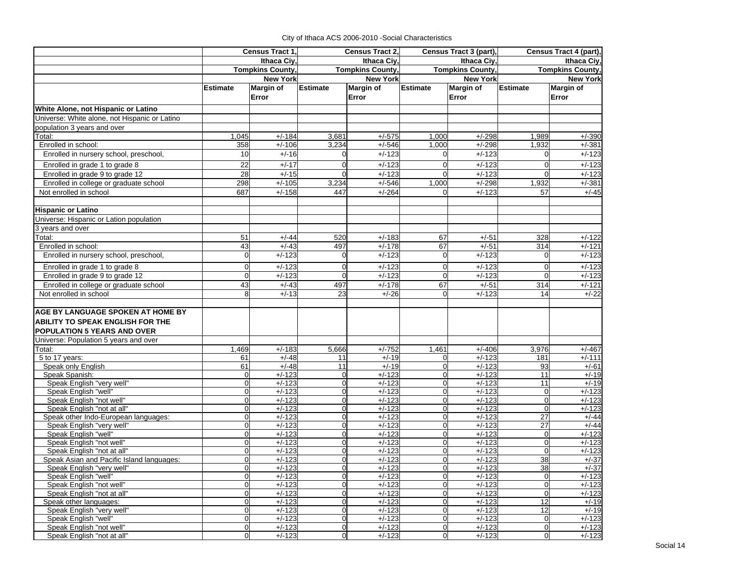City of Ithaca ACS 2006-2010 -Social Characteristics

| | Census Tract 1, Ithaca Ciy, Tompkins County, New York | | Census Tract 2, Ithaca Ciy, Tompkins County, New York | | Census Tract 3 (part), Ithaca Ciy, Tompkins County, New York | | Census Tract 4 (part), Ithaca Ciy, Tompkins County, New York | |
|---|---|---|---|---|---|---|---|---|
| | Estimate | Margin of Error | Estimate | Margin of Error | Estimate | Margin of Error | Estimate | Margin of Error |
| **White Alone, not Hispanic or Latino** | | | | | | | | |
| Universe: White alone, not Hispanic or Latino population 3 years and over | | | | | | | | |
| Total: | 1,045 | +/-184 | 3,681 | +/-575 | 1,000 | +/-298 | 1,989 | +/-390 |
| Enrolled in school: | 358 | +/-106 | 3,234 | +/-546 | 1,000 | +/-298 | 1,932 | +/-381 |
| Enrolled in nursery school, preschool, | 10 | +/-16 | 0 | +/-123 | 0 | +/-123 | 0 | +/-123 |
| Enrolled in grade 1 to grade 8 | 22 | +/-17 | 0 | +/-123 | 0 | +/-123 | 0 | +/-123 |
| Enrolled in grade 9 to grade 12 | 28 | +/-15 | 0 | +/-123 | 0 | +/-123 | 0 | +/-123 |
| Enrolled in college or graduate school | 298 | +/-105 | 3,234 | +/-546 | 1,000 | +/-298 | 1,932 | +/-381 |
| Not enrolled in school | 687 | +/-158 | 447 | +/-264 | 0 | +/-123 | 57 | +/-45 |
| **Hispanic or Latino** | | | | | | | | |
| Universe: Hispanic or Lation population 3 years and over | | | | | | | | |
| Total: | 51 | +/-44 | 520 | +/-183 | 67 | +/-51 | 328 | +/-122 |
| Enrolled in school: | 43 | +/-43 | 497 | +/-178 | 67 | +/-51 | 314 | +/-121 |
| Enrolled in nursery school, preschool, | 0 | +/-123 | 0 | +/-123 | 0 | +/-123 | 0 | +/-123 |
| Enrolled in grade 1 to grade 8 | 0 | +/-123 | 0 | +/-123 | 0 | +/-123 | 0 | +/-123 |
| Enrolled in grade 9 to grade 12 | 0 | +/-123 | 0 | +/-123 | 0 | +/-123 | 0 | +/-123 |
| Enrolled in college or graduate school | 43 | +/-43 | 497 | +/-178 | 67 | +/-51 | 314 | +/-121 |
| Not enrolled in school | 8 | +/-13 | 23 | +/-26 | 0 | +/-123 | 14 | +/-22 |
| **AGE BY LANGUAGE SPOKEN AT HOME BY ABILITY TO SPEAK ENGLISH FOR THE POPULATION 5 YEARS AND OVER** | | | | | | | | |
| Universe: Population 5 years and over | | | | | | | | |
| Total: | 1,469 | +/-183 | 5,666 | +/-752 | 1,461 | +/-406 | 3,976 | +/-467 |
| 5 to 17 years: | 61 | +/-48 | 11 | +/-19 | 0 | +/-123 | 181 | +/-111 |
| Speak only English | 61 | +/-48 | 11 | +/-19 | 0 | +/-123 | 93 | +/-61 |
| Speak Spanish: | 0 | +/-123 | 0 | +/-123 | 0 | +/-123 | 11 | +/-19 |
| Speak English "very well" | 0 | +/-123 | 0 | +/-123 | 0 | +/-123 | 11 | +/-19 |
| Speak English "well" | 0 | +/-123 | 0 | +/-123 | 0 | +/-123 | 0 | +/-123 |
| Speak English "not well" | 0 | +/-123 | 0 | +/-123 | 0 | +/-123 | 0 | +/-123 |
| Speak English "not at all" | 0 | +/-123 | 0 | +/-123 | 0 | +/-123 | 0 | +/-123 |
| Speak other Indo-European languages: | 0 | +/-123 | 0 | +/-123 | 0 | +/-123 | 27 | +/-44 |
| Speak English "very well" | 0 | +/-123 | 0 | +/-123 | 0 | +/-123 | 27 | +/-44 |
| Speak English "well" | 0 | +/-123 | 0 | +/-123 | 0 | +/-123 | 0 | +/-123 |
| Speak English "not well" | 0 | +/-123 | 0 | +/-123 | 0 | +/-123 | 0 | +/-123 |
| Speak English "not at all" | 0 | +/-123 | 0 | +/-123 | 0 | +/-123 | 0 | +/-123 |
| Speak Asian and Pacific Island languages: | 0 | +/-123 | 0 | +/-123 | 0 | +/-123 | 38 | +/-37 |
| Speak English "very well" | 0 | +/-123 | 0 | +/-123 | 0 | +/-123 | 38 | +/-37 |
| Speak English "well" | 0 | +/-123 | 0 | +/-123 | 0 | +/-123 | 0 | +/-123 |
| Speak English "not well" | 0 | +/-123 | 0 | +/-123 | 0 | +/-123 | 0 | +/-123 |
| Speak English "not at all" | 0 | +/-123 | 0 | +/-123 | 0 | +/-123 | 0 | +/-123 |
| Speak other languages: | 0 | +/-123 | 0 | +/-123 | 0 | +/-123 | 12 | +/-19 |
| Speak English "very well" | 0 | +/-123 | 0 | +/-123 | 0 | +/-123 | 12 | +/-19 |
| Speak English "well" | 0 | +/-123 | 0 | +/-123 | 0 | +/-123 | 0 | +/-123 |
| Speak English "not well" | 0 | +/-123 | 0 | +/-123 | 0 | +/-123 | 0 | +/-123 |
| Speak English "not at all" | 0 | +/-123 | 0 | +/-123 | 0 | +/-123 | 0 | +/-123 |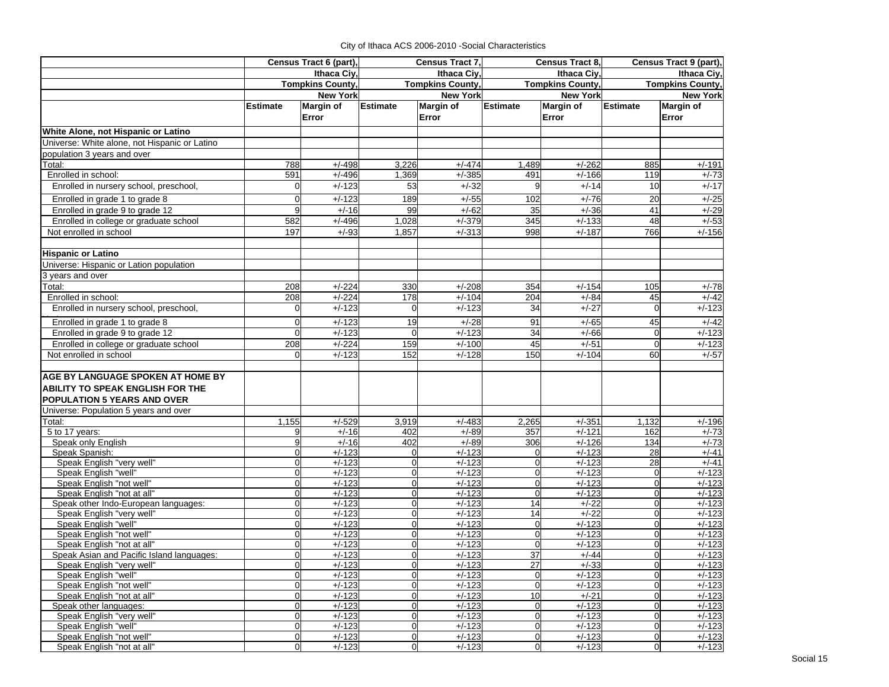City of Ithaca ACS 2006-2010 -Social Characteristics

| | Census Tract 6 (part), Ithaca Ciy, Tompkins County, New York | | Census Tract 7, Ithaca Ciy, Tompkins County, New York | | Census Tract 8, Ithaca Ciy, Tompkins County, New York | | Census Tract 9 (part), Ithaca Ciy, Tompkins County, New York | |
|---|---|---|---|---|---|---|---|---|
| | Estimate | Margin of Error | Estimate | Margin of Error | Estimate | Margin of Error | Estimate | Margin of Error |
| **White Alone, not Hispanic or Latino** | | | | | | | | |
| Universe: White alone, not Hispanic or Latino | | | | | | | | |
| population 3 years and over | | | | | | | | |
| Total: | 788 | +/-498 | 3,226 | +/-474 | 1,489 | +/-262 | 885 | +/-191 |
| Enrolled in school: | 591 | +/-496 | 1,369 | +/-385 | 491 | +/-166 | 119 | +/-73 |
| Enrolled in nursery school, preschool, | 0 | +/-123 | 53 | +/-32 | 9 | +/-14 | 10 | +/-17 |
| Enrolled in grade 1 to grade 8 | 0 | +/-123 | 189 | +/-55 | 102 | +/-76 | 20 | +/-25 |
| Enrolled in grade 9 to grade 12 | 9 | +/-16 | 99 | +/-62 | 35 | +/-36 | 41 | +/-29 |
| Enrolled in college or graduate school | 582 | +/-496 | 1,028 | +/-379 | 345 | +/-133 | 48 | +/-53 |
| Not enrolled in school | 197 | +/-93 | 1,857 | +/-313 | 998 | +/-187 | 766 | +/-156 |
| | | | | | | | | |
| **Hispanic or Latino** | | | | | | | | |
| Universe: Hispanic or Lation population | | | | | | | | |
| 3 years and over | | | | | | | | |
| Total: | 208 | +/-224 | 330 | +/-208 | 354 | +/-154 | 105 | +/-78 |
| Enrolled in school: | 208 | +/-224 | 178 | +/-104 | 204 | +/-84 | 45 | +/-42 |
| Enrolled in nursery school, preschool, | 0 | +/-123 | 0 | +/-123 | 34 | +/-27 | 0 | +/-123 |
| Enrolled in grade 1 to grade 8 | 0 | +/-123 | 19 | +/-28 | 91 | +/-65 | 45 | +/-42 |
| Enrolled in grade 9 to grade 12 | 0 | +/-123 | 0 | +/-123 | 34 | +/-66 | 0 | +/-123 |
| Enrolled in college or graduate school | 208 | +/-224 | 159 | +/-100 | 45 | +/-51 | 0 | +/-123 |
| Not enrolled in school | 0 | +/-123 | 152 | +/-128 | 150 | +/-104 | 60 | +/-57 |
| | | | | | | | | |
| **AGE BY LANGUAGE SPOKEN AT HOME BY ABILITY TO SPEAK ENGLISH FOR THE POPULATION 5 YEARS AND OVER** | | | | | | | | |
| Universe: Population 5 years and over | | | | | | | | |
| Total: | 1,155 | +/-529 | 3,919 | +/-483 | 2,265 | +/-351 | 1,132 | +/-196 |
| 5 to 17 years: | 9 | +/-16 | 402 | +/-89 | 357 | +/-121 | 162 | +/-73 |
| Speak only English | 9 | +/-16 | 402 | +/-89 | 306 | +/-126 | 134 | +/-73 |
| Speak Spanish: | 0 | +/-123 | 0 | +/-123 | 0 | +/-123 | 28 | +/-41 |
| Speak English "very well" | 0 | +/-123 | 0 | +/-123 | 0 | +/-123 | 28 | +/-41 |
| Speak English "well" | 0 | +/-123 | 0 | +/-123 | 0 | +/-123 | 0 | +/-123 |
| Speak English "not well" | 0 | +/-123 | 0 | +/-123 | 0 | +/-123 | 0 | +/-123 |
| Speak English "not at all" | 0 | +/-123 | 0 | +/-123 | 0 | +/-123 | 0 | +/-123 |
| Speak other Indo-European languages: | 0 | +/-123 | 0 | +/-123 | 14 | +/-22 | 0 | +/-123 |
| Speak English "very well" | 0 | +/-123 | 0 | +/-123 | 14 | +/-22 | 0 | +/-123 |
| Speak English "well" | 0 | +/-123 | 0 | +/-123 | 0 | +/-123 | 0 | +/-123 |
| Speak English "not well" | 0 | +/-123 | 0 | +/-123 | 0 | +/-123 | 0 | +/-123 |
| Speak English "not at all" | 0 | +/-123 | 0 | +/-123 | 0 | +/-123 | 0 | +/-123 |
| Speak Asian and Pacific Island languages: | 0 | +/-123 | 0 | +/-123 | 37 | +/-44 | 0 | +/-123 |
| Speak English "very well" | 0 | +/-123 | 0 | +/-123 | 27 | +/-33 | 0 | +/-123 |
| Speak English "well" | 0 | +/-123 | 0 | +/-123 | 0 | +/-123 | 0 | +/-123 |
| Speak English "not well" | 0 | +/-123 | 0 | +/-123 | 0 | +/-123 | 0 | +/-123 |
| Speak English "not at all" | 0 | +/-123 | 0 | +/-123 | 10 | +/-21 | 0 | +/-123 |
| Speak other languages: | 0 | +/-123 | 0 | +/-123 | 0 | +/-123 | 0 | +/-123 |
| Speak English "very well" | 0 | +/-123 | 0 | +/-123 | 0 | +/-123 | 0 | +/-123 |
| Speak English "well" | 0 | +/-123 | 0 | +/-123 | 0 | +/-123 | 0 | +/-123 |
| Speak English "not well" | 0 | +/-123 | 0 | +/-123 | 0 | +/-123 | 0 | +/-123 |
| Speak English "not at all" | 0 | +/-123 | 0 | +/-123 | 0 | +/-123 | 0 | +/-123 |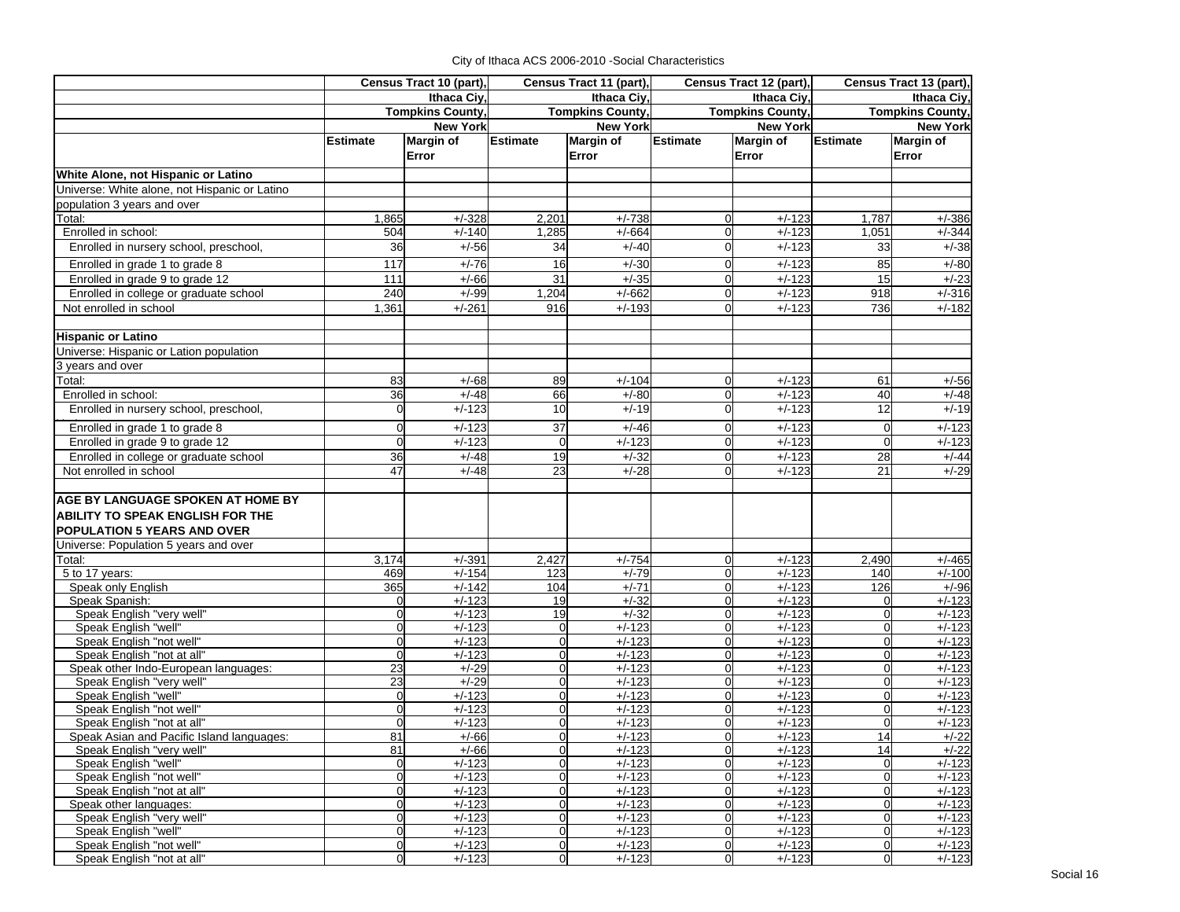City of Ithaca ACS 2006-2010 -Social Characteristics

| | Census Tract 10 (part), Ithaca Ciy, Tompkins County, New York | | Census Tract 11 (part), Ithaca Ciy, Tompkins County, New York | | Census Tract 12 (part), Ithaca Ciy, Tompkins County, New York | | Census Tract 13 (part), Ithaca Ciy, Tompkins County, New York | |
|---|---|---|---|---|---|---|---|---|
| | Estimate | Margin of Error | Estimate | Margin of Error | Estimate | Margin of Error | Estimate | Margin of Error |
| **White Alone, not Hispanic or Latino** | | | | | | | | |
| Universe: White alone, not Hispanic or Latino population 3 years and over | | | | | | | | |
| Total: | 1,865 | +/-328 | 2,201 | +/-738 | 0 | +/-123 | 1,787 | +/-386 |
| Enrolled in school: | 504 | +/-140 | 1,285 | +/-664 | 0 | +/-123 | 1,051 | +/-344 |
| Enrolled in nursery school, preschool, | 36 | +/-56 | 34 | +/-40 | 0 | +/-123 | 33 | +/-38 |
| Enrolled in grade 1 to grade 8 | 117 | +/-76 | 16 | +/-30 | 0 | +/-123 | 85 | +/-80 |
| Enrolled in grade 9 to grade 12 | 111 | +/-66 | 31 | +/-35 | 0 | +/-123 | 15 | +/-23 |
| Enrolled in college or graduate school | 240 | +/-99 | 1,204 | +/-662 | 0 | +/-123 | 918 | +/-316 |
| Not enrolled in school | 1,361 | +/-261 | 916 | +/-193 | 0 | +/-123 | 736 | +/-182 |
| | | | | | | | | |
| **Hispanic or Latino** | | | | | | | | |
| Universe: Hispanic or Lation population 3 years and over | | | | | | | | |
| Total: | 83 | +/-68 | 89 | +/-104 | 0 | +/-123 | 61 | +/-56 |
| Enrolled in school: | 36 | +/-48 | 66 | +/-80 | 0 | +/-123 | 40 | +/-48 |
| Enrolled in nursery school, preschool, | 0 | +/-123 | 10 | +/-19 | 0 | +/-123 | 12 | +/-19 |
| Enrolled in grade 1 to grade 8 | 0 | +/-123 | 37 | +/-46 | 0 | +/-123 | 0 | +/-123 |
| Enrolled in grade 9 to grade 12 | 0 | +/-123 | 0 | +/-123 | 0 | +/-123 | 0 | +/-123 |
| Enrolled in college or graduate school | 36 | +/-48 | 19 | +/-32 | 0 | +/-123 | 28 | +/-44 |
| Not enrolled in school | 47 | +/-48 | 23 | +/-28 | 0 | +/-123 | 21 | +/-29 |
| | | | | | | | | |
| **AGE BY LANGUAGE SPOKEN AT HOME BY ABILITY TO SPEAK ENGLISH FOR THE POPULATION 5 YEARS AND OVER** | | | | | | | | |
| Universe: Population 5 years and over | | | | | | | | |
| Total: | 3,174 | +/-391 | 2,427 | +/-754 | 0 | +/-123 | 2,490 | +/-465 |
| 5 to 17 years: | 469 | +/-154 | 123 | +/-79 | 0 | +/-123 | 140 | +/-100 |
| Speak only English | 365 | +/-142 | 104 | +/-71 | 0 | +/-123 | 126 | +/-96 |
| Speak Spanish: | 0 | +/-123 | 19 | +/-32 | 0 | +/-123 | 0 | +/-123 |
| Speak English "very well" | 0 | +/-123 | 19 | +/-32 | 0 | +/-123 | 0 | +/-123 |
| Speak English "well" | 0 | +/-123 | 0 | +/-123 | 0 | +/-123 | 0 | +/-123 |
| Speak English "not well" | 0 | +/-123 | 0 | +/-123 | 0 | +/-123 | 0 | +/-123 |
| Speak English "not at all" | 0 | +/-123 | 0 | +/-123 | 0 | +/-123 | 0 | +/-123 |
| Speak other Indo-European languages: | 23 | +/-29 | 0 | +/-123 | 0 | +/-123 | 0 | +/-123 |
| Speak English "very well" | 23 | +/-29 | 0 | +/-123 | 0 | +/-123 | 0 | +/-123 |
| Speak English "well" | 0 | +/-123 | 0 | +/-123 | 0 | +/-123 | 0 | +/-123 |
| Speak English "not well" | 0 | +/-123 | 0 | +/-123 | 0 | +/-123 | 0 | +/-123 |
| Speak English "not at all" | 0 | +/-123 | 0 | +/-123 | 0 | +/-123 | 0 | +/-123 |
| Speak Asian and Pacific Island languages: | 81 | +/-66 | 0 | +/-123 | 0 | +/-123 | 14 | +/-22 |
| Speak English "very well" | 81 | +/-66 | 0 | +/-123 | 0 | +/-123 | 14 | +/-22 |
| Speak English "well" | 0 | +/-123 | 0 | +/-123 | 0 | +/-123 | 0 | +/-123 |
| Speak English "not well" | 0 | +/-123 | 0 | +/-123 | 0 | +/-123 | 0 | +/-123 |
| Speak English "not at all" | 0 | +/-123 | 0 | +/-123 | 0 | +/-123 | 0 | +/-123 |
| Speak other languages: | 0 | +/-123 | 0 | +/-123 | 0 | +/-123 | 0 | +/-123 |
| Speak English "very well" | 0 | +/-123 | 0 | +/-123 | 0 | +/-123 | 0 | +/-123 |
| Speak English "well" | 0 | +/-123 | 0 | +/-123 | 0 | +/-123 | 0 | +/-123 |
| Speak English "not well" | 0 | +/-123 | 0 | +/-123 | 0 | +/-123 | 0 | +/-123 |
| Speak English "not at all" | 0 | +/-123 | 0 | +/-123 | 0 | +/-123 | 0 | +/-123 |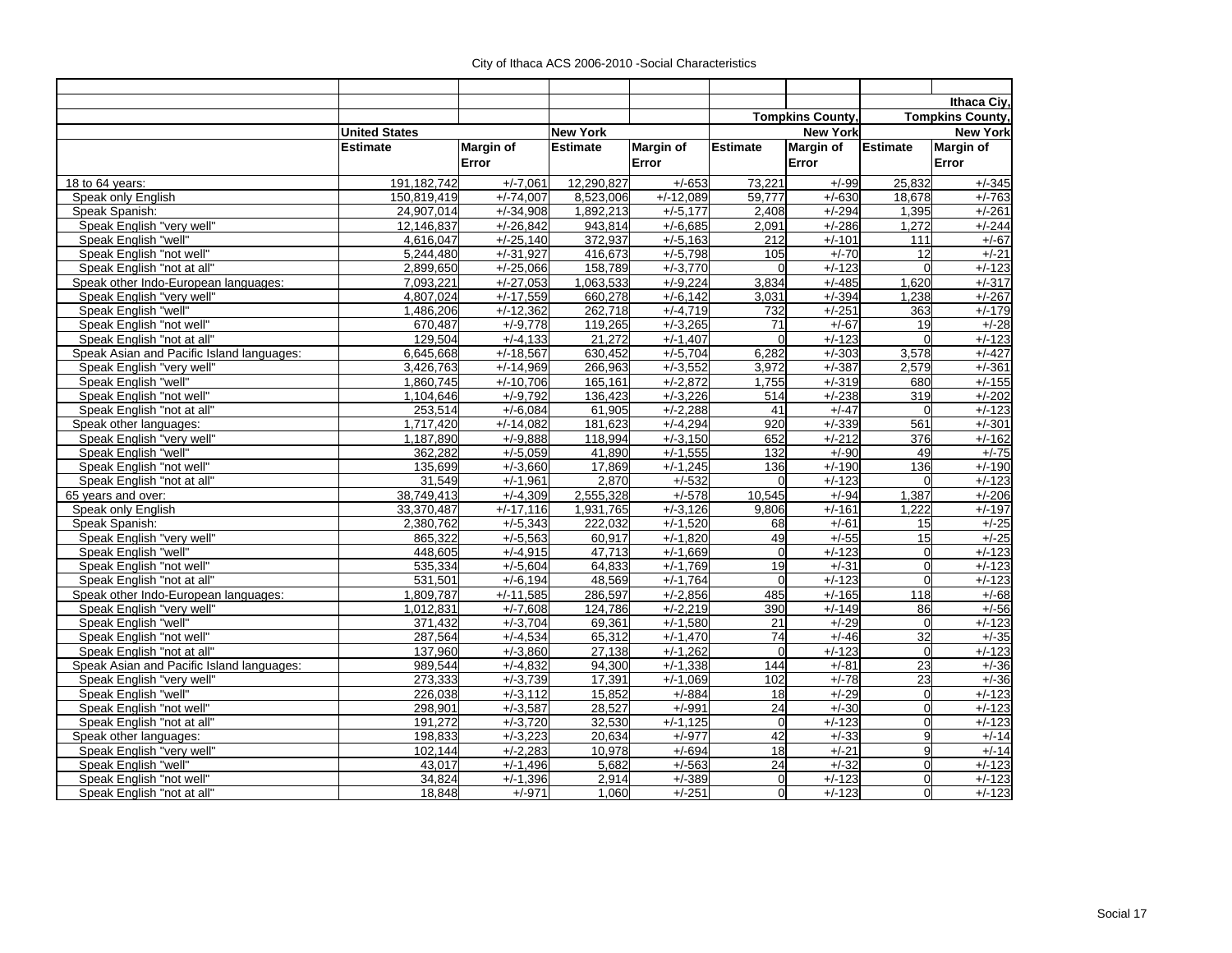City of Ithaca ACS 2006-2010 -Social Characteristics

| | United States | | New York | | Tompkins County, New York | | Ithaca Ciy, Tompkins County, New York | |
|---|---|---|---|---|---|---|---|---|
| | Estimate | Margin of Error | Estimate | Margin of Error | Estimate | Margin of Error | Estimate | Margin of Error |
| 18 to 64 years: | 191,182,742 | +/-7,061 | 12,290,827 | +/-653 | 73,221 | +/-99 | 25,832 | +/-345 |
| Speak only English | 150,819,419 | +/-74,007 | 8,523,006 | +/-12,089 | 59,777 | +/-630 | 18,678 | +/-763 |
| Speak Spanish: | 24,907,014 | +/-34,908 | 1,892,213 | +/-5,177 | 2,408 | +/-294 | 1,395 | +/-261 |
| Speak English "very well" | 12,146,837 | +/-26,842 | 943,814 | +/-6,685 | 2,091 | +/-286 | 1,272 | +/-244 |
| Speak English "well" | 4,616,047 | +/-25,140 | 372,937 | +/-5,163 | 212 | +/-101 | 111 | +/-67 |
| Speak English "not well" | 5,244,480 | +/-31,927 | 416,673 | +/-5,798 | 105 | +/-70 | 12 | +/-21 |
| Speak English "not at all" | 2,899,650 | +/-25,066 | 158,789 | +/-3,770 | 0 | +/-123 | 0 | +/-123 |
| Speak other Indo-European languages: | 7,093,221 | +/-27,053 | 1,063,533 | +/-9,224 | 3,834 | +/-485 | 1,620 | +/-317 |
| Speak English "very well" | 4,807,024 | +/-17,559 | 660,278 | +/-6,142 | 3,031 | +/-394 | 1,238 | +/-267 |
| Speak English "well" | 1,486,206 | +/-12,362 | 262,718 | +/-4,719 | 732 | +/-251 | 363 | +/-179 |
| Speak English "not well" | 670,487 | +/-9,778 | 119,265 | +/-3,265 | 71 | +/-67 | 19 | +/-28 |
| Speak English "not at all" | 129,504 | +/-4,133 | 21,272 | +/-1,407 | 0 | +/-123 | 0 | +/-123 |
| Speak Asian and Pacific Island languages: | 6,645,668 | +/-18,567 | 630,452 | +/-5,704 | 6,282 | +/-303 | 3,578 | +/-427 |
| Speak English "very well" | 3,426,763 | +/-14,969 | 266,963 | +/-3,552 | 3,972 | +/-387 | 2,579 | +/-361 |
| Speak English "well" | 1,860,745 | +/-10,706 | 165,161 | +/-2,872 | 1,755 | +/-319 | 680 | +/-155 |
| Speak English "not well" | 1,104,646 | +/-9,792 | 136,423 | +/-3,226 | 514 | +/-238 | 319 | +/-202 |
| Speak English "not at all" | 253,514 | +/-6,084 | 61,905 | +/-2,288 | 41 | +/-47 | 0 | +/-123 |
| Speak other languages: | 1,717,420 | +/-14,082 | 181,623 | +/-4,294 | 920 | +/-339 | 561 | +/-301 |
| Speak English "very well" | 1,187,890 | +/-9,888 | 118,994 | +/-3,150 | 652 | +/-212 | 376 | +/-162 |
| Speak English "well" | 362,282 | +/-5,059 | 41,890 | +/-1,555 | 132 | +/-90 | 49 | +/-75 |
| Speak English "not well" | 135,699 | +/-3,660 | 17,869 | +/-1,245 | 136 | +/-190 | 136 | +/-190 |
| Speak English "not at all" | 31,549 | +/-1,961 | 2,870 | +/-532 | 0 | +/-123 | 0 | +/-123 |
| 65 years and over: | 38,749,413 | +/-4,309 | 2,555,328 | +/-578 | 10,545 | +/-94 | 1,387 | +/-206 |
| Speak only English | 33,370,487 | +/-17,116 | 1,931,765 | +/-3,126 | 9,806 | +/-161 | 1,222 | +/-197 |
| Speak Spanish: | 2,380,762 | +/-5,343 | 222,032 | +/-1,520 | 68 | +/-61 | 15 | +/-25 |
| Speak English "very well" | 865,322 | +/-5,563 | 60,917 | +/-1,820 | 49 | +/-55 | 15 | +/-25 |
| Speak English "well" | 448,605 | +/-4,915 | 47,713 | +/-1,669 | 0 | +/-123 | 0 | +/-123 |
| Speak English "not well" | 535,334 | +/-5,604 | 64,833 | +/-1,769 | 19 | +/-31 | 0 | +/-123 |
| Speak English "not at all" | 531,501 | +/-6,194 | 48,569 | +/-1,764 | 0 | +/-123 | 0 | +/-123 |
| Speak other Indo-European languages: | 1,809,787 | +/-11,585 | 286,597 | +/-2,856 | 485 | +/-165 | 118 | +/-68 |
| Speak English "very well" | 1,012,831 | +/-7,608 | 124,786 | +/-2,219 | 390 | +/-149 | 86 | +/-56 |
| Speak English "well" | 371,432 | +/-3,704 | 69,361 | +/-1,580 | 21 | +/-29 | 0 | +/-123 |
| Speak English "not well" | 287,564 | +/-4,534 | 65,312 | +/-1,470 | 74 | +/-46 | 32 | +/-35 |
| Speak English "not at all" | 137,960 | +/-3,860 | 27,138 | +/-1,262 | 0 | +/-123 | 0 | +/-123 |
| Speak Asian and Pacific Island languages: | 989,544 | +/-4,832 | 94,300 | +/-1,338 | 144 | +/-81 | 23 | +/-36 |
| Speak English "very well" | 273,333 | +/-3,739 | 17,391 | +/-1,069 | 102 | +/-78 | 23 | +/-36 |
| Speak English "well" | 226,038 | +/-3,112 | 15,852 | +/-884 | 18 | +/-29 | 0 | +/-123 |
| Speak English "not well" | 298,901 | +/-3,587 | 28,527 | +/-991 | 24 | +/-30 | 0 | +/-123 |
| Speak English "not at all" | 191,272 | +/-3,720 | 32,530 | +/-1,125 | 0 | +/-123 | 0 | +/-123 |
| Speak other languages: | 198,833 | +/-3,223 | 20,634 | +/-977 | 42 | +/-33 | 9 | +/-14 |
| Speak English "very well" | 102,144 | +/-2,283 | 10,978 | +/-694 | 18 | +/-21 | 9 | +/-14 |
| Speak English "well" | 43,017 | +/-1,496 | 5,682 | +/-563 | 24 | +/-32 | 0 | +/-123 |
| Speak English "not well" | 34,824 | +/-1,396 | 2,914 | +/-389 | 0 | +/-123 | 0 | +/-123 |
| Speak English "not at all" | 18,848 | +/-971 | 1,060 | +/-251 | 0 | +/-123 | 0 | +/-123 |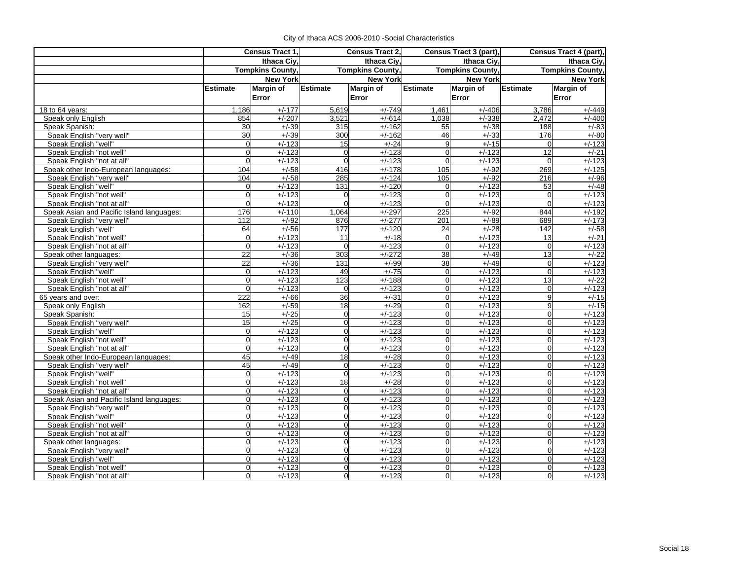City of Ithaca ACS 2006-2010 -Social Characteristics

| | Census Tract 1, Ithaca Ciy, Tompkins County, New York | | Census Tract 2, Ithaca Ciy, Tompkins County, New York | | Census Tract 3 (part), Ithaca Ciy, Tompkins County, New York | | Census Tract 4 (part), Ithaca Ciy, Tompkins County, New York | |
|---|---|---|---|---|---|---|---|---|
| | Estimate | Margin of Error | Estimate | Margin of Error | Estimate | Margin of Error | Estimate | Margin of Error |
| 18 to 64 years: | 1,186 | +/-177 | 5,619 | +/-749 | 1,461 | +/-406 | 3,786 | +/-449 |
| Speak only English | 854 | +/-207 | 3,521 | +/-614 | 1,038 | +/-338 | 2,472 | +/-400 |
| Speak Spanish: | 30 | +/-39 | 315 | +/-162 | 55 | +/-38 | 188 | +/-83 |
| Speak English "very well" | 30 | +/-39 | 300 | +/-162 | 46 | +/-33 | 176 | +/-80 |
| Speak English "well" | 0 | +/-123 | 15 | +/-24 | 9 | +/-15 | 0 | +/-123 |
| Speak English "not well" | 0 | +/-123 | 0 | +/-123 | 0 | +/-123 | 12 | +/-21 |
| Speak English "not at all" | 0 | +/-123 | 0 | +/-123 | 0 | +/-123 | 0 | +/-123 |
| Speak other Indo-European languages: | 104 | +/-58 | 416 | +/-178 | 105 | +/-92 | 269 | +/-125 |
| Speak English "very well" | 104 | +/-58 | 285 | +/-124 | 105 | +/-92 | 216 | +/-96 |
| Speak English "well" | 0 | +/-123 | 131 | +/-120 | 0 | +/-123 | 53 | +/-48 |
| Speak English "not well" | 0 | +/-123 | 0 | +/-123 | 0 | +/-123 | 0 | +/-123 |
| Speak English "not at all" | 0 | +/-123 | 0 | +/-123 | 0 | +/-123 | 0 | +/-123 |
| Speak Asian and Pacific Island languages: | 176 | +/-110 | 1,064 | +/-297 | 225 | +/-92 | 844 | +/-192 |
| Speak English "very well" | 112 | +/-92 | 876 | +/-277 | 201 | +/-89 | 689 | +/-173 |
| Speak English "well" | 64 | +/-56 | 177 | +/-120 | 24 | +/-28 | 142 | +/-58 |
| Speak English "not well" | 0 | +/-123 | 11 | +/-18 | 0 | +/-123 | 13 | +/-21 |
| Speak English "not at all" | 0 | +/-123 | 0 | +/-123 | 0 | +/-123 | 0 | +/-123 |
| Speak other languages: | 22 | +/-36 | 303 | +/-272 | 38 | +/-49 | 13 | +/-22 |
| Speak English "very well" | 22 | +/-36 | 131 | +/-99 | 38 | +/-49 | 0 | +/-123 |
| Speak English "well" | 0 | +/-123 | 49 | +/-75 | 0 | +/-123 | 0 | +/-123 |
| Speak English "not well" | 0 | +/-123 | 123 | +/-188 | 0 | +/-123 | 13 | +/-22 |
| Speak English "not at all" | 0 | +/-123 | 0 | +/-123 | 0 | +/-123 | 0 | +/-123 |
| 65 years and over: | 222 | +/-66 | 36 | +/-31 | 0 | +/-123 | 9 | +/-15 |
| Speak only English | 162 | +/-59 | 18 | +/-29 | 0 | +/-123 | 9 | +/-15 |
| Speak Spanish: | 15 | +/-25 | 0 | +/-123 | 0 | +/-123 | 0 | +/-123 |
| Speak English "very well" | 15 | +/-25 | 0 | +/-123 | 0 | +/-123 | 0 | +/-123 |
| Speak English "well" | 0 | +/-123 | 0 | +/-123 | 0 | +/-123 | 0 | +/-123 |
| Speak English "not well" | 0 | +/-123 | 0 | +/-123 | 0 | +/-123 | 0 | +/-123 |
| Speak English "not at all" | 0 | +/-123 | 0 | +/-123 | 0 | +/-123 | 0 | +/-123 |
| Speak other Indo-European languages: | 45 | +/-49 | 18 | +/-28 | 0 | +/-123 | 0 | +/-123 |
| Speak English "very well" | 45 | +/-49 | 0 | +/-123 | 0 | +/-123 | 0 | +/-123 |
| Speak English "well" | 0 | +/-123 | 0 | +/-123 | 0 | +/-123 | 0 | +/-123 |
| Speak English "not well" | 0 | +/-123 | 18 | +/-28 | 0 | +/-123 | 0 | +/-123 |
| Speak English "not at all" | 0 | +/-123 | 0 | +/-123 | 0 | +/-123 | 0 | +/-123 |
| Speak Asian and Pacific Island languages: | 0 | +/-123 | 0 | +/-123 | 0 | +/-123 | 0 | +/-123 |
| Speak English "very well" | 0 | +/-123 | 0 | +/-123 | 0 | +/-123 | 0 | +/-123 |
| Speak English "well" | 0 | +/-123 | 0 | +/-123 | 0 | +/-123 | 0 | +/-123 |
| Speak English "not well" | 0 | +/-123 | 0 | +/-123 | 0 | +/-123 | 0 | +/-123 |
| Speak English "not at all" | 0 | +/-123 | 0 | +/-123 | 0 | +/-123 | 0 | +/-123 |
| Speak other languages: | 0 | +/-123 | 0 | +/-123 | 0 | +/-123 | 0 | +/-123 |
| Speak English "very well" | 0 | +/-123 | 0 | +/-123 | 0 | +/-123 | 0 | +/-123 |
| Speak English "well" | 0 | +/-123 | 0 | +/-123 | 0 | +/-123 | 0 | +/-123 |
| Speak English "not well" | 0 | +/-123 | 0 | +/-123 | 0 | +/-123 | 0 | +/-123 |
| Speak English "not at all" | 0 | +/-123 | 0 | +/-123 | 0 | +/-123 | 0 | +/-123 |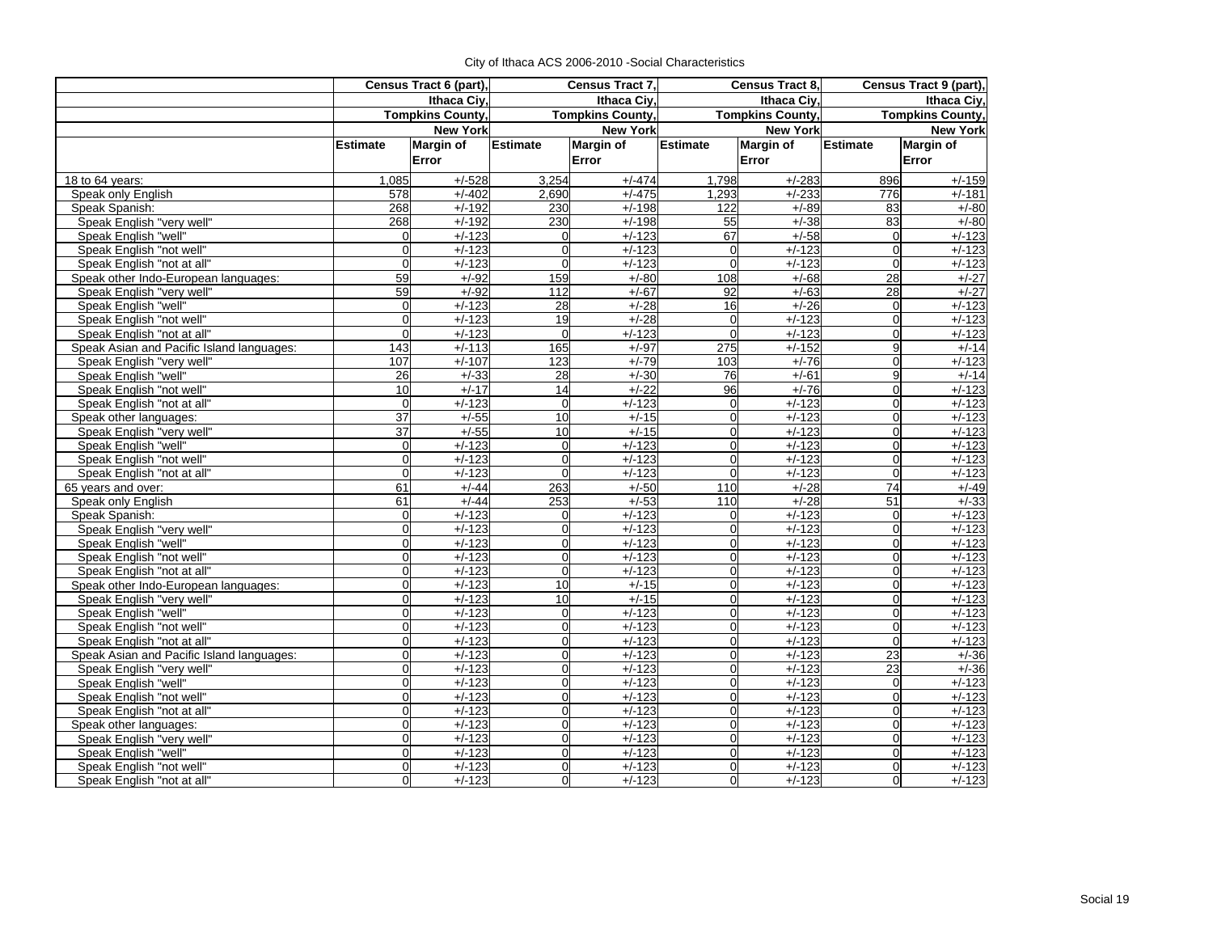City of Ithaca ACS 2006-2010 -Social Characteristics

| | Census Tract 6 (part), Ithaca Ciy, Tompkins County, New York | | Census Tract 7, Ithaca Ciy, Tompkins County, New York | | Census Tract 8, Ithaca Ciy, Tompkins County, New York | | Census Tract 9 (part), Ithaca Ciy, Tompkins County, New York | |
|---|---|---|---|---|---|---|---|---|
| | Estimate | Margin of Error | Estimate | Margin of Error | Estimate | Margin of Error | Estimate | Margin of Error |
| 18 to 64 years: | 1,085 | +/-528 | 3,254 | +/-474 | 1,798 | +/-283 | 896 | +/-159 |
| Speak only English | 578 | +/-402 | 2,690 | +/-475 | 1,293 | +/-233 | 776 | +/-181 |
| Speak Spanish: | 268 | +/-192 | 230 | +/-198 | 122 | +/-89 | 83 | +/-80 |
| Speak English "very well" | 268 | +/-192 | 230 | +/-198 | 55 | +/-38 | 83 | +/-80 |
| Speak English "well" | 0 | +/-123 | 0 | +/-123 | 67 | +/-58 | 0 | +/-123 |
| Speak English "not well" | 0 | +/-123 | 0 | +/-123 | 0 | +/-123 | 0 | +/-123 |
| Speak English "not at all" | 0 | +/-123 | 0 | +/-123 | 0 | +/-123 | 0 | +/-123 |
| Speak other Indo-European languages: | 59 | +/-92 | 159 | +/-80 | 108 | +/-68 | 28 | +/-27 |
| Speak English "very well" | 59 | +/-92 | 112 | +/-67 | 92 | +/-63 | 28 | +/-27 |
| Speak English "well" | 0 | +/-123 | 28 | +/-28 | 16 | +/-26 | 0 | +/-123 |
| Speak English "not well" | 0 | +/-123 | 19 | +/-28 | 0 | +/-123 | 0 | +/-123 |
| Speak English "not at all" | 0 | +/-123 | 0 | +/-123 | 0 | +/-123 | 0 | +/-123 |
| Speak Asian and Pacific Island languages: | 143 | +/-113 | 165 | +/-97 | 275 | +/-152 | 9 | +/-14 |
| Speak English "very well" | 107 | +/-107 | 123 | +/-79 | 103 | +/-76 | 0 | +/-123 |
| Speak English "well" | 26 | +/-33 | 28 | +/-30 | 76 | +/-61 | 9 | +/-14 |
| Speak English "not well" | 10 | +/-17 | 14 | +/-22 | 96 | +/-76 | 0 | +/-123 |
| Speak English "not at all" | 0 | +/-123 | 0 | +/-123 | 0 | +/-123 | 0 | +/-123 |
| Speak other languages: | 37 | +/-55 | 10 | +/-15 | 0 | +/-123 | 0 | +/-123 |
| Speak English "very well" | 37 | +/-55 | 10 | +/-15 | 0 | +/-123 | 0 | +/-123 |
| Speak English "well" | 0 | +/-123 | 0 | +/-123 | 0 | +/-123 | 0 | +/-123 |
| Speak English "not well" | 0 | +/-123 | 0 | +/-123 | 0 | +/-123 | 0 | +/-123 |
| Speak English "not at all" | 0 | +/-123 | 0 | +/-123 | 0 | +/-123 | 0 | +/-123 |
| 65 years and over: | 61 | +/-44 | 263 | +/-50 | 110 | +/-28 | 74 | +/-49 |
| Speak only English | 61 | +/-44 | 253 | +/-53 | 110 | +/-28 | 51 | +/-33 |
| Speak Spanish: | 0 | +/-123 | 0 | +/-123 | 0 | +/-123 | 0 | +/-123 |
| Speak English "very well" | 0 | +/-123 | 0 | +/-123 | 0 | +/-123 | 0 | +/-123 |
| Speak English "well" | 0 | +/-123 | 0 | +/-123 | 0 | +/-123 | 0 | +/-123 |
| Speak English "not well" | 0 | +/-123 | 0 | +/-123 | 0 | +/-123 | 0 | +/-123 |
| Speak English "not at all" | 0 | +/-123 | 0 | +/-123 | 0 | +/-123 | 0 | +/-123 |
| Speak other Indo-European languages: | 0 | +/-123 | 10 | +/-15 | 0 | +/-123 | 0 | +/-123 |
| Speak English "very well" | 0 | +/-123 | 10 | +/-15 | 0 | +/-123 | 0 | +/-123 |
| Speak English "well" | 0 | +/-123 | 0 | +/-123 | 0 | +/-123 | 0 | +/-123 |
| Speak English "not well" | 0 | +/-123 | 0 | +/-123 | 0 | +/-123 | 0 | +/-123 |
| Speak English "not at all" | 0 | +/-123 | 0 | +/-123 | 0 | +/-123 | 0 | +/-123 |
| Speak Asian and Pacific Island languages: | 0 | +/-123 | 0 | +/-123 | 0 | +/-123 | 23 | +/-36 |
| Speak English "very well" | 0 | +/-123 | 0 | +/-123 | 0 | +/-123 | 23 | +/-36 |
| Speak English "well" | 0 | +/-123 | 0 | +/-123 | 0 | +/-123 | 0 | +/-123 |
| Speak English "not well" | 0 | +/-123 | 0 | +/-123 | 0 | +/-123 | 0 | +/-123 |
| Speak English "not at all" | 0 | +/-123 | 0 | +/-123 | 0 | +/-123 | 0 | +/-123 |
| Speak other languages: | 0 | +/-123 | 0 | +/-123 | 0 | +/-123 | 0 | +/-123 |
| Speak English "very well" | 0 | +/-123 | 0 | +/-123 | 0 | +/-123 | 0 | +/-123 |
| Speak English "well" | 0 | +/-123 | 0 | +/-123 | 0 | +/-123 | 0 | +/-123 |
| Speak English "not well" | 0 | +/-123 | 0 | +/-123 | 0 | +/-123 | 0 | +/-123 |
| Speak English "not at all" | 0 | +/-123 | 0 | +/-123 | 0 | +/-123 | 0 | +/-123 |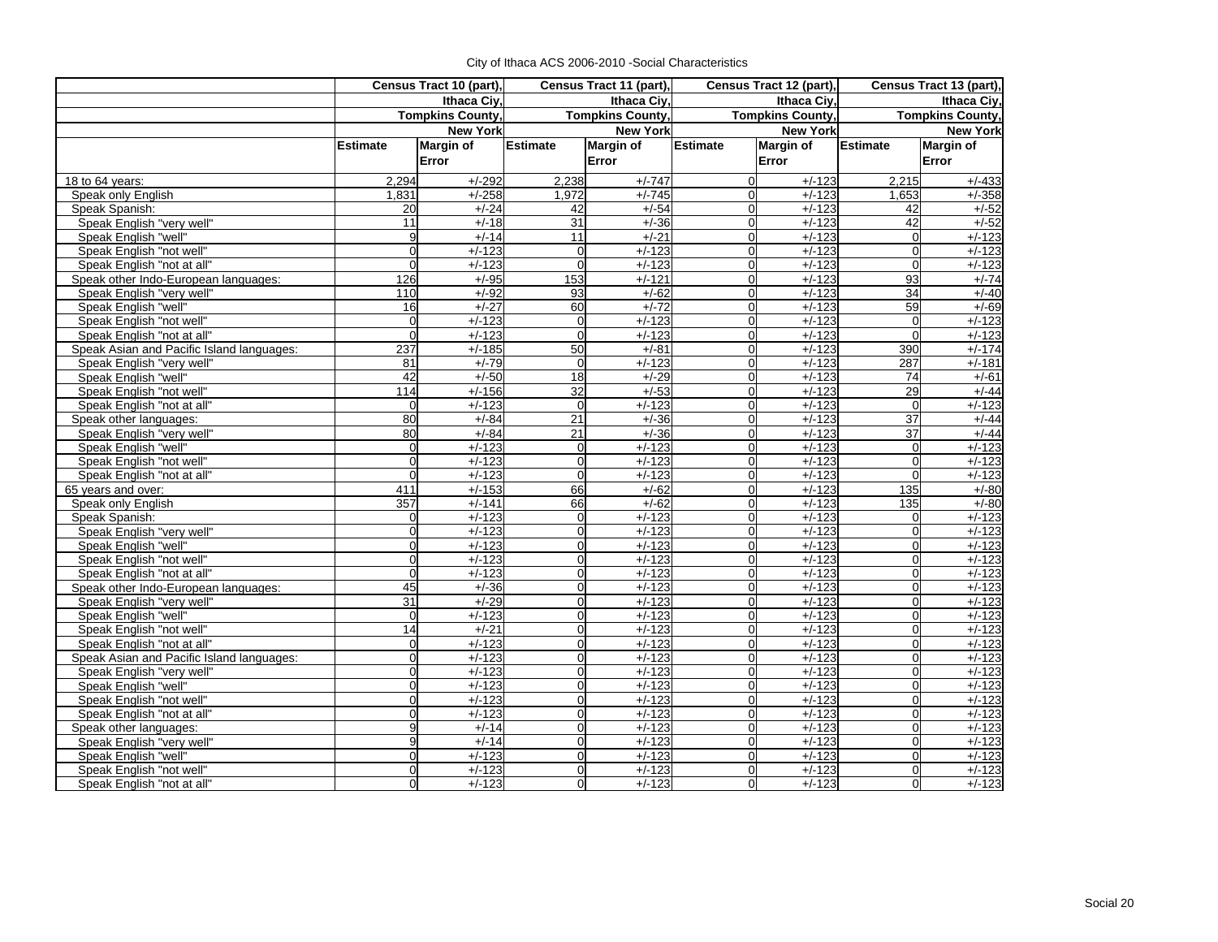City of Ithaca ACS 2006-2010 -Social Characteristics

| | Census Tract 10 (part), Ithaca Ciy, Tompkins County, New York | | Census Tract 11 (part), Ithaca Ciy, Tompkins County, New York | | Census Tract 12 (part), Ithaca Ciy, Tompkins County, New York | | Census Tract 13 (part), Ithaca Ciy, Tompkins County, New York | |
|---|---|---|---|---|---|---|---|---|
| | Estimate | Margin of Error | Estimate | Margin of Error | Estimate | Margin of Error | Estimate | Margin of Error |
| 18 to 64 years: | 2,294 | +/-292 | 2,238 | +/-747 | 0 | +/-123 | 2,215 | +/-433 |
| Speak only English | 1,831 | +/-258 | 1,972 | +/-745 | 0 | +/-123 | 1,653 | +/-358 |
| Speak Spanish: | 20 | +/-24 | 42 | +/-54 | 0 | +/-123 | 42 | +/-52 |
| Speak English "very well" | 11 | +/-18 | 31 | +/-36 | 0 | +/-123 | 42 | +/-52 |
| Speak English "well" | 9 | +/-14 | 11 | +/-21 | 0 | +/-123 | 0 | +/-123 |
| Speak English "not well" | 0 | +/-123 | 0 | +/-123 | 0 | +/-123 | 0 | +/-123 |
| Speak English "not at all" | 0 | +/-123 | 0 | +/-123 | 0 | +/-123 | 0 | +/-123 |
| Speak other Indo-European languages: | 126 | +/-95 | 153 | +/-121 | 0 | +/-123 | 93 | +/-74 |
| Speak English "very well" | 110 | +/-92 | 93 | +/-62 | 0 | +/-123 | 34 | +/-40 |
| Speak English "well" | 16 | +/-27 | 60 | +/-72 | 0 | +/-123 | 59 | +/-69 |
| Speak English "not well" | 0 | +/-123 | 0 | +/-123 | 0 | +/-123 | 0 | +/-123 |
| Speak English "not at all" | 0 | +/-123 | 0 | +/-123 | 0 | +/-123 | 0 | +/-123 |
| Speak Asian and Pacific Island languages: | 237 | +/-185 | 50 | +/-81 | 0 | +/-123 | 390 | +/-174 |
| Speak English "very well" | 81 | +/-79 | 0 | +/-123 | 0 | +/-123 | 287 | +/-181 |
| Speak English "well" | 42 | +/-50 | 18 | +/-29 | 0 | +/-123 | 74 | +/-61 |
| Speak English "not well" | 114 | +/-156 | 32 | +/-53 | 0 | +/-123 | 29 | +/-44 |
| Speak English "not at all" | 0 | +/-123 | 0 | +/-123 | 0 | +/-123 | 0 | +/-123 |
| Speak other languages: | 80 | +/-84 | 21 | +/-36 | 0 | +/-123 | 37 | +/-44 |
| Speak English "very well" | 80 | +/-84 | 21 | +/-36 | 0 | +/-123 | 37 | +/-44 |
| Speak English "well" | 0 | +/-123 | 0 | +/-123 | 0 | +/-123 | 0 | +/-123 |
| Speak English "not well" | 0 | +/-123 | 0 | +/-123 | 0 | +/-123 | 0 | +/-123 |
| Speak English "not at all" | 0 | +/-123 | 0 | +/-123 | 0 | +/-123 | 0 | +/-123 |
| 65 years and over: | 411 | +/-153 | 66 | +/-62 | 0 | +/-123 | 135 | +/-80 |
| Speak only English | 357 | +/-141 | 66 | +/-62 | 0 | +/-123 | 135 | +/-80 |
| Speak Spanish: | 0 | +/-123 | 0 | +/-123 | 0 | +/-123 | 0 | +/-123 |
| Speak English "very well" | 0 | +/-123 | 0 | +/-123 | 0 | +/-123 | 0 | +/-123 |
| Speak English "well" | 0 | +/-123 | 0 | +/-123 | 0 | +/-123 | 0 | +/-123 |
| Speak English "not well" | 0 | +/-123 | 0 | +/-123 | 0 | +/-123 | 0 | +/-123 |
| Speak English "not at all" | 0 | +/-123 | 0 | +/-123 | 0 | +/-123 | 0 | +/-123 |
| Speak other Indo-European languages: | 45 | +/-36 | 0 | +/-123 | 0 | +/-123 | 0 | +/-123 |
| Speak English "very well" | 31 | +/-29 | 0 | +/-123 | 0 | +/-123 | 0 | +/-123 |
| Speak English "well" | 0 | +/-123 | 0 | +/-123 | 0 | +/-123 | 0 | +/-123 |
| Speak English "not well" | 14 | +/-21 | 0 | +/-123 | 0 | +/-123 | 0 | +/-123 |
| Speak English "not at all" | 0 | +/-123 | 0 | +/-123 | 0 | +/-123 | 0 | +/-123 |
| Speak Asian and Pacific Island languages: | 0 | +/-123 | 0 | +/-123 | 0 | +/-123 | 0 | +/-123 |
| Speak English "very well" | 0 | +/-123 | 0 | +/-123 | 0 | +/-123 | 0 | +/-123 |
| Speak English "well" | 0 | +/-123 | 0 | +/-123 | 0 | +/-123 | 0 | +/-123 |
| Speak English "not well" | 0 | +/-123 | 0 | +/-123 | 0 | +/-123 | 0 | +/-123 |
| Speak English "not at all" | 0 | +/-123 | 0 | +/-123 | 0 | +/-123 | 0 | +/-123 |
| Speak other languages: | 9 | +/-14 | 0 | +/-123 | 0 | +/-123 | 0 | +/-123 |
| Speak English "very well" | 9 | +/-14 | 0 | +/-123 | 0 | +/-123 | 0 | +/-123 |
| Speak English "well" | 0 | +/-123 | 0 | +/-123 | 0 | +/-123 | 0 | +/-123 |
| Speak English "not well" | 0 | +/-123 | 0 | +/-123 | 0 | +/-123 | 0 | +/-123 |
| Speak English "not at all" | 0 | +/-123 | 0 | +/-123 | 0 | +/-123 | 0 | +/-123 |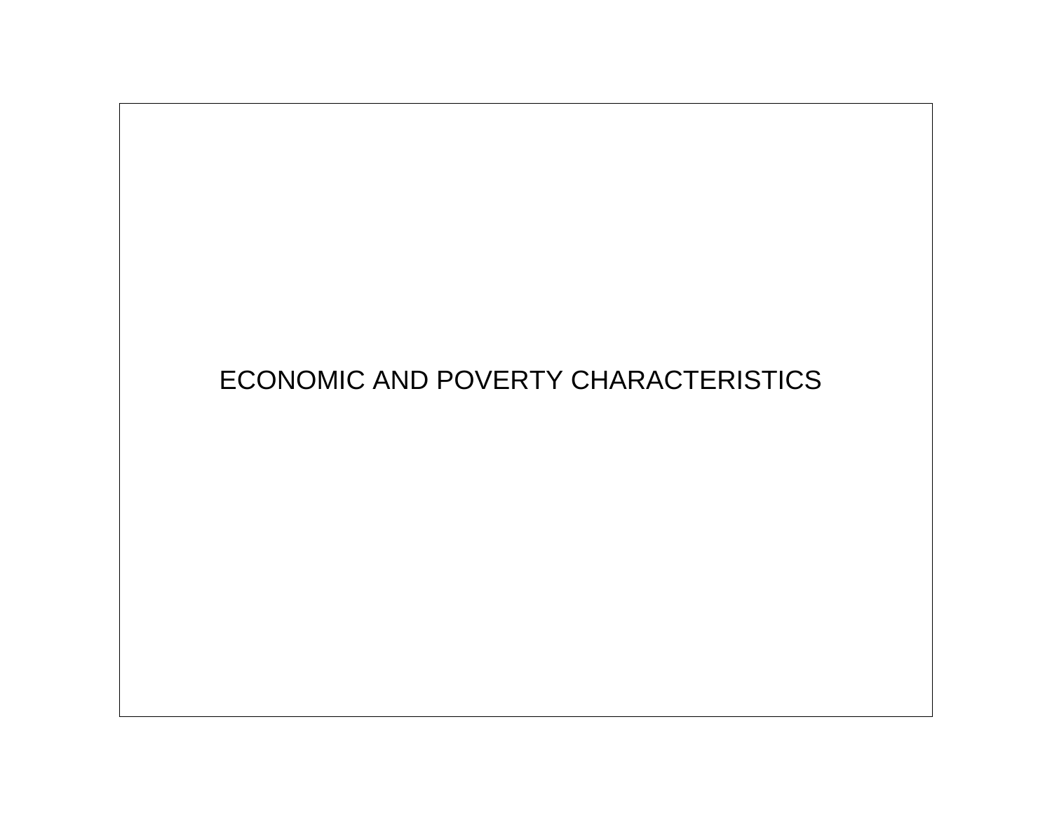# ECONOMIC AND POVERTY CHARACTERISTICS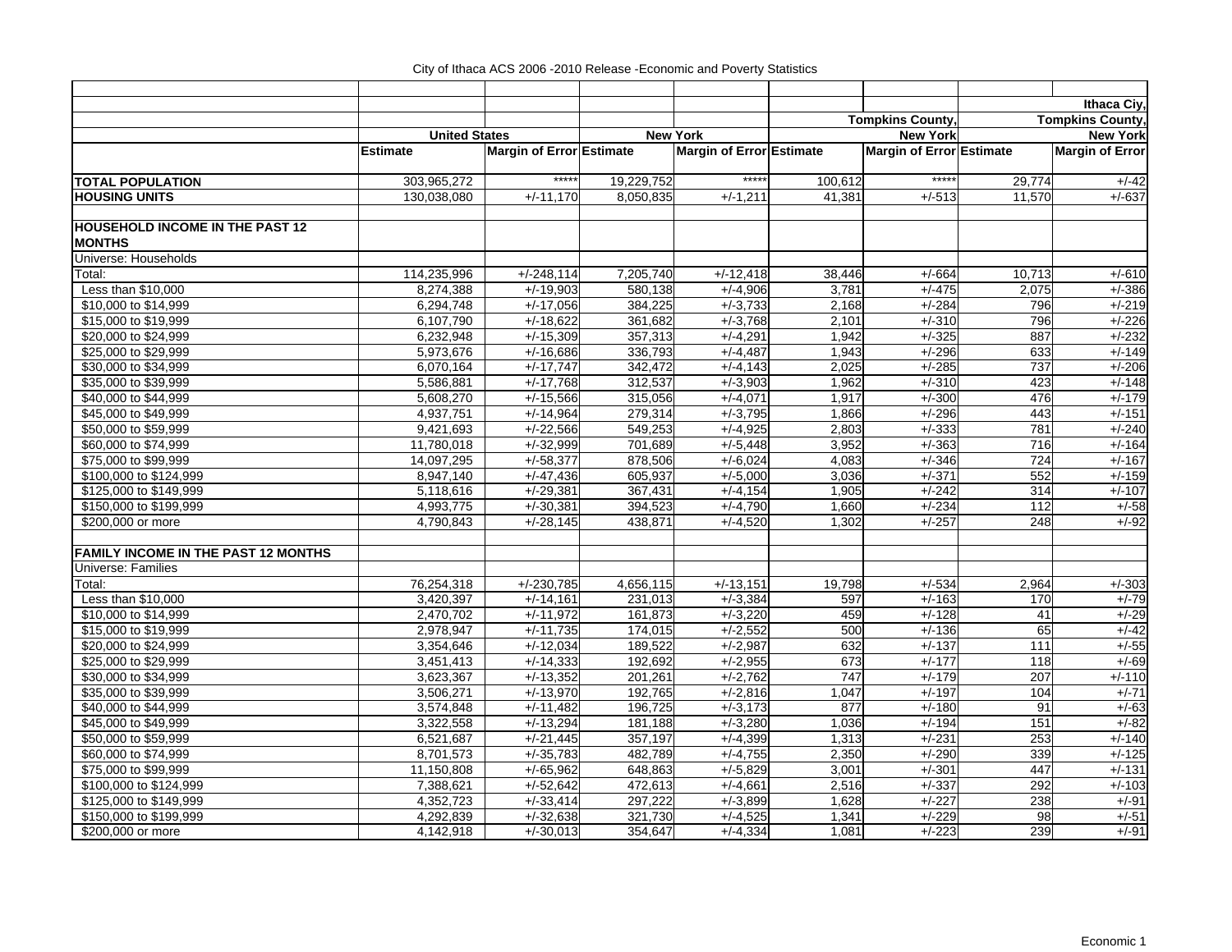City of Ithaca ACS 2006 -2010 Release -Economic and Poverty Statistics

| | United States | | New York | | Tompkins County, New York | | Ithaca Ciy, Tompkins County, New York | |
|---|---|---|---|---|---|---|---|---|
| | Estimate | Margin of Error | Estimate | Margin of Error | Estimate | Margin of Error | Estimate | Margin of Error |
| **TOTAL POPULATION** | 303,965,272 | ***** | 19,229,752 | ***** | 100,612 | ***** | 29,774 | +/-42 |
| **HOUSING UNITS** | 130,038,080 | +/-11,170 | 8,050,835 | +/-1,211 | 41,381 | +/-513 | 11,570 | +/-637 |
| | | | | | | | | |
| **HOUSEHOLD INCOME IN THE PAST 12 MONTHS** | | | | | | | | |
| Universe: Households | | | | | | | | |
| Total: | 114,235,996 | +/-248,114 | 7,205,740 | +/-12,418 | 38,446 | +/-664 | 10,713 | +/-610 |
| Less than $10,000 | 8,274,388 | +/-19,903 | 580,138 | +/-4,906 | 3,781 | +/-475 | 2,075 | +/-386 |
| $10,000 to $14,999 | 6,294,748 | +/-17,056 | 384,225 | +/-3,733 | 2,168 | +/-284 | 796 | +/-219 |
| $15,000 to $19,999 | 6,107,790 | +/-18,622 | 361,682 | +/-3,768 | 2,101 | +/-310 | 796 | +/-226 |
| $20,000 to $24,999 | 6,232,948 | +/-15,309 | 357,313 | +/-4,291 | 1,942 | +/-325 | 887 | +/-232 |
| $25,000 to $29,999 | 5,973,676 | +/-16,686 | 336,793 | +/-4,487 | 1,943 | +/-296 | 633 | +/-149 |
| $30,000 to $34,999 | 6,070,164 | +/-17,747 | 342,472 | +/-4,143 | 2,025 | +/-285 | 737 | +/-206 |
| $35,000 to $39,999 | 5,586,881 | +/-17,768 | 312,537 | +/-3,903 | 1,962 | +/-310 | 423 | +/-148 |
| $40,000 to $44,999 | 5,608,270 | +/-15,566 | 315,056 | +/-4,071 | 1,917 | +/-300 | 476 | +/-179 |
| $45,000 to $49,999 | 4,937,751 | +/-14,964 | 279,314 | +/-3,795 | 1,866 | +/-296 | 443 | +/-151 |
| $50,000 to $59,999 | 9,421,693 | +/-22,566 | 549,253 | +/-4,925 | 2,803 | +/-333 | 781 | +/-240 |
| $60,000 to $74,999 | 11,780,018 | +/-32,999 | 701,689 | +/-5,448 | 3,952 | +/-363 | 716 | +/-164 |
| $75,000 to $99,999 | 14,097,295 | +/-58,377 | 878,506 | +/-6,024 | 4,083 | +/-346 | 724 | +/-167 |
| $100,000 to $124,999 | 8,947,140 | +/-47,436 | 605,937 | +/-5,000 | 3,036 | +/-371 | 552 | +/-159 |
| $125,000 to $149,999 | 5,118,616 | +/-29,381 | 367,431 | +/-4,154 | 1,905 | +/-242 | 314 | +/-107 |
| $150,000 to $199,999 | 4,993,775 | +/-30,381 | 394,523 | +/-4,790 | 1,660 | +/-234 | 112 | +/-58 |
| $200,000 or more | 4,790,843 | +/-28,145 | 438,871 | +/-4,520 | 1,302 | +/-257 | 248 | +/-92 |
| | | | | | | | | |
| **FAMILY INCOME IN THE PAST 12 MONTHS** | | | | | | | | |
| Universe: Families | | | | | | | | |
| Total: | 76,254,318 | +/-230,785 | 4,656,115 | +/-13,151 | 19,798 | +/-534 | 2,964 | +/-303 |
| Less than $10,000 | 3,420,397 | +/-14,161 | 231,013 | +/-3,384 | 597 | +/-163 | 170 | +/-79 |
| $10,000 to $14,999 | 2,470,702 | +/-11,972 | 161,873 | +/-3,220 | 459 | +/-128 | 41 | +/-29 |
| $15,000 to $19,999 | 2,978,947 | +/-11,735 | 174,015 | +/-2,552 | 500 | +/-136 | 65 | +/-42 |
| $20,000 to $24,999 | 3,354,646 | +/-12,034 | 189,522 | +/-2,987 | 632 | +/-137 | 111 | +/-55 |
| $25,000 to $29,999 | 3,451,413 | +/-14,333 | 192,692 | +/-2,955 | 673 | +/-177 | 118 | +/-69 |
| $30,000 to $34,999 | 3,623,367 | +/-13,352 | 201,261 | +/-2,762 | 747 | +/-179 | 207 | +/-110 |
| $35,000 to $39,999 | 3,506,271 | +/-13,970 | 192,765 | +/-2,816 | 1,047 | +/-197 | 104 | +/-71 |
| $40,000 to $44,999 | 3,574,848 | +/-11,482 | 196,725 | +/-3,173 | 877 | +/-180 | 91 | +/-63 |
| $45,000 to $49,999 | 3,322,558 | +/-13,294 | 181,188 | +/-3,280 | 1,036 | +/-194 | 151 | +/-82 |
| $50,000 to $59,999 | 6,521,687 | +/-21,445 | 357,197 | +/-4,399 | 1,313 | +/-231 | 253 | +/-140 |
| $60,000 to $74,999 | 8,701,573 | +/-35,783 | 482,789 | +/-4,755 | 2,350 | +/-290 | 339 | +/-125 |
| $75,000 to $99,999 | 11,150,808 | +/-65,962 | 648,863 | +/-5,829 | 3,001 | +/-301 | 447 | +/-131 |
| $100,000 to $124,999 | 7,388,621 | +/-52,642 | 472,613 | +/-4,661 | 2,516 | +/-337 | 292 | +/-103 |
| $125,000 to $149,999 | 4,352,723 | +/-33,414 | 297,222 | +/-3,899 | 1,628 | +/-227 | 238 | +/-91 |
| $150,000 to $199,999 | 4,292,839 | +/-32,638 | 321,730 | +/-4,525 | 1,341 | +/-229 | 98 | +/-51 |
| $200,000 or more | 4,142,918 | +/-30,013 | 354,647 | +/-4,334 | 1,081 | +/-223 | 239 | +/-91 |

Economic 1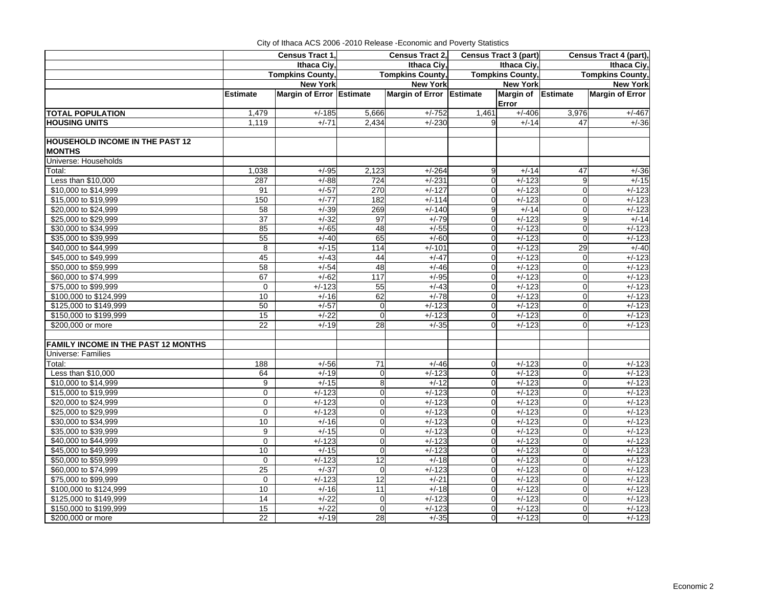City of Ithaca ACS 2006 -2010 Release -Economic and Poverty Statistics

| | Census Tract 1, Ithaca Ciy, Tompkins County, New York | | Census Tract 2, Ithaca Ciy, Tompkins County, New York | | Census Tract 3 (part) Ithaca Ciy, Tompkins County, New York | | Census Tract 4 (part), Ithaca Ciy, Tompkins County, New York | |
|---|---|---|---|---|---|---|---|---|
| | Estimate | Margin of Error | Estimate | Margin of Error | Estimate | Margin of Error | Estimate | Margin of Error |
| **TOTAL POPULATION** | 1,479 | +/-185 | 5,666 | +/-752 | 1,461 | +/-406 | 3,976 | +/-467 |
| **HOUSING UNITS** | 1,119 | +/-71 | 2,434 | +/-230 | 9 | +/-14 | 47 | +/-36 |
| | | | | | | | | |
| **HOUSEHOLD INCOME IN THE PAST 12 MONTHS** | | | | | | | | |
| Universe: Households | | | | | | | | |
| Total: | 1,038 | +/-95 | 2,123 | +/-264 | 9 | +/-14 | 47 | +/-36 |
| Less than $10,000 | 287 | +/-88 | 724 | +/-231 | 0 | +/-123 | 9 | +/-15 |
| $10,000 to $14,999 | 91 | +/-57 | 270 | +/-127 | 0 | +/-123 | 0 | +/-123 |
| $15,000 to $19,999 | 150 | +/-77 | 182 | +/-114 | 0 | +/-123 | 0 | +/-123 |
| $20,000 to $24,999 | 58 | +/-39 | 269 | +/-140 | 9 | +/-14 | 0 | +/-123 |
| $25,000 to $29,999 | 37 | +/-32 | 97 | +/-79 | 0 | +/-123 | 9 | +/-14 |
| $30,000 to $34,999 | 85 | +/-65 | 48 | +/-55 | 0 | +/-123 | 0 | +/-123 |
| $35,000 to $39,999 | 55 | +/-40 | 65 | +/-60 | 0 | +/-123 | 0 | +/-123 |
| $40,000 to $44,999 | 8 | +/-15 | 114 | +/-101 | 0 | +/-123 | 29 | +/-40 |
| $45,000 to $49,999 | 45 | +/-43 | 44 | +/-47 | 0 | +/-123 | 0 | +/-123 |
| $50,000 to $59,999 | 58 | +/-54 | 48 | +/-46 | 0 | +/-123 | 0 | +/-123 |
| $60,000 to $74,999 | 67 | +/-62 | 117 | +/-95 | 0 | +/-123 | 0 | +/-123 |
| $75,000 to $99,999 | 0 | +/-123 | 55 | +/-43 | 0 | +/-123 | 0 | +/-123 |
| $100,000 to $124,999 | 10 | +/-16 | 62 | +/-78 | 0 | +/-123 | 0 | +/-123 |
| $125,000 to $149,999 | 50 | +/-57 | 0 | +/-123 | 0 | +/-123 | 0 | +/-123 |
| $150,000 to $199,999 | 15 | +/-22 | 0 | +/-123 | 0 | +/-123 | 0 | +/-123 |
| $200,000 or more | 22 | +/-19 | 28 | +/-35 | 0 | +/-123 | 0 | +/-123 |
| | | | | | | | | |
| **FAMILY INCOME IN THE PAST 12 MONTHS** | | | | | | | | |
| Universe: Families | | | | | | | | |
| Total: | 188 | +/-56 | 71 | +/-46 | 0 | +/-123 | 0 | +/-123 |
| Less than $10,000 | 64 | +/-19 | 0 | +/-123 | 0 | +/-123 | 0 | +/-123 |
| $10,000 to $14,999 | 9 | +/-15 | 8 | +/-12 | 0 | +/-123 | 0 | +/-123 |
| $15,000 to $19,999 | 0 | +/-123 | 0 | +/-123 | 0 | +/-123 | 0 | +/-123 |
| $20,000 to $24,999 | 0 | +/-123 | 0 | +/-123 | 0 | +/-123 | 0 | +/-123 |
| $25,000 to $29,999 | 0 | +/-123 | 0 | +/-123 | 0 | +/-123 | 0 | +/-123 |
| $30,000 to $34,999 | 10 | +/-16 | 0 | +/-123 | 0 | +/-123 | 0 | +/-123 |
| $35,000 to $39,999 | 9 | +/-15 | 0 | +/-123 | 0 | +/-123 | 0 | +/-123 |
| $40,000 to $44,999 | 0 | +/-123 | 0 | +/-123 | 0 | +/-123 | 0 | +/-123 |
| $45,000 to $49,999 | 10 | +/-15 | 0 | +/-123 | 0 | +/-123 | 0 | +/-123 |
| $50,000 to $59,999 | 0 | +/-123 | 12 | +/-18 | 0 | +/-123 | 0 | +/-123 |
| $60,000 to $74,999 | 25 | +/-37 | 0 | +/-123 | 0 | +/-123 | 0 | +/-123 |
| $75,000 to $99,999 | 0 | +/-123 | 12 | +/-21 | 0 | +/-123 | 0 | +/-123 |
| $100,000 to $124,999 | 10 | +/-16 | 11 | +/-18 | 0 | +/-123 | 0 | +/-123 |
| $125,000 to $149,999 | 14 | +/-22 | 0 | +/-123 | 0 | +/-123 | 0 | +/-123 |
| $150,000 to $199,999 | 15 | +/-22 | 0 | +/-123 | 0 | +/-123 | 0 | +/-123 |
| $200,000 or more | 22 | +/-19 | 28 | +/-35 | 0 | +/-123 | 0 | +/-123 |

Economic 2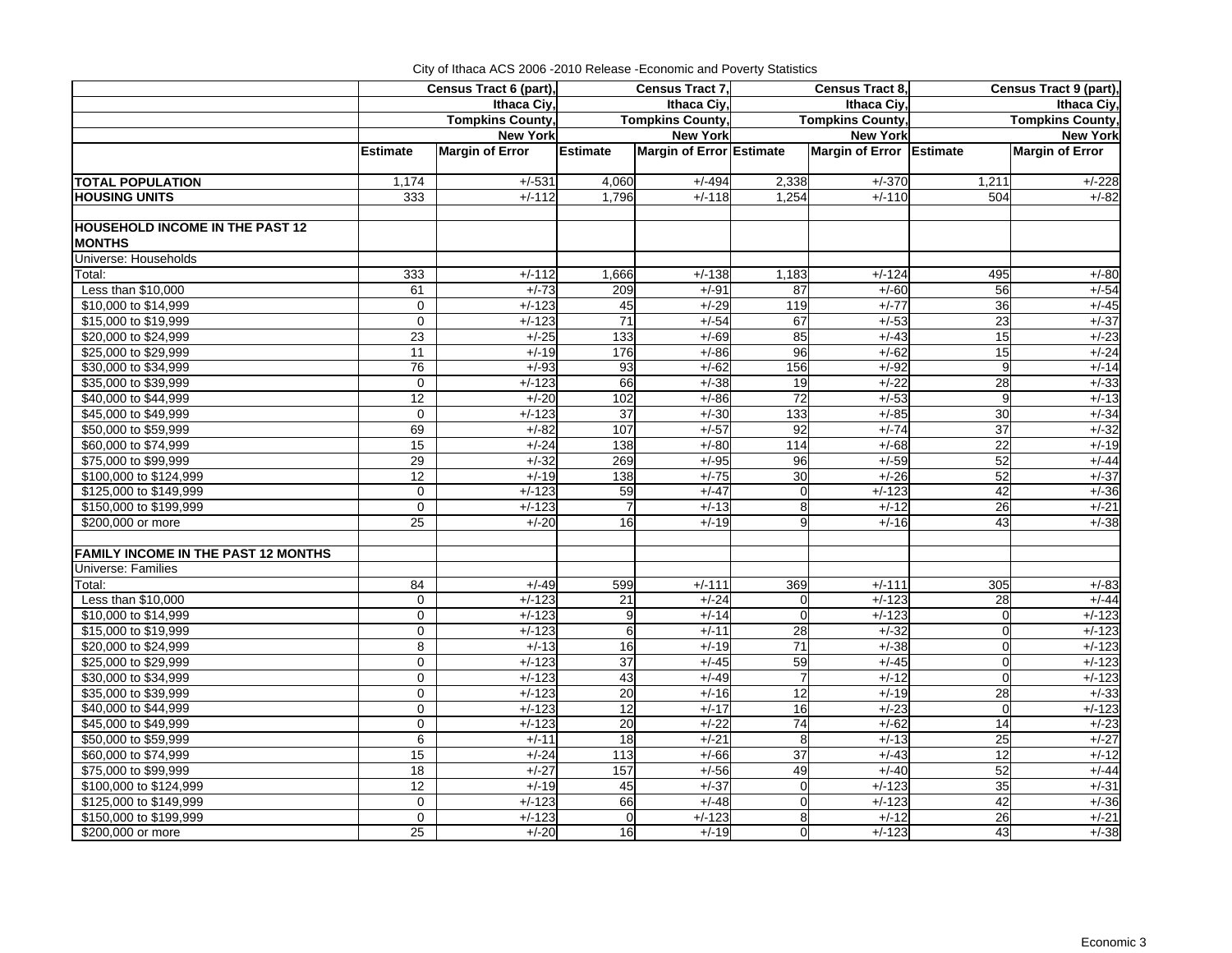City of Ithaca ACS 2006 -2010 Release -Economic and Poverty Statistics

| | Census Tract 6 (part), Ithaca Ciy, Tompkins County, New York | | Census Tract 7, Ithaca Ciy, Tompkins County, New York | | Census Tract 8, Ithaca Ciy, Tompkins County, New York | | Census Tract 9 (part), Ithaca Ciy, Tompkins County, New York | |
|---|---|---|---|---|---|---|---|---|
| | Estimate | Margin of Error | Estimate | Margin of Error | Estimate | Margin of Error | Estimate | Margin of Error |
| **TOTAL POPULATION** | 1,174 | +/-531 | 4,060 | +/-494 | 2,338 | +/-370 | 1,211 | +/-228 |
| **HOUSING UNITS** | 333 | +/-112 | 1,796 | +/-118 | 1,254 | +/-110 | 504 | +/-82 |
| | | | | | | | | |
| **HOUSEHOLD INCOME IN THE PAST 12 MONTHS** | | | | | | | | |
| Universe: Households | | | | | | | | |
| Total: | 333 | +/-112 | 1,666 | +/-138 | 1,183 | +/-124 | 495 | +/-80 |
| Less than $10,000 | 61 | +/-73 | 209 | +/-91 | 87 | +/-60 | 56 | +/-54 |
| $10,000 to $14,999 | 0 | +/-123 | 45 | +/-29 | 119 | +/-77 | 36 | +/-45 |
| $15,000 to $19,999 | 0 | +/-123 | 71 | +/-54 | 67 | +/-53 | 23 | +/-37 |
| $20,000 to $24,999 | 23 | +/-25 | 133 | +/-69 | 85 | +/-43 | 15 | +/-23 |
| $25,000 to $29,999 | 11 | +/-19 | 176 | +/-86 | 96 | +/-62 | 15 | +/-24 |
| $30,000 to $34,999 | 76 | +/-93 | 93 | +/-62 | 156 | +/-92 | 9 | +/-14 |
| $35,000 to $39,999 | 0 | +/-123 | 66 | +/-38 | 19 | +/-22 | 28 | +/-33 |
| $40,000 to $44,999 | 12 | +/-20 | 102 | +/-86 | 72 | +/-53 | 9 | +/-13 |
| $45,000 to $49,999 | 0 | +/-123 | 37 | +/-30 | 133 | +/-85 | 30 | +/-34 |
| $50,000 to $59,999 | 69 | +/-82 | 107 | +/-57 | 92 | +/-74 | 37 | +/-32 |
| $60,000 to $74,999 | 15 | +/-24 | 138 | +/-80 | 114 | +/-68 | 22 | +/-19 |
| $75,000 to $99,999 | 29 | +/-32 | 269 | +/-95 | 96 | +/-59 | 52 | +/-44 |
| $100,000 to $124,999 | 12 | +/-19 | 138 | +/-75 | 30 | +/-26 | 52 | +/-37 |
| $125,000 to $149,999 | 0 | +/-123 | 59 | +/-47 | 0 | +/-123 | 42 | +/-36 |
| $150,000 to $199,999 | 0 | +/-123 | 7 | +/-13 | 8 | +/-12 | 26 | +/-21 |
| $200,000 or more | 25 | +/-20 | 16 | +/-19 | 9 | +/-16 | 43 | +/-38 |
| | | | | | | | | |
| **FAMILY INCOME IN THE PAST 12 MONTHS** | | | | | | | | |
| Universe: Families | | | | | | | | |
| Total: | 84 | +/-49 | 599 | +/-111 | 369 | +/-111 | 305 | +/-83 |
| Less than $10,000 | 0 | +/-123 | 21 | +/-24 | 0 | +/-123 | 28 | +/-44 |
| $10,000 to $14,999 | 0 | +/-123 | 9 | +/-14 | 0 | +/-123 | 0 | +/-123 |
| $15,000 to $19,999 | 0 | +/-123 | 6 | +/-11 | 28 | +/-32 | 0 | +/-123 |
| $20,000 to $24,999 | 8 | +/-13 | 16 | +/-19 | 71 | +/-38 | 0 | +/-123 |
| $25,000 to $29,999 | 0 | +/-123 | 37 | +/-45 | 59 | +/-45 | 0 | +/-123 |
| $30,000 to $34,999 | 0 | +/-123 | 43 | +/-49 | 7 | +/-12 | 0 | +/-123 |
| $35,000 to $39,999 | 0 | +/-123 | 20 | +/-16 | 12 | +/-19 | 28 | +/-33 |
| $40,000 to $44,999 | 0 | +/-123 | 12 | +/-17 | 16 | +/-23 | 0 | +/-123 |
| $45,000 to $49,999 | 0 | +/-123 | 20 | +/-22 | 74 | +/-62 | 14 | +/-23 |
| $50,000 to $59,999 | 6 | +/-11 | 18 | +/-21 | 8 | +/-13 | 25 | +/-27 |
| $60,000 to $74,999 | 15 | +/-24 | 113 | +/-66 | 37 | +/-43 | 12 | +/-12 |
| $75,000 to $99,999 | 18 | +/-27 | 157 | +/-56 | 49 | +/-40 | 52 | +/-44 |
| $100,000 to $124,999 | 12 | +/-19 | 45 | +/-37 | 0 | +/-123 | 35 | +/-31 |
| $125,000 to $149,999 | 0 | +/-123 | 66 | +/-48 | 0 | +/-123 | 42 | +/-36 |
| $150,000 to $199,999 | 0 | +/-123 | 0 | +/-123 | 8 | +/-12 | 26 | +/-21 |
| $200,000 or more | 25 | +/-20 | 16 | +/-19 | 0 | +/-123 | 43 | +/-38 |

Economic 3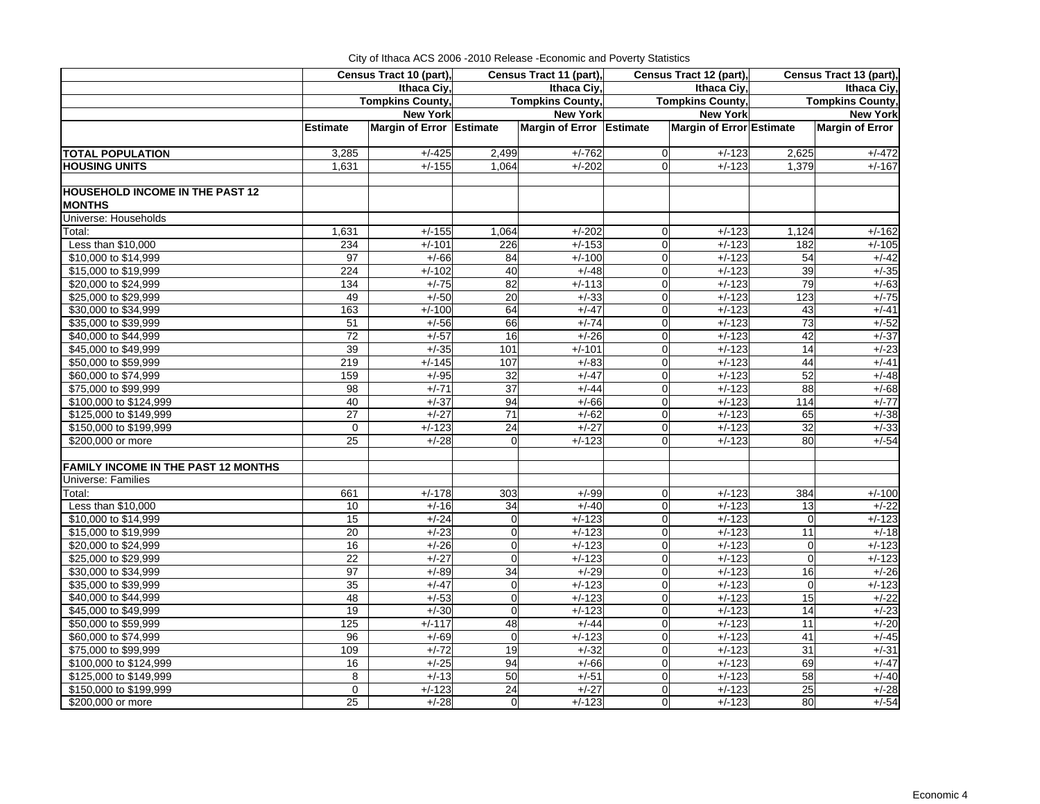City of Ithaca ACS 2006 -2010 Release -Economic and Poverty Statistics

| | Census Tract 10 (part), Ithaca Ciy, Tompkins County, New York | | Census Tract 11 (part), Ithaca Ciy, Tompkins County, New York | | Census Tract 12 (part), Ithaca Ciy, Tompkins County, New York | | Census Tract 13 (part), Ithaca Ciy, Tompkins County, New York | |
|---|---|---|---|---|---|---|---|---|
| | **Estimate** | **Margin of Error** | **Estimate** | **Margin of Error** | **Estimate** | **Margin of Error** | **Estimate** | **Margin of Error** |
| **TOTAL POPULATION** | 3,285 | +/-425 | 2,499 | +/-762 | 0 | +/-123 | 2,625 | +/-472 |
| **HOUSING UNITS** | 1,631 | +/-155 | 1,064 | +/-202 | 0 | +/-123 | 1,379 | +/-167 |
| **HOUSEHOLD INCOME IN THE PAST 12 MONTHS** | | | | | | | | |
| Universe: Households | | | | | | | | |
| Total: | 1,631 | +/-155 | 1,064 | +/-202 | 0 | +/-123 | 1,124 | +/-162 |
| Less than $10,000 | 234 | +/-101 | 226 | +/-153 | 0 | +/-123 | 182 | +/-105 |
| $10,000 to $14,999 | 97 | +/-66 | 84 | +/-100 | 0 | +/-123 | 54 | +/-42 |
| $15,000 to $19,999 | 224 | +/-102 | 40 | +/-48 | 0 | +/-123 | 39 | +/-35 |
| $20,000 to $24,999 | 134 | +/-75 | 82 | +/-113 | 0 | +/-123 | 79 | +/-63 |
| $25,000 to $29,999 | 49 | +/-50 | 20 | +/-33 | 0 | +/-123 | 123 | +/-75 |
| $30,000 to $34,999 | 163 | +/-100 | 64 | +/-47 | 0 | +/-123 | 43 | +/-41 |
| $35,000 to $39,999 | 51 | +/-56 | 66 | +/-74 | 0 | +/-123 | 73 | +/-52 |
| $40,000 to $44,999 | 72 | +/-57 | 16 | +/-26 | 0 | +/-123 | 42 | +/-37 |
| $45,000 to $49,999 | 39 | +/-35 | 101 | +/-101 | 0 | +/-123 | 14 | +/-23 |
| $50,000 to $59,999 | 219 | +/-145 | 107 | +/-83 | 0 | +/-123 | 44 | +/-41 |
| $60,000 to $74,999 | 159 | +/-95 | 32 | +/-47 | 0 | +/-123 | 52 | +/-48 |
| $75,000 to $99,999 | 98 | +/-71 | 37 | +/-44 | 0 | +/-123 | 88 | +/-68 |
| $100,000 to $124,999 | 40 | +/-37 | 94 | +/-66 | 0 | +/-123 | 114 | +/-77 |
| $125,000 to $149,999 | 27 | +/-27 | 71 | +/-62 | 0 | +/-123 | 65 | +/-38 |
| $150,000 to $199,999 | 0 | +/-123 | 24 | +/-27 | 0 | +/-123 | 32 | +/-33 |
| $200,000 or more | 25 | +/-28 | 0 | +/-123 | 0 | +/-123 | 80 | +/-54 |
| **FAMILY INCOME IN THE PAST 12 MONTHS** | | | | | | | | |
| Universe: Families | | | | | | | | |
| Total: | 661 | +/-178 | 303 | +/-99 | 0 | +/-123 | 384 | +/-100 |
| Less than $10,000 | 10 | +/-16 | 34 | +/-40 | 0 | +/-123 | 13 | +/-22 |
| $10,000 to $14,999 | 15 | +/-24 | 0 | +/-123 | 0 | +/-123 | 0 | +/-123 |
| $15,000 to $19,999 | 20 | +/-23 | 0 | +/-123 | 0 | +/-123 | 11 | +/-18 |
| $20,000 to $24,999 | 16 | +/-26 | 0 | +/-123 | 0 | +/-123 | 0 | +/-123 |
| $25,000 to $29,999 | 22 | +/-27 | 0 | +/-123 | 0 | +/-123 | 0 | +/-123 |
| $30,000 to $34,999 | 97 | +/-89 | 34 | +/-29 | 0 | +/-123 | 16 | +/-26 |
| $35,000 to $39,999 | 35 | +/-47 | 0 | +/-123 | 0 | +/-123 | 0 | +/-123 |
| $40,000 to $44,999 | 48 | +/-53 | 0 | +/-123 | 0 | +/-123 | 15 | +/-22 |
| $45,000 to $49,999 | 19 | +/-30 | 0 | +/-123 | 0 | +/-123 | 14 | +/-23 |
| $50,000 to $59,999 | 125 | +/-117 | 48 | +/-44 | 0 | +/-123 | 11 | +/-20 |
| $60,000 to $74,999 | 96 | +/-69 | 0 | +/-123 | 0 | +/-123 | 41 | +/-45 |
| $75,000 to $99,999 | 109 | +/-72 | 19 | +/-32 | 0 | +/-123 | 31 | +/-31 |
| $100,000 to $124,999 | 16 | +/-25 | 94 | +/-66 | 0 | +/-123 | 69 | +/-47 |
| $125,000 to $149,999 | 8 | +/-13 | 50 | +/-51 | 0 | +/-123 | 58 | +/-40 |
| $150,000 to $199,999 | 0 | +/-123 | 24 | +/-27 | 0 | +/-123 | 25 | +/-28 |
| $200,000 or more | 25 | +/-28 | 0 | +/-123 | 0 | +/-123 | 80 | +/-54 |

Economic 4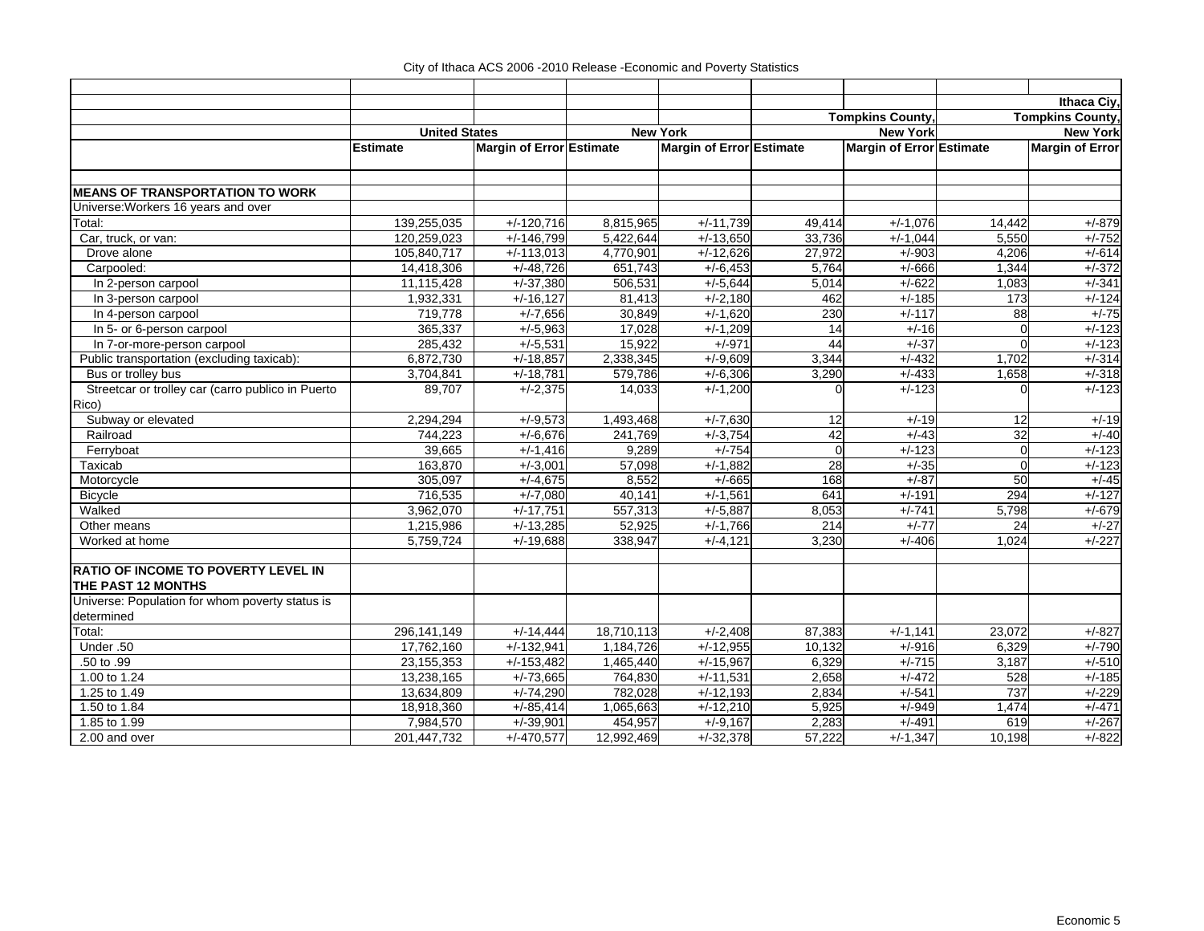City of Ithaca ACS 2006 -2010 Release -Economic and Poverty Statistics

| | United States | | New York | | Tompkins County, New York | | Ithaca Ciy, Tompkins County, New York | |
|---|---|---|---|---|---|---|---|---|
| | Estimate | Margin of Error | Estimate | Margin of Error | Estimate | Margin of Error | Estimate | Margin of Error |
| **MEANS OF TRANSPORTATION TO WORK** | | | | | | | | |
| Universe:Workers 16 years and over | | | | | | | | |
| Total: | 139,255,035 | +/-120,716 | 8,815,965 | +/-11,739 | 49,414 | +/-1,076 | 14,442 | +/-879 |
| Car, truck, or van: | 120,259,023 | +/-146,799 | 5,422,644 | +/-13,650 | 33,736 | +/-1,044 | 5,550 | +/-752 |
| Drove alone | 105,840,717 | +/-113,013 | 4,770,901 | +/-12,626 | 27,972 | +/-903 | 4,206 | +/-614 |
| Carpooled: | 14,418,306 | +/-48,726 | 651,743 | +/-6,453 | 5,764 | +/-666 | 1,344 | +/-372 |
| In 2-person carpool | 11,115,428 | +/-37,380 | 506,531 | +/-5,644 | 5,014 | +/-622 | 1,083 | +/-341 |
| In 3-person carpool | 1,932,331 | +/-16,127 | 81,413 | +/-2,180 | 462 | +/-185 | 173 | +/-124 |
| In 4-person carpool | 719,778 | +/-7,656 | 30,849 | +/-1,620 | 230 | +/-117 | 88 | +/-75 |
| In 5- or 6-person carpool | 365,337 | +/-5,963 | 17,028 | +/-1,209 | 14 | +/-16 | 0 | +/-123 |
| In 7-or-more-person carpool | 285,432 | +/-5,531 | 15,922 | +/-971 | 44 | +/-37 | 0 | +/-123 |
| Public transportation (excluding taxicab): | 6,872,730 | +/-18,857 | 2,338,345 | +/-9,609 | 3,344 | +/-432 | 1,702 | +/-314 |
| Bus or trolley bus | 3,704,841 | +/-18,781 | 579,786 | +/-6,306 | 3,290 | +/-433 | 1,658 | +/-318 |
| Streetcar or trolley car (carro publico in Puerto Rico) | 89,707 | +/-2,375 | 14,033 | +/-1,200 | 0 | +/-123 | 0 | +/-123 |
| Subway or elevated | 2,294,294 | +/-9,573 | 1,493,468 | +/-7,630 | 12 | +/-19 | 12 | +/-19 |
| Railroad | 744,223 | +/-6,676 | 241,769 | +/-3,754 | 42 | +/-43 | 32 | +/-40 |
| Ferryboat | 39,665 | +/-1,416 | 9,289 | +/-754 | 0 | +/-123 | 0 | +/-123 |
| Taxicab | 163,870 | +/-3,001 | 57,098 | +/-1,882 | 28 | +/-35 | 0 | +/-123 |
| Motorcycle | 305,097 | +/-4,675 | 8,552 | +/-665 | 168 | +/-87 | 50 | +/-45 |
| Bicycle | 716,535 | +/-7,080 | 40,141 | +/-1,561 | 641 | +/-191 | 294 | +/-127 |
| Walked | 3,962,070 | +/-17,751 | 557,313 | +/-5,887 | 8,053 | +/-741 | 5,798 | +/-679 |
| Other means | 1,215,986 | +/-13,285 | 52,925 | +/-1,766 | 214 | +/-77 | 24 | +/-27 |
| Worked at home | 5,759,724 | +/-19,688 | 338,947 | +/-4,121 | 3,230 | +/-406 | 1,024 | +/-227 |
| **RATIO OF INCOME TO POVERTY LEVEL IN THE PAST 12 MONTHS** | | | | | | | | |
| Universe: Population for whom poverty status is determined | | | | | | | | |
| Total: | 296,141,149 | +/-14,444 | 18,710,113 | +/-2,408 | 87,383 | +/-1,141 | 23,072 | +/-827 |
| Under .50 | 17,762,160 | +/-132,941 | 1,184,726 | +/-12,955 | 10,132 | +/-916 | 6,329 | +/-790 |
| .50 to .99 | 23,155,353 | +/-153,482 | 1,465,440 | +/-15,967 | 6,329 | +/-715 | 3,187 | +/-510 |
| 1.00 to 1.24 | 13,238,165 | +/-73,665 | 764,830 | +/-11,531 | 2,658 | +/-472 | 528 | +/-185 |
| 1.25 to 1.49 | 13,634,809 | +/-74,290 | 782,028 | +/-12,193 | 2,834 | +/-541 | 737 | +/-229 |
| 1.50 to 1.84 | 18,918,360 | +/-85,414 | 1,065,663 | +/-12,210 | 5,925 | +/-949 | 1,474 | +/-471 |
| 1.85 to 1.99 | 7,984,570 | +/-39,901 | 454,957 | +/-9,167 | 2,283 | +/-491 | 619 | +/-267 |
| 2.00 and over | 201,447,732 | +/-470,577 | 12,992,469 | +/-32,378 | 57,222 | +/-1,347 | 10,198 | +/-822 |

Economic 5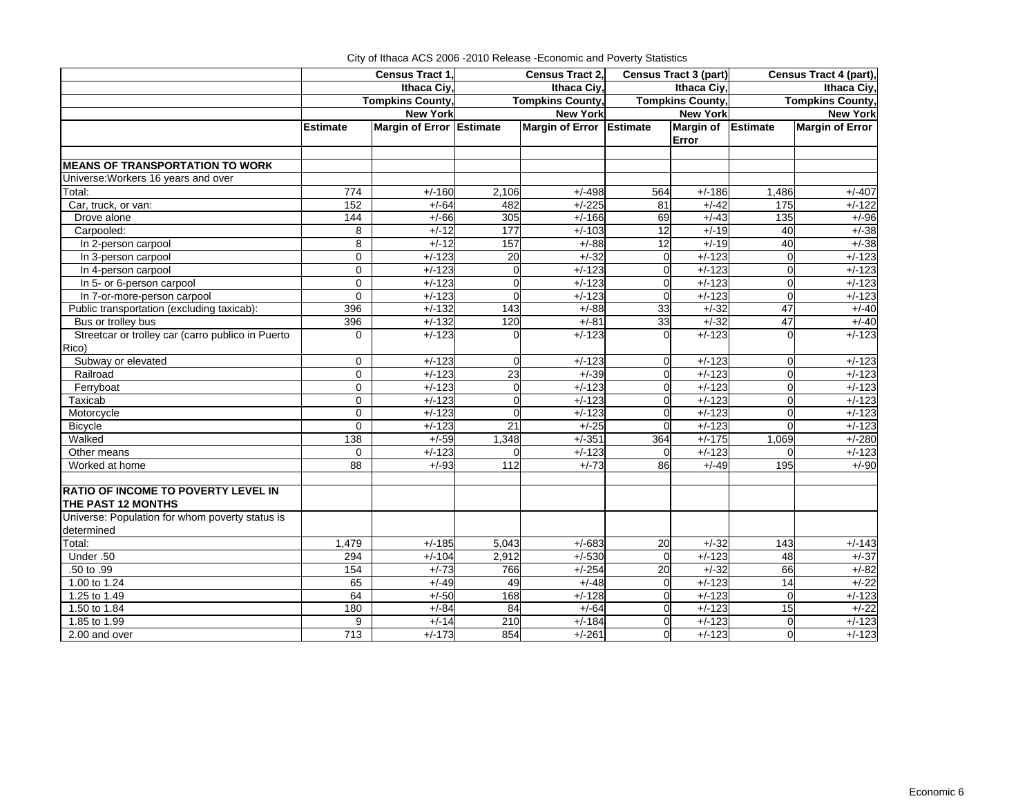City of Ithaca ACS 2006 -2010 Release -Economic and Poverty Statistics

| | Census Tract 1, Ithaca Ciy, Tompkins County, New York | | Census Tract 2, Ithaca Ciy, Tompkins County, New York | | Census Tract 3 (part) Ithaca Ciy, Tompkins County, New York | | Census Tract 4 (part), Ithaca Ciy, Tompkins County, New York | |
|---|---|---|---|---|---|---|---|---|
| | Estimate | Margin of Error | Estimate | Margin of Error | Estimate | Margin of Error | Estimate | Margin of Error |
| **MEANS OF TRANSPORTATION TO WORK** | | | | | | | | |
| Universe:Workers 16 years and over | | | | | | | | |
| Total: | 774 | +/-160 | 2,106 | +/-498 | 564 | +/-186 | 1,486 | +/-407 |
| Car, truck, or van: | 152 | +/-64 | 482 | +/-225 | 81 | +/-42 | 175 | +/-122 |
| Drove alone | 144 | +/-66 | 305 | +/-166 | 69 | +/-43 | 135 | +/-96 |
| Carpooled: | 8 | +/-12 | 177 | +/-103 | 12 | +/-19 | 40 | +/-38 |
| In 2-person carpool | 8 | +/-12 | 157 | +/-88 | 12 | +/-19 | 40 | +/-38 |
| In 3-person carpool | 0 | +/-123 | 20 | +/-32 | 0 | +/-123 | 0 | +/-123 |
| In 4-person carpool | 0 | +/-123 | 0 | +/-123 | 0 | +/-123 | 0 | +/-123 |
| In 5- or 6-person carpool | 0 | +/-123 | 0 | +/-123 | 0 | +/-123 | 0 | +/-123 |
| In 7-or-more-person carpool | 0 | +/-123 | 0 | +/-123 | 0 | +/-123 | 0 | +/-123 |
| Public transportation (excluding taxicab): | 396 | +/-132 | 143 | +/-88 | 33 | +/-32 | 47 | +/-40 |
| Bus or trolley bus | 396 | +/-132 | 120 | +/-81 | 33 | +/-32 | 47 | +/-40 |
| Streetcar or trolley car (carro publico in Puerto Rico) | 0 | +/-123 | 0 | +/-123 | 0 | +/-123 | 0 | +/-123 |
| Subway or elevated | 0 | +/-123 | 0 | +/-123 | 0 | +/-123 | 0 | +/-123 |
| Railroad | 0 | +/-123 | 23 | +/-39 | 0 | +/-123 | 0 | +/-123 |
| Ferryboat | 0 | +/-123 | 0 | +/-123 | 0 | +/-123 | 0 | +/-123 |
| Taxicab | 0 | +/-123 | 0 | +/-123 | 0 | +/-123 | 0 | +/-123 |
| Motorcycle | 0 | +/-123 | 0 | +/-123 | 0 | +/-123 | 0 | +/-123 |
| Bicycle | 0 | +/-123 | 21 | +/-25 | 0 | +/-123 | 0 | +/-123 |
| Walked | 138 | +/-59 | 1,348 | +/-351 | 364 | +/-175 | 1,069 | +/-280 |
| Other means | 0 | +/-123 | 0 | +/-123 | 0 | +/-123 | 0 | +/-123 |
| Worked at home | 88 | +/-93 | 112 | +/-73 | 86 | +/-49 | 195 | +/-90 |
| **RATIO OF INCOME TO POVERTY LEVEL IN THE PAST 12 MONTHS** | | | | | | | | |
| Universe: Population for whom poverty status is determined | | | | | | | | |
| Total: | 1,479 | +/-185 | 5,043 | +/-683 | 20 | +/-32 | 143 | +/-143 |
| Under .50 | 294 | +/-104 | 2,912 | +/-530 | 0 | +/-123 | 48 | +/-37 |
| .50 to .99 | 154 | +/-73 | 766 | +/-254 | 20 | +/-32 | 66 | +/-82 |
| 1.00 to 1.24 | 65 | +/-49 | 49 | +/-48 | 0 | +/-123 | 14 | +/-22 |
| 1.25 to 1.49 | 64 | +/-50 | 168 | +/-128 | 0 | +/-123 | 0 | +/-123 |
| 1.50 to 1.84 | 180 | +/-84 | 84 | +/-64 | 0 | +/-123 | 15 | +/-22 |
| 1.85 to 1.99 | 9 | +/-14 | 210 | +/-184 | 0 | +/-123 | 0 | +/-123 |
| 2.00 and over | 713 | +/-173 | 854 | +/-261 | 0 | +/-123 | 0 | +/-123 |

Economic 6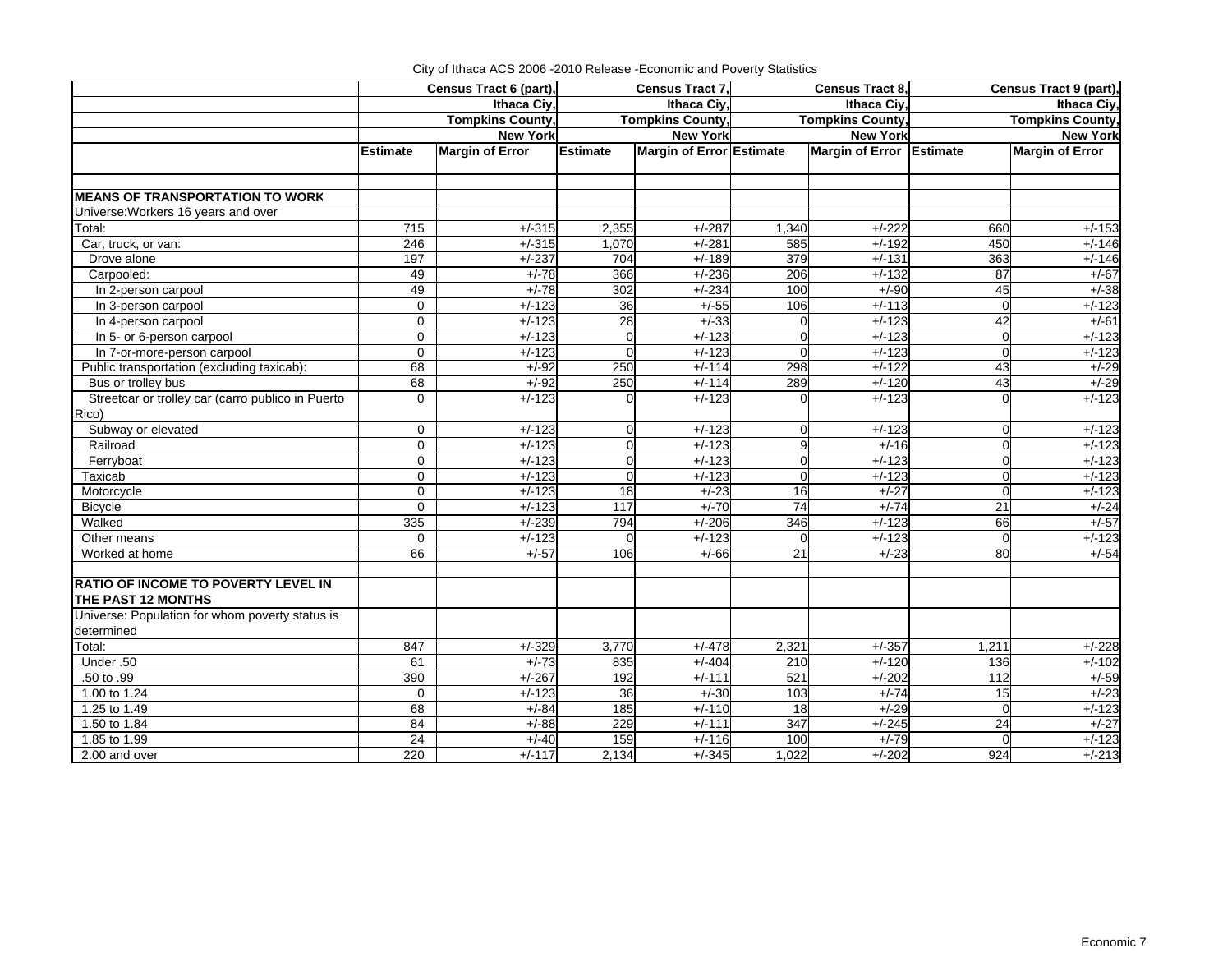City of Ithaca ACS 2006 -2010 Release -Economic and Poverty Statistics

| | Census Tract 6 (part), Ithaca Ciy, Tompkins County, New York | | Census Tract 7, Ithaca Ciy, Tompkins County, New York | | Census Tract 8, Ithaca Ciy, Tompkins County, New York | | Census Tract 9 (part), Ithaca Ciy, Tompkins County, New York | |
|---|---|---|---|---|---|---|---|---|
| | Estimate | Margin of Error | Estimate | Margin of Error | Estimate | Margin of Error | Estimate | Margin of Error |
| **MEANS OF TRANSPORTATION TO WORK** | | | | | | | | |
| Universe:Workers 16 years and over | | | | | | | | |
| Total: | 715 | +/-315 | 2,355 | +/-287 | 1,340 | +/-222 | 660 | +/-153 |
| Car, truck, or van: | 246 | +/-315 | 1,070 | +/-281 | 585 | +/-192 | 450 | +/-146 |
| Drove alone | 197 | +/-237 | 704 | +/-189 | 379 | +/-131 | 363 | +/-146 |
| Carpooled: | 49 | +/-78 | 366 | +/-236 | 206 | +/-132 | 87 | +/-67 |
| In 2-person carpool | 49 | +/-78 | 302 | +/-234 | 100 | +/-90 | 45 | +/-38 |
| In 3-person carpool | 0 | +/-123 | 36 | +/-55 | 106 | +/-113 | 0 | +/-123 |
| In 4-person carpool | 0 | +/-123 | 28 | +/-33 | 0 | +/-123 | 42 | +/-61 |
| In 5- or 6-person carpool | 0 | +/-123 | 0 | +/-123 | 0 | +/-123 | 0 | +/-123 |
| In 7-or-more-person carpool | 0 | +/-123 | 0 | +/-123 | 0 | +/-123 | 0 | +/-123 |
| Public transportation (excluding taxicab): | 68 | +/-92 | 250 | +/-114 | 298 | +/-122 | 43 | +/-29 |
| Bus or trolley bus | 68 | +/-92 | 250 | +/-114 | 289 | +/-120 | 43 | +/-29 |
| Streetcar or trolley car (carro publico in Puerto Rico) | 0 | +/-123 | 0 | +/-123 | 0 | +/-123 | 0 | +/-123 |
| Subway or elevated | 0 | +/-123 | 0 | +/-123 | 0 | +/-123 | 0 | +/-123 |
| Railroad | 0 | +/-123 | 0 | +/-123 | 9 | +/-16 | 0 | +/-123 |
| Ferryboat | 0 | +/-123 | 0 | +/-123 | 0 | +/-123 | 0 | +/-123 |
| Taxicab | 0 | +/-123 | 0 | +/-123 | 0 | +/-123 | 0 | +/-123 |
| Motorcycle | 0 | +/-123 | 18 | +/-23 | 16 | +/-27 | 0 | +/-123 |
| Bicycle | 0 | +/-123 | 117 | +/-70 | 74 | +/-74 | 21 | +/-24 |
| Walked | 335 | +/-239 | 794 | +/-206 | 346 | +/-123 | 66 | +/-57 |
| Other means | 0 | +/-123 | 0 | +/-123 | 0 | +/-123 | 0 | +/-123 |
| Worked at home | 66 | +/-57 | 106 | +/-66 | 21 | +/-23 | 80 | +/-54 |
| **RATIO OF INCOME TO POVERTY LEVEL IN THE PAST 12 MONTHS** | | | | | | | | |
| Universe: Population for whom poverty status is determined | | | | | | | | |
| Total: | 847 | +/-329 | 3,770 | +/-478 | 2,321 | +/-357 | 1,211 | +/-228 |
| Under .50 | 61 | +/-73 | 835 | +/-404 | 210 | +/-120 | 136 | +/-102 |
| .50 to .99 | 390 | +/-267 | 192 | +/-111 | 521 | +/-202 | 112 | +/-59 |
| 1.00 to 1.24 | 0 | +/-123 | 36 | +/-30 | 103 | +/-74 | 15 | +/-23 |
| 1.25 to 1.49 | 68 | +/-84 | 185 | +/-110 | 18 | +/-29 | 0 | +/-123 |
| 1.50 to 1.84 | 84 | +/-88 | 229 | +/-111 | 347 | +/-245 | 24 | +/-27 |
| 1.85 to 1.99 | 24 | +/-40 | 159 | +/-116 | 100 | +/-79 | 0 | +/-123 |
| 2.00 and over | 220 | +/-117 | 2,134 | +/-345 | 1,022 | +/-202 | 924 | +/-213 |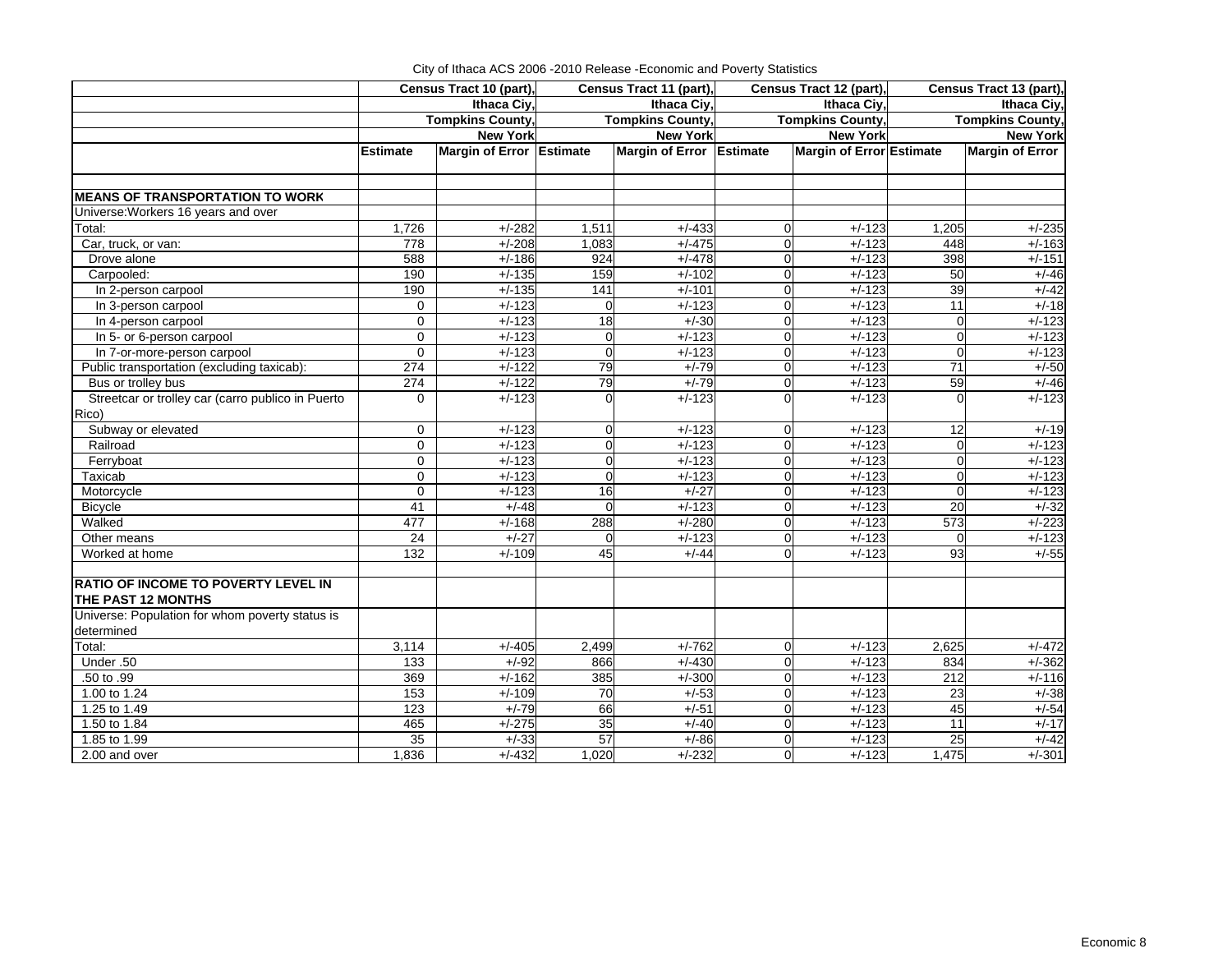City of Ithaca ACS 2006 -2010 Release -Economic and Poverty Statistics

| | Census Tract 10 (part), Ithaca Ciy, Tompkins County, New York | | Census Tract 11 (part), Ithaca Ciy, Tompkins County, New York | | Census Tract 12 (part), Ithaca Ciy, Tompkins County, New York | | Census Tract 13 (part), Ithaca Ciy, Tompkins County, New York | |
|---|---|---|---|---|---|---|---|---|
| | **Estimate** | **Margin of Error** | **Estimate** | **Margin of Error** | **Estimate** | **Margin of Error** | **Estimate** | **Margin of Error** |
| **MEANS OF TRANSPORTATION TO WORK** | | | | | | | | |
| Universe:Workers 16 years and over | | | | | | | | |
| Total: | 1,726 | +/-282 | 1,511 | +/-433 | 0 | +/-123 | 1,205 | +/-235 |
| Car, truck, or van: | 778 | +/-208 | 1,083 | +/-475 | 0 | +/-123 | 448 | +/-163 |
| Drove alone | 588 | +/-186 | 924 | +/-478 | 0 | +/-123 | 398 | +/-151 |
| Carpooled: | 190 | +/-135 | 159 | +/-102 | 0 | +/-123 | 50 | +/-46 |
| In 2-person carpool | 190 | +/-135 | 141 | +/-101 | 0 | +/-123 | 39 | +/-42 |
| In 3-person carpool | 0 | +/-123 | 0 | +/-123 | 0 | +/-123 | 11 | +/-18 |
| In 4-person carpool | 0 | +/-123 | 18 | +/-30 | 0 | +/-123 | 0 | +/-123 |
| In 5- or 6-person carpool | 0 | +/-123 | 0 | +/-123 | 0 | +/-123 | 0 | +/-123 |
| In 7-or-more-person carpool | 0 | +/-123 | 0 | +/-123 | 0 | +/-123 | 0 | +/-123 |
| Public transportation (excluding taxicab): | 274 | +/-122 | 79 | +/-79 | 0 | +/-123 | 71 | +/-50 |
| Bus or trolley bus | 274 | +/-122 | 79 | +/-79 | 0 | +/-123 | 59 | +/-46 |
| Streetcar or trolley car (carro publico in Puerto Rico) | 0 | +/-123 | 0 | +/-123 | 0 | +/-123 | 0 | +/-123 |
| Subway or elevated | 0 | +/-123 | 0 | +/-123 | 0 | +/-123 | 12 | +/-19 |
| Railroad | 0 | +/-123 | 0 | +/-123 | 0 | +/-123 | 0 | +/-123 |
| Ferryboat | 0 | +/-123 | 0 | +/-123 | 0 | +/-123 | 0 | +/-123 |
| Taxicab | 0 | +/-123 | 0 | +/-123 | 0 | +/-123 | 0 | +/-123 |
| Motorcycle | 0 | +/-123 | 16 | +/-27 | 0 | +/-123 | 0 | +/-123 |
| Bicycle | 41 | +/-48 | 0 | +/-123 | 0 | +/-123 | 20 | +/-32 |
| Walked | 477 | +/-168 | 288 | +/-280 | 0 | +/-123 | 573 | +/-223 |
| Other means | 24 | +/-27 | 0 | +/-123 | 0 | +/-123 | 0 | +/-123 |
| Worked at home | 132 | +/-109 | 45 | +/-44 | 0 | +/-123 | 93 | +/-55 |
| | | | | | | | | |
| **RATIO OF INCOME TO POVERTY LEVEL IN THE PAST 12 MONTHS** | | | | | | | | |
| Universe: Population for whom poverty status is determined | | | | | | | | |
| Total: | 3,114 | +/-405 | 2,499 | +/-762 | 0 | +/-123 | 2,625 | +/-472 |
| Under .50 | 133 | +/-92 | 866 | +/-430 | 0 | +/-123 | 834 | +/-362 |
| .50 to .99 | 369 | +/-162 | 385 | +/-300 | 0 | +/-123 | 212 | +/-116 |
| 1.00 to 1.24 | 153 | +/-109 | 70 | +/-53 | 0 | +/-123 | 23 | +/-38 |
| 1.25 to 1.49 | 123 | +/-79 | 66 | +/-51 | 0 | +/-123 | 45 | +/-54 |
| 1.50 to 1.84 | 465 | +/-275 | 35 | +/-40 | 0 | +/-123 | 11 | +/-17 |
| 1.85 to 1.99 | 35 | +/-33 | 57 | +/-86 | 0 | +/-123 | 25 | +/-42 |
| 2.00 and over | 1,836 | +/-432 | 1,020 | +/-232 | 0 | +/-123 | 1,475 | +/-301 |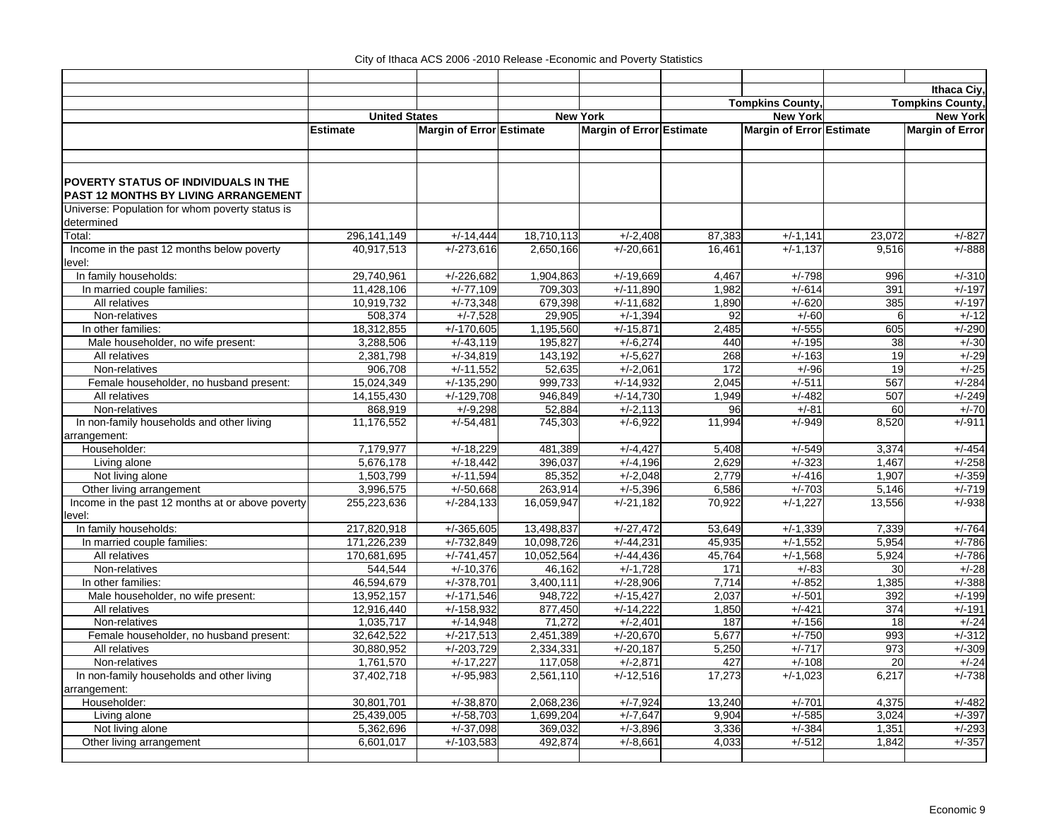City of Ithaca ACS 2006 -2010 Release -Economic and Poverty Statistics

| | United States | | New York | | Tompkins County, New York | | Ithaca Ciy, Tompkins County, New York | |
|---|---|---|---|---|---|---|---|---|
| | Estimate | Margin of Error | Estimate | Margin of Error | Estimate | Margin of Error | Estimate | Margin of Error |
| **POVERTY STATUS OF INDIVIDUALS IN THE PAST 12 MONTHS BY LIVING ARRANGEMENT** | | | | | | | | |
| Universe: Population for whom poverty status is determined | | | | | | | | |
| Total: | 296,141,149 | +/-14,444 | 18,710,113 | +/-2,408 | 87,383 | +/-1,141 | 23,072 | +/-827 |
| Income in the past 12 months below poverty level: | 40,917,513 | +/-273,616 | 2,650,166 | +/-20,661 | 16,461 | +/-1,137 | 9,516 | +/-888 |
| In family households: | 29,740,961 | +/-226,682 | 1,904,863 | +/-19,669 | 4,467 | +/-798 | 996 | +/-310 |
| In married couple families: | 11,428,106 | +/-77,109 | 709,303 | +/-11,890 | 1,982 | +/-614 | 391 | +/-197 |
| All relatives | 10,919,732 | +/-73,348 | 679,398 | +/-11,682 | 1,890 | +/-620 | 385 | +/-197 |
| Non-relatives | 508,374 | +/-7,528 | 29,905 | +/-1,394 | 92 | +/-60 | 6 | +/-12 |
| In other families: | 18,312,855 | +/-170,605 | 1,195,560 | +/-15,871 | 2,485 | +/-555 | 605 | +/-290 |
| Male householder, no wife present: | 3,288,506 | +/-43,119 | 195,827 | +/-6,274 | 440 | +/-195 | 38 | +/-30 |
| All relatives | 2,381,798 | +/-34,819 | 143,192 | +/-5,627 | 268 | +/-163 | 19 | +/-29 |
| Non-relatives | 906,708 | +/-11,552 | 52,635 | +/-2,061 | 172 | +/-96 | 19 | +/-25 |
| Female householder, no husband present: | 15,024,349 | +/-135,290 | 999,733 | +/-14,932 | 2,045 | +/-511 | 567 | +/-284 |
| All relatives | 14,155,430 | +/-129,708 | 946,849 | +/-14,730 | 1,949 | +/-482 | 507 | +/-249 |
| Non-relatives | 868,919 | +/-9,298 | 52,884 | +/-2,113 | 96 | +/-81 | 60 | +/-70 |
| In non-family households and other living arrangement: | 11,176,552 | +/-54,481 | 745,303 | +/-6,922 | 11,994 | +/-949 | 8,520 | +/-911 |
| Householder: | 7,179,977 | +/-18,229 | 481,389 | +/-4,427 | 5,408 | +/-549 | 3,374 | +/-454 |
| Living alone | 5,676,178 | +/-18,442 | 396,037 | +/-4,196 | 2,629 | +/-323 | 1,467 | +/-258 |
| Not living alone | 1,503,799 | +/-11,594 | 85,352 | +/-2,048 | 2,779 | +/-416 | 1,907 | +/-359 |
| Other living arrangement | 3,996,575 | +/-50,668 | 263,914 | +/-5,396 | 6,586 | +/-703 | 5,146 | +/-719 |
| Income in the past 12 months at or above poverty level: | 255,223,636 | +/-284,133 | 16,059,947 | +/-21,182 | 70,922 | +/-1,227 | 13,556 | +/-938 |
| In family households: | 217,820,918 | +/-365,605 | 13,498,837 | +/-27,472 | 53,649 | +/-1,339 | 7,339 | +/-764 |
| In married couple families: | 171,226,239 | +/-732,849 | 10,098,726 | +/-44,231 | 45,935 | +/-1,552 | 5,954 | +/-786 |
| All relatives | 170,681,695 | +/-741,457 | 10,052,564 | +/-44,436 | 45,764 | +/-1,568 | 5,924 | +/-786 |
| Non-relatives | 544,544 | +/-10,376 | 46,162 | +/-1,728 | 171 | +/-83 | 30 | +/-28 |
| In other families: | 46,594,679 | +/-378,701 | 3,400,111 | +/-28,906 | 7,714 | +/-852 | 1,385 | +/-388 |
| Male householder, no wife present: | 13,952,157 | +/-171,546 | 948,722 | +/-15,427 | 2,037 | +/-501 | 392 | +/-199 |
| All relatives | 12,916,440 | +/-158,932 | 877,450 | +/-14,222 | 1,850 | +/-421 | 374 | +/-191 |
| Non-relatives | 1,035,717 | +/-14,948 | 71,272 | +/-2,401 | 187 | +/-156 | 18 | +/-24 |
| Female householder, no husband present: | 32,642,522 | +/-217,513 | 2,451,389 | +/-20,670 | 5,677 | +/-750 | 993 | +/-312 |
| All relatives | 30,880,952 | +/-203,729 | 2,334,331 | +/-20,187 | 5,250 | +/-717 | 973 | +/-309 |
| Non-relatives | 1,761,570 | +/-17,227 | 117,058 | +/-2,871 | 427 | +/-108 | 20 | +/-24 |
| In non-family households and other living arrangement: | 37,402,718 | +/-95,983 | 2,561,110 | +/-12,516 | 17,273 | +/-1,023 | 6,217 | +/-738 |
| Householder: | 30,801,701 | +/-38,870 | 2,068,236 | +/-7,924 | 13,240 | +/-701 | 4,375 | +/-482 |
| Living alone | 25,439,005 | +/-58,703 | 1,699,204 | +/-7,647 | 9,904 | +/-585 | 3,024 | +/-397 |
| Not living alone | 5,362,696 | +/-37,098 | 369,032 | +/-3,896 | 3,336 | +/-384 | 1,351 | +/-293 |
| Other living arrangement | 6,601,017 | +/-103,583 | 492,874 | +/-8,661 | 4,033 | +/-512 | 1,842 | +/-357 |

Economic 9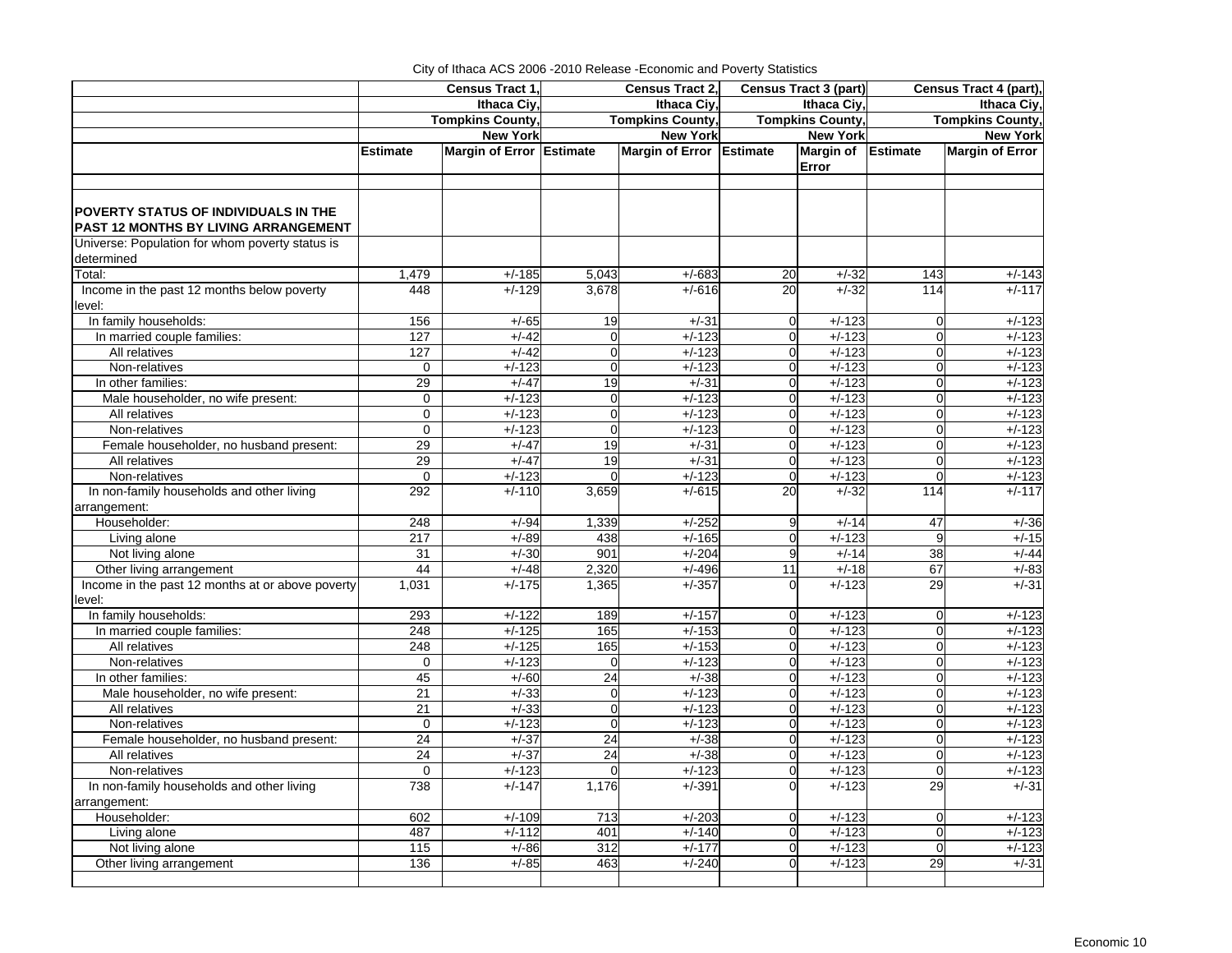City of Ithaca ACS 2006 -2010 Release -Economic and Poverty Statistics

| | Census Tract 1, Ithaca Ciy, Tompkins County, New York | | Census Tract 2, Ithaca Ciy, Tompkins County, New York | | Census Tract 3 (part) Ithaca Ciy, Tompkins County, New York | | Census Tract 4 (part), Ithaca Ciy, Tompkins County, New York | |
|---|---|---|---|---|---|---|---|---|
| | Estimate | Margin of Error | Estimate | Margin of Error | Estimate | Margin of Error | Estimate | Margin of Error |
| **POVERTY STATUS OF INDIVIDUALS IN THE PAST 12 MONTHS BY LIVING ARRANGEMENT** | | | | | | | | |
| Universe: Population for whom poverty status is determined | | | | | | | | |
| Total: | 1,479 | +/-185 | 5,043 | +/-683 | 20 | +/-32 | 143 | +/-143 |
| Income in the past 12 months below poverty level: | 448 | +/-129 | 3,678 | +/-616 | 20 | +/-32 | 114 | +/-117 |
| In family households: | 156 | +/-65 | 19 | +/-31 | 0 | +/-123 | 0 | +/-123 |
| In married couple families: | 127 | +/-42 | 0 | +/-123 | 0 | +/-123 | 0 | +/-123 |
| All relatives | 127 | +/-42 | 0 | +/-123 | 0 | +/-123 | 0 | +/-123 |
| Non-relatives | 0 | +/-123 | 0 | +/-123 | 0 | +/-123 | 0 | +/-123 |
| In other families: | 29 | +/-47 | 19 | +/-31 | 0 | +/-123 | 0 | +/-123 |
| Male householder, no wife present: | 0 | +/-123 | 0 | +/-123 | 0 | +/-123 | 0 | +/-123 |
| All relatives | 0 | +/-123 | 0 | +/-123 | 0 | +/-123 | 0 | +/-123 |
| Non-relatives | 0 | +/-123 | 0 | +/-123 | 0 | +/-123 | 0 | +/-123 |
| Female householder, no husband present: | 29 | +/-47 | 19 | +/-31 | 0 | +/-123 | 0 | +/-123 |
| All relatives | 29 | +/-47 | 19 | +/-31 | 0 | +/-123 | 0 | +/-123 |
| Non-relatives | 0 | +/-123 | 0 | +/-123 | 0 | +/-123 | 0 | +/-123 |
| In non-family households and other living arrangement: | 292 | +/-110 | 3,659 | +/-615 | 20 | +/-32 | 114 | +/-117 |
| Householder: | 248 | +/-94 | 1,339 | +/-252 | 9 | +/-14 | 47 | +/-36 |
| Living alone | 217 | +/-89 | 438 | +/-165 | 0 | +/-123 | 9 | +/-15 |
| Not living alone | 31 | +/-30 | 901 | +/-204 | 9 | +/-14 | 38 | +/-44 |
| Other living arrangement | 44 | +/-48 | 2,320 | +/-496 | 11 | +/-18 | 67 | +/-83 |
| Income in the past 12 months at or above poverty level: | 1,031 | +/-175 | 1,365 | +/-357 | 0 | +/-123 | 29 | +/-31 |
| In family households: | 293 | +/-122 | 189 | +/-157 | 0 | +/-123 | 0 | +/-123 |
| In married couple families: | 248 | +/-125 | 165 | +/-153 | 0 | +/-123 | 0 | +/-123 |
| All relatives | 248 | +/-125 | 165 | +/-153 | 0 | +/-123 | 0 | +/-123 |
| Non-relatives | 0 | +/-123 | 0 | +/-123 | 0 | +/-123 | 0 | +/-123 |
| In other families: | 45 | +/-60 | 24 | +/-38 | 0 | +/-123 | 0 | +/-123 |
| Male householder, no wife present: | 21 | +/-33 | 0 | +/-123 | 0 | +/-123 | 0 | +/-123 |
| All relatives | 21 | +/-33 | 0 | +/-123 | 0 | +/-123 | 0 | +/-123 |
| Non-relatives | 0 | +/-123 | 0 | +/-123 | 0 | +/-123 | 0 | +/-123 |
| Female householder, no husband present: | 24 | +/-37 | 24 | +/-38 | 0 | +/-123 | 0 | +/-123 |
| All relatives | 24 | +/-37 | 24 | +/-38 | 0 | +/-123 | 0 | +/-123 |
| Non-relatives | 0 | +/-123 | 0 | +/-123 | 0 | +/-123 | 0 | +/-123 |
| In non-family households and other living arrangement: | 738 | +/-147 | 1,176 | +/-391 | 0 | +/-123 | 29 | +/-31 |
| Householder: | 602 | +/-109 | 713 | +/-203 | 0 | +/-123 | 0 | +/-123 |
| Living alone | 487 | +/-112 | 401 | +/-140 | 0 | +/-123 | 0 | +/-123 |
| Not living alone | 115 | +/-86 | 312 | +/-177 | 0 | +/-123 | 0 | +/-123 |
| Other living arrangement | 136 | +/-85 | 463 | +/-240 | 0 | +/-123 | 29 | +/-31 |

Economic 10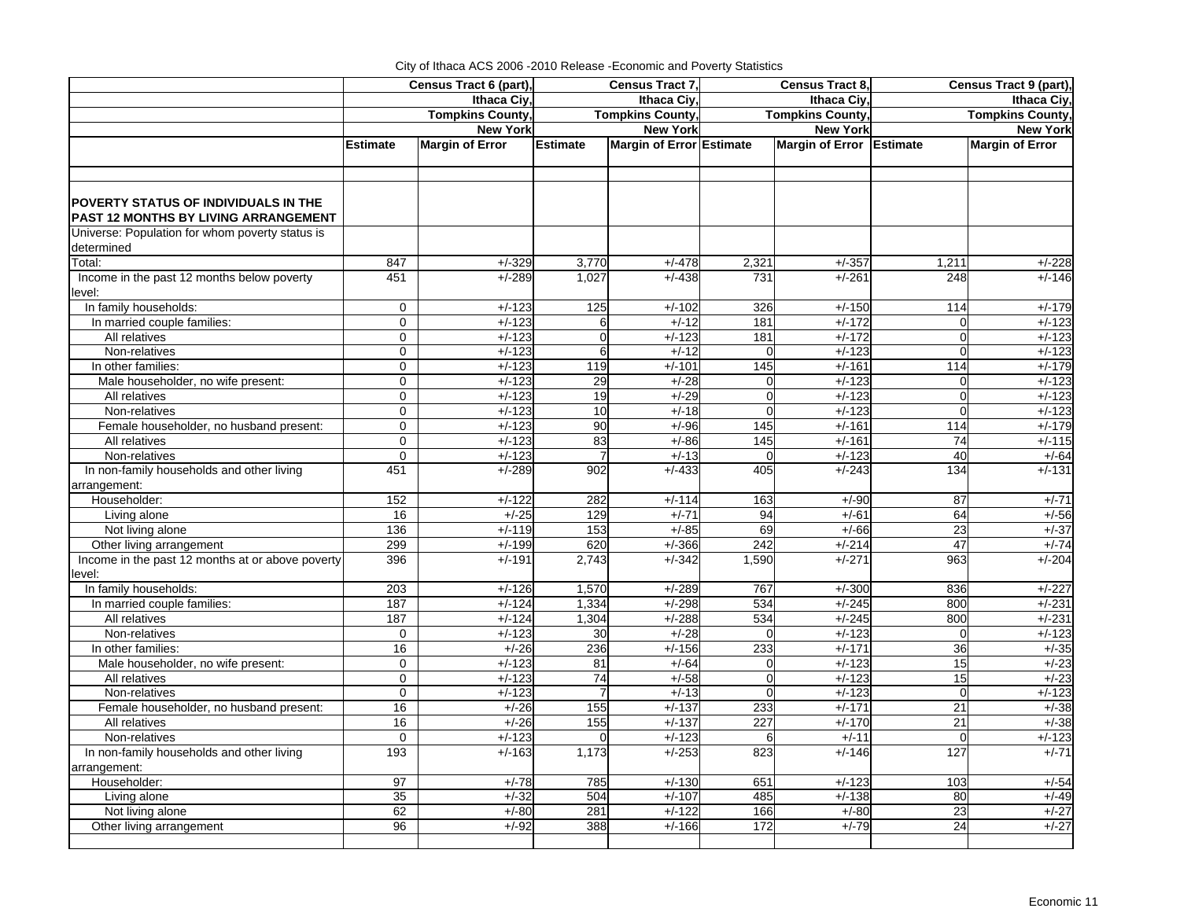City of Ithaca ACS 2006 -2010 Release -Economic and Poverty Statistics

| | Census Tract 6 (part), Ithaca Ciy, Tompkins County, New York | | Census Tract 7, Ithaca Ciy, Tompkins County, New York | | Census Tract 8, Ithaca Ciy, Tompkins County, New York | | Census Tract 9 (part), Ithaca Ciy, Tompkins County, New York | |
|---|---|---|---|---|---|---|---|---|
| | Estimate | Margin of Error | Estimate | Margin of Error | Estimate | Margin of Error | Estimate | Margin of Error |
| **POVERTY STATUS OF INDIVIDUALS IN THE PAST 12 MONTHS BY LIVING ARRANGEMENT** | | | | | | | | |
| Universe: Population for whom poverty status is determined | | | | | | | | |
| Total: | 847 | +/-329 | 3,770 | +/-478 | 2,321 | +/-357 | 1,211 | +/-228 |
| Income in the past 12 months below poverty level: | 451 | +/-289 | 1,027 | +/-438 | 731 | +/-261 | 248 | +/-146 |
| In family households: | 0 | +/-123 | 125 | +/-102 | 326 | +/-150 | 114 | +/-179 |
| In married couple families: | 0 | +/-123 | 6 | +/-12 | 181 | +/-172 | 0 | +/-123 |
| All relatives | 0 | +/-123 | 0 | +/-123 | 181 | +/-172 | 0 | +/-123 |
| Non-relatives | 0 | +/-123 | 6 | +/-12 | 0 | +/-123 | 0 | +/-123 |
| In other families: | 0 | +/-123 | 119 | +/-101 | 145 | +/-161 | 114 | +/-179 |
| Male householder, no wife present: | 0 | +/-123 | 29 | +/-28 | 0 | +/-123 | 0 | +/-123 |
| All relatives | 0 | +/-123 | 19 | +/-29 | 0 | +/-123 | 0 | +/-123 |
| Non-relatives | 0 | +/-123 | 10 | +/-18 | 0 | +/-123 | 0 | +/-123 |
| Female householder, no husband present: | 0 | +/-123 | 90 | +/-96 | 145 | +/-161 | 114 | +/-179 |
| All relatives | 0 | +/-123 | 83 | +/-86 | 145 | +/-161 | 74 | +/-115 |
| Non-relatives | 0 | +/-123 | 7 | +/-13 | 0 | +/-123 | 40 | +/-64 |
| In non-family households and other living arrangement: | 451 | +/-289 | 902 | +/-433 | 405 | +/-243 | 134 | +/-131 |
| Householder: | 152 | +/-122 | 282 | +/-114 | 163 | +/-90 | 87 | +/-71 |
| Living alone | 16 | +/-25 | 129 | +/-71 | 94 | +/-61 | 64 | +/-56 |
| Not living alone | 136 | +/-119 | 153 | +/-85 | 69 | +/-66 | 23 | +/-37 |
| Other living arrangement | 299 | +/-199 | 620 | +/-366 | 242 | +/-214 | 47 | +/-74 |
| Income in the past 12 months at or above poverty level: | 396 | +/-191 | 2,743 | +/-342 | 1,590 | +/-271 | 963 | +/-204 |
| In family households: | 203 | +/-126 | 1,570 | +/-289 | 767 | +/-300 | 836 | +/-227 |
| In married couple families: | 187 | +/-124 | 1,334 | +/-298 | 534 | +/-245 | 800 | +/-231 |
| All relatives | 187 | +/-124 | 1,304 | +/-288 | 534 | +/-245 | 800 | +/-231 |
| Non-relatives | 0 | +/-123 | 30 | +/-28 | 0 | +/-123 | 0 | +/-123 |
| In other families: | 16 | +/-26 | 236 | +/-156 | 233 | +/-171 | 36 | +/-35 |
| Male householder, no wife present: | 0 | +/-123 | 81 | +/-64 | 0 | +/-123 | 15 | +/-23 |
| All relatives | 0 | +/-123 | 74 | +/-58 | 0 | +/-123 | 15 | +/-23 |
| Non-relatives | 0 | +/-123 | 7 | +/-13 | 0 | +/-123 | 0 | +/-123 |
| Female householder, no husband present: | 16 | +/-26 | 155 | +/-137 | 233 | +/-171 | 21 | +/-38 |
| All relatives | 16 | +/-26 | 155 | +/-137 | 227 | +/-170 | 21 | +/-38 |
| Non-relatives | 0 | +/-123 | 0 | +/-123 | 6 | +/-11 | 0 | +/-123 |
| In non-family households and other living arrangement: | 193 | +/-163 | 1,173 | +/-253 | 823 | +/-146 | 127 | +/-71 |
| Householder: | 97 | +/-78 | 785 | +/-130 | 651 | +/-123 | 103 | +/-54 |
| Living alone | 35 | +/-32 | 504 | +/-107 | 485 | +/-138 | 80 | +/-49 |
| Not living alone | 62 | +/-80 | 281 | +/-122 | 166 | +/-80 | 23 | +/-27 |
| Other living arrangement | 96 | +/-92 | 388 | +/-166 | 172 | +/-79 | 24 | +/-27 |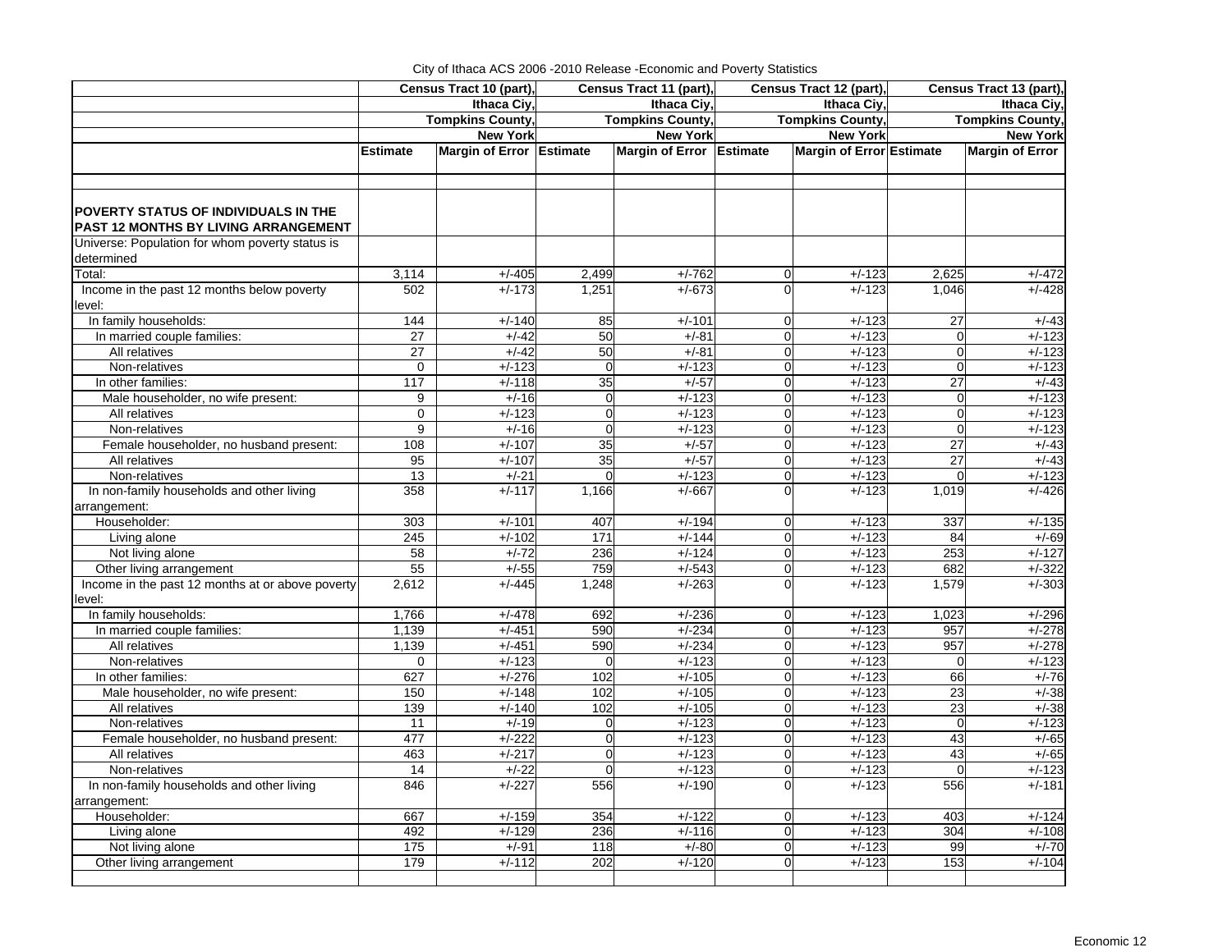City of Ithaca ACS 2006 -2010 Release -Economic and Poverty Statistics

| | Census Tract 10 (part), Ithaca Ciy, Tompkins County, New York | | Census Tract 11 (part), Ithaca Ciy, Tompkins County, New York | | Census Tract 12 (part), Ithaca Ciy, Tompkins County, New York | | Census Tract 13 (part), Ithaca Ciy, Tompkins County, New York | |
|---|---|---|---|---|---|---|---|---|
| | Estimate | Margin of Error | Estimate | Margin of Error | Estimate | Margin of Error | Estimate | Margin of Error |
| **POVERTY STATUS OF INDIVIDUALS IN THE PAST 12 MONTHS BY LIVING ARRANGEMENT** | | | | | | | | |
| Universe: Population for whom poverty status is determined | | | | | | | | |
| Total: | 3,114 | +/-405 | 2,499 | +/-762 | 0 | +/-123 | 2,625 | +/-472 |
| Income in the past 12 months below poverty level: | 502 | +/-173 | 1,251 | +/-673 | 0 | +/-123 | 1,046 | +/-428 |
| In family households: | 144 | +/-140 | 85 | +/-101 | 0 | +/-123 | 27 | +/-43 |
| In married couple families: | 27 | +/-42 | 50 | +/-81 | 0 | +/-123 | 0 | +/-123 |
| All relatives | 27 | +/-42 | 50 | +/-81 | 0 | +/-123 | 0 | +/-123 |
| Non-relatives | 0 | +/-123 | 0 | +/-123 | 0 | +/-123 | 0 | +/-123 |
| In other families: | 117 | +/-118 | 35 | +/-57 | 0 | +/-123 | 27 | +/-43 |
| Male householder, no wife present: | 9 | +/-16 | 0 | +/-123 | 0 | +/-123 | 0 | +/-123 |
| All relatives | 0 | +/-123 | 0 | +/-123 | 0 | +/-123 | 0 | +/-123 |
| Non-relatives | 9 | +/-16 | 0 | +/-123 | 0 | +/-123 | 0 | +/-123 |
| Female householder, no husband present: | 108 | +/-107 | 35 | +/-57 | 0 | +/-123 | 27 | +/-43 |
| All relatives | 95 | +/-107 | 35 | +/-57 | 0 | +/-123 | 27 | +/-43 |
| Non-relatives | 13 | +/-21 | 0 | +/-123 | 0 | +/-123 | 0 | +/-123 |
| In non-family households and other living arrangement: | 358 | +/-117 | 1,166 | +/-667 | 0 | +/-123 | 1,019 | +/-426 |
| Householder: | 303 | +/-101 | 407 | +/-194 | 0 | +/-123 | 337 | +/-135 |
| Living alone | 245 | +/-102 | 171 | +/-144 | 0 | +/-123 | 84 | +/-69 |
| Not living alone | 58 | +/-72 | 236 | +/-124 | 0 | +/-123 | 253 | +/-127 |
| Other living arrangement | 55 | +/-55 | 759 | +/-543 | 0 | +/-123 | 682 | +/-322 |
| Income in the past 12 months at or above poverty level: | 2,612 | +/-445 | 1,248 | +/-263 | 0 | +/-123 | 1,579 | +/-303 |
| In family households: | 1,766 | +/-478 | 692 | +/-236 | 0 | +/-123 | 1,023 | +/-296 |
| In married couple families: | 1,139 | +/-451 | 590 | +/-234 | 0 | +/-123 | 957 | +/-278 |
| All relatives | 1,139 | +/-451 | 590 | +/-234 | 0 | +/-123 | 957 | +/-278 |
| Non-relatives | 0 | +/-123 | 0 | +/-123 | 0 | +/-123 | 0 | +/-123 |
| In other families: | 627 | +/-276 | 102 | +/-105 | 0 | +/-123 | 66 | +/-76 |
| Male householder, no wife present: | 150 | +/-148 | 102 | +/-105 | 0 | +/-123 | 23 | +/-38 |
| All relatives | 139 | +/-140 | 102 | +/-105 | 0 | +/-123 | 23 | +/-38 |
| Non-relatives | 11 | +/-19 | 0 | +/-123 | 0 | +/-123 | 0 | +/-123 |
| Female householder, no husband present: | 477 | +/-222 | 0 | +/-123 | 0 | +/-123 | 43 | +/-65 |
| All relatives | 463 | +/-217 | 0 | +/-123 | 0 | +/-123 | 43 | +/-65 |
| Non-relatives | 14 | +/-22 | 0 | +/-123 | 0 | +/-123 | 0 | +/-123 |
| In non-family households and other living arrangement: | 846 | +/-227 | 556 | +/-190 | 0 | +/-123 | 556 | +/-181 |
| Householder: | 667 | +/-159 | 354 | +/-122 | 0 | +/-123 | 403 | +/-124 |
| Living alone | 492 | +/-129 | 236 | +/-116 | 0 | +/-123 | 304 | +/-108 |
| Not living alone | 175 | +/-91 | 118 | +/-80 | 0 | +/-123 | 99 | +/-70 |
| Other living arrangement | 179 | +/-112 | 202 | +/-120 | 0 | +/-123 | 153 | +/-104 |

Economic 12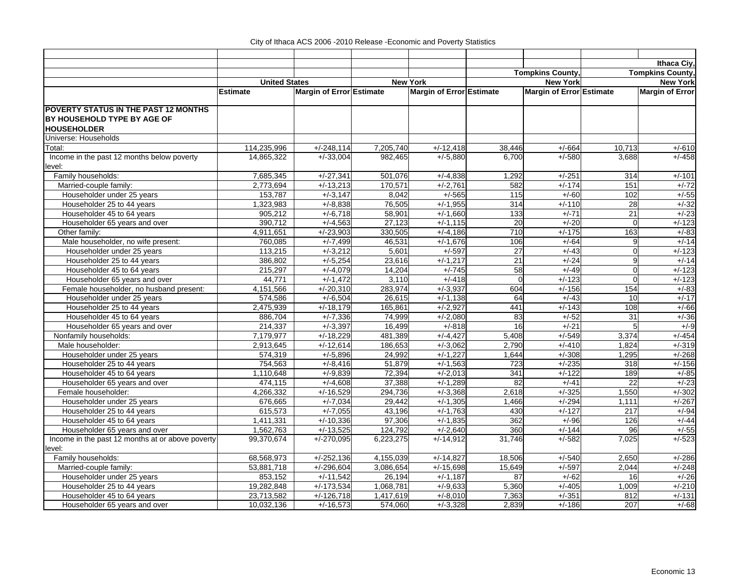City of Ithaca ACS 2006 -2010 Release -Economic and Poverty Statistics

| | United States | | New York | | Tompkins County, New York | | Ithaca Ciy, Tompkins County, New York | |
|---|---|---|---|---|---|---|---|---|
| | Estimate | Margin of Error | Estimate | Margin of Error | Estimate | Margin of Error | Estimate | Margin of Error |
| **POVERTY STATUS IN THE PAST 12 MONTHS BY HOUSEHOLD TYPE BY AGE OF HOUSEHOLDER** | | | | | | | | |
| Universe: Households | | | | | | | | |
| Total: | 114,235,996 | +/-248,114 | 7,205,740 | +/-12,418 | 38,446 | +/-664 | 10,713 | +/-610 |
| Income in the past 12 months below poverty level: | 14,865,322 | +/-33,004 | 982,465 | +/-5,880 | 6,700 | +/-580 | 3,688 | +/-458 |
| Family households: | 7,685,345 | +/-27,341 | 501,076 | +/-4,838 | 1,292 | +/-251 | 314 | +/-101 |
| Married-couple family: | 2,773,694 | +/-13,213 | 170,571 | +/-2,761 | 582 | +/-174 | 151 | +/-72 |
| Householder under 25 years | 153,787 | +/-3,147 | 8,042 | +/-565 | 115 | +/-60 | 102 | +/-55 |
| Householder 25 to 44 years | 1,323,983 | +/-8,838 | 76,505 | +/-1,955 | 314 | +/-110 | 28 | +/-32 |
| Householder 45 to 64 years | 905,212 | +/-6,718 | 58,901 | +/-1,660 | 133 | +/-71 | 21 | +/-23 |
| Householder 65 years and over | 390,712 | +/-4,563 | 27,123 | +/-1,115 | 20 | +/-20 | 0 | +/-123 |
| Other family: | 4,911,651 | +/-23,903 | 330,505 | +/-4,186 | 710 | +/-175 | 163 | +/-83 |
| Male householder, no wife present: | 760,085 | +/-7,499 | 46,531 | +/-1,676 | 106 | +/-64 | 9 | +/-14 |
| Householder under 25 years | 113,215 | +/-3,212 | 5,601 | +/-597 | 27 | +/-43 | 0 | +/-123 |
| Householder 25 to 44 years | 386,802 | +/-5,254 | 23,616 | +/-1,217 | 21 | +/-24 | 9 | +/-14 |
| Householder 45 to 64 years | 215,297 | +/-4,079 | 14,204 | +/-745 | 58 | +/-49 | 0 | +/-123 |
| Householder 65 years and over | 44,771 | +/-1,472 | 3,110 | +/-418 | 0 | +/-123 | 0 | +/-123 |
| Female householder, no husband present: | 4,151,566 | +/-20,310 | 283,974 | +/-3,937 | 604 | +/-156 | 154 | +/-83 |
| Householder under 25 years | 574,586 | +/-6,504 | 26,615 | +/-1,138 | 64 | +/-43 | 10 | +/-17 |
| Householder 25 to 44 years | 2,475,939 | +/-18,179 | 165,861 | +/-2,927 | 441 | +/-143 | 108 | +/-66 |
| Householder 45 to 64 years | 886,704 | +/-7,336 | 74,999 | +/-2,080 | 83 | +/-52 | 31 | +/-36 |
| Householder 65 years and over | 214,337 | +/-3,397 | 16,499 | +/-818 | 16 | +/-21 | 5 | +/-9 |
| Nonfamily households: | 7,179,977 | +/-18,229 | 481,389 | +/-4,427 | 5,408 | +/-549 | 3,374 | +/-454 |
| Male householder: | 2,913,645 | +/-12,614 | 186,653 | +/-3,062 | 2,790 | +/-410 | 1,824 | +/-319 |
| Householder under 25 years | 574,319 | +/-5,896 | 24,992 | +/-1,227 | 1,644 | +/-308 | 1,295 | +/-268 |
| Householder 25 to 44 years | 754,563 | +/-8,416 | 51,879 | +/-1,563 | 723 | +/-235 | 318 | +/-156 |
| Householder 45 to 64 years | 1,110,648 | +/-9,839 | 72,394 | +/-2,013 | 341 | +/-122 | 189 | +/-85 |
| Householder 65 years and over | 474,115 | +/-4,608 | 37,388 | +/-1,289 | 82 | +/-41 | 22 | +/-23 |
| Female householder: | 4,266,332 | +/-16,529 | 294,736 | +/-3,368 | 2,618 | +/-325 | 1,550 | +/-302 |
| Householder under 25 years | 676,665 | +/-7,034 | 29,442 | +/-1,305 | 1,466 | +/-294 | 1,111 | +/-267 |
| Householder 25 to 44 years | 615,573 | +/-7,055 | 43,196 | +/-1,763 | 430 | +/-127 | 217 | +/-94 |
| Householder 45 to 64 years | 1,411,331 | +/-10,336 | 97,306 | +/-1,835 | 362 | +/-96 | 126 | +/-44 |
| Householder 65 years and over | 1,562,763 | +/-13,525 | 124,792 | +/-2,640 | 360 | +/-144 | 96 | +/-55 |
| Income in the past 12 months at or above poverty level: | 99,370,674 | +/-270,095 | 6,223,275 | +/-14,912 | 31,746 | +/-582 | 7,025 | +/-523 |
| Family households: | 68,568,973 | +/-252,136 | 4,155,039 | +/-14,827 | 18,506 | +/-540 | 2,650 | +/-286 |
| Married-couple family: | 53,881,718 | +/-296,604 | 3,086,654 | +/-15,698 | 15,649 | +/-597 | 2,044 | +/-248 |
| Householder under 25 years | 853,152 | +/-11,542 | 26,194 | +/-1,187 | 87 | +/-62 | 16 | +/-26 |
| Householder 25 to 44 years | 19,282,848 | +/-173,534 | 1,068,781 | +/-9,633 | 5,360 | +/-405 | 1,009 | +/-210 |
| Householder 45 to 64 years | 23,713,582 | +/-126,718 | 1,417,619 | +/-8,010 | 7,363 | +/-351 | 812 | +/-131 |
| Householder 65 years and over | 10,032,136 | +/-16,573 | 574,060 | +/-3,328 | 2,839 | +/-186 | 207 | +/-68 |

Economic 13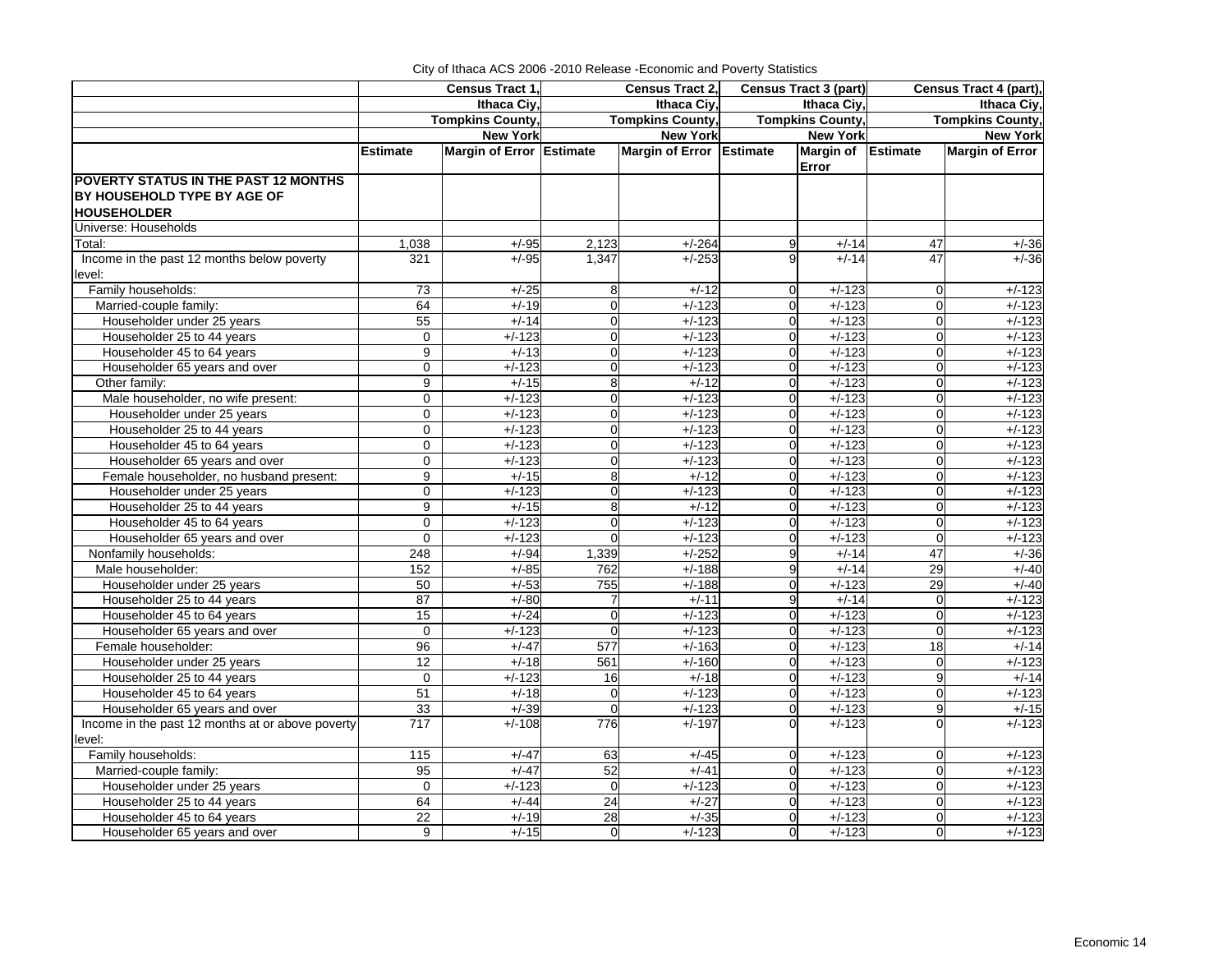City of Ithaca ACS 2006 -2010 Release -Economic and Poverty Statistics

| | Census Tract 1, Ithaca Ciy, Tompkins County, New York | | Census Tract 2, Ithaca Ciy, Tompkins County, New York | | Census Tract 3 (part) Ithaca Ciy, Tompkins County, New York | | Census Tract 4 (part), Ithaca Ciy, Tompkins County, New York | |
|---|---|---|---|---|---|---|---|---|
| | Estimate | Margin of Error | Estimate | Margin of Error | Estimate | Margin of Error | Estimate | Margin of Error |
| **POVERTY STATUS IN THE PAST 12 MONTHS BY HOUSEHOLD TYPE BY AGE OF HOUSEHOLDER** | | | | | | | | |
| Universe: Households | | | | | | | | |
| Total: | 1,038 | +/-95 | 2,123 | +/-264 | 9 | +/-14 | 47 | +/-36 |
| Income in the past 12 months below poverty level: | 321 | +/-95 | 1,347 | +/-253 | 9 | +/-14 | 47 | +/-36 |
| Family households: | 73 | +/-25 | 8 | +/-12 | 0 | +/-123 | 0 | +/-123 |
| Married-couple family: | 64 | +/-19 | 0 | +/-123 | 0 | +/-123 | 0 | +/-123 |
| Householder under 25 years | 55 | +/-14 | 0 | +/-123 | 0 | +/-123 | 0 | +/-123 |
| Householder 25 to 44 years | 0 | +/-123 | 0 | +/-123 | 0 | +/-123 | 0 | +/-123 |
| Householder 45 to 64 years | 9 | +/-13 | 0 | +/-123 | 0 | +/-123 | 0 | +/-123 |
| Householder 65 years and over | 0 | +/-123 | 0 | +/-123 | 0 | +/-123 | 0 | +/-123 |
| Other family: | 9 | +/-15 | 8 | +/-12 | 0 | +/-123 | 0 | +/-123 |
| Male householder, no wife present: | 0 | +/-123 | 0 | +/-123 | 0 | +/-123 | 0 | +/-123 |
| Householder under 25 years | 0 | +/-123 | 0 | +/-123 | 0 | +/-123 | 0 | +/-123 |
| Householder 25 to 44 years | 0 | +/-123 | 0 | +/-123 | 0 | +/-123 | 0 | +/-123 |
| Householder 45 to 64 years | 0 | +/-123 | 0 | +/-123 | 0 | +/-123 | 0 | +/-123 |
| Householder 65 years and over | 0 | +/-123 | 0 | +/-123 | 0 | +/-123 | 0 | +/-123 |
| Female householder, no husband present: | 9 | +/-15 | 8 | +/-12 | 0 | +/-123 | 0 | +/-123 |
| Householder under 25 years | 0 | +/-123 | 0 | +/-123 | 0 | +/-123 | 0 | +/-123 |
| Householder 25 to 44 years | 9 | +/-15 | 8 | +/-12 | 0 | +/-123 | 0 | +/-123 |
| Householder 45 to 64 years | 0 | +/-123 | 0 | +/-123 | 0 | +/-123 | 0 | +/-123 |
| Householder 65 years and over | 0 | +/-123 | 0 | +/-123 | 0 | +/-123 | 0 | +/-123 |
| Nonfamily households: | 248 | +/-94 | 1,339 | +/-252 | 9 | +/-14 | 47 | +/-36 |
| Male householder: | 152 | +/-85 | 762 | +/-188 | 9 | +/-14 | 29 | +/-40 |
| Householder under 25 years | 50 | +/-53 | 755 | +/-188 | 0 | +/-123 | 29 | +/-40 |
| Householder 25 to 44 years | 87 | +/-80 | 7 | +/-11 | 9 | +/-14 | 0 | +/-123 |
| Householder 45 to 64 years | 15 | +/-24 | 0 | +/-123 | 0 | +/-123 | 0 | +/-123 |
| Householder 65 years and over | 0 | +/-123 | 0 | +/-123 | 0 | +/-123 | 0 | +/-123 |
| Female householder: | 96 | +/-47 | 577 | +/-163 | 0 | +/-123 | 18 | +/-14 |
| Householder under 25 years | 12 | +/-18 | 561 | +/-160 | 0 | +/-123 | 0 | +/-123 |
| Householder 25 to 44 years | 0 | +/-123 | 16 | +/-18 | 0 | +/-123 | 9 | +/-14 |
| Householder 45 to 64 years | 51 | +/-18 | 0 | +/-123 | 0 | +/-123 | 0 | +/-123 |
| Householder 65 years and over | 33 | +/-39 | 0 | +/-123 | 0 | +/-123 | 9 | +/-15 |
| Income in the past 12 months at or above poverty level: | 717 | +/-108 | 776 | +/-197 | 0 | +/-123 | 0 | +/-123 |
| Family households: | 115 | +/-47 | 63 | +/-45 | 0 | +/-123 | 0 | +/-123 |
| Married-couple family: | 95 | +/-47 | 52 | +/-41 | 0 | +/-123 | 0 | +/-123 |
| Householder under 25 years | 0 | +/-123 | 0 | +/-123 | 0 | +/-123 | 0 | +/-123 |
| Householder 25 to 44 years | 64 | +/-44 | 24 | +/-27 | 0 | +/-123 | 0 | +/-123 |
| Householder 45 to 64 years | 22 | +/-19 | 28 | +/-35 | 0 | +/-123 | 0 | +/-123 |
| Householder 65 years and over | 9 | +/-15 | 0 | +/-123 | 0 | +/-123 | 0 | +/-123 |

Economic 14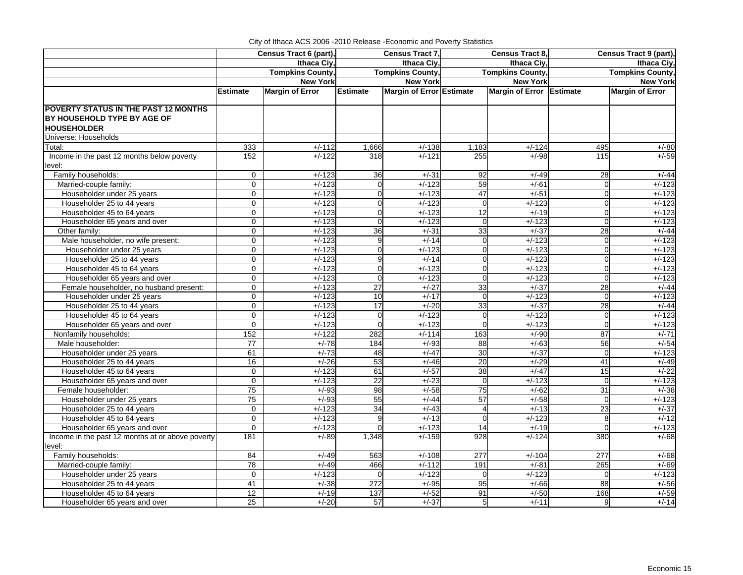City of Ithaca ACS 2006 -2010 Release -Economic and Poverty Statistics

| | Census Tract 6 (part), Ithaca Ciy, Tompkins County, New York | | Census Tract 7, Ithaca Ciy, Tompkins County, New York | | Census Tract 8, Ithaca Ciy, Tompkins County, New York | | Census Tract 9 (part), Ithaca Ciy, Tompkins County, New York | |
|---|---|---|---|---|---|---|---|---|
| | Estimate | Margin of Error | Estimate | Margin of Error | Estimate | Margin of Error | Estimate | Margin of Error |
| **POVERTY STATUS IN THE PAST 12 MONTHS BY HOUSEHOLD TYPE BY AGE OF HOUSEHOLDER** | | | | | | | | |
| Universe: Households | | | | | | | | |
| Total: | 333 | +/-112 | 1,666 | +/-138 | 1,183 | +/-124 | 495 | +/-80 |
| Income in the past 12 months below poverty level: | 152 | +/-122 | 318 | +/-121 | 255 | +/-98 | 115 | +/-59 |
| Family households: | 0 | +/-123 | 36 | +/-31 | 92 | +/-49 | 28 | +/-44 |
| Married-couple family: | 0 | +/-123 | 0 | +/-123 | 59 | +/-61 | 0 | +/-123 |
| Householder under 25 years | 0 | +/-123 | 0 | +/-123 | 47 | +/-51 | 0 | +/-123 |
| Householder 25 to 44 years | 0 | +/-123 | 0 | +/-123 | 0 | +/-123 | 0 | +/-123 |
| Householder 45 to 64 years | 0 | +/-123 | 0 | +/-123 | 12 | +/-19 | 0 | +/-123 |
| Householder 65 years and over | 0 | +/-123 | 0 | +/-123 | 0 | +/-123 | 0 | +/-123 |
| Other family: | 0 | +/-123 | 36 | +/-31 | 33 | +/-37 | 28 | +/-44 |
| Male householder, no wife present: | 0 | +/-123 | 9 | +/-14 | 0 | +/-123 | 0 | +/-123 |
| Householder under 25 years | 0 | +/-123 | 0 | +/-123 | 0 | +/-123 | 0 | +/-123 |
| Householder 25 to 44 years | 0 | +/-123 | 9 | +/-14 | 0 | +/-123 | 0 | +/-123 |
| Householder 45 to 64 years | 0 | +/-123 | 0 | +/-123 | 0 | +/-123 | 0 | +/-123 |
| Householder 65 years and over | 0 | +/-123 | 0 | +/-123 | 0 | +/-123 | 0 | +/-123 |
| Female householder, no husband present: | 0 | +/-123 | 27 | +/-27 | 33 | +/-37 | 28 | +/-44 |
| Householder under 25 years | 0 | +/-123 | 10 | +/-17 | 0 | +/-123 | 0 | +/-123 |
| Householder 25 to 44 years | 0 | +/-123 | 17 | +/-20 | 33 | +/-37 | 28 | +/-44 |
| Householder 45 to 64 years | 0 | +/-123 | 0 | +/-123 | 0 | +/-123 | 0 | +/-123 |
| Householder 65 years and over | 0 | +/-123 | 0 | +/-123 | 0 | +/-123 | 0 | +/-123 |
| Nonfamily households: | 152 | +/-122 | 282 | +/-114 | 163 | +/-90 | 87 | +/-71 |
| Male householder: | 77 | +/-78 | 184 | +/-93 | 88 | +/-63 | 56 | +/-54 |
| Householder under 25 years | 61 | +/-73 | 48 | +/-47 | 30 | +/-37 | 0 | +/-123 |
| Householder 25 to 44 years | 16 | +/-26 | 53 | +/-46 | 20 | +/-29 | 41 | +/-49 |
| Householder 45 to 64 years | 0 | +/-123 | 61 | +/-57 | 38 | +/-47 | 15 | +/-22 |
| Householder 65 years and over | 0 | +/-123 | 22 | +/-23 | 0 | +/-123 | 0 | +/-123 |
| Female householder: | 75 | +/-93 | 98 | +/-58 | 75 | +/-62 | 31 | +/-38 |
| Householder under 25 years | 75 | +/-93 | 55 | +/-44 | 57 | +/-58 | 0 | +/-123 |
| Householder 25 to 44 years | 0 | +/-123 | 34 | +/-43 | 4 | +/-13 | 23 | +/-37 |
| Householder 45 to 64 years | 0 | +/-123 | 9 | +/-13 | 0 | +/-123 | 8 | +/-12 |
| Householder 65 years and over | 0 | +/-123 | 0 | +/-123 | 14 | +/-19 | 0 | +/-123 |
| Income in the past 12 months at or above poverty level: | 181 | +/-89 | 1,348 | +/-159 | 928 | +/-124 | 380 | +/-68 |
| Family households: | 84 | +/-49 | 563 | +/-108 | 277 | +/-104 | 277 | +/-68 |
| Married-couple family: | 78 | +/-49 | 466 | +/-112 | 191 | +/-81 | 265 | +/-69 |
| Householder under 25 years | 0 | +/-123 | 0 | +/-123 | 0 | +/-123 | 0 | +/-123 |
| Householder 25 to 44 years | 41 | +/-38 | 272 | +/-95 | 95 | +/-66 | 88 | +/-56 |
| Householder 45 to 64 years | 12 | +/-19 | 137 | +/-52 | 91 | +/-50 | 168 | +/-59 |
| Householder 65 years and over | 25 | +/-20 | 57 | +/-37 | 5 | +/-11 | 9 | +/-14 |

Economic 15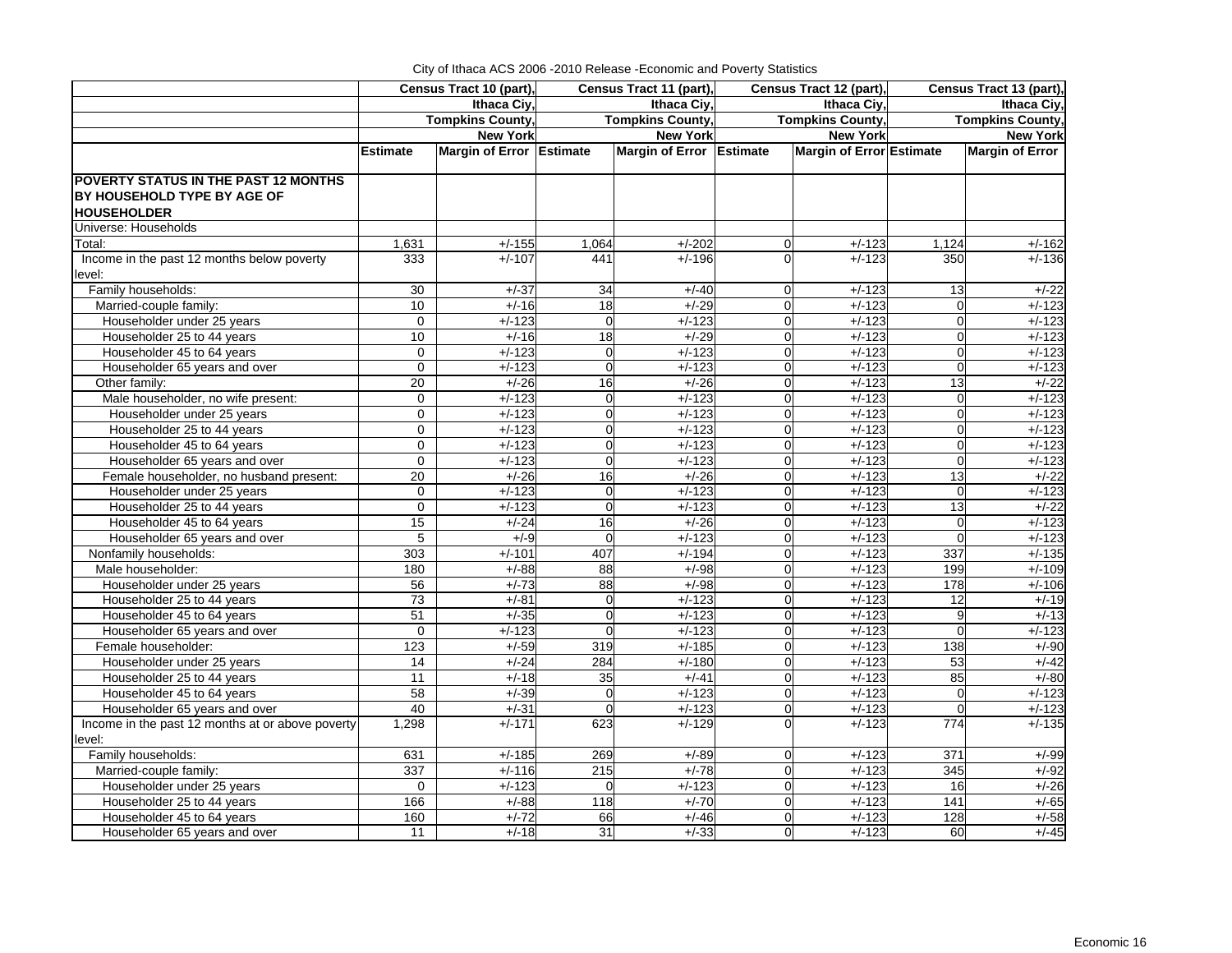City of Ithaca ACS 2006 -2010 Release -Economic and Poverty Statistics

| | Census Tract 10 (part), Ithaca Ciy, Tompkins County, New York | | Census Tract 11 (part), Ithaca Ciy, Tompkins County, New York | | Census Tract 12 (part), Ithaca Ciy, Tompkins County, New York | | Census Tract 13 (part), Ithaca Ciy, Tompkins County, New York | |
|---|---|---|---|---|---|---|---|---|
| | **Estimate** | **Margin of Error** | **Estimate** | **Margin of Error** | **Estimate** | **Margin of Error** | **Estimate** | **Margin of Error** |
| **POVERTY STATUS IN THE PAST 12 MONTHS BY HOUSEHOLD TYPE BY AGE OF HOUSEHOLDER** | | | | | | | | |
| Universe: Households | | | | | | | | |
| Total: | 1,631 | +/-155 | 1,064 | +/-202 | 0 | +/-123 | 1,124 | +/-162 |
| Income in the past 12 months below poverty level: | 333 | +/-107 | 441 | +/-196 | 0 | +/-123 | 350 | +/-136 |
| Family households: | 30 | +/-37 | 34 | +/-40 | 0 | +/-123 | 13 | +/-22 |
| Married-couple family: | 10 | +/-16 | 18 | +/-29 | 0 | +/-123 | 0 | +/-123 |
| Householder under 25 years | 0 | +/-123 | 0 | +/-123 | 0 | +/-123 | 0 | +/-123 |
| Householder 25 to 44 years | 10 | +/-16 | 18 | +/-29 | 0 | +/-123 | 0 | +/-123 |
| Householder 45 to 64 years | 0 | +/-123 | 0 | +/-123 | 0 | +/-123 | 0 | +/-123 |
| Householder 65 years and over | 0 | +/-123 | 0 | +/-123 | 0 | +/-123 | 0 | +/-123 |
| Other family: | 20 | +/-26 | 16 | +/-26 | 0 | +/-123 | 13 | +/-22 |
| Male householder, no wife present: | 0 | +/-123 | 0 | +/-123 | 0 | +/-123 | 0 | +/-123 |
| Householder under 25 years | 0 | +/-123 | 0 | +/-123 | 0 | +/-123 | 0 | +/-123 |
| Householder 25 to 44 years | 0 | +/-123 | 0 | +/-123 | 0 | +/-123 | 0 | +/-123 |
| Householder 45 to 64 years | 0 | +/-123 | 0 | +/-123 | 0 | +/-123 | 0 | +/-123 |
| Householder 65 years and over | 0 | +/-123 | 0 | +/-123 | 0 | +/-123 | 0 | +/-123 |
| Female householder, no husband present: | 20 | +/-26 | 16 | +/-26 | 0 | +/-123 | 13 | +/-22 |
| Householder under 25 years | 0 | +/-123 | 0 | +/-123 | 0 | +/-123 | 0 | +/-123 |
| Householder 25 to 44 years | 0 | +/-123 | 0 | +/-123 | 0 | +/-123 | 13 | +/-22 |
| Householder 45 to 64 years | 15 | +/-24 | 16 | +/-26 | 0 | +/-123 | 0 | +/-123 |
| Householder 65 years and over | 5 | +/-9 | 0 | +/-123 | 0 | +/-123 | 0 | +/-123 |
| Nonfamily households: | 303 | +/-101 | 407 | +/-194 | 0 | +/-123 | 337 | +/-135 |
| Male householder: | 180 | +/-88 | 88 | +/-98 | 0 | +/-123 | 199 | +/-109 |
| Householder under 25 years | 56 | +/-73 | 88 | +/-98 | 0 | +/-123 | 178 | +/-106 |
| Householder 25 to 44 years | 73 | +/-81 | 0 | +/-123 | 0 | +/-123 | 12 | +/-19 |
| Householder 45 to 64 years | 51 | +/-35 | 0 | +/-123 | 0 | +/-123 | 9 | +/-13 |
| Householder 65 years and over | 0 | +/-123 | 0 | +/-123 | 0 | +/-123 | 0 | +/-123 |
| Female householder: | 123 | +/-59 | 319 | +/-185 | 0 | +/-123 | 138 | +/-90 |
| Householder under 25 years | 14 | +/-24 | 284 | +/-180 | 0 | +/-123 | 53 | +/-42 |
| Householder 25 to 44 years | 11 | +/-18 | 35 | +/-41 | 0 | +/-123 | 85 | +/-80 |
| Householder 45 to 64 years | 58 | +/-39 | 0 | +/-123 | 0 | +/-123 | 0 | +/-123 |
| Householder 65 years and over | 40 | +/-31 | 0 | +/-123 | 0 | +/-123 | 0 | +/-123 |
| Income in the past 12 months at or above poverty level: | 1,298 | +/-171 | 623 | +/-129 | 0 | +/-123 | 774 | +/-135 |
| Family households: | 631 | +/-185 | 269 | +/-89 | 0 | +/-123 | 371 | +/-99 |
| Married-couple family: | 337 | +/-116 | 215 | +/-78 | 0 | +/-123 | 345 | +/-92 |
| Householder under 25 years | 0 | +/-123 | 0 | +/-123 | 0 | +/-123 | 16 | +/-26 |
| Householder 25 to 44 years | 166 | +/-88 | 118 | +/-70 | 0 | +/-123 | 141 | +/-65 |
| Householder 45 to 64 years | 160 | +/-72 | 66 | +/-46 | 0 | +/-123 | 128 | +/-58 |
| Householder 65 years and over | 11 | +/-18 | 31 | +/-33 | 0 | +/-123 | 60 | +/-45 |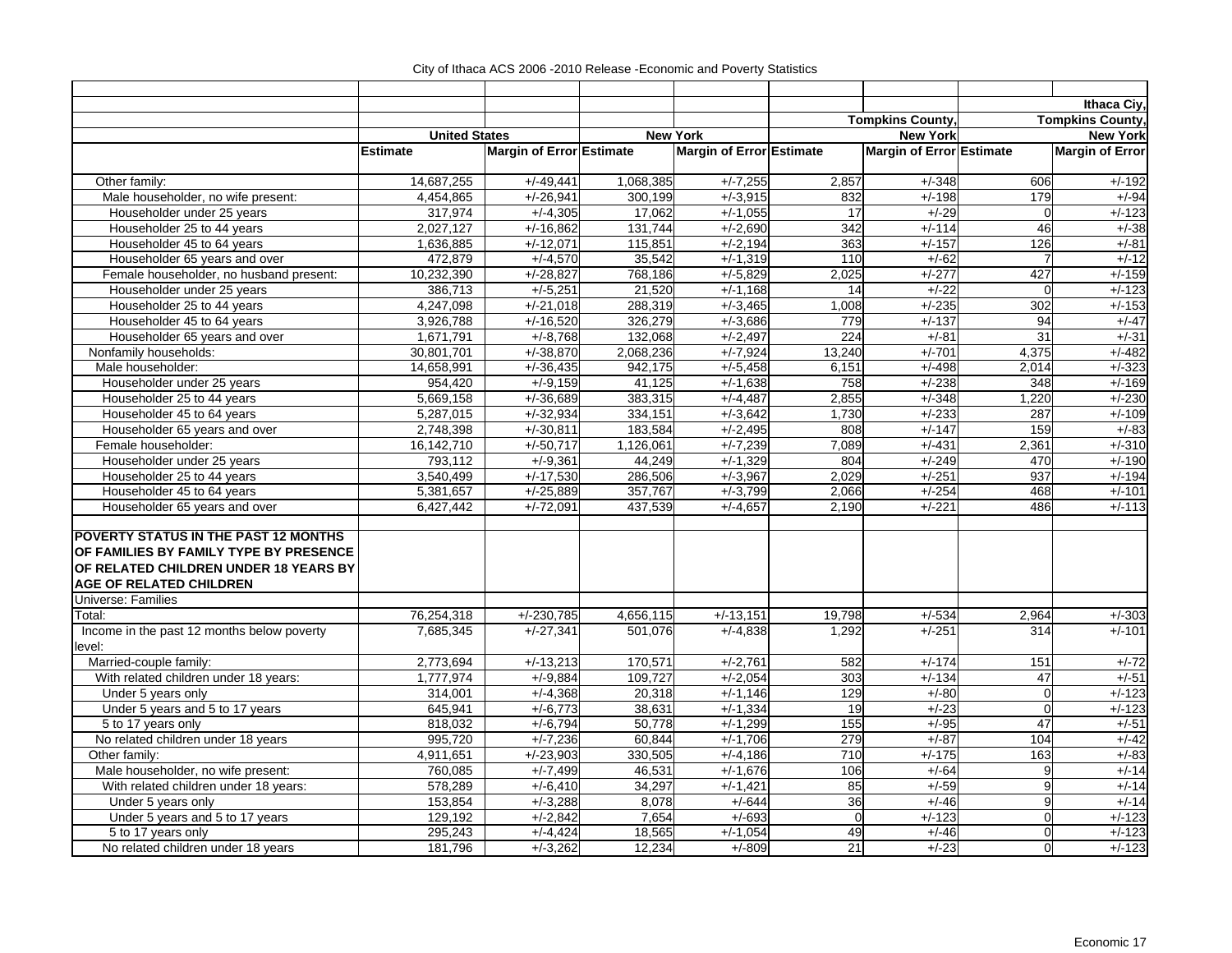City of Ithaca ACS 2006 -2010 Release -Economic and Poverty Statistics

| | United States | | New York | | Tompkins County, New York | | Ithaca Ciy, Tompkins County, New York | |
|---|---|---|---|---|---|---|---|---|
| | Estimate | Margin of Error | Estimate | Margin of Error | Estimate | Margin of Error | Estimate | Margin of Error |
| Other family: | 14,687,255 | +/-49,441 | 1,068,385 | +/-7,255 | 2,857 | +/-348 | 606 | +/-192 |
| Male householder, no wife present: | 4,454,865 | +/-26,941 | 300,199 | +/-3,915 | 832 | +/-198 | 179 | +/-94 |
| Householder under 25 years | 317,974 | +/-4,305 | 17,062 | +/-1,055 | 17 | +/-29 | 0 | +/-123 |
| Householder 25 to 44 years | 2,027,127 | +/-16,862 | 131,744 | +/-2,690 | 342 | +/-114 | 46 | +/-38 |
| Householder 45 to 64 years | 1,636,885 | +/-12,071 | 115,851 | +/-2,194 | 363 | +/-157 | 126 | +/-81 |
| Householder 65 years and over | 472,879 | +/-4,570 | 35,542 | +/-1,319 | 110 | +/-62 | 7 | +/-12 |
| Female householder, no husband present: | 10,232,390 | +/-28,827 | 768,186 | +/-5,829 | 2,025 | +/-277 | 427 | +/-159 |
| Householder under 25 years | 386,713 | +/-5,251 | 21,520 | +/-1,168 | 14 | +/-22 | 0 | +/-123 |
| Householder 25 to 44 years | 4,247,098 | +/-21,018 | 288,319 | +/-3,465 | 1,008 | +/-235 | 302 | +/-153 |
| Householder 45 to 64 years | 3,926,788 | +/-16,520 | 326,279 | +/-3,686 | 779 | +/-137 | 94 | +/-47 |
| Householder 65 years and over | 1,671,791 | +/-8,768 | 132,068 | +/-2,497 | 224 | +/-81 | 31 | +/-31 |
| Nonfamily households: | 30,801,701 | +/-38,870 | 2,068,236 | +/-7,924 | 13,240 | +/-701 | 4,375 | +/-482 |
| Male householder: | 14,658,991 | +/-36,435 | 942,175 | +/-5,458 | 6,151 | +/-498 | 2,014 | +/-323 |
| Householder under 25 years | 954,420 | +/-9,159 | 41,125 | +/-1,638 | 758 | +/-238 | 348 | +/-169 |
| Householder 25 to 44 years | 5,669,158 | +/-36,689 | 383,315 | +/-4,487 | 2,855 | +/-348 | 1,220 | +/-230 |
| Householder 45 to 64 years | 5,287,015 | +/-32,934 | 334,151 | +/-3,642 | 1,730 | +/-233 | 287 | +/-109 |
| Householder 65 years and over | 2,748,398 | +/-30,811 | 183,584 | +/-2,495 | 808 | +/-147 | 159 | +/-83 |
| Female householder: | 16,142,710 | +/-50,717 | 1,126,061 | +/-7,239 | 7,089 | +/-431 | 2,361 | +/-310 |
| Householder under 25 years | 793,112 | +/-9,361 | 44,249 | +/-1,329 | 804 | +/-249 | 470 | +/-190 |
| Householder 25 to 44 years | 3,540,499 | +/-17,530 | 286,506 | +/-3,967 | 2,029 | +/-251 | 937 | +/-194 |
| Householder 45 to 64 years | 5,381,657 | +/-25,889 | 357,767 | +/-3,799 | 2,066 | +/-254 | 468 | +/-101 |
| Householder 65 years and over | 6,427,442 | +/-72,091 | 437,539 | +/-4,657 | 2,190 | +/-221 | 486 | +/-113 |
| | | | | | | | | |
| **POVERTY STATUS IN THE PAST 12 MONTHS OF FAMILIES BY FAMILY TYPE BY PRESENCE OF RELATED CHILDREN UNDER 18 YEARS BY AGE OF RELATED CHILDREN** | | | | | | | | |
| Universe: Families | | | | | | | | |
| Total: | 76,254,318 | +/-230,785 | 4,656,115 | +/-13,151 | 19,798 | +/-534 | 2,964 | +/-303 |
| Income in the past 12 months below poverty level: | 7,685,345 | +/-27,341 | 501,076 | +/-4,838 | 1,292 | +/-251 | 314 | +/-101 |
| Married-couple family: | 2,773,694 | +/-13,213 | 170,571 | +/-2,761 | 582 | +/-174 | 151 | +/-72 |
| With related children under 18 years: | 1,777,974 | +/-9,884 | 109,727 | +/-2,054 | 303 | +/-134 | 47 | +/-51 |
| Under 5 years only | 314,001 | +/-4,368 | 20,318 | +/-1,146 | 129 | +/-80 | 0 | +/-123 |
| Under 5 years and 5 to 17 years | 645,941 | +/-6,773 | 38,631 | +/-1,334 | 19 | +/-23 | 0 | +/-123 |
| 5 to 17 years only | 818,032 | +/-6,794 | 50,778 | +/-1,299 | 155 | +/-95 | 47 | +/-51 |
| No related children under 18 years | 995,720 | +/-7,236 | 60,844 | +/-1,706 | 279 | +/-87 | 104 | +/-42 |
| Other family: | 4,911,651 | +/-23,903 | 330,505 | +/-4,186 | 710 | +/-175 | 163 | +/-83 |
| Male householder, no wife present: | 760,085 | +/-7,499 | 46,531 | +/-1,676 | 106 | +/-64 | 9 | +/-14 |
| With related children under 18 years: | 578,289 | +/-6,410 | 34,297 | +/-1,421 | 85 | +/-59 | 9 | +/-14 |
| Under 5 years only | 153,854 | +/-3,288 | 8,078 | +/-644 | 36 | +/-46 | 9 | +/-14 |
| Under 5 years and 5 to 17 years | 129,192 | +/-2,842 | 7,654 | +/-693 | 0 | +/-123 | 0 | +/-123 |
| 5 to 17 years only | 295,243 | +/-4,424 | 18,565 | +/-1,054 | 49 | +/-46 | 0 | +/-123 |
| No related children under 18 years | 181,796 | +/-3,262 | 12,234 | +/-809 | 21 | +/-23 | 0 | +/-123 |

Economic 17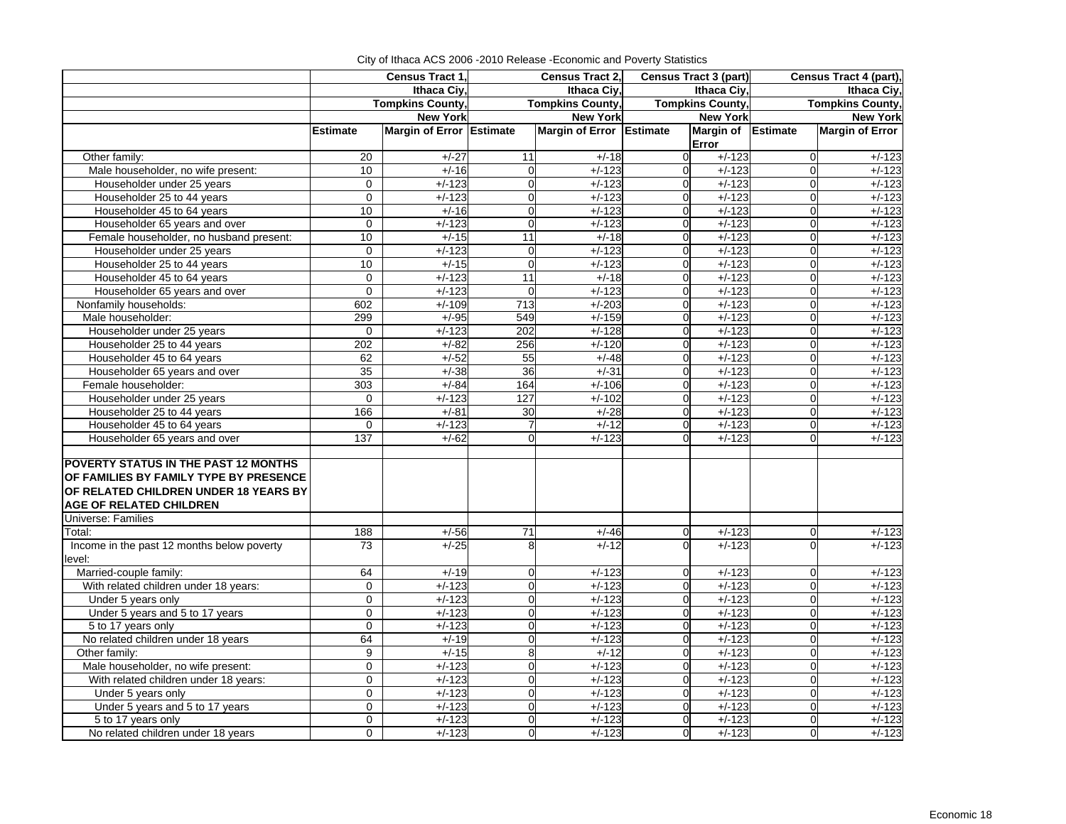City of Ithaca ACS 2006 -2010 Release -Economic and Poverty Statistics

| | Census Tract 1, Ithaca Ciy, Tompkins County, New York | | Census Tract 2, Ithaca Ciy, Tompkins County, New York | | Census Tract 3 (part) Ithaca Ciy, Tompkins County, New York | | Census Tract 4 (part), Ithaca Ciy, Tompkins County, New York | |
|---|---|---|---|---|---|---|---|---|
| | Estimate | Margin of Error | Estimate | Margin of Error | Estimate | Margin of Error | Estimate | Margin of Error |
| Other family: | 20 | +/-27 | 11 | +/-18 | 0 | +/-123 | 0 | +/-123 |
| Male householder, no wife present: | 10 | +/-16 | 0 | +/-123 | 0 | +/-123 | 0 | +/-123 |
| Householder under 25 years | 0 | +/-123 | 0 | +/-123 | 0 | +/-123 | 0 | +/-123 |
| Householder 25 to 44 years | 0 | +/-123 | 0 | +/-123 | 0 | +/-123 | 0 | +/-123 |
| Householder 45 to 64 years | 10 | +/-16 | 0 | +/-123 | 0 | +/-123 | 0 | +/-123 |
| Householder 65 years and over | 0 | +/-123 | 0 | +/-123 | 0 | +/-123 | 0 | +/-123 |
| Female householder, no husband present: | 10 | +/-15 | 11 | +/-18 | 0 | +/-123 | 0 | +/-123 |
| Householder under 25 years | 0 | +/-123 | 0 | +/-123 | 0 | +/-123 | 0 | +/-123 |
| Householder 25 to 44 years | 10 | +/-15 | 0 | +/-123 | 0 | +/-123 | 0 | +/-123 |
| Householder 45 to 64 years | 0 | +/-123 | 11 | +/-18 | 0 | +/-123 | 0 | +/-123 |
| Householder 65 years and over | 0 | +/-123 | 0 | +/-123 | 0 | +/-123 | 0 | +/-123 |
| Nonfamily households: | 602 | +/-109 | 713 | +/-203 | 0 | +/-123 | 0 | +/-123 |
| Male householder: | 299 | +/-95 | 549 | +/-159 | 0 | +/-123 | 0 | +/-123 |
| Householder under 25 years | 0 | +/-123 | 202 | +/-128 | 0 | +/-123 | 0 | +/-123 |
| Householder 25 to 44 years | 202 | +/-82 | 256 | +/-120 | 0 | +/-123 | 0 | +/-123 |
| Householder 45 to 64 years | 62 | +/-52 | 55 | +/-48 | 0 | +/-123 | 0 | +/-123 |
| Householder 65 years and over | 35 | +/-38 | 36 | +/-31 | 0 | +/-123 | 0 | +/-123 |
| Female householder: | 303 | +/-84 | 164 | +/-106 | 0 | +/-123 | 0 | +/-123 |
| Householder under 25 years | 0 | +/-123 | 127 | +/-102 | 0 | +/-123 | 0 | +/-123 |
| Householder 25 to 44 years | 166 | +/-81 | 30 | +/-28 | 0 | +/-123 | 0 | +/-123 |
| Householder 45 to 64 years | 0 | +/-123 | 7 | +/-12 | 0 | +/-123 | 0 | +/-123 |
| Householder 65 years and over | 137 | +/-62 | 0 | +/-123 | 0 | +/-123 | 0 | +/-123 |
| | | | | | | | | |
| **POVERTY STATUS IN THE PAST 12 MONTHS OF FAMILIES BY FAMILY TYPE BY PRESENCE OF RELATED CHILDREN UNDER 18 YEARS BY AGE OF RELATED CHILDREN** | | | | | | | | |
| Universe: Families | | | | | | | | |
| Total: | 188 | +/-56 | 71 | +/-46 | 0 | +/-123 | 0 | +/-123 |
| Income in the past 12 months below poverty level: | 73 | +/-25 | 8 | +/-12 | 0 | +/-123 | 0 | +/-123 |
| Married-couple family: | 64 | +/-19 | 0 | +/-123 | 0 | +/-123 | 0 | +/-123 |
| With related children under 18 years: | 0 | +/-123 | 0 | +/-123 | 0 | +/-123 | 0 | +/-123 |
| Under 5 years only | 0 | +/-123 | 0 | +/-123 | 0 | +/-123 | 0 | +/-123 |
| Under 5 years and 5 to 17 years | 0 | +/-123 | 0 | +/-123 | 0 | +/-123 | 0 | +/-123 |
| 5 to 17 years only | 0 | +/-123 | 0 | +/-123 | 0 | +/-123 | 0 | +/-123 |
| No related children under 18 years | 64 | +/-19 | 0 | +/-123 | 0 | +/-123 | 0 | +/-123 |
| Other family: | 9 | +/-15 | 8 | +/-12 | 0 | +/-123 | 0 | +/-123 |
| Male householder, no wife present: | 0 | +/-123 | 0 | +/-123 | 0 | +/-123 | 0 | +/-123 |
| With related children under 18 years: | 0 | +/-123 | 0 | +/-123 | 0 | +/-123 | 0 | +/-123 |
| Under 5 years only | 0 | +/-123 | 0 | +/-123 | 0 | +/-123 | 0 | +/-123 |
| Under 5 years and 5 to 17 years | 0 | +/-123 | 0 | +/-123 | 0 | +/-123 | 0 | +/-123 |
| 5 to 17 years only | 0 | +/-123 | 0 | +/-123 | 0 | +/-123 | 0 | +/-123 |
| No related children under 18 years | 0 | +/-123 | 0 | +/-123 | 0 | +/-123 | 0 | +/-123 |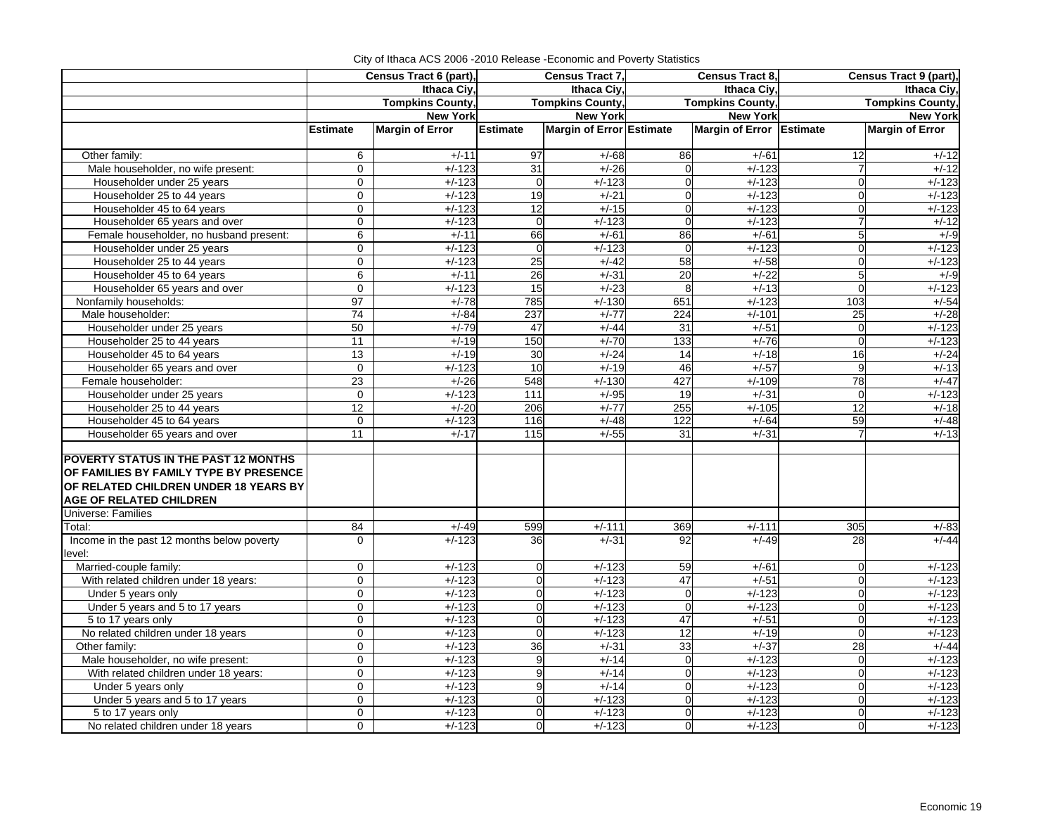City of Ithaca ACS 2006 -2010 Release -Economic and Poverty Statistics

| | Census Tract 6 (part), Ithaca Ciy, Tompkins County, New York | | Census Tract 7, Ithaca Ciy, Tompkins County, New York | | Census Tract 8, Ithaca Ciy, Tompkins County, New York | | Census Tract 9 (part), Ithaca Ciy, Tompkins County, New York | |
|---|---|---|---|---|---|---|---|---|
| | Estimate | Margin of Error | Estimate | Margin of Error | Estimate | Margin of Error | Estimate | Margin of Error |
| Other family: | 6 | +/-11 | 97 | +/-68 | 86 | +/-61 | 12 | +/-12 |
| Male householder, no wife present: | 0 | +/-123 | 31 | +/-26 | 0 | +/-123 | 7 | +/-12 |
| Householder under 25 years | 0 | +/-123 | 0 | +/-123 | 0 | +/-123 | 0 | +/-123 |
| Householder 25 to 44 years | 0 | +/-123 | 19 | +/-21 | 0 | +/-123 | 0 | +/-123 |
| Householder 45 to 64 years | 0 | +/-123 | 12 | +/-15 | 0 | +/-123 | 0 | +/-123 |
| Householder 65 years and over | 0 | +/-123 | 0 | +/-123 | 0 | +/-123 | 7 | +/-12 |
| Female householder, no husband present: | 6 | +/-11 | 66 | +/-61 | 86 | +/-61 | 5 | +/-9 |
| Householder under 25 years | 0 | +/-123 | 0 | +/-123 | 0 | +/-123 | 0 | +/-123 |
| Householder 25 to 44 years | 0 | +/-123 | 25 | +/-42 | 58 | +/-58 | 0 | +/-123 |
| Householder 45 to 64 years | 6 | +/-11 | 26 | +/-31 | 20 | +/-22 | 5 | +/-9 |
| Householder 65 years and over | 0 | +/-123 | 15 | +/-23 | 8 | +/-13 | 0 | +/-123 |
| Nonfamily households: | 97 | +/-78 | 785 | +/-130 | 651 | +/-123 | 103 | +/-54 |
| Male householder: | 74 | +/-84 | 237 | +/-77 | 224 | +/-101 | 25 | +/-28 |
| Householder under 25 years | 50 | +/-79 | 47 | +/-44 | 31 | +/-51 | 0 | +/-123 |
| Householder 25 to 44 years | 11 | +/-19 | 150 | +/-70 | 133 | +/-76 | 0 | +/-123 |
| Householder 45 to 64 years | 13 | +/-19 | 30 | +/-24 | 14 | +/-18 | 16 | +/-24 |
| Householder 65 years and over | 0 | +/-123 | 10 | +/-19 | 46 | +/-57 | 9 | +/-13 |
| Female householder: | 23 | +/-26 | 548 | +/-130 | 427 | +/-109 | 78 | +/-47 |
| Householder under 25 years | 0 | +/-123 | 111 | +/-95 | 19 | +/-31 | 0 | +/-123 |
| Householder 25 to 44 years | 12 | +/-20 | 206 | +/-77 | 255 | +/-105 | 12 | +/-18 |
| Householder 45 to 64 years | 0 | +/-123 | 116 | +/-48 | 122 | +/-64 | 59 | +/-48 |
| Householder 65 years and over | 11 | +/-17 | 115 | +/-55 | 31 | +/-31 | 7 | +/-13 |
| | | | | | | | | |
| **POVERTY STATUS IN THE PAST 12 MONTHS OF FAMILIES BY FAMILY TYPE BY PRESENCE OF RELATED CHILDREN UNDER 18 YEARS BY AGE OF RELATED CHILDREN** | | | | | | | | |
| Universe: Families | | | | | | | | |
| Total: | 84 | +/-49 | 599 | +/-111 | 369 | +/-111 | 305 | +/-83 |
| Income in the past 12 months below poverty level: | 0 | +/-123 | 36 | +/-31 | 92 | +/-49 | 28 | +/-44 |
| Married-couple family: | 0 | +/-123 | 0 | +/-123 | 59 | +/-61 | 0 | +/-123 |
| With related children under 18 years: | 0 | +/-123 | 0 | +/-123 | 47 | +/-51 | 0 | +/-123 |
| Under 5 years only | 0 | +/-123 | 0 | +/-123 | 0 | +/-123 | 0 | +/-123 |
| Under 5 years and 5 to 17 years | 0 | +/-123 | 0 | +/-123 | 0 | +/-123 | 0 | +/-123 |
| 5 to 17 years only | 0 | +/-123 | 0 | +/-123 | 47 | +/-51 | 0 | +/-123 |
| No related children under 18 years | 0 | +/-123 | 0 | +/-123 | 12 | +/-19 | 0 | +/-123 |
| Other family: | 0 | +/-123 | 36 | +/-31 | 33 | +/-37 | 28 | +/-44 |
| Male householder, no wife present: | 0 | +/-123 | 9 | +/-14 | 0 | +/-123 | 0 | +/-123 |
| With related children under 18 years: | 0 | +/-123 | 9 | +/-14 | 0 | +/-123 | 0 | +/-123 |
| Under 5 years only | 0 | +/-123 | 9 | +/-14 | 0 | +/-123 | 0 | +/-123 |
| Under 5 years and 5 to 17 years | 0 | +/-123 | 0 | +/-123 | 0 | +/-123 | 0 | +/-123 |
| 5 to 17 years only | 0 | +/-123 | 0 | +/-123 | 0 | +/-123 | 0 | +/-123 |
| No related children under 18 years | 0 | +/-123 | 0 | +/-123 | 0 | +/-123 | 0 | +/-123 |

Economic 19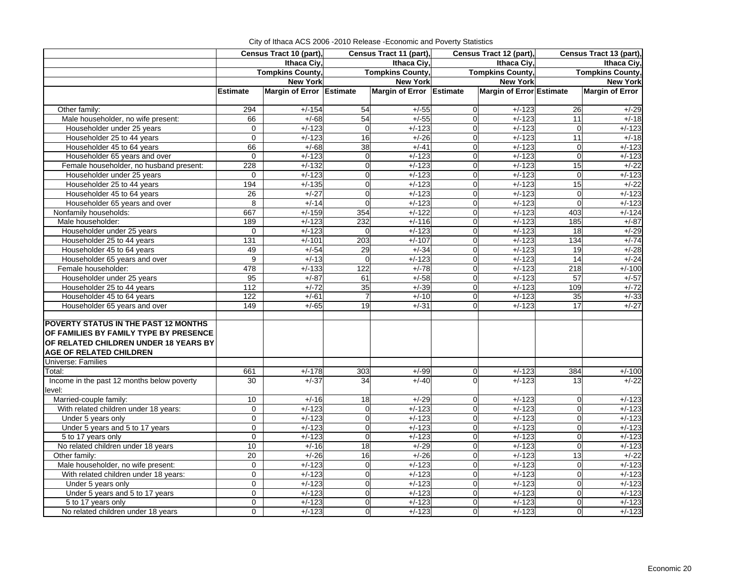City of Ithaca ACS 2006 -2010 Release -Economic and Poverty Statistics

| | Census Tract 10 (part), Ithaca Ciy, Tompkins County, New York | | Census Tract 11 (part), Ithaca Ciy, Tompkins County, New York | | Census Tract 12 (part), Ithaca Ciy, Tompkins County, New York | | Census Tract 13 (part), Ithaca Ciy, Tompkins County, New York | |
|---|---|---|---|---|---|---|---|---|
| | Estimate | Margin of Error | Estimate | Margin of Error | Estimate | Margin of Error | Estimate | Margin of Error |
| Other family: | 294 | +/-154 | 54 | +/-55 | 0 | +/-123 | 26 | +/-29 |
| Male householder, no wife present: | 66 | +/-68 | 54 | +/-55 | 0 | +/-123 | 11 | +/-18 |
| Householder under 25 years | 0 | +/-123 | 0 | +/-123 | 0 | +/-123 | 0 | +/-123 |
| Householder 25 to 44 years | 0 | +/-123 | 16 | +/-26 | 0 | +/-123 | 11 | +/-18 |
| Householder 45 to 64 years | 66 | +/-68 | 38 | +/-41 | 0 | +/-123 | 0 | +/-123 |
| Householder 65 years and over | 0 | +/-123 | 0 | +/-123 | 0 | +/-123 | 0 | +/-123 |
| Female householder, no husband present: | 228 | +/-132 | 0 | +/-123 | 0 | +/-123 | 15 | +/-22 |
| Householder under 25 years | 0 | +/-123 | 0 | +/-123 | 0 | +/-123 | 0 | +/-123 |
| Householder 25 to 44 years | 194 | +/-135 | 0 | +/-123 | 0 | +/-123 | 15 | +/-22 |
| Householder 45 to 64 years | 26 | +/-27 | 0 | +/-123 | 0 | +/-123 | 0 | +/-123 |
| Householder 65 years and over | 8 | +/-14 | 0 | +/-123 | 0 | +/-123 | 0 | +/-123 |
| Nonfamily households: | 667 | +/-159 | 354 | +/-122 | 0 | +/-123 | 403 | +/-124 |
| Male householder: | 189 | +/-123 | 232 | +/-116 | 0 | +/-123 | 185 | +/-87 |
| Householder under 25 years | 0 | +/-123 | 0 | +/-123 | 0 | +/-123 | 18 | +/-29 |
| Householder 25 to 44 years | 131 | +/-101 | 203 | +/-107 | 0 | +/-123 | 134 | +/-74 |
| Householder 45 to 64 years | 49 | +/-54 | 29 | +/-34 | 0 | +/-123 | 19 | +/-28 |
| Householder 65 years and over | 9 | +/-13 | 0 | +/-123 | 0 | +/-123 | 14 | +/-24 |
| Female householder: | 478 | +/-133 | 122 | +/-78 | 0 | +/-123 | 218 | +/-100 |
| Householder under 25 years | 95 | +/-87 | 61 | +/-58 | 0 | +/-123 | 57 | +/-57 |
| Householder 25 to 44 years | 112 | +/-72 | 35 | +/-39 | 0 | +/-123 | 109 | +/-72 |
| Householder 45 to 64 years | 122 | +/-61 | 7 | +/-10 | 0 | +/-123 | 35 | +/-33 |
| Householder 65 years and over | 149 | +/-65 | 19 | +/-31 | 0 | +/-123 | 17 | +/-27 |
| | | | | | | | | |
| **POVERTY STATUS IN THE PAST 12 MONTHS OF FAMILIES BY FAMILY TYPE BY PRESENCE OF RELATED CHILDREN UNDER 18 YEARS BY AGE OF RELATED CHILDREN** | | | | | | | | |
| Universe: Families | | | | | | | | |
| Total: | 661 | +/-178 | 303 | +/-99 | 0 | +/-123 | 384 | +/-100 |
| Income in the past 12 months below poverty level: | 30 | +/-37 | 34 | +/-40 | 0 | +/-123 | 13 | +/-22 |
| Married-couple family: | 10 | +/-16 | 18 | +/-29 | 0 | +/-123 | 0 | +/-123 |
| With related children under 18 years: | 0 | +/-123 | 0 | +/-123 | 0 | +/-123 | 0 | +/-123 |
| Under 5 years only | 0 | +/-123 | 0 | +/-123 | 0 | +/-123 | 0 | +/-123 |
| Under 5 years and 5 to 17 years | 0 | +/-123 | 0 | +/-123 | 0 | +/-123 | 0 | +/-123 |
| 5 to 17 years only | 0 | +/-123 | 0 | +/-123 | 0 | +/-123 | 0 | +/-123 |
| No related children under 18 years | 10 | +/-16 | 18 | +/-29 | 0 | +/-123 | 0 | +/-123 |
| Other family: | 20 | +/-26 | 16 | +/-26 | 0 | +/-123 | 13 | +/-22 |
| Male householder, no wife present: | 0 | +/-123 | 0 | +/-123 | 0 | +/-123 | 0 | +/-123 |
| With related children under 18 years: | 0 | +/-123 | 0 | +/-123 | 0 | +/-123 | 0 | +/-123 |
| Under 5 years only | 0 | +/-123 | 0 | +/-123 | 0 | +/-123 | 0 | +/-123 |
| Under 5 years and 5 to 17 years | 0 | +/-123 | 0 | +/-123 | 0 | +/-123 | 0 | +/-123 |
| 5 to 17 years only | 0 | +/-123 | 0 | +/-123 | 0 | +/-123 | 0 | +/-123 |
| No related children under 18 years | 0 | +/-123 | 0 | +/-123 | 0 | +/-123 | 0 | +/-123 |

Economic 20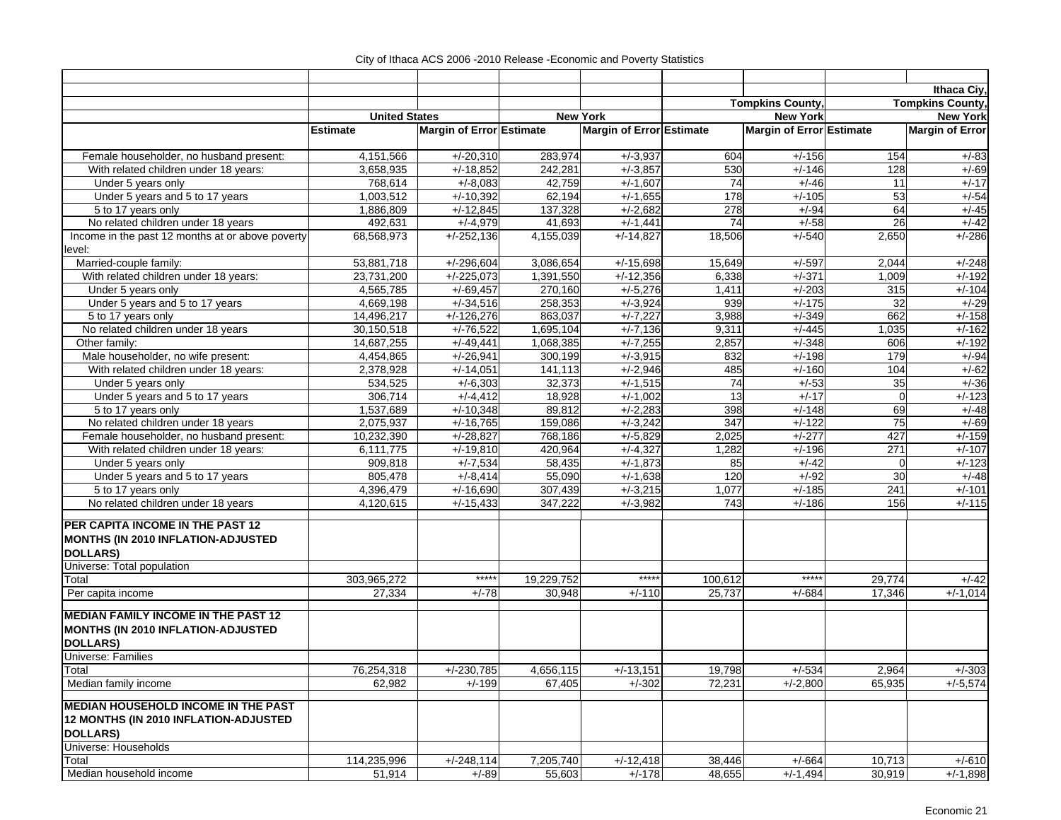City of Ithaca ACS 2006 -2010 Release -Economic and Poverty Statistics

| | United States | | New York | | Tompkins County, New York | | Ithaca Ciy, Tompkins County, New York | |
|---|---|---|---|---|---|---|---|---|
| | Estimate | Margin of Error | Estimate | Margin of Error | Estimate | Margin of Error | Estimate | Margin of Error |
| Female householder, no husband present: | 4,151,566 | +/-20,310 | 283,974 | +/-3,937 | 604 | +/-156 | 154 | +/-83 |
| With related children under 18 years: | 3,658,935 | +/-18,852 | 242,281 | +/-3,857 | 530 | +/-146 | 128 | +/-69 |
| Under 5 years only | 768,614 | +/-8,083 | 42,759 | +/-1,607 | 74 | +/-46 | 11 | +/-17 |
| Under 5 years and 5 to 17 years | 1,003,512 | +/-10,392 | 62,194 | +/-1,655 | 178 | +/-105 | 53 | +/-54 |
| 5 to 17 years only | 1,886,809 | +/-12,845 | 137,328 | +/-2,682 | 278 | +/-94 | 64 | +/-45 |
| No related children under 18 years | 492,631 | +/-4,979 | 41,693 | +/-1,441 | 74 | +/-58 | 26 | +/-42 |
| Income in the past 12 months at or above poverty level: | 68,568,973 | +/-252,136 | 4,155,039 | +/-14,827 | 18,506 | +/-540 | 2,650 | +/-286 |
| Married-couple family: | 53,881,718 | +/-296,604 | 3,086,654 | +/-15,698 | 15,649 | +/-597 | 2,044 | +/-248 |
| With related children under 18 years: | 23,731,200 | +/-225,073 | 1,391,550 | +/-12,356 | 6,338 | +/-371 | 1,009 | +/-192 |
| Under 5 years only | 4,565,785 | +/-69,457 | 270,160 | +/-5,276 | 1,411 | +/-203 | 315 | +/-104 |
| Under 5 years and 5 to 17 years | 4,669,198 | +/-34,516 | 258,353 | +/-3,924 | 939 | +/-175 | 32 | +/-29 |
| 5 to 17 years only | 14,496,217 | +/-126,276 | 863,037 | +/-7,227 | 3,988 | +/-349 | 662 | +/-158 |
| No related children under 18 years | 30,150,518 | +/-76,522 | 1,695,104 | +/-7,136 | 9,311 | +/-445 | 1,035 | +/-162 |
| Other family: | 14,687,255 | +/-49,441 | 1,068,385 | +/-7,255 | 2,857 | +/-348 | 606 | +/-192 |
| Male householder, no wife present: | 4,454,865 | +/-26,941 | 300,199 | +/-3,915 | 832 | +/-198 | 179 | +/-94 |
| With related children under 18 years: | 2,378,928 | +/-14,051 | 141,113 | +/-2,946 | 485 | +/-160 | 104 | +/-62 |
| Under 5 years only | 534,525 | +/-6,303 | 32,373 | +/-1,515 | 74 | +/-53 | 35 | +/-36 |
| Under 5 years and 5 to 17 years | 306,714 | +/-4,412 | 18,928 | +/-1,002 | 13 | +/-17 | 0 | +/-123 |
| 5 to 17 years only | 1,537,689 | +/-10,348 | 89,812 | +/-2,283 | 398 | +/-148 | 69 | +/-48 |
| No related children under 18 years | 2,075,937 | +/-16,765 | 159,086 | +/-3,242 | 347 | +/-122 | 75 | +/-69 |
| Female householder, no husband present: | 10,232,390 | +/-28,827 | 768,186 | +/-5,829 | 2,025 | +/-277 | 427 | +/-159 |
| With related children under 18 years: | 6,111,775 | +/-19,810 | 420,964 | +/-4,327 | 1,282 | +/-196 | 271 | +/-107 |
| Under 5 years only | 909,818 | +/-7,534 | 58,435 | +/-1,873 | 85 | +/-42 | 0 | +/-123 |
| Under 5 years and 5 to 17 years | 805,478 | +/-8,414 | 55,090 | +/-1,638 | 120 | +/-92 | 30 | +/-48 |
| 5 to 17 years only | 4,396,479 | +/-16,690 | 307,439 | +/-3,215 | 1,077 | +/-185 | 241 | +/-101 |
| No related children under 18 years | 4,120,615 | +/-15,433 | 347,222 | +/-3,982 | 743 | +/-186 | 156 | +/-115 |
| **PER CAPITA INCOME IN THE PAST 12 MONTHS (IN 2010 INFLATION-ADJUSTED DOLLARS)** | | | | | | | | |
| Universe: Total population | | | | | | | | |
| Total | 303,965,272 | ***** | 19,229,752 | ***** | 100,612 | ***** | 29,774 | +/-42 |
| Per capita income | 27,334 | +/-78 | 30,948 | +/-110 | 25,737 | +/-684 | 17,346 | +/-1,014 |
| **MEDIAN FAMILY INCOME IN THE PAST 12 MONTHS (IN 2010 INFLATION-ADJUSTED DOLLARS)** | | | | | | | | |
| Universe: Families | | | | | | | | |
| Total | 76,254,318 | +/-230,785 | 4,656,115 | +/-13,151 | 19,798 | +/-534 | 2,964 | +/-303 |
| Median family income | 62,982 | +/-199 | 67,405 | +/-302 | 72,231 | +/-2,800 | 65,935 | +/-5,574 |
| **MEDIAN HOUSEHOLD INCOME IN THE PAST 12 MONTHS (IN 2010 INFLATION-ADJUSTED DOLLARS)** | | | | | | | | |
| Universe: Households | | | | | | | | |
| Total | 114,235,996 | +/-248,114 | 7,205,740 | +/-12,418 | 38,446 | +/-664 | 10,713 | +/-610 |
| Median household income | 51,914 | +/-89 | 55,603 | +/-178 | 48,655 | +/-1,494 | 30,919 | +/-1,898 |

Economic 21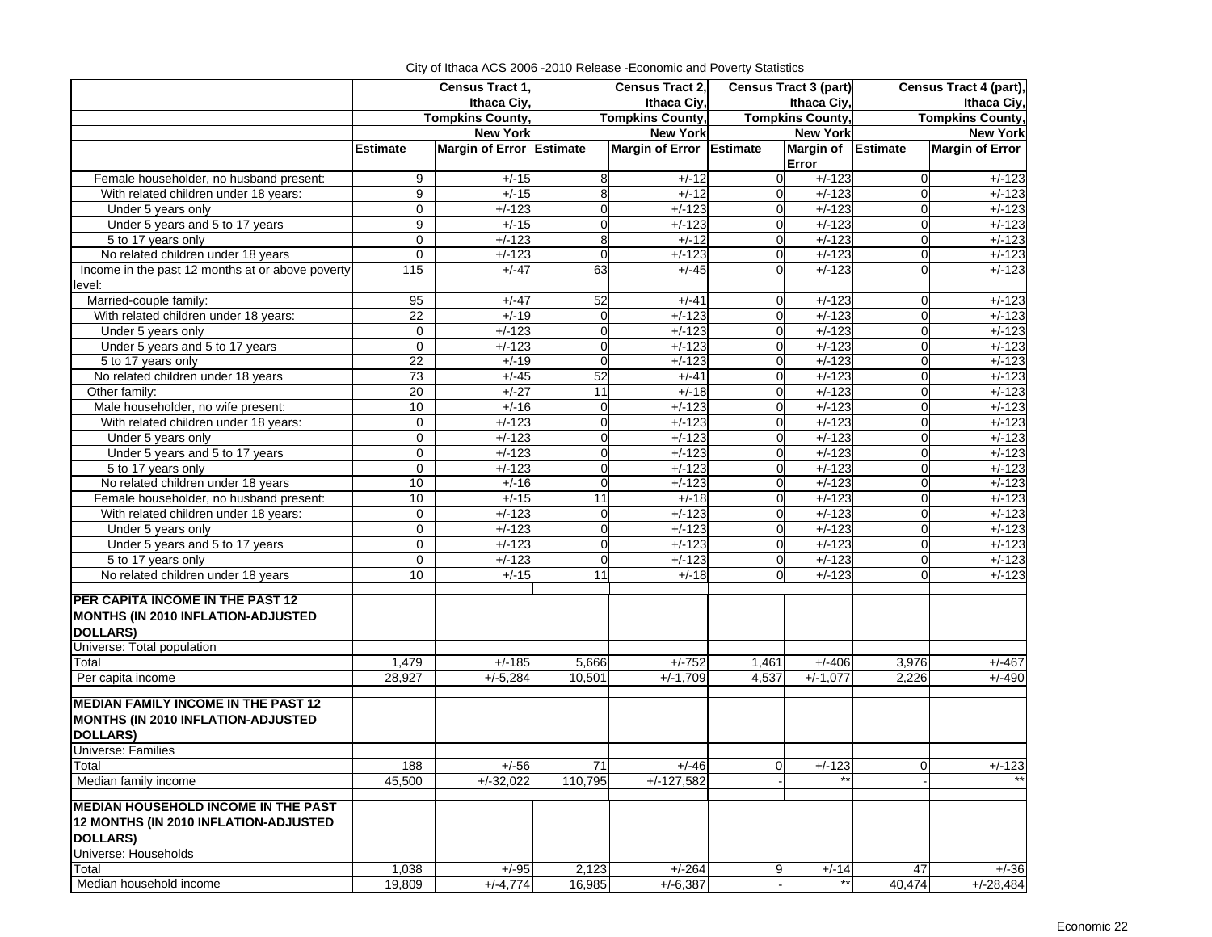City of Ithaca ACS 2006 -2010 Release -Economic and Poverty Statistics

| | Census Tract 1, Ithaca Ciy, Tompkins County, New York | | Census Tract 2, Ithaca Ciy, Tompkins County, New York | | Census Tract 3 (part) Ithaca Ciy, Tompkins County, New York | | Census Tract 4 (part), Ithaca Ciy, Tompkins County, New York | |
|---|---|---|---|---|---|---|---|---|
| | **Estimate** | **Margin of Error** | **Estimate** | **Margin of Error** | **Estimate** | **Margin of Error** | **Estimate** | **Margin of Error** |
| Female householder, no husband present: | 9 | +/-15 | 8 | +/-12 | 0 | +/-123 | 0 | +/-123 |
| With related children under 18 years: | 9 | +/-15 | 8 | +/-12 | 0 | +/-123 | 0 | +/-123 |
| Under 5 years only | 0 | +/-123 | 0 | +/-123 | 0 | +/-123 | 0 | +/-123 |
| Under 5 years and 5 to 17 years | 9 | +/-15 | 0 | +/-123 | 0 | +/-123 | 0 | +/-123 |
| 5 to 17 years only | 0 | +/-123 | 8 | +/-12 | 0 | +/-123 | 0 | +/-123 |
| No related children under 18 years | 0 | +/-123 | 0 | +/-123 | 0 | +/-123 | 0 | +/-123 |
| Income in the past 12 months at or above poverty level: | 115 | +/-47 | 63 | +/-45 | 0 | +/-123 | 0 | +/-123 |
| Married-couple family: | 95 | +/-47 | 52 | +/-41 | 0 | +/-123 | 0 | +/-123 |
| With related children under 18 years: | 22 | +/-19 | 0 | +/-123 | 0 | +/-123 | 0 | +/-123 |
| Under 5 years only | 0 | +/-123 | 0 | +/-123 | 0 | +/-123 | 0 | +/-123 |
| Under 5 years and 5 to 17 years | 0 | +/-123 | 0 | +/-123 | 0 | +/-123 | 0 | +/-123 |
| 5 to 17 years only | 22 | +/-19 | 0 | +/-123 | 0 | +/-123 | 0 | +/-123 |
| No related children under 18 years | 73 | +/-45 | 52 | +/-41 | 0 | +/-123 | 0 | +/-123 |
| Other family: | 20 | +/-27 | 11 | +/-18 | 0 | +/-123 | 0 | +/-123 |
| Male householder, no wife present: | 10 | +/-16 | 0 | +/-123 | 0 | +/-123 | 0 | +/-123 |
| With related children under 18 years: | 0 | +/-123 | 0 | +/-123 | 0 | +/-123 | 0 | +/-123 |
| Under 5 years only | 0 | +/-123 | 0 | +/-123 | 0 | +/-123 | 0 | +/-123 |
| Under 5 years and 5 to 17 years | 0 | +/-123 | 0 | +/-123 | 0 | +/-123 | 0 | +/-123 |
| 5 to 17 years only | 0 | +/-123 | 0 | +/-123 | 0 | +/-123 | 0 | +/-123 |
| No related children under 18 years | 10 | +/-16 | 0 | +/-123 | 0 | +/-123 | 0 | +/-123 |
| Female householder, no husband present: | 10 | +/-15 | 11 | +/-18 | 0 | +/-123 | 0 | +/-123 |
| With related children under 18 years: | 0 | +/-123 | 0 | +/-123 | 0 | +/-123 | 0 | +/-123 |
| Under 5 years only | 0 | +/-123 | 0 | +/-123 | 0 | +/-123 | 0 | +/-123 |
| Under 5 years and 5 to 17 years | 0 | +/-123 | 0 | +/-123 | 0 | +/-123 | 0 | +/-123 |
| 5 to 17 years only | 0 | +/-123 | 0 | +/-123 | 0 | +/-123 | 0 | +/-123 |
| No related children under 18 years | 10 | +/-15 | 11 | +/-18 | 0 | +/-123 | 0 | +/-123 |
| **PER CAPITA INCOME IN THE PAST 12 MONTHS (IN 2010 INFLATION-ADJUSTED DOLLARS)** | | | | | | | | |
| Universe: Total population | | | | | | | | |
| Total | 1,479 | +/-185 | 5,666 | +/-752 | 1,461 | +/-406 | 3,976 | +/-467 |
| Per capita income | 28,927 | +/-5,284 | 10,501 | +/-1,709 | 4,537 | +/-1,077 | 2,226 | +/-490 |
| **MEDIAN FAMILY INCOME IN THE PAST 12 MONTHS (IN 2010 INFLATION-ADJUSTED DOLLARS)** | | | | | | | | |
| Universe: Families | | | | | | | | |
| Total | 188 | +/-56 | 71 | +/-46 | 0 | +/-123 | 0 | +/-123 |
| Median family income | 45,500 | +/-32,022 | 110,795 | +/-127,582 | - | ** | - | ** |
| **MEDIAN HOUSEHOLD INCOME IN THE PAST 12 MONTHS (IN 2010 INFLATION-ADJUSTED DOLLARS)** | | | | | | | | |
| Universe: Households | | | | | | | | |
| Total | 1,038 | +/-95 | 2,123 | +/-264 | 9 | +/-14 | 47 | +/-36 |
| Median household income | 19,809 | +/-4,774 | 16,985 | +/-6,387 | - | ** | 40,474 | +/-28,484 |

Economic 22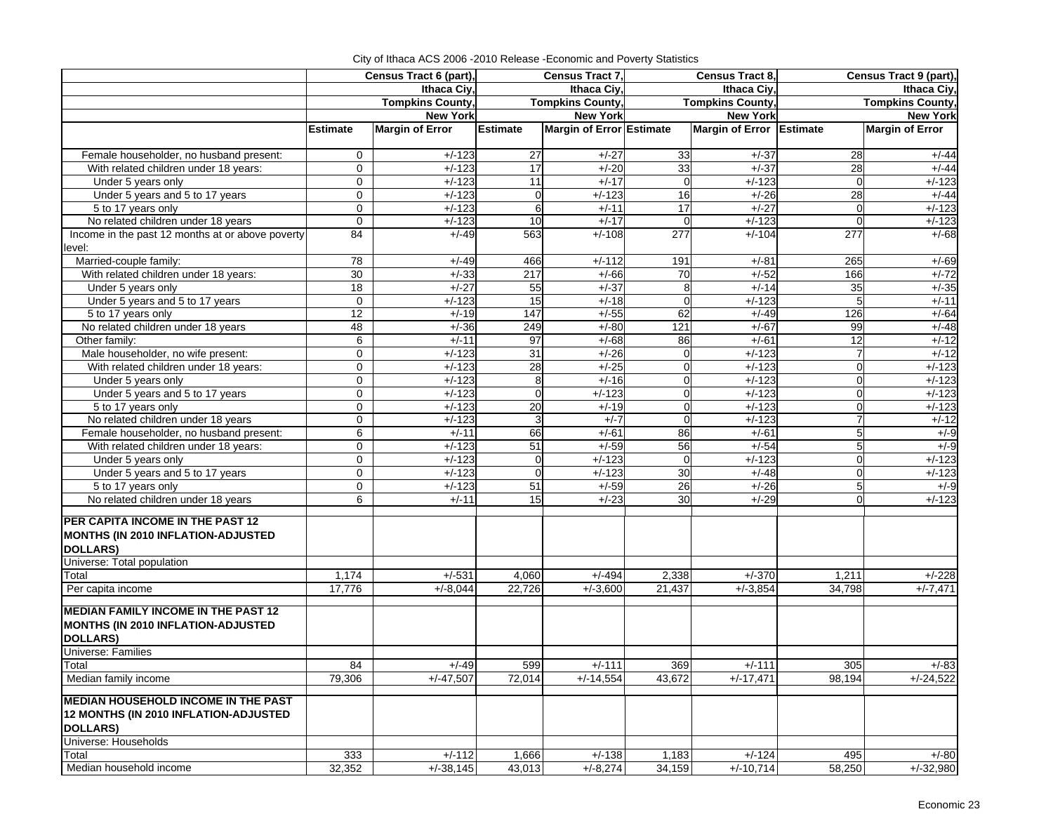City of Ithaca ACS 2006 -2010 Release -Economic and Poverty Statistics

| | Census Tract 6 (part), Ithaca Ciy, Tompkins County, New York | | Census Tract 7, Ithaca Ciy, Tompkins County, New York | | Census Tract 8, Ithaca Ciy, Tompkins County, New York | | Census Tract 9 (part), Ithaca Ciy, Tompkins County, New York | |
|---|---|---|---|---|---|---|---|---|
| | **Estimate** | **Margin of Error** | **Estimate** | **Margin of Error** | **Estimate** | **Margin of Error** | **Estimate** | **Margin of Error** |
| Female householder, no husband present: | 0 | +/-123 | 27 | +/-27 | 33 | +/-37 | 28 | +/-44 |
| With related children under 18 years: | 0 | +/-123 | 17 | +/-20 | 33 | +/-37 | 28 | +/-44 |
| Under 5 years only | 0 | +/-123 | 11 | +/-17 | 0 | +/-123 | 0 | +/-123 |
| Under 5 years and 5 to 17 years | 0 | +/-123 | 0 | +/-123 | 16 | +/-26 | 28 | +/-44 |
| 5 to 17 years only | 0 | +/-123 | 6 | +/-11 | 17 | +/-27 | 0 | +/-123 |
| No related children under 18 years | 0 | +/-123 | 10 | +/-17 | 0 | +/-123 | 0 | +/-123 |
| Income in the past 12 months at or above poverty level: | 84 | +/-49 | 563 | +/-108 | 277 | +/-104 | 277 | +/-68 |
| Married-couple family: | 78 | +/-49 | 466 | +/-112 | 191 | +/-81 | 265 | +/-69 |
| With related children under 18 years: | 30 | +/-33 | 217 | +/-66 | 70 | +/-52 | 166 | +/-72 |
| Under 5 years only | 18 | +/-27 | 55 | +/-37 | 8 | +/-14 | 35 | +/-35 |
| Under 5 years and 5 to 17 years | 0 | +/-123 | 15 | +/-18 | 0 | +/-123 | 5 | +/-11 |
| 5 to 17 years only | 12 | +/-19 | 147 | +/-55 | 62 | +/-49 | 126 | +/-64 |
| No related children under 18 years | 48 | +/-36 | 249 | +/-80 | 121 | +/-67 | 99 | +/-48 |
| Other family: | 6 | +/-11 | 97 | +/-68 | 86 | +/-61 | 12 | +/-12 |
| Male householder, no wife present: | 0 | +/-123 | 31 | +/-26 | 0 | +/-123 | 7 | +/-12 |
| With related children under 18 years: | 0 | +/-123 | 28 | +/-25 | 0 | +/-123 | 0 | +/-123 |
| Under 5 years only | 0 | +/-123 | 8 | +/-16 | 0 | +/-123 | 0 | +/-123 |
| Under 5 years and 5 to 17 years | 0 | +/-123 | 0 | +/-123 | 0 | +/-123 | 0 | +/-123 |
| 5 to 17 years only | 0 | +/-123 | 20 | +/-19 | 0 | +/-123 | 0 | +/-123 |
| No related children under 18 years | 0 | +/-123 | 3 | +/-7 | 0 | +/-123 | 7 | +/-12 |
| Female householder, no husband present: | 6 | +/-11 | 66 | +/-61 | 86 | +/-61 | 5 | +/-9 |
| With related children under 18 years: | 0 | +/-123 | 51 | +/-59 | 56 | +/-54 | 5 | +/-9 |
| Under 5 years only | 0 | +/-123 | 0 | +/-123 | 0 | +/-123 | 0 | +/-123 |
| Under 5 years and 5 to 17 years | 0 | +/-123 | 0 | +/-123 | 30 | +/-48 | 0 | +/-123 |
| 5 to 17 years only | 0 | +/-123 | 51 | +/-59 | 26 | +/-26 | 5 | +/-9 |
| No related children under 18 years | 6 | +/-11 | 15 | +/-23 | 30 | +/-29 | 0 | +/-123 |
| **PER CAPITA INCOME IN THE PAST 12 MONTHS (IN 2010 INFLATION-ADJUSTED DOLLARS)** | | | | | | | | |
| Universe: Total population | | | | | | | | |
| Total | 1,174 | +/-531 | 4,060 | +/-494 | 2,338 | +/-370 | 1,211 | +/-228 |
| Per capita income | 17,776 | +/-8,044 | 22,726 | +/-3,600 | 21,437 | +/-3,854 | 34,798 | +/-7,471 |
| **MEDIAN FAMILY INCOME IN THE PAST 12 MONTHS (IN 2010 INFLATION-ADJUSTED DOLLARS)** | | | | | | | | |
| Universe: Families | | | | | | | | |
| Total | 84 | +/-49 | 599 | +/-111 | 369 | +/-111 | 305 | +/-83 |
| Median family income | 79,306 | +/-47,507 | 72,014 | +/-14,554 | 43,672 | +/-17,471 | 98,194 | +/-24,522 |
| **MEDIAN HOUSEHOLD INCOME IN THE PAST 12 MONTHS (IN 2010 INFLATION-ADJUSTED DOLLARS)** | | | | | | | | |
| Universe: Households | | | | | | | | |
| Total | 333 | +/-112 | 1,666 | +/-138 | 1,183 | +/-124 | 495 | +/-80 |
| Median household income | 32,352 | +/-38,145 | 43,013 | +/-8,274 | 34,159 | +/-10,714 | 58,250 | +/-32,980 |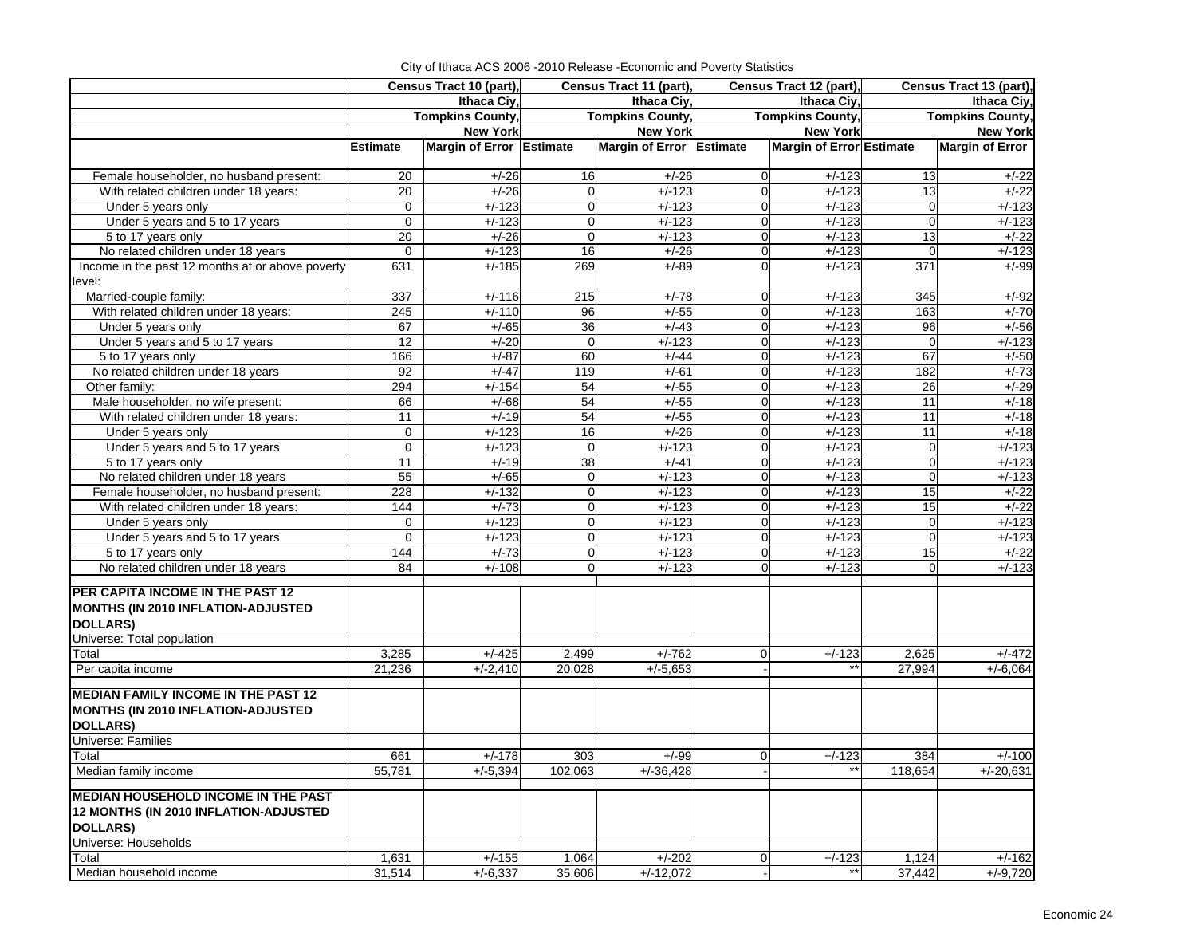City of Ithaca ACS 2006 -2010 Release -Economic and Poverty Statistics

| | Census Tract 10 (part), Ithaca Ciy, Tompkins County, New York | | Census Tract 11 (part), Ithaca Ciy, Tompkins County, New York | | Census Tract 12 (part), Ithaca Ciy, Tompkins County, New York | | Census Tract 13 (part), Ithaca Ciy, Tompkins County, New York | |
|---|---|---|---|---|---|---|---|---|
| | Estimate | Margin of Error | Estimate | Margin of Error | Estimate | Margin of Error | Estimate | Margin of Error |
| Female householder, no husband present: | 20 | +/-26 | 16 | +/-26 | 0 | +/-123 | 13 | +/-22 |
| With related children under 18 years: | 20 | +/-26 | 0 | +/-123 | 0 | +/-123 | 13 | +/-22 |
| Under 5 years only | 0 | +/-123 | 0 | +/-123 | 0 | +/-123 | 0 | +/-123 |
| Under 5 years and 5 to 17 years | 0 | +/-123 | 0 | +/-123 | 0 | +/-123 | 0 | +/-123 |
| 5 to 17 years only | 20 | +/-26 | 0 | +/-123 | 0 | +/-123 | 13 | +/-22 |
| No related children under 18 years | 0 | +/-123 | 16 | +/-26 | 0 | +/-123 | 0 | +/-123 |
| Income in the past 12 months at or above poverty level: | 631 | +/-185 | 269 | +/-89 | 0 | +/-123 | 371 | +/-99 |
| Married-couple family: | 337 | +/-116 | 215 | +/-78 | 0 | +/-123 | 345 | +/-92 |
| With related children under 18 years: | 245 | +/-110 | 96 | +/-55 | 0 | +/-123 | 163 | +/-70 |
| Under 5 years only | 67 | +/-65 | 36 | +/-43 | 0 | +/-123 | 96 | +/-56 |
| Under 5 years and 5 to 17 years | 12 | +/-20 | 0 | +/-123 | 0 | +/-123 | 0 | +/-123 |
| 5 to 17 years only | 166 | +/-87 | 60 | +/-44 | 0 | +/-123 | 67 | +/-50 |
| No related children under 18 years | 92 | +/-47 | 119 | +/-61 | 0 | +/-123 | 182 | +/-73 |
| Other family: | 294 | +/-154 | 54 | +/-55 | 0 | +/-123 | 26 | +/-29 |
| Male householder, no wife present: | 66 | +/-68 | 54 | +/-55 | 0 | +/-123 | 11 | +/-18 |
| With related children under 18 years: | 11 | +/-19 | 54 | +/-55 | 0 | +/-123 | 11 | +/-18 |
| Under 5 years only | 0 | +/-123 | 16 | +/-26 | 0 | +/-123 | 11 | +/-18 |
| Under 5 years and 5 to 17 years | 0 | +/-123 | 0 | +/-123 | 0 | +/-123 | 0 | +/-123 |
| 5 to 17 years only | 11 | +/-19 | 38 | +/-41 | 0 | +/-123 | 0 | +/-123 |
| No related children under 18 years | 55 | +/-65 | 0 | +/-123 | 0 | +/-123 | 0 | +/-123 |
| Female householder, no husband present: | 228 | +/-132 | 0 | +/-123 | 0 | +/-123 | 15 | +/-22 |
| With related children under 18 years: | 144 | +/-73 | 0 | +/-123 | 0 | +/-123 | 15 | +/-22 |
| Under 5 years only | 0 | +/-123 | 0 | +/-123 | 0 | +/-123 | 0 | +/-123 |
| Under 5 years and 5 to 17 years | 0 | +/-123 | 0 | +/-123 | 0 | +/-123 | 0 | +/-123 |
| 5 to 17 years only | 144 | +/-73 | 0 | +/-123 | 0 | +/-123 | 15 | +/-22 |
| No related children under 18 years | 84 | +/-108 | 0 | +/-123 | 0 | +/-123 | 0 | +/-123 |
| **PER CAPITA INCOME IN THE PAST 12 MONTHS (IN 2010 INFLATION-ADJUSTED DOLLARS)** | | | | | | | | |
| Universe: Total population | | | | | | | | |
| Total | 3,285 | +/-425 | 2,499 | +/-762 | 0 | +/-123 | 2,625 | +/-472 |
| Per capita income | 21,236 | +/-2,410 | 20,028 | +/-5,653 | - | ** | 27,994 | +/-6,064 |
| **MEDIAN FAMILY INCOME IN THE PAST 12 MONTHS (IN 2010 INFLATION-ADJUSTED DOLLARS)** | | | | | | | | |
| Universe: Families | | | | | | | | |
| Total | 661 | +/-178 | 303 | +/-99 | 0 | +/-123 | 384 | +/-100 |
| Median family income | 55,781 | +/-5,394 | 102,063 | +/-36,428 | - | ** | 118,654 | +/-20,631 |
| **MEDIAN HOUSEHOLD INCOME IN THE PAST 12 MONTHS (IN 2010 INFLATION-ADJUSTED DOLLARS)** | | | | | | | | |
| Universe: Households | | | | | | | | |
| Total | 1,631 | +/-155 | 1,064 | +/-202 | 0 | +/-123 | 1,124 | +/-162 |
| Median household income | 31,514 | +/-6,337 | 35,606 | +/-12,072 | - | ** | 37,442 | +/-9,720 |

Economic 24